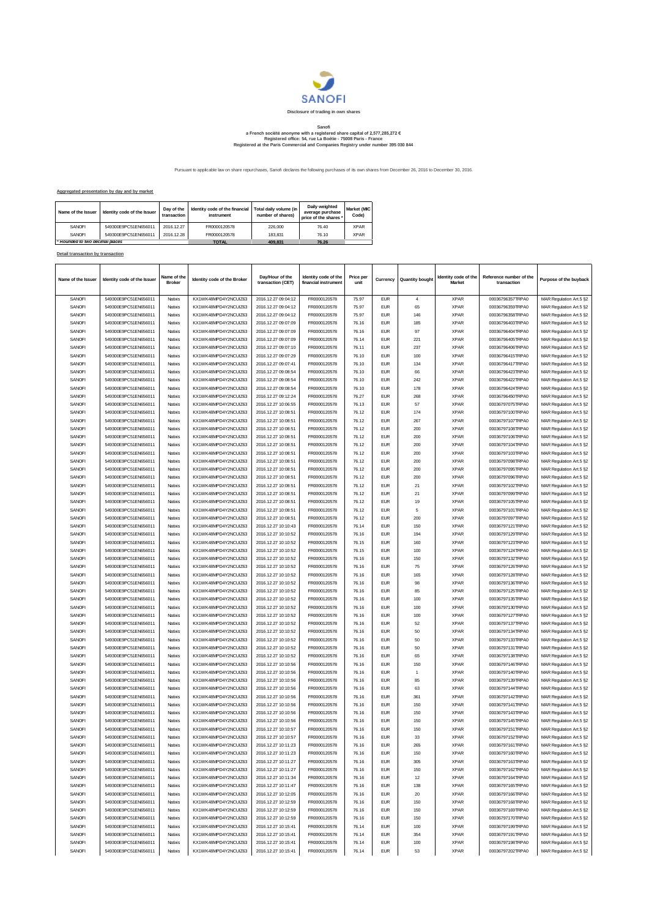Disclosure of trading in own shares

**Sanofi**
**a French société anonyme with a registered share capital of 2,577,285,272 €**
**Registered office: 54, rue La Boétie - 75008 Paris - France**
**Registered at the Paris Commercial and Companies Registry under number 395 030 844**

Pursuant to applicable law on share repurchases, Sanofi declares the following purchases of its own shares from December 26, 2016 to December 30, 2016.

**Aggregated presentation by day and by market**

| Name of the Issuer | Identity code of the Issuer | Day of the transaction | Identity code of the financial instrument | Total daily volume (in number of shares) | Daily weighted average purchase price of the shares * | Market (MIC Code) |
|---|---|---|---|---|---|---|
| SANOFI | 549300E9PC51EN656011 | 2016.12.27 | FR0000120578 | 226,000 | 76.40 | XPAR |
| SANOFI | 549300E9PC51EN656011 | 2016.12.28 | FR0000120578 | 183,831 | 76.10 | XPAR |
| * Rounded to two decimal places | | | TOTAL | 409,831 | 76.26 | |

**Detail transaction by transaction**

| Name of the Issuer | Identity code of the Issuer | Name of the Broker | Identity code of the Broker | Day/Hour of the transaction (CET) | Identity code of the financial instrument | Price per unit | Currency | Quantity bought | Identity code of the Market | Reference number of the transaction | Purpose of the buyback |
|---|---|---|---|---|---|---|---|---|---|---|---|
| SANOFI | 549300E9PC51EN656011 | Natixis | KX1WK48MPD4Y2NCUIZ63 | 2016.12.27 09:04:12 | FR0000120578 | 75.97 | EUR | 4 | XPAR | 00036796357TRPA0 | MAR Regulation Art.5 §2 |
| SANOFI | 549300E9PC51EN656011 | Natixis | KX1WK48MPD4Y2NCUIZ63 | 2016.12.27 09:04:12 | FR0000120578 | 75.97 | EUR | 65 | XPAR | 00036796359TRPA0 | MAR Regulation Art.5 §2 |
| SANOFI | 549300E9PC51EN656011 | Natixis | KX1WK48MPD4Y2NCUIZ63 | 2016.12.27 09:04:12 | FR0000120578 | 75.97 | EUR | 146 | XPAR | 00036796358TRPA0 | MAR Regulation Art.5 §2 |
| SANOFI | 549300E9PC51EN656011 | Natixis | KX1WK48MPD4Y2NCUIZ63 | 2016.12.27 09:07:09 | FR0000120578 | 76.16 | EUR | 185 | XPAR | 00036796403TRPA0 | MAR Regulation Art.5 §2 |
| SANOFI | 549300E9PC51EN656011 | Natixis | KX1WK48MPD4Y2NCUIZ63 | 2016.12.27 09:07:09 | FR0000120578 | 76.16 | EUR | 97 | XPAR | 00036796404TRPA0 | MAR Regulation Art.5 §2 |
| SANOFI | 549300E9PC51EN656011 | Natixis | KX1WK48MPD4Y2NCUIZ63 | 2016.12.27 09:07:09 | FR0000120578 | 76.14 | EUR | 221 | XPAR | 00036796405TRPA0 | MAR Regulation Art.5 §2 |
| SANOFI | 549300E9PC51EN656011 | Natixis | KX1WK48MPD4Y2NCUIZ63 | 2016.12.27 09:07:10 | FR0000120578 | 76.11 | EUR | 237 | XPAR | 00036796406TRPA0 | MAR Regulation Art.5 §2 |
| SANOFI | 549300E9PC51EN656011 | Natixis | KX1WK48MPD4Y2NCUIZ63 | 2016.12.27 09:07:29 | FR0000120578 | 76.10 | EUR | 100 | XPAR | 00036796415TRPA0 | MAR Regulation Art.5 §2 |
| SANOFI | 549300E9PC51EN656011 | Natixis | KX1WK48MPD4Y2NCUIZ63 | 2016.12.27 09:07:41 | FR0000120578 | 76.10 | EUR | 134 | XPAR | 00036796417TRPA0 | MAR Regulation Art.5 §2 |
| SANOFI | 549300E9PC51EN656011 | Natixis | KX1WK48MPD4Y2NCUIZ63 | 2016.12.27 09:08:54 | FR0000120578 | 76.10 | EUR | 66 | XPAR | 00036796423TRPA0 | MAR Regulation Art.5 §2 |
| SANOFI | 549300E9PC51EN656011 | Natixis | KX1WK48MPD4Y2NCUIZ63 | 2016.12.27 09:08:54 | FR0000120578 | 76.10 | EUR | 242 | XPAR | 00036796422TRPA0 | MAR Regulation Art.5 §2 |
| SANOFI | 549300E9PC51EN656011 | Natixis | KX1WK48MPD4Y2NCUIZ63 | 2016.12.27 09:08:54 | FR0000120578 | 76.10 | EUR | 178 | XPAR | 00036796424TRPA0 | MAR Regulation Art.5 §2 |
| SANOFI | 549300E9PC51EN656011 | Natixis | KX1WK48MPD4Y2NCUIZ63 | 2016.12.27 09:12:24 | FR0000120578 | 76.27 | EUR | 268 | XPAR | 00036796450TRPA0 | MAR Regulation Art.5 §2 |
| SANOFI | 549300E9PC51EN656011 | Natixis | KX1WK48MPD4Y2NCUIZ63 | 2016.12.27 10:06:55 | FR0000120578 | 76.13 | EUR | 57 | XPAR | 00036797075TRPA0 | MAR Regulation Art.5 §2 |
| SANOFI | 549300E9PC51EN656011 | Natixis | KX1WK48MPD4Y2NCUIZ63 | 2016.12.27 10:08:51 | FR0000120578 | 76.12 | EUR | 174 | XPAR | 00036797100TRPA0 | MAR Regulation Art.5 §2 |
| SANOFI | 549300E9PC51EN656011 | Natixis | KX1WK48MPD4Y2NCUIZ63 | 2016.12.27 10:08:51 | FR0000120578 | 76.12 | EUR | 267 | XPAR | 00036797107TRPA0 | MAR Regulation Art.5 §2 |
| SANOFI | 549300E9PC51EN656011 | Natixis | KX1WK48MPD4Y2NCUIZ63 | 2016.12.27 10:08:51 | FR0000120578 | 76.12 | EUR | 200 | XPAR | 00036797108TRPA0 | MAR Regulation Art.5 §2 |
| SANOFI | 549300E9PC51EN656011 | Natixis | KX1WK48MPD4Y2NCUIZ63 | 2016.12.27 10:08:51 | FR0000120578 | 76.12 | EUR | 200 | XPAR | 00036797106TRPA0 | MAR Regulation Art.5 §2 |
| SANOFI | 549300E9PC51EN656011 | Natixis | KX1WK48MPD4Y2NCUIZ63 | 2016.12.27 10:08:51 | FR0000120578 | 76.12 | EUR | 200 | XPAR | 00036797104TRPA0 | MAR Regulation Art.5 §2 |
| SANOFI | 549300E9PC51EN656011 | Natixis | KX1WK48MPD4Y2NCUIZ63 | 2016.12.27 10:08:51 | FR0000120578 | 76.12 | EUR | 200 | XPAR | 00036797103TRPA0 | MAR Regulation Art.5 §2 |
| SANOFI | 549300E9PC51EN656011 | Natixis | KX1WK48MPD4Y2NCUIZ63 | 2016.12.27 10:08:51 | FR0000120578 | 76.12 | EUR | 200 | XPAR | 00036797098TRPA0 | MAR Regulation Art.5 §2 |
| SANOFI | 549300E9PC51EN656011 | Natixis | KX1WK48MPD4Y2NCUIZ63 | 2016.12.27 10:08:51 | FR0000120578 | 76.12 | EUR | 200 | XPAR | 00036797095TRPA0 | MAR Regulation Art.5 §2 |
| SANOFI | 549300E9PC51EN656011 | Natixis | KX1WK48MPD4Y2NCUIZ63 | 2016.12.27 10:08:51 | FR0000120578 | 76.12 | EUR | 200 | XPAR | 00036797096TRPA0 | MAR Regulation Art.5 §2 |
| SANOFI | 549300E9PC51EN656011 | Natixis | KX1WK48MPD4Y2NCUIZ63 | 2016.12.27 10:08:51 | FR0000120578 | 76.12 | EUR | 21 | XPAR | 00036797102TRPA0 | MAR Regulation Art.5 §2 |
| SANOFI | 549300E9PC51EN656011 | Natixis | KX1WK48MPD4Y2NCUIZ63 | 2016.12.27 10:08:51 | FR0000120578 | 76.12 | EUR | 21 | XPAR | 00036797099TRPA0 | MAR Regulation Art.5 §2 |
| SANOFI | 549300E9PC51EN656011 | Natixis | KX1WK48MPD4Y2NCUIZ63 | 2016.12.27 10:08:51 | FR0000120578 | 76.12 | EUR | 19 | XPAR | 00036797105TRPA0 | MAR Regulation Art.5 §2 |
| SANOFI | 549300E9PC51EN656011 | Natixis | KX1WK48MPD4Y2NCUIZ63 | 2016.12.27 10:08:51 | FR0000120578 | 76.12 | EUR | 5 | XPAR | 00036797101TRPA0 | MAR Regulation Art.5 §2 |
| SANOFI | 549300E9PC51EN656011 | Natixis | KX1WK48MPD4Y2NCUIZ63 | 2016.12.27 10:08:51 | FR0000120578 | 76.12 | EUR | 200 | XPAR | 00036797097TRPA0 | MAR Regulation Art.5 §2 |
| SANOFI | 549300E9PC51EN656011 | Natixis | KX1WK48MPD4Y2NCUIZ63 | 2016.12.27 10:10:43 | FR0000120578 | 76.14 | EUR | 150 | XPAR | 00036797121TRPA0 | MAR Regulation Art.5 §2 |
| SANOFI | 549300E9PC51EN656011 | Natixis | KX1WK48MPD4Y2NCUIZ63 | 2016.12.27 10:10:52 | FR0000120578 | 76.16 | EUR | 194 | XPAR | 00036797129TRPA0 | MAR Regulation Art.5 §2 |
| SANOFI | 549300E9PC51EN656011 | Natixis | KX1WK48MPD4Y2NCUIZ63 | 2016.12.27 10:10:52 | FR0000120578 | 76.15 | EUR | 160 | XPAR | 00036797123TRPA0 | MAR Regulation Art.5 §2 |
| SANOFI | 549300E9PC51EN656011 | Natixis | KX1WK48MPD4Y2NCUIZ63 | 2016.12.27 10:10:52 | FR0000120578 | 76.15 | EUR | 100 | XPAR | 00036797124TRPA0 | MAR Regulation Art.5 §2 |
| SANOFI | 549300E9PC51EN656011 | Natixis | KX1WK48MPD4Y2NCUIZ63 | 2016.12.27 10:10:52 | FR0000120578 | 76.16 | EUR | 150 | XPAR | 00036797132TRPA0 | MAR Regulation Art.5 §2 |
| SANOFI | 549300E9PC51EN656011 | Natixis | KX1WK48MPD4Y2NCUIZ63 | 2016.12.27 10:10:52 | FR0000120578 | 76.16 | EUR | 75 | XPAR | 00036797126TRPA0 | MAR Regulation Art.5 §2 |
| SANOFI | 549300E9PC51EN656011 | Natixis | KX1WK48MPD4Y2NCUIZ63 | 2016.12.27 10:10:52 | FR0000120578 | 76.16 | EUR | 165 | XPAR | 00036797128TRPA0 | MAR Regulation Art.5 §2 |
| SANOFI | 549300E9PC51EN656011 | Natixis | KX1WK48MPD4Y2NCUIZ63 | 2016.12.27 10:10:52 | FR0000120578 | 76.16 | EUR | 98 | XPAR | 00036797136TRPA0 | MAR Regulation Art.5 §2 |
| SANOFI | 549300E9PC51EN656011 | Natixis | KX1WK48MPD4Y2NCUIZ63 | 2016.12.27 10:10:52 | FR0000120578 | 76.16 | EUR | 85 | XPAR | 00036797125TRPA0 | MAR Regulation Art.5 §2 |
| SANOFI | 549300E9PC51EN656011 | Natixis | KX1WK48MPD4Y2NCUIZ63 | 2016.12.27 10:10:52 | FR0000120578 | 76.16 | EUR | 100 | XPAR | 00036797135TRPA0 | MAR Regulation Art.5 §2 |
| SANOFI | 549300E9PC51EN656011 | Natixis | KX1WK48MPD4Y2NCUIZ63 | 2016.12.27 10:10:52 | FR0000120578 | 76.16 | EUR | 100 | XPAR | 00036797130TRPA0 | MAR Regulation Art.5 §2 |
| SANOFI | 549300E9PC51EN656011 | Natixis | KX1WK48MPD4Y2NCUIZ63 | 2016.12.27 10:10:52 | FR0000120578 | 76.16 | EUR | 100 | XPAR | 00036797127TRPA0 | MAR Regulation Art.5 §2 |
| SANOFI | 549300E9PC51EN656011 | Natixis | KX1WK48MPD4Y2NCUIZ63 | 2016.12.27 10:10:52 | FR0000120578 | 76.16 | EUR | 52 | XPAR | 00036797137TRPA0 | MAR Regulation Art.5 §2 |
| SANOFI | 549300E9PC51EN656011 | Natixis | KX1WK48MPD4Y2NCUIZ63 | 2016.12.27 10:10:52 | FR0000120578 | 76.16 | EUR | 50 | XPAR | 00036797134TRPA0 | MAR Regulation Art.5 §2 |
| SANOFI | 549300E9PC51EN656011 | Natixis | KX1WK48MPD4Y2NCUIZ63 | 2016.12.27 10:10:52 | FR0000120578 | 76.16 | EUR | 50 | XPAR | 00036797133TRPA0 | MAR Regulation Art.5 §2 |
| SANOFI | 549300E9PC51EN656011 | Natixis | KX1WK48MPD4Y2NCUIZ63 | 2016.12.27 10:10:52 | FR0000120578 | 76.16 | EUR | 50 | XPAR | 00036797131TRPA0 | MAR Regulation Art.5 §2 |
| SANOFI | 549300E9PC51EN656011 | Natixis | KX1WK48MPD4Y2NCUIZ63 | 2016.12.27 10:10:52 | FR0000120578 | 76.16 | EUR | 65 | XPAR | 00036797138TRPA0 | MAR Regulation Art.5 §2 |
| SANOFI | 549300E9PC51EN656011 | Natixis | KX1WK48MPD4Y2NCUIZ63 | 2016.12.27 10:10:56 | FR0000120578 | 76.16 | EUR | 150 | XPAR | 00036797146TRPA0 | MAR Regulation Art.5 §2 |
| SANOFI | 549300E9PC51EN656011 | Natixis | KX1WK48MPD4Y2NCUIZ63 | 2016.12.27 10:10:56 | FR0000120578 | 76.16 | EUR | 1 | XPAR | 00036797140TRPA0 | MAR Regulation Art.5 §2 |
| SANOFI | 549300E9PC51EN656011 | Natixis | KX1WK48MPD4Y2NCUIZ63 | 2016.12.27 10:10:56 | FR0000120578 | 76.16 | EUR | 85 | XPAR | 00036797139TRPA0 | MAR Regulation Art.5 §2 |
| SANOFI | 549300E9PC51EN656011 | Natixis | KX1WK48MPD4Y2NCUIZ63 | 2016.12.27 10:10:56 | FR0000120578 | 76.16 | EUR | 63 | XPAR | 00036797144TRPA0 | MAR Regulation Art.5 §2 |
| SANOFI | 549300E9PC51EN656011 | Natixis | KX1WK48MPD4Y2NCUIZ63 | 2016.12.27 10:10:56 | FR0000120578 | 76.16 | EUR | 361 | XPAR | 00036797142TRPA0 | MAR Regulation Art.5 §2 |
| SANOFI | 549300E9PC51EN656011 | Natixis | KX1WK48MPD4Y2NCUIZ63 | 2016.12.27 10:10:56 | FR0000120578 | 76.16 | EUR | 150 | XPAR | 00036797141TRPA0 | MAR Regulation Art.5 §2 |
| SANOFI | 549300E9PC51EN656011 | Natixis | KX1WK48MPD4Y2NCUIZ63 | 2016.12.27 10:10:56 | FR0000120578 | 76.16 | EUR | 150 | XPAR | 00036797143TRPA0 | MAR Regulation Art.5 §2 |
| SANOFI | 549300E9PC51EN656011 | Natixis | KX1WK48MPD4Y2NCUIZ63 | 2016.12.27 10:10:56 | FR0000120578 | 76.16 | EUR | 150 | XPAR | 00036797145TRPA0 | MAR Regulation Art.5 §2 |
| SANOFI | 549300E9PC51EN656011 | Natixis | KX1WK48MPD4Y2NCUIZ63 | 2016.12.27 10:10:57 | FR0000120578 | 76.16 | EUR | 150 | XPAR | 00036797151TRPA0 | MAR Regulation Art.5 §2 |
| SANOFI | 549300E9PC51EN656011 | Natixis | KX1WK48MPD4Y2NCUIZ63 | 2016.12.27 10:10:57 | FR0000120578 | 76.16 | EUR | 33 | XPAR | 00036797152TRPA0 | MAR Regulation Art.5 §2 |
| SANOFI | 549300E9PC51EN656011 | Natixis | KX1WK48MPD4Y2NCUIZ63 | 2016.12.27 10:11:23 | FR0000120578 | 76.16 | EUR | 265 | XPAR | 00036797161TRPA0 | MAR Regulation Art.5 §2 |
| SANOFI | 549300E9PC51EN656011 | Natixis | KX1WK48MPD4Y2NCUIZ63 | 2016.12.27 10:11:23 | FR0000120578 | 76.16 | EUR | 150 | XPAR | 00036797160TRPA0 | MAR Regulation Art.5 §2 |
| SANOFI | 549300E9PC51EN656011 | Natixis | KX1WK48MPD4Y2NCUIZ63 | 2016.12.27 10:11:27 | FR0000120578 | 76.16 | EUR | 305 | XPAR | 00036797163TRPA0 | MAR Regulation Art.5 §2 |
| SANOFI | 549300E9PC51EN656011 | Natixis | KX1WK48MPD4Y2NCUIZ63 | 2016.12.27 10:11:27 | FR0000120578 | 76.16 | EUR | 150 | XPAR | 00036797162TRPA0 | MAR Regulation Art.5 §2 |
| SANOFI | 549300E9PC51EN656011 | Natixis | KX1WK48MPD4Y2NCUIZ63 | 2016.12.27 10:11:34 | FR0000120578 | 76.16 | EUR | 12 | XPAR | 00036797164TRPA0 | MAR Regulation Art.5 §2 |
| SANOFI | 549300E9PC51EN656011 | Natixis | KX1WK48MPD4Y2NCUIZ63 | 2016.12.27 10:11:47 | FR0000120578 | 76.16 | EUR | 138 | XPAR | 00036797165TRPA0 | MAR Regulation Art.5 §2 |
| SANOFI | 549300E9PC51EN656011 | Natixis | KX1WK48MPD4Y2NCUIZ63 | 2016.12.27 10:12:05 | FR0000120578 | 76.16 | EUR | 20 | XPAR | 00036797166TRPA0 | MAR Regulation Art.5 §2 |
| SANOFI | 549300E9PC51EN656011 | Natixis | KX1WK48MPD4Y2NCUIZ63 | 2016.12.27 10:12:59 | FR0000120578 | 76.16 | EUR | 150 | XPAR | 00036797168TRPA0 | MAR Regulation Art.5 §2 |
| SANOFI | 549300E9PC51EN656011 | Natixis | KX1WK48MPD4Y2NCUIZ63 | 2016.12.27 10:12:59 | FR0000120578 | 76.16 | EUR | 150 | XPAR | 00036797169TRPA0 | MAR Regulation Art.5 §2 |
| SANOFI | 549300E9PC51EN656011 | Natixis | KX1WK48MPD4Y2NCUIZ63 | 2016.12.27 10:12:59 | FR0000120578 | 76.16 | EUR | 150 | XPAR | 00036797170TRPA0 | MAR Regulation Art.5 §2 |
| SANOFI | 549300E9PC51EN656011 | Natixis | KX1WK48MPD4Y2NCUIZ63 | 2016.12.27 10:15:41 | FR0000120578 | 76.14 | EUR | 100 | XPAR | 00036797199TRPA0 | MAR Regulation Art.5 §2 |
| SANOFI | 549300E9PC51EN656011 | Natixis | KX1WK48MPD4Y2NCUIZ63 | 2016.12.27 10:15:41 | FR0000120578 | 76.14 | EUR | 354 | XPAR | 00036797191TRPA0 | MAR Regulation Art.5 §2 |
| SANOFI | 549300E9PC51EN656011 | Natixis | KX1WK48MPD4Y2NCUIZ63 | 2016.12.27 10:15:41 | FR0000120578 | 76.14 | EUR | 100 | XPAR | 00036797198TRPA0 | MAR Regulation Art.5 §2 |
| SANOFI | 549300E9PC51EN656011 | Natixis | KX1WK48MPD4Y2NCUIZ63 | 2016.12.27 10:15:41 | FR0000120578 | 76.14 | EUR | 53 | XPAR | 00036797202TRPA0 | MAR Regulation Art.5 §2 |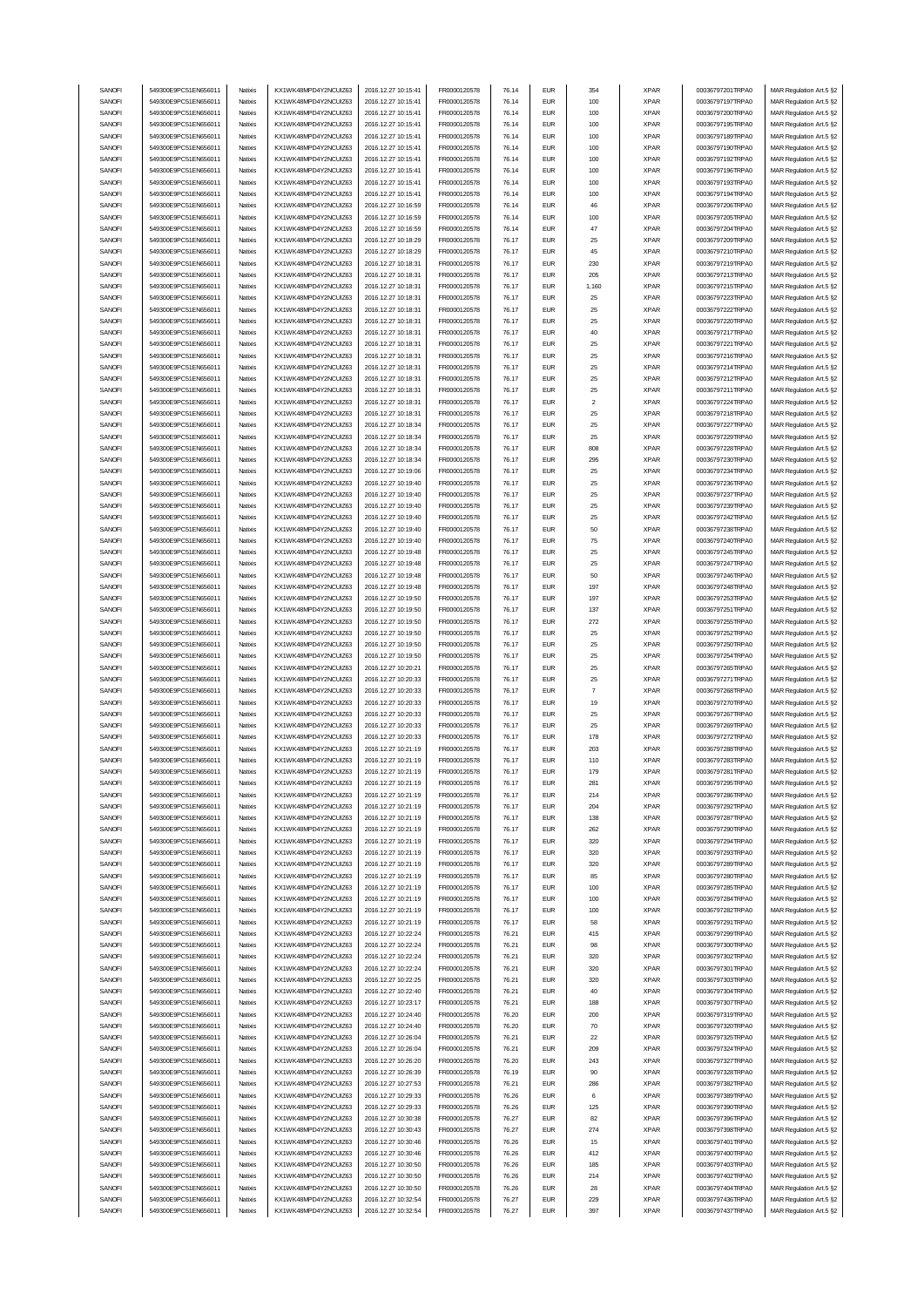| SANOFI | 549300E9PC51EN656011 | Natixis | KX1WK48MPD4Y2NCUIZ63 | 2016.12.27 10:15:41 | FR0000120578 | 76.14 | EUR | 354 | XPAR | 00036797201TRPA0 | MAR Regulation Art.5 §2 |
|---|---|---|---|---|---|---|---|---|---|---|---|
| SANOFI | 549300E9PC51EN656011 | Natixis | KX1WK48MPD4Y2NCUIZ63 | 2016.12.27 10:15:41 | FR0000120578 | 76.14 | EUR | 100 | XPAR | 00036797197TRPA0 | MAR Regulation Art.5 §2 |
| SANOFI | 549300E9PC51EN656011 | Natixis | KX1WK48MPD4Y2NCUIZ63 | 2016.12.27 10:15:41 | FR0000120578 | 76.14 | EUR | 100 | XPAR | 00036797200TRPA0 | MAR Regulation Art.5 §2 |
| SANOFI | 549300E9PC51EN656011 | Natixis | KX1WK48MPD4Y2NCUIZ63 | 2016.12.27 10:15:41 | FR0000120578 | 76.14 | EUR | 100 | XPAR | 00036797195TRPA0 | MAR Regulation Art.5 §2 |
| SANOFI | 549300E9PC51EN656011 | Natixis | KX1WK48MPD4Y2NCUIZ63 | 2016.12.27 10:15:41 | FR0000120578 | 76.14 | EUR | 100 | XPAR | 00036797189TRPA0 | MAR Regulation Art.5 §2 |
| SANOFI | 549300E9PC51EN656011 | Natixis | KX1WK48MPD4Y2NCUIZ63 | 2016.12.27 10:15:41 | FR0000120578 | 76.14 | EUR | 100 | XPAR | 00036797190TRPA0 | MAR Regulation Art.5 §2 |
| SANOFI | 549300E9PC51EN656011 | Natixis | KX1WK48MPD4Y2NCUIZ63 | 2016.12.27 10:15:41 | FR0000120578 | 76.14 | EUR | 100 | XPAR | 00036797192TRPA0 | MAR Regulation Art.5 §2 |
| SANOFI | 549300E9PC51EN656011 | Natixis | KX1WK48MPD4Y2NCUIZ63 | 2016.12.27 10:15:41 | FR0000120578 | 76.14 | EUR | 100 | XPAR | 00036797196TRPA0 | MAR Regulation Art.5 §2 |
| SANOFI | 549300E9PC51EN656011 | Natixis | KX1WK48MPD4Y2NCUIZ63 | 2016.12.27 10:15:41 | FR0000120578 | 76.14 | EUR | 100 | XPAR | 00036797193TRPA0 | MAR Regulation Art.5 §2 |
| SANOFI | 549300E9PC51EN656011 | Natixis | KX1WK48MPD4Y2NCUIZ63 | 2016.12.27 10:15:41 | FR0000120578 | 76.14 | EUR | 100 | XPAR | 00036797194TRPA0 | MAR Regulation Art.5 §2 |
| SANOFI | 549300E9PC51EN656011 | Natixis | KX1WK48MPD4Y2NCUIZ63 | 2016.12.27 10:16:59 | FR0000120578 | 76.14 | EUR | 46 | XPAR | 00036797206TRPA0 | MAR Regulation Art.5 §2 |
| SANOFI | 549300E9PC51EN656011 | Natixis | KX1WK48MPD4Y2NCUIZ63 | 2016.12.27 10:16:59 | FR0000120578 | 76.14 | EUR | 100 | XPAR | 00036797205TRPA0 | MAR Regulation Art.5 §2 |
| SANOFI | 549300E9PC51EN656011 | Natixis | KX1WK48MPD4Y2NCUIZ63 | 2016.12.27 10:16:59 | FR0000120578 | 76.14 | EUR | 47 | XPAR | 00036797204TRPA0 | MAR Regulation Art.5 §2 |
| SANOFI | 549300E9PC51EN656011 | Natixis | KX1WK48MPD4Y2NCUIZ63 | 2016.12.27 10:18:29 | FR0000120578 | 76.17 | EUR | 25 | XPAR | 00036797209TRPA0 | MAR Regulation Art.5 §2 |
| SANOFI | 549300E9PC51EN656011 | Natixis | KX1WK48MPD4Y2NCUIZ63 | 2016.12.27 10:18:29 | FR0000120578 | 76.17 | EUR | 45 | XPAR | 00036797210TRPA0 | MAR Regulation Art.5 §2 |
| SANOFI | 549300E9PC51EN656011 | Natixis | KX1WK48MPD4Y2NCUIZ63 | 2016.12.27 10:18:31 | FR0000120578 | 76.17 | EUR | 230 | XPAR | 00036797219TRPA0 | MAR Regulation Art.5 §2 |
| SANOFI | 549300E9PC51EN656011 | Natixis | KX1WK48MPD4Y2NCUIZ63 | 2016.12.27 10:18:31 | FR0000120578 | 76.17 | EUR | 205 | XPAR | 00036797213TRPA0 | MAR Regulation Art.5 §2 |
| SANOFI | 549300E9PC51EN656011 | Natixis | KX1WK48MPD4Y2NCUIZ63 | 2016.12.27 10:18:31 | FR0000120578 | 76.17 | EUR | 1,160 | XPAR | 00036797215TRPA0 | MAR Regulation Art.5 §2 |
| SANOFI | 549300E9PC51EN656011 | Natixis | KX1WK48MPD4Y2NCUIZ63 | 2016.12.27 10:18:31 | FR0000120578 | 76.17 | EUR | 25 | XPAR | 00036797223TRPA0 | MAR Regulation Art.5 §2 |
| SANOFI | 549300E9PC51EN656011 | Natixis | KX1WK48MPD4Y2NCUIZ63 | 2016.12.27 10:18:31 | FR0000120578 | 76.17 | EUR | 25 | XPAR | 00036797222TRPA0 | MAR Regulation Art.5 §2 |
| SANOFI | 549300E9PC51EN656011 | Natixis | KX1WK48MPD4Y2NCUIZ63 | 2016.12.27 10:18:31 | FR0000120578 | 76.17 | EUR | 25 | XPAR | 00036797220TRPA0 | MAR Regulation Art.5 §2 |
| SANOFI | 549300E9PC51EN656011 | Natixis | KX1WK48MPD4Y2NCUIZ63 | 2016.12.27 10:18:31 | FR0000120578 | 76.17 | EUR | 40 | XPAR | 00036797217TRPA0 | MAR Regulation Art.5 §2 |
| SANOFI | 549300E9PC51EN656011 | Natixis | KX1WK48MPD4Y2NCUIZ63 | 2016.12.27 10:18:31 | FR0000120578 | 76.17 | EUR | 25 | XPAR | 00036797221TRPA0 | MAR Regulation Art.5 §2 |
| SANOFI | 549300E9PC51EN656011 | Natixis | KX1WK48MPD4Y2NCUIZ63 | 2016.12.27 10:18:31 | FR0000120578 | 76.17 | EUR | 25 | XPAR | 00036797216TRPA0 | MAR Regulation Art.5 §2 |
| SANOFI | 549300E9PC51EN656011 | Natixis | KX1WK48MPD4Y2NCUIZ63 | 2016.12.27 10:18:31 | FR0000120578 | 76.17 | EUR | 25 | XPAR | 00036797214TRPA0 | MAR Regulation Art.5 §2 |
| SANOFI | 549300E9PC51EN656011 | Natixis | KX1WK48MPD4Y2NCUIZ63 | 2016.12.27 10:18:31 | FR0000120578 | 76.17 | EUR | 25 | XPAR | 00036797212TRPA0 | MAR Regulation Art.5 §2 |
| SANOFI | 549300E9PC51EN656011 | Natixis | KX1WK48MPD4Y2NCUIZ63 | 2016.12.27 10:18:31 | FR0000120578 | 76.17 | EUR | 25 | XPAR | 00036797211TRPA0 | MAR Regulation Art.5 §2 |
| SANOFI | 549300E9PC51EN656011 | Natixis | KX1WK48MPD4Y2NCUIZ63 | 2016.12.27 10:18:31 | FR0000120578 | 76.17 | EUR | 2 | XPAR | 00036797224TRPA0 | MAR Regulation Art.5 §2 |
| SANOFI | 549300E9PC51EN656011 | Natixis | KX1WK48MPD4Y2NCUIZ63 | 2016.12.27 10:18:31 | FR0000120578 | 76.17 | EUR | 25 | XPAR | 00036797218TRPA0 | MAR Regulation Art.5 §2 |
| SANOFI | 549300E9PC51EN656011 | Natixis | KX1WK48MPD4Y2NCUIZ63 | 2016.12.27 10:18:34 | FR0000120578 | 76.17 | EUR | 25 | XPAR | 00036797227TRPA0 | MAR Regulation Art.5 §2 |
| SANOFI | 549300E9PC51EN656011 | Natixis | KX1WK48MPD4Y2NCUIZ63 | 2016.12.27 10:18:34 | FR0000120578 | 76.17 | EUR | 25 | XPAR | 00036797229TRPA0 | MAR Regulation Art.5 §2 |
| SANOFI | 549300E9PC51EN656011 | Natixis | KX1WK48MPD4Y2NCUIZ63 | 2016.12.27 10:18:34 | FR0000120578 | 76.17 | EUR | 808 | XPAR | 00036797228TRPA0 | MAR Regulation Art.5 §2 |
| SANOFI | 549300E9PC51EN656011 | Natixis | KX1WK48MPD4Y2NCUIZ63 | 2016.12.27 10:18:34 | FR0000120578 | 76.17 | EUR | 295 | XPAR | 00036797230TRPA0 | MAR Regulation Art.5 §2 |
| SANOFI | 549300E9PC51EN656011 | Natixis | KX1WK48MPD4Y2NCUIZ63 | 2016.12.27 10:19:06 | FR0000120578 | 76.17 | EUR | 25 | XPAR | 00036797234TRPA0 | MAR Regulation Art.5 §2 |
| SANOFI | 549300E9PC51EN656011 | Natixis | KX1WK48MPD4Y2NCUIZ63 | 2016.12.27 10:19:40 | FR0000120578 | 76.17 | EUR | 25 | XPAR | 00036797236TRPA0 | MAR Regulation Art.5 §2 |
| SANOFI | 549300E9PC51EN656011 | Natixis | KX1WK48MPD4Y2NCUIZ63 | 2016.12.27 10:19:40 | FR0000120578 | 76.17 | EUR | 25 | XPAR | 00036797237TRPA0 | MAR Regulation Art.5 §2 |
| SANOFI | 549300E9PC51EN656011 | Natixis | KX1WK48MPD4Y2NCUIZ63 | 2016.12.27 10:19:40 | FR0000120578 | 76.17 | EUR | 25 | XPAR | 00036797239TRPA0 | MAR Regulation Art.5 §2 |
| SANOFI | 549300E9PC51EN656011 | Natixis | KX1WK48MPD4Y2NCUIZ63 | 2016.12.27 10:19:40 | FR0000120578 | 76.17 | EUR | 25 | XPAR | 00036797242TRPA0 | MAR Regulation Art.5 §2 |
| SANOFI | 549300E9PC51EN656011 | Natixis | KX1WK48MPD4Y2NCUIZ63 | 2016.12.27 10:19:40 | FR0000120578 | 76.17 | EUR | 50 | XPAR | 00036797238TRPA0 | MAR Regulation Art.5 §2 |
| SANOFI | 549300E9PC51EN656011 | Natixis | KX1WK48MPD4Y2NCUIZ63 | 2016.12.27 10:19:40 | FR0000120578 | 76.17 | EUR | 75 | XPAR | 00036797240TRPA0 | MAR Regulation Art.5 §2 |
| SANOFI | 549300E9PC51EN656011 | Natixis | KX1WK48MPD4Y2NCUIZ63 | 2016.12.27 10:19:48 | FR0000120578 | 76.17 | EUR | 25 | XPAR | 00036797245TRPA0 | MAR Regulation Art.5 §2 |
| SANOFI | 549300E9PC51EN656011 | Natixis | KX1WK48MPD4Y2NCUIZ63 | 2016.12.27 10:19:48 | FR0000120578 | 76.17 | EUR | 25 | XPAR | 00036797247TRPA0 | MAR Regulation Art.5 §2 |
| SANOFI | 549300E9PC51EN656011 | Natixis | KX1WK48MPD4Y2NCUIZ63 | 2016.12.27 10:19:48 | FR0000120578 | 76.17 | EUR | 50 | XPAR | 00036797246TRPA0 | MAR Regulation Art.5 §2 |
| SANOFI | 549300E9PC51EN656011 | Natixis | KX1WK48MPD4Y2NCUIZ63 | 2016.12.27 10:19:48 | FR0000120578 | 76.17 | EUR | 197 | XPAR | 00036797248TRPA0 | MAR Regulation Art.5 §2 |
| SANOFI | 549300E9PC51EN656011 | Natixis | KX1WK48MPD4Y2NCUIZ63 | 2016.12.27 10:19:50 | FR0000120578 | 76.17 | EUR | 197 | XPAR | 00036797253TRPA0 | MAR Regulation Art.5 §2 |
| SANOFI | 549300E9PC51EN656011 | Natixis | KX1WK48MPD4Y2NCUIZ63 | 2016.12.27 10:19:50 | FR0000120578 | 76.17 | EUR | 137 | XPAR | 00036797251TRPA0 | MAR Regulation Art.5 §2 |
| SANOFI | 549300E9PC51EN656011 | Natixis | KX1WK48MPD4Y2NCUIZ63 | 2016.12.27 10:19:50 | FR0000120578 | 76.17 | EUR | 272 | XPAR | 00036797255TRPA0 | MAR Regulation Art.5 §2 |
| SANOFI | 549300E9PC51EN656011 | Natixis | KX1WK48MPD4Y2NCUIZ63 | 2016.12.27 10:19:50 | FR0000120578 | 76.17 | EUR | 25 | XPAR | 00036797252TRPA0 | MAR Regulation Art.5 §2 |
| SANOFI | 549300E9PC51EN656011 | Natixis | KX1WK48MPD4Y2NCUIZ63 | 2016.12.27 10:19:50 | FR0000120578 | 76.17 | EUR | 25 | XPAR | 00036797250TRPA0 | MAR Regulation Art.5 §2 |
| SANOFI | 549300E9PC51EN656011 | Natixis | KX1WK48MPD4Y2NCUIZ63 | 2016.12.27 10:19:50 | FR0000120578 | 76.17 | EUR | 25 | XPAR | 00036797254TRPA0 | MAR Regulation Art.5 §2 |
| SANOFI | 549300E9PC51EN656011 | Natixis | KX1WK48MPD4Y2NCUIZ63 | 2016.12.27 10:20:21 | FR0000120578 | 76.17 | EUR | 25 | XPAR | 00036797265TRPA0 | MAR Regulation Art.5 §2 |
| SANOFI | 549300E9PC51EN656011 | Natixis | KX1WK48MPD4Y2NCUIZ63 | 2016.12.27 10:20:33 | FR0000120578 | 76.17 | EUR | 25 | XPAR | 00036797271TRPA0 | MAR Regulation Art.5 §2 |
| SANOFI | 549300E9PC51EN656011 | Natixis | KX1WK48MPD4Y2NCUIZ63 | 2016.12.27 10:20:33 | FR0000120578 | 76.17 | EUR | 7 | XPAR | 00036797268TRPA0 | MAR Regulation Art.5 §2 |
| SANOFI | 549300E9PC51EN656011 | Natixis | KX1WK48MPD4Y2NCUIZ63 | 2016.12.27 10:20:33 | FR0000120578 | 76.17 | EUR | 19 | XPAR | 00036797270TRPA0 | MAR Regulation Art.5 §2 |
| SANOFI | 549300E9PC51EN656011 | Natixis | KX1WK48MPD4Y2NCUIZ63 | 2016.12.27 10:20:33 | FR0000120578 | 76.17 | EUR | 25 | XPAR | 00036797267TRPA0 | MAR Regulation Art.5 §2 |
| SANOFI | 549300E9PC51EN656011 | Natixis | KX1WK48MPD4Y2NCUIZ63 | 2016.12.27 10:20:33 | FR0000120578 | 76.17 | EUR | 25 | XPAR | 00036797269TRPA0 | MAR Regulation Art.5 §2 |
| SANOFI | 549300E9PC51EN656011 | Natixis | KX1WK48MPD4Y2NCUIZ63 | 2016.12.27 10:20:33 | FR0000120578 | 76.17 | EUR | 178 | XPAR | 00036797272TRPA0 | MAR Regulation Art.5 §2 |
| SANOFI | 549300E9PC51EN656011 | Natixis | KX1WK48MPD4Y2NCUIZ63 | 2016.12.27 10:21:19 | FR0000120578 | 76.17 | EUR | 203 | XPAR | 00036797288TRPA0 | MAR Regulation Art.5 §2 |
| SANOFI | 549300E9PC51EN656011 | Natixis | KX1WK48MPD4Y2NCUIZ63 | 2016.12.27 10:21:19 | FR0000120578 | 76.17 | EUR | 110 | XPAR | 00036797283TRPA0 | MAR Regulation Art.5 §2 |
| SANOFI | 549300E9PC51EN656011 | Natixis | KX1WK48MPD4Y2NCUIZ63 | 2016.12.27 10:21:19 | FR0000120578 | 76.17 | EUR | 179 | XPAR | 00036797281TRPA0 | MAR Regulation Art.5 §2 |
| SANOFI | 549300E9PC51EN656011 | Natixis | KX1WK48MPD4Y2NCUIZ63 | 2016.12.27 10:21:19 | FR0000120578 | 76.17 | EUR | 281 | XPAR | 00036797295TRPA0 | MAR Regulation Art.5 §2 |
| SANOFI | 549300E9PC51EN656011 | Natixis | KX1WK48MPD4Y2NCUIZ63 | 2016.12.27 10:21:19 | FR0000120578 | 76.17 | EUR | 214 | XPAR | 00036797286TRPA0 | MAR Regulation Art.5 §2 |
| SANOFI | 549300E9PC51EN656011 | Natixis | KX1WK48MPD4Y2NCUIZ63 | 2016.12.27 10:21:19 | FR0000120578 | 76.17 | EUR | 204 | XPAR | 00036797292TRPA0 | MAR Regulation Art.5 §2 |
| SANOFI | 549300E9PC51EN656011 | Natixis | KX1WK48MPD4Y2NCUIZ63 | 2016.12.27 10:21:19 | FR0000120578 | 76.17 | EUR | 138 | XPAR | 00036797287TRPA0 | MAR Regulation Art.5 §2 |
| SANOFI | 549300E9PC51EN656011 | Natixis | KX1WK48MPD4Y2NCUIZ63 | 2016.12.27 10:21:19 | FR0000120578 | 76.17 | EUR | 262 | XPAR | 00036797290TRPA0 | MAR Regulation Art.5 §2 |
| SANOFI | 549300E9PC51EN656011 | Natixis | KX1WK48MPD4Y2NCUIZ63 | 2016.12.27 10:21:19 | FR0000120578 | 76.17 | EUR | 320 | XPAR | 00036797294TRPA0 | MAR Regulation Art.5 §2 |
| SANOFI | 549300E9PC51EN656011 | Natixis | KX1WK48MPD4Y2NCUIZ63 | 2016.12.27 10:21:19 | FR0000120578 | 76.17 | EUR | 320 | XPAR | 00036797293TRPA0 | MAR Regulation Art.5 §2 |
| SANOFI | 549300E9PC51EN656011 | Natixis | KX1WK48MPD4Y2NCUIZ63 | 2016.12.27 10:21:19 | FR0000120578 | 76.17 | EUR | 320 | XPAR | 00036797289TRPA0 | MAR Regulation Art.5 §2 |
| SANOFI | 549300E9PC51EN656011 | Natixis | KX1WK48MPD4Y2NCUIZ63 | 2016.12.27 10:21:19 | FR0000120578 | 76.17 | EUR | 85 | XPAR | 00036797280TRPA0 | MAR Regulation Art.5 §2 |
| SANOFI | 549300E9PC51EN656011 | Natixis | KX1WK48MPD4Y2NCUIZ63 | 2016.12.27 10:21:19 | FR0000120578 | 76.17 | EUR | 100 | XPAR | 00036797285TRPA0 | MAR Regulation Art.5 §2 |
| SANOFI | 549300E9PC51EN656011 | Natixis | KX1WK48MPD4Y2NCUIZ63 | 2016.12.27 10:21:19 | FR0000120578 | 76.17 | EUR | 100 | XPAR | 00036797284TRPA0 | MAR Regulation Art.5 §2 |
| SANOFI | 549300E9PC51EN656011 | Natixis | KX1WK48MPD4Y2NCUIZ63 | 2016.12.27 10:21:19 | FR0000120578 | 76.17 | EUR | 100 | XPAR | 00036797282TRPA0 | MAR Regulation Art.5 §2 |
| SANOFI | 549300E9PC51EN656011 | Natixis | KX1WK48MPD4Y2NCUIZ63 | 2016.12.27 10:21:19 | FR0000120578 | 76.17 | EUR | 58 | XPAR | 00036797291TRPA0 | MAR Regulation Art.5 §2 |
| SANOFI | 549300E9PC51EN656011 | Natixis | KX1WK48MPD4Y2NCUIZ63 | 2016.12.27 10:22:24 | FR0000120578 | 76.21 | EUR | 415 | XPAR | 00036797299TRPA0 | MAR Regulation Art.5 §2 |
| SANOFI | 549300E9PC51EN656011 | Natixis | KX1WK48MPD4Y2NCUIZ63 | 2016.12.27 10:22:24 | FR0000120578 | 76.21 | EUR | 98 | XPAR | 00036797300TRPA0 | MAR Regulation Art.5 §2 |
| SANOFI | 549300E9PC51EN656011 | Natixis | KX1WK48MPD4Y2NCUIZ63 | 2016.12.27 10:22:24 | FR0000120578 | 76.21 | EUR | 320 | XPAR | 00036797302TRPA0 | MAR Regulation Art.5 §2 |
| SANOFI | 549300E9PC51EN656011 | Natixis | KX1WK48MPD4Y2NCUIZ63 | 2016.12.27 10:22:24 | FR0000120578 | 76.21 | EUR | 320 | XPAR | 00036797301TRPA0 | MAR Regulation Art.5 §2 |
| SANOFI | 549300E9PC51EN656011 | Natixis | KX1WK48MPD4Y2NCUIZ63 | 2016.12.27 10:22:25 | FR0000120578 | 76.21 | EUR | 320 | XPAR | 00036797303TRPA0 | MAR Regulation Art.5 §2 |
| SANOFI | 549300E9PC51EN656011 | Natixis | KX1WK48MPD4Y2NCUIZ63 | 2016.12.27 10:22:40 | FR0000120578 | 76.21 | EUR | 40 | XPAR | 00036797304TRPA0 | MAR Regulation Art.5 §2 |
| SANOFI | 549300E9PC51EN656011 | Natixis | KX1WK48MPD4Y2NCUIZ63 | 2016.12.27 10:23:17 | FR0000120578 | 76.21 | EUR | 188 | XPAR | 00036797307TRPA0 | MAR Regulation Art.5 §2 |
| SANOFI | 549300E9PC51EN656011 | Natixis | KX1WK48MPD4Y2NCUIZ63 | 2016.12.27 10:24:40 | FR0000120578 | 76.20 | EUR | 200 | XPAR | 00036797319TRPA0 | MAR Regulation Art.5 §2 |
| SANOFI | 549300E9PC51EN656011 | Natixis | KX1WK48MPD4Y2NCUIZ63 | 2016.12.27 10:24:40 | FR0000120578 | 76.20 | EUR | 70 | XPAR | 00036797320TRPA0 | MAR Regulation Art.5 §2 |
| SANOFI | 549300E9PC51EN656011 | Natixis | KX1WK48MPD4Y2NCUIZ63 | 2016.12.27 10:26:04 | FR0000120578 | 76.21 | EUR | 22 | XPAR | 00036797325TRPA0 | MAR Regulation Art.5 §2 |
| SANOFI | 549300E9PC51EN656011 | Natixis | KX1WK48MPD4Y2NCUIZ63 | 2016.12.27 10:26:04 | FR0000120578 | 76.21 | EUR | 209 | XPAR | 00036797324TRPA0 | MAR Regulation Art.5 §2 |
| SANOFI | 549300E9PC51EN656011 | Natixis | KX1WK48MPD4Y2NCUIZ63 | 2016.12.27 10:26:20 | FR0000120578 | 76.20 | EUR | 243 | XPAR | 00036797327TRPA0 | MAR Regulation Art.5 §2 |
| SANOFI | 549300E9PC51EN656011 | Natixis | KX1WK48MPD4Y2NCUIZ63 | 2016.12.27 10:26:39 | FR0000120578 | 76.19 | EUR | 90 | XPAR | 00036797328TRPA0 | MAR Regulation Art.5 §2 |
| SANOFI | 549300E9PC51EN656011 | Natixis | KX1WK48MPD4Y2NCUIZ63 | 2016.12.27 10:27:53 | FR0000120578 | 76.21 | EUR | 286 | XPAR | 00036797382TRPA0 | MAR Regulation Art.5 §2 |
| SANOFI | 549300E9PC51EN656011 | Natixis | KX1WK48MPD4Y2NCUIZ63 | 2016.12.27 10:29:33 | FR0000120578 | 76.26 | EUR | 6 | XPAR | 00036797389TRPA0 | MAR Regulation Art.5 §2 |
| SANOFI | 549300E9PC51EN656011 | Natixis | KX1WK48MPD4Y2NCUIZ63 | 2016.12.27 10:29:33 | FR0000120578 | 76.26 | EUR | 125 | XPAR | 00036797390TRPA0 | MAR Regulation Art.5 §2 |
| SANOFI | 549300E9PC51EN656011 | Natixis | KX1WK48MPD4Y2NCUIZ63 | 2016.12.27 10:30:38 | FR0000120578 | 76.27 | EUR | 82 | XPAR | 00036797396TRPA0 | MAR Regulation Art.5 §2 |
| SANOFI | 549300E9PC51EN656011 | Natixis | KX1WK48MPD4Y2NCUIZ63 | 2016.12.27 10:30:43 | FR0000120578 | 76.27 | EUR | 274 | XPAR | 00036797398TRPA0 | MAR Regulation Art.5 §2 |
| SANOFI | 549300E9PC51EN656011 | Natixis | KX1WK48MPD4Y2NCUIZ63 | 2016.12.27 10:30:46 | FR0000120578 | 76.26 | EUR | 15 | XPAR | 00036797401TRPA0 | MAR Regulation Art.5 §2 |
| SANOFI | 549300E9PC51EN656011 | Natixis | KX1WK48MPD4Y2NCUIZ63 | 2016.12.27 10:30:46 | FR0000120578 | 76.26 | EUR | 412 | XPAR | 00036797400TRPA0 | MAR Regulation Art.5 §2 |
| SANOFI | 549300E9PC51EN656011 | Natixis | KX1WK48MPD4Y2NCUIZ63 | 2016.12.27 10:30:50 | FR0000120578 | 76.26 | EUR | 185 | XPAR | 00036797403TRPA0 | MAR Regulation Art.5 §2 |
| SANOFI | 549300E9PC51EN656011 | Natixis | KX1WK48MPD4Y2NCUIZ63 | 2016.12.27 10:30:50 | FR0000120578 | 76.26 | EUR | 214 | XPAR | 00036797402TRPA0 | MAR Regulation Art.5 §2 |
| SANOFI | 549300E9PC51EN656011 | Natixis | KX1WK48MPD4Y2NCUIZ63 | 2016.12.27 10:30:50 | FR0000120578 | 76.26 | EUR | 28 | XPAR | 00036797404TRPA0 | MAR Regulation Art.5 §2 |
| SANOFI | 549300E9PC51EN656011 | Natixis | KX1WK48MPD4Y2NCUIZ63 | 2016.12.27 10:32:54 | FR0000120578 | 76.27 | EUR | 229 | XPAR | 00036797436TRPA0 | MAR Regulation Art.5 §2 |
| SANOFI | 549300E9PC51EN656011 | Natixis | KX1WK48MPD4Y2NCUIZ63 | 2016.12.27 10:32:54 | FR0000120578 | 76.27 | EUR | 397 | XPAR | 00036797437TRPA0 | MAR Regulation Art.5 §2 |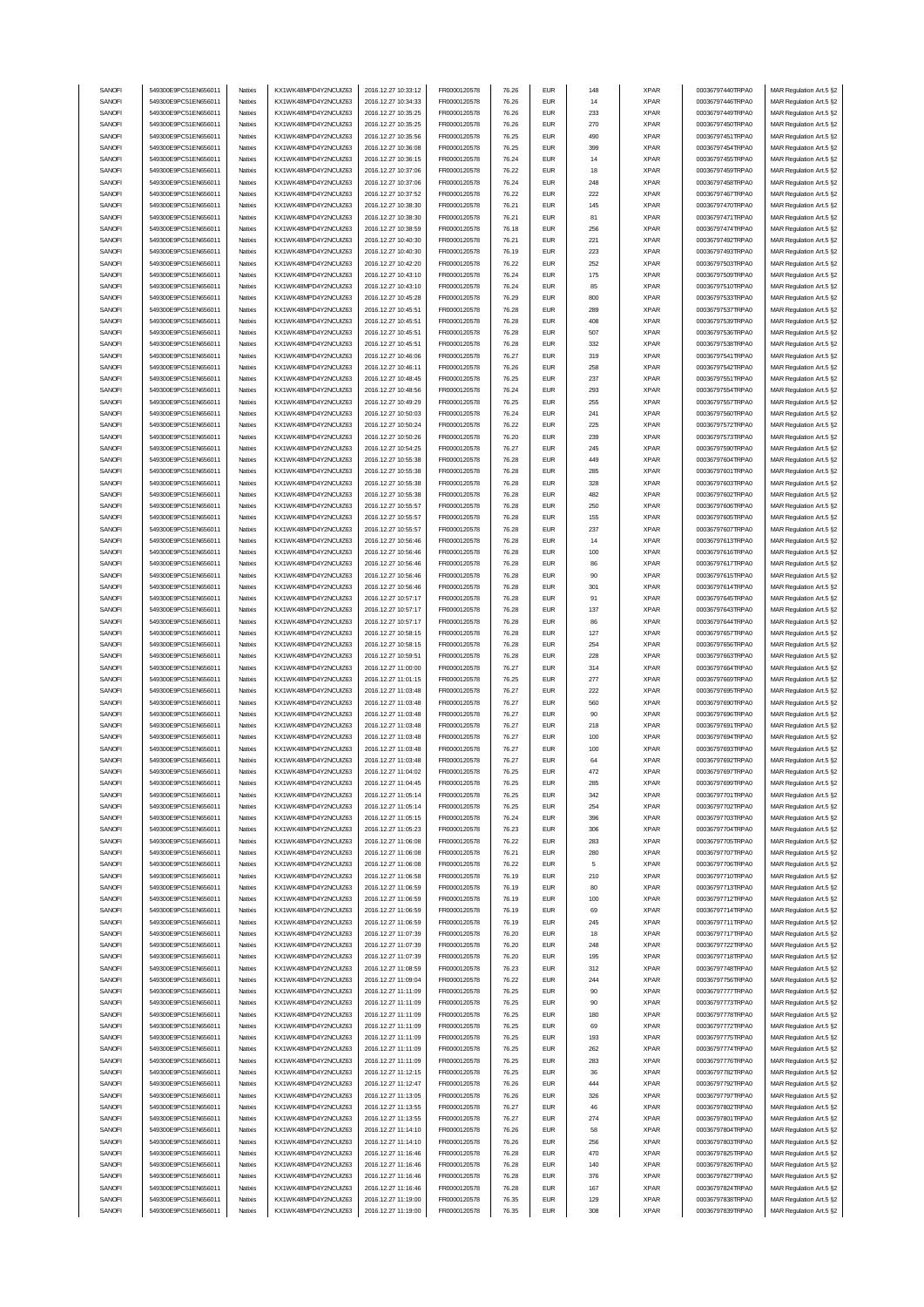| SANOFI | 549300E9PC51EN656011 | Natixis | KX1WK48MPD4Y2NCUIZ63 | 2016.12.27 10:33:12 | FR0000120578 | 76.26 | EUR | 148 | XPAR | 00036797440TRPA0 | MAR Regulation Art.5 §2 |
|---|---|---|---|---|---|---|---|---|---|---|---|
| SANOFI | 549300E9PC51EN656011 | Natixis | KX1WK48MPD4Y2NCUIZ63 | 2016.12.27 10:34:33 | FR0000120578 | 76.26 | EUR | 14 | XPAR | 00036797446TRPA0 | MAR Regulation Art.5 §2 |
| SANOFI | 549300E9PC51EN656011 | Natixis | KX1WK48MPD4Y2NCUIZ63 | 2016.12.27 10:35:25 | FR0000120578 | 76.26 | EUR | 233 | XPAR | 00036797449TRPA0 | MAR Regulation Art.5 §2 |
| SANOFI | 549300E9PC51EN656011 | Natixis | KX1WK48MPD4Y2NCUIZ63 | 2016.12.27 10:35:25 | FR0000120578 | 76.26 | EUR | 270 | XPAR | 00036797450TRPA0 | MAR Regulation Art.5 §2 |
| SANOFI | 549300E9PC51EN656011 | Natixis | KX1WK48MPD4Y2NCUIZ63 | 2016.12.27 10:35:56 | FR0000120578 | 76.25 | EUR | 490 | XPAR | 00036797451TRPA0 | MAR Regulation Art.5 §2 |
| SANOFI | 549300E9PC51EN656011 | Natixis | KX1WK48MPD4Y2NCUIZ63 | 2016.12.27 10:36:08 | FR0000120578 | 76.25 | EUR | 399 | XPAR | 00036797454TRPA0 | MAR Regulation Art.5 §2 |
| SANOFI | 549300E9PC51EN656011 | Natixis | KX1WK48MPD4Y2NCUIZ63 | 2016.12.27 10:36:15 | FR0000120578 | 76.24 | EUR | 14 | XPAR | 00036797455TRPA0 | MAR Regulation Art.5 §2 |
| SANOFI | 549300E9PC51EN656011 | Natixis | KX1WK48MPD4Y2NCUIZ63 | 2016.12.27 10:37:06 | FR0000120578 | 76.22 | EUR | 18 | XPAR | 00036797459TRPA0 | MAR Regulation Art.5 §2 |
| SANOFI | 549300E9PC51EN656011 | Natixis | KX1WK48MPD4Y2NCUIZ63 | 2016.12.27 10:37:06 | FR0000120578 | 76.24 | EUR | 248 | XPAR | 00036797458TRPA0 | MAR Regulation Art.5 §2 |
| SANOFI | 549300E9PC51EN656011 | Natixis | KX1WK48MPD4Y2NCUIZ63 | 2016.12.27 10:37:52 | FR0000120578 | 76.22 | EUR | 222 | XPAR | 00036797467TRPA0 | MAR Regulation Art.5 §2 |
| SANOFI | 549300E9PC51EN656011 | Natixis | KX1WK48MPD4Y2NCUIZ63 | 2016.12.27 10:38:30 | FR0000120578 | 76.21 | EUR | 145 | XPAR | 00036797470TRPA0 | MAR Regulation Art.5 §2 |
| SANOFI | 549300E9PC51EN656011 | Natixis | KX1WK48MPD4Y2NCUIZ63 | 2016.12.27 10:38:30 | FR0000120578 | 76.21 | EUR | 81 | XPAR | 00036797471TRPA0 | MAR Regulation Art.5 §2 |
| SANOFI | 549300E9PC51EN656011 | Natixis | KX1WK48MPD4Y2NCUIZ63 | 2016.12.27 10:38:59 | FR0000120578 | 76.18 | EUR | 256 | XPAR | 00036797474TRPA0 | MAR Regulation Art.5 §2 |
| SANOFI | 549300E9PC51EN656011 | Natixis | KX1WK48MPD4Y2NCUIZ63 | 2016.12.27 10:40:30 | FR0000120578 | 76.21 | EUR | 221 | XPAR | 00036797492TRPA0 | MAR Regulation Art.5 §2 |
| SANOFI | 549300E9PC51EN656011 | Natixis | KX1WK48MPD4Y2NCUIZ63 | 2016.12.27 10:40:30 | FR0000120578 | 76.19 | EUR | 223 | XPAR | 00036797493TRPA0 | MAR Regulation Art.5 §2 |
| SANOFI | 549300E9PC51EN656011 | Natixis | KX1WK48MPD4Y2NCUIZ63 | 2016.12.27 10:42:20 | FR0000120578 | 76.22 | EUR | 252 | XPAR | 00036797503TRPA0 | MAR Regulation Art.5 §2 |
| SANOFI | 549300E9PC51EN656011 | Natixis | KX1WK48MPD4Y2NCUIZ63 | 2016.12.27 10:43:10 | FR0000120578 | 76.24 | EUR | 175 | XPAR | 00036797509TRPA0 | MAR Regulation Art.5 §2 |
| SANOFI | 549300E9PC51EN656011 | Natixis | KX1WK48MPD4Y2NCUIZ63 | 2016.12.27 10:43:10 | FR0000120578 | 76.24 | EUR | 85 | XPAR | 00036797510TRPA0 | MAR Regulation Art.5 §2 |
| SANOFI | 549300E9PC51EN656011 | Natixis | KX1WK48MPD4Y2NCUIZ63 | 2016.12.27 10:45:28 | FR0000120578 | 76.29 | EUR | 800 | XPAR | 00036797533TRPA0 | MAR Regulation Art.5 §2 |
| SANOFI | 549300E9PC51EN656011 | Natixis | KX1WK48MPD4Y2NCUIZ63 | 2016.12.27 10:45:51 | FR0000120578 | 76.28 | EUR | 289 | XPAR | 00036797537TRPA0 | MAR Regulation Art.5 §2 |
| SANOFI | 549300E9PC51EN656011 | Natixis | KX1WK48MPD4Y2NCUIZ63 | 2016.12.27 10:45:51 | FR0000120578 | 76.28 | EUR | 408 | XPAR | 00036797539TRPA0 | MAR Regulation Art.5 §2 |
| SANOFI | 549300E9PC51EN656011 | Natixis | KX1WK48MPD4Y2NCUIZ63 | 2016.12.27 10:45:51 | FR0000120578 | 76.28 | EUR | 507 | XPAR | 00036797536TRPA0 | MAR Regulation Art.5 §2 |
| SANOFI | 549300E9PC51EN656011 | Natixis | KX1WK48MPD4Y2NCUIZ63 | 2016.12.27 10:45:51 | FR0000120578 | 76.28 | EUR | 332 | XPAR | 00036797538TRPA0 | MAR Regulation Art.5 §2 |
| SANOFI | 549300E9PC51EN656011 | Natixis | KX1WK48MPD4Y2NCUIZ63 | 2016.12.27 10:46:06 | FR0000120578 | 76.27 | EUR | 319 | XPAR | 00036797541TRPA0 | MAR Regulation Art.5 §2 |
| SANOFI | 549300E9PC51EN656011 | Natixis | KX1WK48MPD4Y2NCUIZ63 | 2016.12.27 10:46:11 | FR0000120578 | 76.26 | EUR | 258 | XPAR | 00036797542TRPA0 | MAR Regulation Art.5 §2 |
| SANOFI | 549300E9PC51EN656011 | Natixis | KX1WK48MPD4Y2NCUIZ63 | 2016.12.27 10:48:45 | FR0000120578 | 76.25 | EUR | 237 | XPAR | 00036797551TRPA0 | MAR Regulation Art.5 §2 |
| SANOFI | 549300E9PC51EN656011 | Natixis | KX1WK48MPD4Y2NCUIZ63 | 2016.12.27 10:48:56 | FR0000120578 | 76.24 | EUR | 293 | XPAR | 00036797554TRPA0 | MAR Regulation Art.5 §2 |
| SANOFI | 549300E9PC51EN656011 | Natixis | KX1WK48MPD4Y2NCUIZ63 | 2016.12.27 10:49:29 | FR0000120578 | 76.25 | EUR | 255 | XPAR | 00036797557TRPA0 | MAR Regulation Art.5 §2 |
| SANOFI | 549300E9PC51EN656011 | Natixis | KX1WK48MPD4Y2NCUIZ63 | 2016.12.27 10:50:03 | FR0000120578 | 76.24 | EUR | 241 | XPAR | 00036797560TRPA0 | MAR Regulation Art.5 §2 |
| SANOFI | 549300E9PC51EN656011 | Natixis | KX1WK48MPD4Y2NCUIZ63 | 2016.12.27 10:50:24 | FR0000120578 | 76.22 | EUR | 225 | XPAR | 00036797572TRPA0 | MAR Regulation Art.5 §2 |
| SANOFI | 549300E9PC51EN656011 | Natixis | KX1WK48MPD4Y2NCUIZ63 | 2016.12.27 10:50:26 | FR0000120578 | 76.20 | EUR | 239 | XPAR | 00036797573TRPA0 | MAR Regulation Art.5 §2 |
| SANOFI | 549300E9PC51EN656011 | Natixis | KX1WK48MPD4Y2NCUIZ63 | 2016.12.27 10:54:25 | FR0000120578 | 76.27 | EUR | 245 | XPAR | 00036797590TRPA0 | MAR Regulation Art.5 §2 |
| SANOFI | 549300E9PC51EN656011 | Natixis | KX1WK48MPD4Y2NCUIZ63 | 2016.12.27 10:55:38 | FR0000120578 | 76.28 | EUR | 449 | XPAR | 00036797604TRPA0 | MAR Regulation Art.5 §2 |
| SANOFI | 549300E9PC51EN656011 | Natixis | KX1WK48MPD4Y2NCUIZ63 | 2016.12.27 10:55:38 | FR0000120578 | 76.28 | EUR | 285 | XPAR | 00036797601TRPA0 | MAR Regulation Art.5 §2 |
| SANOFI | 549300E9PC51EN656011 | Natixis | KX1WK48MPD4Y2NCUIZ63 | 2016.12.27 10:55:38 | FR0000120578 | 76.28 | EUR | 328 | XPAR | 00036797603TRPA0 | MAR Regulation Art.5 §2 |
| SANOFI | 549300E9PC51EN656011 | Natixis | KX1WK48MPD4Y2NCUIZ63 | 2016.12.27 10:55:38 | FR0000120578 | 76.28 | EUR | 482 | XPAR | 00036797602TRPA0 | MAR Regulation Art.5 §2 |
| SANOFI | 549300E9PC51EN656011 | Natixis | KX1WK48MPD4Y2NCUIZ63 | 2016.12.27 10:55:57 | FR0000120578 | 76.28 | EUR | 250 | XPAR | 00036797606TRPA0 | MAR Regulation Art.5 §2 |
| SANOFI | 549300E9PC51EN656011 | Natixis | KX1WK48MPD4Y2NCUIZ63 | 2016.12.27 10:55:57 | FR0000120578 | 76.28 | EUR | 155 | XPAR | 00036797605TRPA0 | MAR Regulation Art.5 §2 |
| SANOFI | 549300E9PC51EN656011 | Natixis | KX1WK48MPD4Y2NCUIZ63 | 2016.12.27 10:55:57 | FR0000120578 | 76.28 | EUR | 237 | XPAR | 00036797607TRPA0 | MAR Regulation Art.5 §2 |
| SANOFI | 549300E9PC51EN656011 | Natixis | KX1WK48MPD4Y2NCUIZ63 | 2016.12.27 10:56:46 | FR0000120578 | 76.28 | EUR | 14 | XPAR | 00036797613TRPA0 | MAR Regulation Art.5 §2 |
| SANOFI | 549300E9PC51EN656011 | Natixis | KX1WK48MPD4Y2NCUIZ63 | 2016.12.27 10:56:46 | FR0000120578 | 76.28 | EUR | 100 | XPAR | 00036797616TRPA0 | MAR Regulation Art.5 §2 |
| SANOFI | 549300E9PC51EN656011 | Natixis | KX1WK48MPD4Y2NCUIZ63 | 2016.12.27 10:56:46 | FR0000120578 | 76.28 | EUR | 86 | XPAR | 00036797617TRPA0 | MAR Regulation Art.5 §2 |
| SANOFI | 549300E9PC51EN656011 | Natixis | KX1WK48MPD4Y2NCUIZ63 | 2016.12.27 10:56:46 | FR0000120578 | 76.28 | EUR | 90 | XPAR | 00036797615TRPA0 | MAR Regulation Art.5 §2 |
| SANOFI | 549300E9PC51EN656011 | Natixis | KX1WK48MPD4Y2NCUIZ63 | 2016.12.27 10:56:46 | FR0000120578 | 76.28 | EUR | 301 | XPAR | 00036797614TRPA0 | MAR Regulation Art.5 §2 |
| SANOFI | 549300E9PC51EN656011 | Natixis | KX1WK48MPD4Y2NCUIZ63 | 2016.12.27 10:57:17 | FR0000120578 | 76.28 | EUR | 91 | XPAR | 00036797645TRPA0 | MAR Regulation Art.5 §2 |
| SANOFI | 549300E9PC51EN656011 | Natixis | KX1WK48MPD4Y2NCUIZ63 | 2016.12.27 10:57:17 | FR0000120578 | 76.28 | EUR | 137 | XPAR | 00036797643TRPA0 | MAR Regulation Art.5 §2 |
| SANOFI | 549300E9PC51EN656011 | Natixis | KX1WK48MPD4Y2NCUIZ63 | 2016.12.27 10:57:17 | FR0000120578 | 76.28 | EUR | 86 | XPAR | 00036797644TRPA0 | MAR Regulation Art.5 §2 |
| SANOFI | 549300E9PC51EN656011 | Natixis | KX1WK48MPD4Y2NCUIZ63 | 2016.12.27 10:58:15 | FR0000120578 | 76.28 | EUR | 127 | XPAR | 00036797657TRPA0 | MAR Regulation Art.5 §2 |
| SANOFI | 549300E9PC51EN656011 | Natixis | KX1WK48MPD4Y2NCUIZ63 | 2016.12.27 10:58:15 | FR0000120578 | 76.28 | EUR | 254 | XPAR | 00036797656TRPA0 | MAR Regulation Art.5 §2 |
| SANOFI | 549300E9PC51EN656011 | Natixis | KX1WK48MPD4Y2NCUIZ63 | 2016.12.27 10:59:51 | FR0000120578 | 76.28 | EUR | 228 | XPAR | 00036797663TRPA0 | MAR Regulation Art.5 §2 |
| SANOFI | 549300E9PC51EN656011 | Natixis | KX1WK48MPD4Y2NCUIZ63 | 2016.12.27 11:00:00 | FR0000120578 | 76.27 | EUR | 314 | XPAR | 00036797664TRPA0 | MAR Regulation Art.5 §2 |
| SANOFI | 549300E9PC51EN656011 | Natixis | KX1WK48MPD4Y2NCUIZ63 | 2016.12.27 11:01:15 | FR0000120578 | 76.25 | EUR | 277 | XPAR | 00036797669TRPA0 | MAR Regulation Art.5 §2 |
| SANOFI | 549300E9PC51EN656011 | Natixis | KX1WK48MPD4Y2NCUIZ63 | 2016.12.27 11:03:48 | FR0000120578 | 76.27 | EUR | 222 | XPAR | 00036797695TRPA0 | MAR Regulation Art.5 §2 |
| SANOFI | 549300E9PC51EN656011 | Natixis | KX1WK48MPD4Y2NCUIZ63 | 2016.12.27 11:03:48 | FR0000120578 | 76.27 | EUR | 560 | XPAR | 00036797690TRPA0 | MAR Regulation Art.5 §2 |
| SANOFI | 549300E9PC51EN656011 | Natixis | KX1WK48MPD4Y2NCUIZ63 | 2016.12.27 11:03:48 | FR0000120578 | 76.27 | EUR | 90 | XPAR | 00036797696TRPA0 | MAR Regulation Art.5 §2 |
| SANOFI | 549300E9PC51EN656011 | Natixis | KX1WK48MPD4Y2NCUIZ63 | 2016.12.27 11:03:48 | FR0000120578 | 76.27 | EUR | 218 | XPAR | 00036797691TRPA0 | MAR Regulation Art.5 §2 |
| SANOFI | 549300E9PC51EN656011 | Natixis | KX1WK48MPD4Y2NCUIZ63 | 2016.12.27 11:03:48 | FR0000120578 | 76.27 | EUR | 100 | XPAR | 00036797694TRPA0 | MAR Regulation Art.5 §2 |
| SANOFI | 549300E9PC51EN656011 | Natixis | KX1WK48MPD4Y2NCUIZ63 | 2016.12.27 11:03:48 | FR0000120578 | 76.27 | EUR | 100 | XPAR | 00036797693TRPA0 | MAR Regulation Art.5 §2 |
| SANOFI | 549300E9PC51EN656011 | Natixis | KX1WK48MPD4Y2NCUIZ63 | 2016.12.27 11:03:48 | FR0000120578 | 76.27 | EUR | 64 | XPAR | 00036797692TRPA0 | MAR Regulation Art.5 §2 |
| SANOFI | 549300E9PC51EN656011 | Natixis | KX1WK48MPD4Y2NCUIZ63 | 2016.12.27 11:04:02 | FR0000120578 | 76.25 | EUR | 472 | XPAR | 00036797697TRPA0 | MAR Regulation Art.5 §2 |
| SANOFI | 549300E9PC51EN656011 | Natixis | KX1WK48MPD4Y2NCUIZ63 | 2016.12.27 11:04:45 | FR0000120578 | 76.25 | EUR | 285 | XPAR | 00036797699TRPA0 | MAR Regulation Art.5 §2 |
| SANOFI | 549300E9PC51EN656011 | Natixis | KX1WK48MPD4Y2NCUIZ63 | 2016.12.27 11:05:14 | FR0000120578 | 76.25 | EUR | 342 | XPAR | 00036797701TRPA0 | MAR Regulation Art.5 §2 |
| SANOFI | 549300E9PC51EN656011 | Natixis | KX1WK48MPD4Y2NCUIZ63 | 2016.12.27 11:05:14 | FR0000120578 | 76.25 | EUR | 254 | XPAR | 00036797702TRPA0 | MAR Regulation Art.5 §2 |
| SANOFI | 549300E9PC51EN656011 | Natixis | KX1WK48MPD4Y2NCUIZ63 | 2016.12.27 11:05:15 | FR0000120578 | 76.24 | EUR | 396 | XPAR | 00036797703TRPA0 | MAR Regulation Art.5 §2 |
| SANOFI | 549300E9PC51EN656011 | Natixis | KX1WK48MPD4Y2NCUIZ63 | 2016.12.27 11:05:23 | FR0000120578 | 76.23 | EUR | 306 | XPAR | 00036797704TRPA0 | MAR Regulation Art.5 §2 |
| SANOFI | 549300E9PC51EN656011 | Natixis | KX1WK48MPD4Y2NCUIZ63 | 2016.12.27 11:06:08 | FR0000120578 | 76.22 | EUR | 283 | XPAR | 00036797705TRPA0 | MAR Regulation Art.5 §2 |
| SANOFI | 549300E9PC51EN656011 | Natixis | KX1WK48MPD4Y2NCUIZ63 | 2016.12.27 11:06:08 | FR0000120578 | 76.21 | EUR | 280 | XPAR | 00036797707TRPA0 | MAR Regulation Art.5 §2 |
| SANOFI | 549300E9PC51EN656011 | Natixis | KX1WK48MPD4Y2NCUIZ63 | 2016.12.27 11:06:08 | FR0000120578 | 76.22 | EUR | 5 | XPAR | 00036797706TRPA0 | MAR Regulation Art.5 §2 |
| SANOFI | 549300E9PC51EN656011 | Natixis | KX1WK48MPD4Y2NCUIZ63 | 2016.12.27 11:06:58 | FR0000120578 | 76.19 | EUR | 210 | XPAR | 00036797710TRPA0 | MAR Regulation Art.5 §2 |
| SANOFI | 549300E9PC51EN656011 | Natixis | KX1WK48MPD4Y2NCUIZ63 | 2016.12.27 11:06:59 | FR0000120578 | 76.19 | EUR | 80 | XPAR | 00036797713TRPA0 | MAR Regulation Art.5 §2 |
| SANOFI | 549300E9PC51EN656011 | Natixis | KX1WK48MPD4Y2NCUIZ63 | 2016.12.27 11:06:59 | FR0000120578 | 76.19 | EUR | 100 | XPAR | 00036797712TRPA0 | MAR Regulation Art.5 §2 |
| SANOFI | 549300E9PC51EN656011 | Natixis | KX1WK48MPD4Y2NCUIZ63 | 2016.12.27 11:06:59 | FR0000120578 | 76.19 | EUR | 69 | XPAR | 00036797714TRPA0 | MAR Regulation Art.5 §2 |
| SANOFI | 549300E9PC51EN656011 | Natixis | KX1WK48MPD4Y2NCUIZ63 | 2016.12.27 11:06:59 | FR0000120578 | 76.19 | EUR | 245 | XPAR | 00036797711TRPA0 | MAR Regulation Art.5 §2 |
| SANOFI | 549300E9PC51EN656011 | Natixis | KX1WK48MPD4Y2NCUIZ63 | 2016.12.27 11:07:39 | FR0000120578 | 76.20 | EUR | 18 | XPAR | 00036797717TRPA0 | MAR Regulation Art.5 §2 |
| SANOFI | 549300E9PC51EN656011 | Natixis | KX1WK48MPD4Y2NCUIZ63 | 2016.12.27 11:07:39 | FR0000120578 | 76.20 | EUR | 248 | XPAR | 00036797722TRPA0 | MAR Regulation Art.5 §2 |
| SANOFI | 549300E9PC51EN656011 | Natixis | KX1WK48MPD4Y2NCUIZ63 | 2016.12.27 11:07:39 | FR0000120578 | 76.20 | EUR | 195 | XPAR | 00036797718TRPA0 | MAR Regulation Art.5 §2 |
| SANOFI | 549300E9PC51EN656011 | Natixis | KX1WK48MPD4Y2NCUIZ63 | 2016.12.27 11:08:59 | FR0000120578 | 76.23 | EUR | 312 | XPAR | 00036797748TRPA0 | MAR Regulation Art.5 §2 |
| SANOFI | 549300E9PC51EN656011 | Natixis | KX1WK48MPD4Y2NCUIZ63 | 2016.12.27 11:09:04 | FR0000120578 | 76.22 | EUR | 244 | XPAR | 00036797756TRPA0 | MAR Regulation Art.5 §2 |
| SANOFI | 549300E9PC51EN656011 | Natixis | KX1WK48MPD4Y2NCUIZ63 | 2016.12.27 11:11:09 | FR0000120578 | 76.25 | EUR | 90 | XPAR | 00036797777TRPA0 | MAR Regulation Art.5 §2 |
| SANOFI | 549300E9PC51EN656011 | Natixis | KX1WK48MPD4Y2NCUIZ63 | 2016.12.27 11:11:09 | FR0000120578 | 76.25 | EUR | 90 | XPAR | 00036797773TRPA0 | MAR Regulation Art.5 §2 |
| SANOFI | 549300E9PC51EN656011 | Natixis | KX1WK48MPD4Y2NCUIZ63 | 2016.12.27 11:11:09 | FR0000120578 | 76.25 | EUR | 180 | XPAR | 00036797778TRPA0 | MAR Regulation Art.5 §2 |
| SANOFI | 549300E9PC51EN656011 | Natixis | KX1WK48MPD4Y2NCUIZ63 | 2016.12.27 11:11:09 | FR0000120578 | 76.25 | EUR | 69 | XPAR | 00036797772TRPA0 | MAR Regulation Art.5 §2 |
| SANOFI | 549300E9PC51EN656011 | Natixis | KX1WK48MPD4Y2NCUIZ63 | 2016.12.27 11:11:09 | FR0000120578 | 76.25 | EUR | 193 | XPAR | 00036797775TRPA0 | MAR Regulation Art.5 §2 |
| SANOFI | 549300E9PC51EN656011 | Natixis | KX1WK48MPD4Y2NCUIZ63 | 2016.12.27 11:11:09 | FR0000120578 | 76.25 | EUR | 262 | XPAR | 00036797774TRPA0 | MAR Regulation Art.5 §2 |
| SANOFI | 549300E9PC51EN656011 | Natixis | KX1WK48MPD4Y2NCUIZ63 | 2016.12.27 11:11:09 | FR0000120578 | 76.25 | EUR | 283 | XPAR | 00036797776TRPA0 | MAR Regulation Art.5 §2 |
| SANOFI | 549300E9PC51EN656011 | Natixis | KX1WK48MPD4Y2NCUIZ63 | 2016.12.27 11:12:15 | FR0000120578 | 76.25 | EUR | 36 | XPAR | 00036797782TRPA0 | MAR Regulation Art.5 §2 |
| SANOFI | 549300E9PC51EN656011 | Natixis | KX1WK48MPD4Y2NCUIZ63 | 2016.12.27 11:12:47 | FR0000120578 | 76.26 | EUR | 444 | XPAR | 00036797792TRPA0 | MAR Regulation Art.5 §2 |
| SANOFI | 549300E9PC51EN656011 | Natixis | KX1WK48MPD4Y2NCUIZ63 | 2016.12.27 11:13:05 | FR0000120578 | 76.26 | EUR | 326 | XPAR | 00036797797TRPA0 | MAR Regulation Art.5 §2 |
| SANOFI | 549300E9PC51EN656011 | Natixis | KX1WK48MPD4Y2NCUIZ63 | 2016.12.27 11:13:55 | FR0000120578 | 76.27 | EUR | 46 | XPAR | 00036797802TRPA0 | MAR Regulation Art.5 §2 |
| SANOFI | 549300E9PC51EN656011 | Natixis | KX1WK48MPD4Y2NCUIZ63 | 2016.12.27 11:13:55 | FR0000120578 | 76.27 | EUR | 274 | XPAR | 00036797801TRPA0 | MAR Regulation Art.5 §2 |
| SANOFI | 549300E9PC51EN656011 | Natixis | KX1WK48MPD4Y2NCUIZ63 | 2016.12.27 11:14:10 | FR0000120578 | 76.26 | EUR | 58 | XPAR | 00036797804TRPA0 | MAR Regulation Art.5 §2 |
| SANOFI | 549300E9PC51EN656011 | Natixis | KX1WK48MPD4Y2NCUIZ63 | 2016.12.27 11:14:10 | FR0000120578 | 76.26 | EUR | 256 | XPAR | 00036797803TRPA0 | MAR Regulation Art.5 §2 |
| SANOFI | 549300E9PC51EN656011 | Natixis | KX1WK48MPD4Y2NCUIZ63 | 2016.12.27 11:16:46 | FR0000120578 | 76.28 | EUR | 470 | XPAR | 00036797825TRPA0 | MAR Regulation Art.5 §2 |
| SANOFI | 549300E9PC51EN656011 | Natixis | KX1WK48MPD4Y2NCUIZ63 | 2016.12.27 11:16:46 | FR0000120578 | 76.28 | EUR | 140 | XPAR | 00036797826TRPA0 | MAR Regulation Art.5 §2 |
| SANOFI | 549300E9PC51EN656011 | Natixis | KX1WK48MPD4Y2NCUIZ63 | 2016.12.27 11:16:46 | FR0000120578 | 76.28 | EUR | 376 | XPAR | 00036797827TRPA0 | MAR Regulation Art.5 §2 |
| SANOFI | 549300E9PC51EN656011 | Natixis | KX1WK48MPD4Y2NCUIZ63 | 2016.12.27 11:16:46 | FR0000120578 | 76.28 | EUR | 167 | XPAR | 00036797824TRPA0 | MAR Regulation Art.5 §2 |
| SANOFI | 549300E9PC51EN656011 | Natixis | KX1WK48MPD4Y2NCUIZ63 | 2016.12.27 11:19:00 | FR0000120578 | 76.35 | EUR | 129 | XPAR | 00036797838TRPA0 | MAR Regulation Art.5 §2 |
| SANOFI | 549300E9PC51EN656011 | Natixis | KX1WK48MPD4Y2NCUIZ63 | 2016.12.27 11:19:00 | FR0000120578 | 76.35 | EUR | 308 | XPAR | 00036797839TRPA0 | MAR Regulation Art.5 §2 |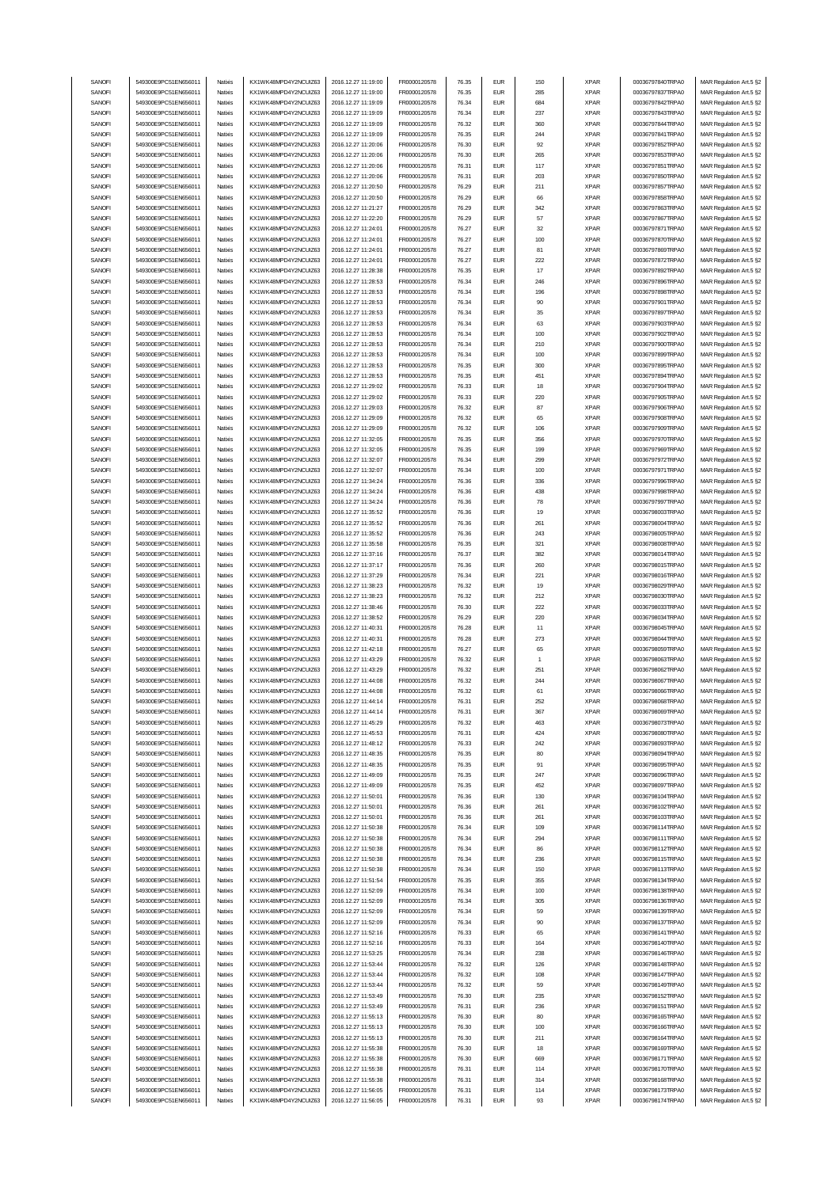| SANOFI | 549300E9PC51EN656011 | Natixis | KX1WK48MPD4Y2NCUIZ63 | 2016.12.27 11:19:00 | FR0000120578 | 76.35 | EUR | 150 | XPAR | 00036797840TRPA0 | MAR Regulation Art.5 §2 |
|---|---|---|---|---|---|---|---|---|---|---|---|
| SANOFI | 549300E9PC51EN656011 | Natixis | KX1WK48MPD4Y2NCUIZ63 | 2016.12.27 11:19:00 | FR0000120578 | 76.35 | EUR | 285 | XPAR | 00036797837TRPA0 | MAR Regulation Art.5 §2 |
| SANOFI | 549300E9PC51EN656011 | Natixis | KX1WK48MPD4Y2NCUIZ63 | 2016.12.27 11:19:09 | FR0000120578 | 76.34 | EUR | 684 | XPAR | 00036797842TRPA0 | MAR Regulation Art.5 §2 |
| SANOFI | 549300E9PC51EN656011 | Natixis | KX1WK48MPD4Y2NCUIZ63 | 2016.12.27 11:19:09 | FR0000120578 | 76.34 | EUR | 237 | XPAR | 00036797843TRPA0 | MAR Regulation Art.5 §2 |
| SANOFI | 549300E9PC51EN656011 | Natixis | KX1WK48MPD4Y2NCUIZ63 | 2016.12.27 11:19:09 | FR0000120578 | 76.32 | EUR | 360 | XPAR | 00036797844TRPA0 | MAR Regulation Art.5 §2 |
| SANOFI | 549300E9PC51EN656011 | Natixis | KX1WK48MPD4Y2NCUIZ63 | 2016.12.27 11:19:09 | FR0000120578 | 76.35 | EUR | 244 | XPAR | 00036797841TRPA0 | MAR Regulation Art.5 §2 |
| SANOFI | 549300E9PC51EN656011 | Natixis | KX1WK48MPD4Y2NCUIZ63 | 2016.12.27 11:20:06 | FR0000120578 | 76.30 | EUR | 92 | XPAR | 00036797852TRPA0 | MAR Regulation Art.5 §2 |
| SANOFI | 549300E9PC51EN656011 | Natixis | KX1WK48MPD4Y2NCUIZ63 | 2016.12.27 11:20:06 | FR0000120578 | 76.30 | EUR | 265 | XPAR | 00036797853TRPA0 | MAR Regulation Art.5 §2 |
| SANOFI | 549300E9PC51EN656011 | Natixis | KX1WK48MPD4Y2NCUIZ63 | 2016.12.27 11:20:06 | FR0000120578 | 76.31 | EUR | 117 | XPAR | 00036797851TRPA0 | MAR Regulation Art.5 §2 |
| SANOFI | 549300E9PC51EN656011 | Natixis | KX1WK48MPD4Y2NCUIZ63 | 2016.12.27 11:20:06 | FR0000120578 | 76.31 | EUR | 203 | XPAR | 00036797850TRPA0 | MAR Regulation Art.5 §2 |
| SANOFI | 549300E9PC51EN656011 | Natixis | KX1WK48MPD4Y2NCUIZ63 | 2016.12.27 11:20:50 | FR0000120578 | 76.29 | EUR | 211 | XPAR | 00036797857TRPA0 | MAR Regulation Art.5 §2 |
| SANOFI | 549300E9PC51EN656011 | Natixis | KX1WK48MPD4Y2NCUIZ63 | 2016.12.27 11:20:50 | FR0000120578 | 76.29 | EUR | 66 | XPAR | 00036797858TRPA0 | MAR Regulation Art.5 §2 |
| SANOFI | 549300E9PC51EN656011 | Natixis | KX1WK48MPD4Y2NCUIZ63 | 2016.12.27 11:21:27 | FR0000120578 | 76.29 | EUR | 342 | XPAR | 00036797863TRPA0 | MAR Regulation Art.5 §2 |
| SANOFI | 549300E9PC51EN656011 | Natixis | KX1WK48MPD4Y2NCUIZ63 | 2016.12.27 11:22:20 | FR0000120578 | 76.29 | EUR | 57 | XPAR | 00036797867TRPA0 | MAR Regulation Art.5 §2 |
| SANOFI | 549300E9PC51EN656011 | Natixis | KX1WK48MPD4Y2NCUIZ63 | 2016.12.27 11:24:01 | FR0000120578 | 76.27 | EUR | 32 | XPAR | 00036797871TRPA0 | MAR Regulation Art.5 §2 |
| SANOFI | 549300E9PC51EN656011 | Natixis | KX1WK48MPD4Y2NCUIZ63 | 2016.12.27 11:24:01 | FR0000120578 | 76.27 | EUR | 100 | XPAR | 00036797870TRPA0 | MAR Regulation Art.5 §2 |
| SANOFI | 549300E9PC51EN656011 | Natixis | KX1WK48MPD4Y2NCUIZ63 | 2016.12.27 11:24:01 | FR0000120578 | 76.27 | EUR | 81 | XPAR | 00036797869TRPA0 | MAR Regulation Art.5 §2 |
| SANOFI | 549300E9PC51EN656011 | Natixis | KX1WK48MPD4Y2NCUIZ63 | 2016.12.27 11:24:01 | FR0000120578 | 76.27 | EUR | 222 | XPAR | 00036797872TRPA0 | MAR Regulation Art.5 §2 |
| SANOFI | 549300E9PC51EN656011 | Natixis | KX1WK48MPD4Y2NCUIZ63 | 2016.12.27 11:28:38 | FR0000120578 | 76.35 | EUR | 17 | XPAR | 00036797892TRPA0 | MAR Regulation Art.5 §2 |
| SANOFI | 549300E9PC51EN656011 | Natixis | KX1WK48MPD4Y2NCUIZ63 | 2016.12.27 11:28:53 | FR0000120578 | 76.34 | EUR | 246 | XPAR | 00036797896TRPA0 | MAR Regulation Art.5 §2 |
| SANOFI | 549300E9PC51EN656011 | Natixis | KX1WK48MPD4Y2NCUIZ63 | 2016.12.27 11:28:53 | FR0000120578 | 76.34 | EUR | 196 | XPAR | 00036797898TRPA0 | MAR Regulation Art.5 §2 |
| SANOFI | 549300E9PC51EN656011 | Natixis | KX1WK48MPD4Y2NCUIZ63 | 2016.12.27 11:28:53 | FR0000120578 | 76.34 | EUR | 90 | XPAR | 00036797901TRPA0 | MAR Regulation Art.5 §2 |
| SANOFI | 549300E9PC51EN656011 | Natixis | KX1WK48MPD4Y2NCUIZ63 | 2016.12.27 11:28:53 | FR0000120578 | 76.34 | EUR | 35 | XPAR | 00036797897TRPA0 | MAR Regulation Art.5 §2 |
| SANOFI | 549300E9PC51EN656011 | Natixis | KX1WK48MPD4Y2NCUIZ63 | 2016.12.27 11:28:53 | FR0000120578 | 76.34 | EUR | 63 | XPAR | 00036797903TRPA0 | MAR Regulation Art.5 §2 |
| SANOFI | 549300E9PC51EN656011 | Natixis | KX1WK48MPD4Y2NCUIZ63 | 2016.12.27 11:28:53 | FR0000120578 | 76.34 | EUR | 100 | XPAR | 00036797902TRPA0 | MAR Regulation Art.5 §2 |
| SANOFI | 549300E9PC51EN656011 | Natixis | KX1WK48MPD4Y2NCUIZ63 | 2016.12.27 11:28:53 | FR0000120578 | 76.34 | EUR | 210 | XPAR | 00036797900TRPA0 | MAR Regulation Art.5 §2 |
| SANOFI | 549300E9PC51EN656011 | Natixis | KX1WK48MPD4Y2NCUIZ63 | 2016.12.27 11:28:53 | FR0000120578 | 76.34 | EUR | 100 | XPAR | 00036797899TRPA0 | MAR Regulation Art.5 §2 |
| SANOFI | 549300E9PC51EN656011 | Natixis | KX1WK48MPD4Y2NCUIZ63 | 2016.12.27 11:28:53 | FR0000120578 | 76.35 | EUR | 300 | XPAR | 00036797895TRPA0 | MAR Regulation Art.5 §2 |
| SANOFI | 549300E9PC51EN656011 | Natixis | KX1WK48MPD4Y2NCUIZ63 | 2016.12.27 11:28:53 | FR0000120578 | 76.35 | EUR | 451 | XPAR | 00036797894TRPA0 | MAR Regulation Art.5 §2 |
| SANOFI | 549300E9PC51EN656011 | Natixis | KX1WK48MPD4Y2NCUIZ63 | 2016.12.27 11:29:02 | FR0000120578 | 76.33 | EUR | 18 | XPAR | 00036797904TRPA0 | MAR Regulation Art.5 §2 |
| SANOFI | 549300E9PC51EN656011 | Natixis | KX1WK48MPD4Y2NCUIZ63 | 2016.12.27 11:29:02 | FR0000120578 | 76.33 | EUR | 220 | XPAR | 00036797905TRPA0 | MAR Regulation Art.5 §2 |
| SANOFI | 549300E9PC51EN656011 | Natixis | KX1WK48MPD4Y2NCUIZ63 | 2016.12.27 11:29:03 | FR0000120578 | 76.32 | EUR | 87 | XPAR | 00036797906TRPA0 | MAR Regulation Art.5 §2 |
| SANOFI | 549300E9PC51EN656011 | Natixis | KX1WK48MPD4Y2NCUIZ63 | 2016.12.27 11:29:09 | FR0000120578 | 76.32 | EUR | 65 | XPAR | 00036797908TRPA0 | MAR Regulation Art.5 §2 |
| SANOFI | 549300E9PC51EN656011 | Natixis | KX1WK48MPD4Y2NCUIZ63 | 2016.12.27 11:29:09 | FR0000120578 | 76.32 | EUR | 106 | XPAR | 00036797909TRPA0 | MAR Regulation Art.5 §2 |
| SANOFI | 549300E9PC51EN656011 | Natixis | KX1WK48MPD4Y2NCUIZ63 | 2016.12.27 11:32:05 | FR0000120578 | 76.35 | EUR | 356 | XPAR | 00036797970TRPA0 | MAR Regulation Art.5 §2 |
| SANOFI | 549300E9PC51EN656011 | Natixis | KX1WK48MPD4Y2NCUIZ63 | 2016.12.27 11:32:05 | FR0000120578 | 76.35 | EUR | 199 | XPAR | 00036797969TRPA0 | MAR Regulation Art.5 §2 |
| SANOFI | 549300E9PC51EN656011 | Natixis | KX1WK48MPD4Y2NCUIZ63 | 2016.12.27 11:32:07 | FR0000120578 | 76.34 | EUR | 299 | XPAR | 00036797972TRPA0 | MAR Regulation Art.5 §2 |
| SANOFI | 549300E9PC51EN656011 | Natixis | KX1WK48MPD4Y2NCUIZ63 | 2016.12.27 11:32:07 | FR0000120578 | 76.34 | EUR | 100 | XPAR | 00036797971TRPA0 | MAR Regulation Art.5 §2 |
| SANOFI | 549300E9PC51EN656011 | Natixis | KX1WK48MPD4Y2NCUIZ63 | 2016.12.27 11:34:24 | FR0000120578 | 76.36 | EUR | 336 | XPAR | 00036797996TRPA0 | MAR Regulation Art.5 §2 |
| SANOFI | 549300E9PC51EN656011 | Natixis | KX1WK48MPD4Y2NCUIZ63 | 2016.12.27 11:34:24 | FR0000120578 | 76.36 | EUR | 438 | XPAR | 00036797998TRPA0 | MAR Regulation Art.5 §2 |
| SANOFI | 549300E9PC51EN656011 | Natixis | KX1WK48MPD4Y2NCUIZ63 | 2016.12.27 11:34:24 | FR0000120578 | 76.36 | EUR | 78 | XPAR | 00036797997TRPA0 | MAR Regulation Art.5 §2 |
| SANOFI | 549300E9PC51EN656011 | Natixis | KX1WK48MPD4Y2NCUIZ63 | 2016.12.27 11:35:52 | FR0000120578 | 76.36 | EUR | 19 | XPAR | 00036798003TRPA0 | MAR Regulation Art.5 §2 |
| SANOFI | 549300E9PC51EN656011 | Natixis | KX1WK48MPD4Y2NCUIZ63 | 2016.12.27 11:35:52 | FR0000120578 | 76.36 | EUR | 261 | XPAR | 00036798004TRPA0 | MAR Regulation Art.5 §2 |
| SANOFI | 549300E9PC51EN656011 | Natixis | KX1WK48MPD4Y2NCUIZ63 | 2016.12.27 11:35:52 | FR0000120578 | 76.36 | EUR | 243 | XPAR | 00036798005TRPA0 | MAR Regulation Art.5 §2 |
| SANOFI | 549300E9PC51EN656011 | Natixis | KX1WK48MPD4Y2NCUIZ63 | 2016.12.27 11:35:58 | FR0000120578 | 76.35 | EUR | 321 | XPAR | 00036798008TRPA0 | MAR Regulation Art.5 §2 |
| SANOFI | 549300E9PC51EN656011 | Natixis | KX1WK48MPD4Y2NCUIZ63 | 2016.12.27 11:37:16 | FR0000120578 | 76.37 | EUR | 382 | XPAR | 00036798014TRPA0 | MAR Regulation Art.5 §2 |
| SANOFI | 549300E9PC51EN656011 | Natixis | KX1WK48MPD4Y2NCUIZ63 | 2016.12.27 11:37:17 | FR0000120578 | 76.36 | EUR | 260 | XPAR | 00036798015TRPA0 | MAR Regulation Art.5 §2 |
| SANOFI | 549300E9PC51EN656011 | Natixis | KX1WK48MPD4Y2NCUIZ63 | 2016.12.27 11:37:29 | FR0000120578 | 76.34 | EUR | 221 | XPAR | 00036798016TRPA0 | MAR Regulation Art.5 §2 |
| SANOFI | 549300E9PC51EN656011 | Natixis | KX1WK48MPD4Y2NCUIZ63 | 2016.12.27 11:38:23 | FR0000120578 | 76.32 | EUR | 19 | XPAR | 00036798029TRPA0 | MAR Regulation Art.5 §2 |
| SANOFI | 549300E9PC51EN656011 | Natixis | KX1WK48MPD4Y2NCUIZ63 | 2016.12.27 11:38:23 | FR0000120578 | 76.32 | EUR | 212 | XPAR | 00036798030TRPA0 | MAR Regulation Art.5 §2 |
| SANOFI | 549300E9PC51EN656011 | Natixis | KX1WK48MPD4Y2NCUIZ63 | 2016.12.27 11:38:46 | FR0000120578 | 76.30 | EUR | 222 | XPAR | 00036798033TRPA0 | MAR Regulation Art.5 §2 |
| SANOFI | 549300E9PC51EN656011 | Natixis | KX1WK48MPD4Y2NCUIZ63 | 2016.12.27 11:38:52 | FR0000120578 | 76.29 | EUR | 220 | XPAR | 00036798034TRPA0 | MAR Regulation Art.5 §2 |
| SANOFI | 549300E9PC51EN656011 | Natixis | KX1WK48MPD4Y2NCUIZ63 | 2016.12.27 11:40:31 | FR0000120578 | 76.28 | EUR | 11 | XPAR | 00036798045TRPA0 | MAR Regulation Art.5 §2 |
| SANOFI | 549300E9PC51EN656011 | Natixis | KX1WK48MPD4Y2NCUIZ63 | 2016.12.27 11:40:31 | FR0000120578 | 76.28 | EUR | 273 | XPAR | 00036798044TRPA0 | MAR Regulation Art.5 §2 |
| SANOFI | 549300E9PC51EN656011 | Natixis | KX1WK48MPD4Y2NCUIZ63 | 2016.12.27 11:42:18 | FR0000120578 | 76.27 | EUR | 65 | XPAR | 00036798059TRPA0 | MAR Regulation Art.5 §2 |
| SANOFI | 549300E9PC51EN656011 | Natixis | KX1WK48MPD4Y2NCUIZ63 | 2016.12.27 11:43:29 | FR0000120578 | 76.32 | EUR | 1 | XPAR | 00036798063TRPA0 | MAR Regulation Art.5 §2 |
| SANOFI | 549300E9PC51EN656011 | Natixis | KX1WK48MPD4Y2NCUIZ63 | 2016.12.27 11:43:29 | FR0000120578 | 76.32 | EUR | 251 | XPAR | 00036798062TRPA0 | MAR Regulation Art.5 §2 |
| SANOFI | 549300E9PC51EN656011 | Natixis | KX1WK48MPD4Y2NCUIZ63 | 2016.12.27 11:44:08 | FR0000120578 | 76.32 | EUR | 244 | XPAR | 00036798067TRPA0 | MAR Regulation Art.5 §2 |
| SANOFI | 549300E9PC51EN656011 | Natixis | KX1WK48MPD4Y2NCUIZ63 | 2016.12.27 11:44:08 | FR0000120578 | 76.32 | EUR | 61 | XPAR | 00036798066TRPA0 | MAR Regulation Art.5 §2 |
| SANOFI | 549300E9PC51EN656011 | Natixis | KX1WK48MPD4Y2NCUIZ63 | 2016.12.27 11:44:14 | FR0000120578 | 76.31 | EUR | 252 | XPAR | 00036798068TRPA0 | MAR Regulation Art.5 §2 |
| SANOFI | 549300E9PC51EN656011 | Natixis | KX1WK48MPD4Y2NCUIZ63 | 2016.12.27 11:44:14 | FR0000120578 | 76.31 | EUR | 367 | XPAR | 00036798069TRPA0 | MAR Regulation Art.5 §2 |
| SANOFI | 549300E9PC51EN656011 | Natixis | KX1WK48MPD4Y2NCUIZ63 | 2016.12.27 11:45:29 | FR0000120578 | 76.32 | EUR | 463 | XPAR | 00036798073TRPA0 | MAR Regulation Art.5 §2 |
| SANOFI | 549300E9PC51EN656011 | Natixis | KX1WK48MPD4Y2NCUIZ63 | 2016.12.27 11:45:53 | FR0000120578 | 76.31 | EUR | 424 | XPAR | 00036798080TRPA0 | MAR Regulation Art.5 §2 |
| SANOFI | 549300E9PC51EN656011 | Natixis | KX1WK48MPD4Y2NCUIZ63 | 2016.12.27 11:48:12 | FR0000120578 | 76.33 | EUR | 242 | XPAR | 00036798093TRPA0 | MAR Regulation Art.5 §2 |
| SANOFI | 549300E9PC51EN656011 | Natixis | KX1WK48MPD4Y2NCUIZ63 | 2016.12.27 11:48:35 | FR0000120578 | 76.35 | EUR | 80 | XPAR | 00036798094TRPA0 | MAR Regulation Art.5 §2 |
| SANOFI | 549300E9PC51EN656011 | Natixis | KX1WK48MPD4Y2NCUIZ63 | 2016.12.27 11:48:35 | FR0000120578 | 76.35 | EUR | 91 | XPAR | 00036798095TRPA0 | MAR Regulation Art.5 §2 |
| SANOFI | 549300E9PC51EN656011 | Natixis | KX1WK48MPD4Y2NCUIZ63 | 2016.12.27 11:49:09 | FR0000120578 | 76.35 | EUR | 247 | XPAR | 00036798096TRPA0 | MAR Regulation Art.5 §2 |
| SANOFI | 549300E9PC51EN656011 | Natixis | KX1WK48MPD4Y2NCUIZ63 | 2016.12.27 11:49:09 | FR0000120578 | 76.35 | EUR | 452 | XPAR | 00036798097TRPA0 | MAR Regulation Art.5 §2 |
| SANOFI | 549300E9PC51EN656011 | Natixis | KX1WK48MPD4Y2NCUIZ63 | 2016.12.27 11:50:01 | FR0000120578 | 76.36 | EUR | 130 | XPAR | 00036798104TRPA0 | MAR Regulation Art.5 §2 |
| SANOFI | 549300E9PC51EN656011 | Natixis | KX1WK48MPD4Y2NCUIZ63 | 2016.12.27 11:50:01 | FR0000120578 | 76.36 | EUR | 261 | XPAR | 00036798102TRPA0 | MAR Regulation Art.5 §2 |
| SANOFI | 549300E9PC51EN656011 | Natixis | KX1WK48MPD4Y2NCUIZ63 | 2016.12.27 11:50:01 | FR0000120578 | 76.36 | EUR | 261 | XPAR | 00036798103TRPA0 | MAR Regulation Art.5 §2 |
| SANOFI | 549300E9PC51EN656011 | Natixis | KX1WK48MPD4Y2NCUIZ63 | 2016.12.27 11:50:38 | FR0000120578 | 76.34 | EUR | 109 | XPAR | 00036798114TRPA0 | MAR Regulation Art.5 §2 |
| SANOFI | 549300E9PC51EN656011 | Natixis | KX1WK48MPD4Y2NCUIZ63 | 2016.12.27 11:50:38 | FR0000120578 | 76.34 | EUR | 294 | XPAR | 00036798111TRPA0 | MAR Regulation Art.5 §2 |
| SANOFI | 549300E9PC51EN656011 | Natixis | KX1WK48MPD4Y2NCUIZ63 | 2016.12.27 11:50:38 | FR0000120578 | 76.34 | EUR | 86 | XPAR | 00036798112TRPA0 | MAR Regulation Art.5 §2 |
| SANOFI | 549300E9PC51EN656011 | Natixis | KX1WK48MPD4Y2NCUIZ63 | 2016.12.27 11:50:38 | FR0000120578 | 76.34 | EUR | 236 | XPAR | 00036798115TRPA0 | MAR Regulation Art.5 §2 |
| SANOFI | 549300E9PC51EN656011 | Natixis | KX1WK48MPD4Y2NCUIZ63 | 2016.12.27 11:50:38 | FR0000120578 | 76.34 | EUR | 150 | XPAR | 00036798113TRPA0 | MAR Regulation Art.5 §2 |
| SANOFI | 549300E9PC51EN656011 | Natixis | KX1WK48MPD4Y2NCUIZ63 | 2016.12.27 11:51:54 | FR0000120578 | 76.35 | EUR | 355 | XPAR | 00036798134TRPA0 | MAR Regulation Art.5 §2 |
| SANOFI | 549300E9PC51EN656011 | Natixis | KX1WK48MPD4Y2NCUIZ63 | 2016.12.27 11:52:09 | FR0000120578 | 76.34 | EUR | 100 | XPAR | 00036798138TRPA0 | MAR Regulation Art.5 §2 |
| SANOFI | 549300E9PC51EN656011 | Natixis | KX1WK48MPD4Y2NCUIZ63 | 2016.12.27 11:52:09 | FR0000120578 | 76.34 | EUR | 305 | XPAR | 00036798136TRPA0 | MAR Regulation Art.5 §2 |
| SANOFI | 549300E9PC51EN656011 | Natixis | KX1WK48MPD4Y2NCUIZ63 | 2016.12.27 11:52:09 | FR0000120578 | 76.34 | EUR | 59 | XPAR | 00036798139TRPA0 | MAR Regulation Art.5 §2 |
| SANOFI | 549300E9PC51EN656011 | Natixis | KX1WK48MPD4Y2NCUIZ63 | 2016.12.27 11:52:09 | FR0000120578 | 76.34 | EUR | 90 | XPAR | 00036798137TRPA0 | MAR Regulation Art.5 §2 |
| SANOFI | 549300E9PC51EN656011 | Natixis | KX1WK48MPD4Y2NCUIZ63 | 2016.12.27 11:52:16 | FR0000120578 | 76.33 | EUR | 65 | XPAR | 00036798141TRPA0 | MAR Regulation Art.5 §2 |
| SANOFI | 549300E9PC51EN656011 | Natixis | KX1WK48MPD4Y2NCUIZ63 | 2016.12.27 11:52:16 | FR0000120578 | 76.33 | EUR | 164 | XPAR | 00036798140TRPA0 | MAR Regulation Art.5 §2 |
| SANOFI | 549300E9PC51EN656011 | Natixis | KX1WK48MPD4Y2NCUIZ63 | 2016.12.27 11:53:25 | FR0000120578 | 76.34 | EUR | 238 | XPAR | 00036798146TRPA0 | MAR Regulation Art.5 §2 |
| SANOFI | 549300E9PC51EN656011 | Natixis | KX1WK48MPD4Y2NCUIZ63 | 2016.12.27 11:53:44 | FR0000120578 | 76.32 | EUR | 126 | XPAR | 00036798148TRPA0 | MAR Regulation Art.5 §2 |
| SANOFI | 549300E9PC51EN656011 | Natixis | KX1WK48MPD4Y2NCUIZ63 | 2016.12.27 11:53:44 | FR0000120578 | 76.32 | EUR | 108 | XPAR | 00036798147TRPA0 | MAR Regulation Art.5 §2 |
| SANOFI | 549300E9PC51EN656011 | Natixis | KX1WK48MPD4Y2NCUIZ63 | 2016.12.27 11:53:44 | FR0000120578 | 76.32 | EUR | 59 | XPAR | 00036798149TRPA0 | MAR Regulation Art.5 §2 |
| SANOFI | 549300E9PC51EN656011 | Natixis | KX1WK48MPD4Y2NCUIZ63 | 2016.12.27 11:53:49 | FR0000120578 | 76.30 | EUR | 235 | XPAR | 00036798152TRPA0 | MAR Regulation Art.5 §2 |
| SANOFI | 549300E9PC51EN656011 | Natixis | KX1WK48MPD4Y2NCUIZ63 | 2016.12.27 11:53:49 | FR0000120578 | 76.31 | EUR | 236 | XPAR | 00036798151TRPA0 | MAR Regulation Art.5 §2 |
| SANOFI | 549300E9PC51EN656011 | Natixis | KX1WK48MPD4Y2NCUIZ63 | 2016.12.27 11:55:13 | FR0000120578 | 76.30 | EUR | 80 | XPAR | 00036798165TRPA0 | MAR Regulation Art.5 §2 |
| SANOFI | 549300E9PC51EN656011 | Natixis | KX1WK48MPD4Y2NCUIZ63 | 2016.12.27 11:55:13 | FR0000120578 | 76.30 | EUR | 100 | XPAR | 00036798166TRPA0 | MAR Regulation Art.5 §2 |
| SANOFI | 549300E9PC51EN656011 | Natixis | KX1WK48MPD4Y2NCUIZ63 | 2016.12.27 11:55:13 | FR0000120578 | 76.30 | EUR | 211 | XPAR | 00036798164TRPA0 | MAR Regulation Art.5 §2 |
| SANOFI | 549300E9PC51EN656011 | Natixis | KX1WK48MPD4Y2NCUIZ63 | 2016.12.27 11:55:38 | FR0000120578 | 76.30 | EUR | 18 | XPAR | 00036798169TRPA0 | MAR Regulation Art.5 §2 |
| SANOFI | 549300E9PC51EN656011 | Natixis | KX1WK48MPD4Y2NCUIZ63 | 2016.12.27 11:55:38 | FR0000120578 | 76.30 | EUR | 669 | XPAR | 00036798171TRPA0 | MAR Regulation Art.5 §2 |
| SANOFI | 549300E9PC51EN656011 | Natixis | KX1WK48MPD4Y2NCUIZ63 | 2016.12.27 11:55:38 | FR0000120578 | 76.31 | EUR | 114 | XPAR | 00036798170TRPA0 | MAR Regulation Art.5 §2 |
| SANOFI | 549300E9PC51EN656011 | Natixis | KX1WK48MPD4Y2NCUIZ63 | 2016.12.27 11:55:38 | FR0000120578 | 76.31 | EUR | 314 | XPAR | 00036798168TRPA0 | MAR Regulation Art.5 §2 |
| SANOFI | 549300E9PC51EN656011 | Natixis | KX1WK48MPD4Y2NCUIZ63 | 2016.12.27 11:56:05 | FR0000120578 | 76.31 | EUR | 114 | XPAR | 00036798173TRPA0 | MAR Regulation Art.5 §2 |
| SANOFI | 549300E9PC51EN656011 | Natixis | KX1WK48MPD4Y2NCUIZ63 | 2016.12.27 11:56:05 | FR0000120578 | 76.31 | EUR | 93 | XPAR | 00036798174TRPA0 | MAR Regulation Art.5 §2 |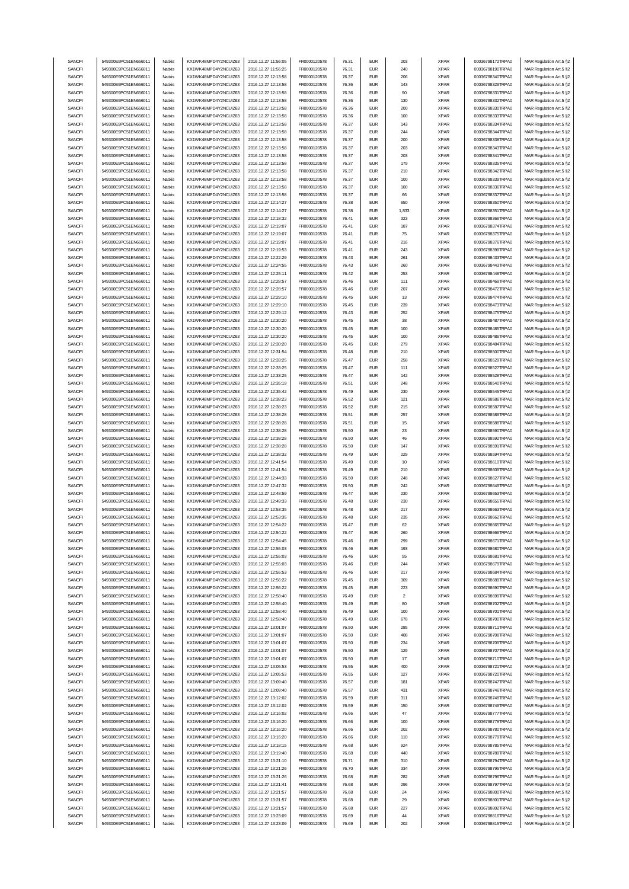| | | | | | | | | | | |
|---|---|---|---|---|---|---|---|---|---|---|
| SANOFI | 549300E9PC51EN656011 | Natixis | KX1WK48MPD4Y2NCUIZ63 | 2016.12.27 11:56:05 | FR0000120578 | 76.31 | EUR | 203 | XPAR | 00036798172TRPA0 | MAR Regulation Art.5 §2 |
| SANOFI | 549300E9PC51EN656011 | Natixis | KX1WK48MPD4Y2NCUIZ63 | 2016.12.27 11:56:25 | FR0000120578 | 76.31 | EUR | 240 | XPAR | 00036798190TRPA0 | MAR Regulation Art.5 §2 |
| SANOFI | 549300E9PC51EN656011 | Natixis | KX1WK48MPD4Y2NCUIZ63 | 2016.12.27 12:13:58 | FR0000120578 | 76.37 | EUR | 206 | XPAR | 00036798340TRPA0 | MAR Regulation Art.5 §2 |
| SANOFI | 549300E9PC51EN656011 | Natixis | KX1WK48MPD4Y2NCUIZ63 | 2016.12.27 12:13:58 | FR0000120578 | 76.36 | EUR | 143 | XPAR | 00036798329TRPA0 | MAR Regulation Art.5 §2 |
| SANOFI | 549300E9PC51EN656011 | Natixis | KX1WK48MPD4Y2NCUIZ63 | 2016.12.27 12:13:58 | FR0000120578 | 76.36 | EUR | 90 | XPAR | 00036798331TRPA0 | MAR Regulation Art.5 §2 |
| SANOFI | 549300E9PC51EN656011 | Natixis | KX1WK48MPD4Y2NCUIZ63 | 2016.12.27 12:13:58 | FR0000120578 | 76.36 | EUR | 130 | XPAR | 00036798332TRPA0 | MAR Regulation Art.5 §2 |
| SANOFI | 549300E9PC51EN656011 | Natixis | KX1WK48MPD4Y2NCUIZ63 | 2016.12.27 12:13:58 | FR0000120578 | 76.36 | EUR | 200 | XPAR | 00036798330TRPA0 | MAR Regulation Art.5 §2 |
| SANOFI | 549300E9PC51EN656011 | Natixis | KX1WK48MPD4Y2NCUIZ63 | 2016.12.27 12:13:58 | FR0000120578 | 76.36 | EUR | 100 | XPAR | 00036798333TRPA0 | MAR Regulation Art.5 §2 |
| SANOFI | 549300E9PC51EN656011 | Natixis | KX1WK48MPD4Y2NCUIZ63 | 2016.12.27 12:13:58 | FR0000120578 | 76.37 | EUR | 143 | XPAR | 00036798334TRPA0 | MAR Regulation Art.5 §2 |
| SANOFI | 549300E9PC51EN656011 | Natixis | KX1WK48MPD4Y2NCUIZ63 | 2016.12.27 12:13:58 | FR0000120578 | 76.37 | EUR | 244 | XPAR | 00036798344TRPA0 | MAR Regulation Art.5 §2 |
| SANOFI | 549300E9PC51EN656011 | Natixis | KX1WK48MPD4Y2NCUIZ63 | 2016.12.27 12:13:58 | FR0000120578 | 76.37 | EUR | 200 | XPAR | 00036798338TRPA0 | MAR Regulation Art.5 §2 |
| SANOFI | 549300E9PC51EN656011 | Natixis | KX1WK48MPD4Y2NCUIZ63 | 2016.12.27 12:13:58 | FR0000120578 | 76.37 | EUR | 203 | XPAR | 00036798343TRPA0 | MAR Regulation Art.5 §2 |
| SANOFI | 549300E9PC51EN656011 | Natixis | KX1WK48MPD4Y2NCUIZ63 | 2016.12.27 12:13:58 | FR0000120578 | 76.37 | EUR | 203 | XPAR | 00036798341TRPA0 | MAR Regulation Art.5 §2 |
| SANOFI | 549300E9PC51EN656011 | Natixis | KX1WK48MPD4Y2NCUIZ63 | 2016.12.27 12:13:58 | FR0000120578 | 76.37 | EUR | 179 | XPAR | 00036798335TRPA0 | MAR Regulation Art.5 §2 |
| SANOFI | 549300E9PC51EN656011 | Natixis | KX1WK48MPD4Y2NCUIZ63 | 2016.12.27 12:13:58 | FR0000120578 | 76.37 | EUR | 210 | XPAR | 00036798342TRPA0 | MAR Regulation Art.5 §2 |
| SANOFI | 549300E9PC51EN656011 | Natixis | KX1WK48MPD4Y2NCUIZ63 | 2016.12.27 12:13:58 | FR0000120578 | 76.37 | EUR | 100 | XPAR | 00036798339TRPA0 | MAR Regulation Art.5 §2 |
| SANOFI | 549300E9PC51EN656011 | Natixis | KX1WK48MPD4Y2NCUIZ63 | 2016.12.27 12:13:58 | FR0000120578 | 76.37 | EUR | 100 | XPAR | 00036798336TRPA0 | MAR Regulation Art.5 §2 |
| SANOFI | 549300E9PC51EN656011 | Natixis | KX1WK48MPD4Y2NCUIZ63 | 2016.12.27 12:13:58 | FR0000120578 | 76.37 | EUR | 66 | XPAR | 00036798337TRPA0 | MAR Regulation Art.5 §2 |
| SANOFI | 549300E9PC51EN656011 | Natixis | KX1WK48MPD4Y2NCUIZ63 | 2016.12.27 12:14:27 | FR0000120578 | 76.38 | EUR | 650 | XPAR | 00036798350TRPA0 | MAR Regulation Art.5 §2 |
| SANOFI | 549300E9PC51EN656011 | Natixis | KX1WK48MPD4Y2NCUIZ63 | 2016.12.27 12:14:27 | FR0000120578 | 76.38 | EUR | 1,833 | XPAR | 00036798351TRPA0 | MAR Regulation Art.5 §2 |
| SANOFI | 549300E9PC51EN656011 | Natixis | KX1WK48MPD4Y2NCUIZ63 | 2016.12.27 12:18:32 | FR0000120578 | 76.41 | EUR | 323 | XPAR | 00036798366TRPA0 | MAR Regulation Art.5 §2 |
| SANOFI | 549300E9PC51EN656011 | Natixis | KX1WK48MPD4Y2NCUIZ63 | 2016.12.27 12:19:07 | FR0000120578 | 76.41 | EUR | 187 | XPAR | 00036798374TRPA0 | MAR Regulation Art.5 §2 |
| SANOFI | 549300E9PC51EN656011 | Natixis | KX1WK48MPD4Y2NCUIZ63 | 2016.12.27 12:19:07 | FR0000120578 | 76.41 | EUR | 75 | XPAR | 00036798375TRPA0 | MAR Regulation Art.5 §2 |
| SANOFI | 549300E9PC51EN656011 | Natixis | KX1WK48MPD4Y2NCUIZ63 | 2016.12.27 12:19:07 | FR0000120578 | 76.41 | EUR | 216 | XPAR | 00036798376TRPA0 | MAR Regulation Art.5 §2 |
| SANOFI | 549300E9PC51EN656011 | Natixis | KX1WK48MPD4Y2NCUIZ63 | 2016.12.27 12:19:53 | FR0000120578 | 76.41 | EUR | 243 | XPAR | 00036798399TRPA0 | MAR Regulation Art.5 §2 |
| SANOFI | 549300E9PC51EN656011 | Natixis | KX1WK48MPD4Y2NCUIZ63 | 2016.12.27 12:22:29 | FR0000120578 | 76.43 | EUR | 261 | XPAR | 00036798433TRPA0 | MAR Regulation Art.5 §2 |
| SANOFI | 549300E9PC51EN656011 | Natixis | KX1WK48MPD4Y2NCUIZ63 | 2016.12.27 12:24:55 | FR0000120578 | 76.43 | EUR | 260 | XPAR | 00036798443TRPA0 | MAR Regulation Art.5 §2 |
| SANOFI | 549300E9PC51EN656011 | Natixis | KX1WK48MPD4Y2NCUIZ63 | 2016.12.27 12:25:11 | FR0000120578 | 76.42 | EUR | 253 | XPAR | 00036798448TRPA0 | MAR Regulation Art.5 §2 |
| SANOFI | 549300E9PC51EN656011 | Natixis | KX1WK48MPD4Y2NCUIZ63 | 2016.12.27 12:28:57 | FR0000120578 | 76.46 | EUR | 111 | XPAR | 00036798469TRPA0 | MAR Regulation Art.5 §2 |
| SANOFI | 549300E9PC51EN656011 | Natixis | KX1WK48MPD4Y2NCUIZ63 | 2016.12.27 12:28:57 | FR0000120578 | 76.46 | EUR | 207 | XPAR | 00036798472TRPA0 | MAR Regulation Art.5 §2 |
| SANOFI | 549300E9PC51EN656011 | Natixis | KX1WK48MPD4Y2NCUIZ63 | 2016.12.27 12:29:10 | FR0000120578 | 76.45 | EUR | 13 | XPAR | 00036798474TRPA0 | MAR Regulation Art.5 §2 |
| SANOFI | 549300E9PC51EN656011 | Natixis | KX1WK48MPD4Y2NCUIZ63 | 2016.12.27 12:29:10 | FR0000120578 | 76.45 | EUR | 239 | XPAR | 00036798473TRPA0 | MAR Regulation Art.5 §2 |
| SANOFI | 549300E9PC51EN656011 | Natixis | KX1WK48MPD4Y2NCUIZ63 | 2016.12.27 12:29:12 | FR0000120578 | 76.43 | EUR | 252 | XPAR | 00036798475TRPA0 | MAR Regulation Art.5 §2 |
| SANOFI | 549300E9PC51EN656011 | Natixis | KX1WK48MPD4Y2NCUIZ63 | 2016.12.27 12:30:20 | FR0000120578 | 76.45 | EUR | 38 | XPAR | 00036798487TRPA0 | MAR Regulation Art.5 §2 |
| SANOFI | 549300E9PC51EN656011 | Natixis | KX1WK48MPD4Y2NCUIZ63 | 2016.12.27 12:30:20 | FR0000120578 | 76.45 | EUR | 100 | XPAR | 00036798485TRPA0 | MAR Regulation Art.5 §2 |
| SANOFI | 549300E9PC51EN656011 | Natixis | KX1WK48MPD4Y2NCUIZ63 | 2016.12.27 12:30:20 | FR0000120578 | 76.45 | EUR | 100 | XPAR | 00036798486TRPA0 | MAR Regulation Art.5 §2 |
| SANOFI | 549300E9PC51EN656011 | Natixis | KX1WK48MPD4Y2NCUIZ63 | 2016.12.27 12:30:20 | FR0000120578 | 76.45 | EUR | 279 | XPAR | 00036798484TRPA0 | MAR Regulation Art.5 §2 |
| SANOFI | 549300E9PC51EN656011 | Natixis | KX1WK48MPD4Y2NCUIZ63 | 2016.12.27 12:31:54 | FR0000120578 | 76.48 | EUR | 210 | XPAR | 00036798500TRPA0 | MAR Regulation Art.5 §2 |
| SANOFI | 549300E9PC51EN656011 | Natixis | KX1WK48MPD4Y2NCUIZ63 | 2016.12.27 12:33:25 | FR0000120578 | 76.47 | EUR | 258 | XPAR | 00036798529TRPA0 | MAR Regulation Art.5 §2 |
| SANOFI | 549300E9PC51EN656011 | Natixis | KX1WK48MPD4Y2NCUIZ63 | 2016.12.27 12:33:25 | FR0000120578 | 76.47 | EUR | 111 | XPAR | 00036798527TRPA0 | MAR Regulation Art.5 §2 |
| SANOFI | 549300E9PC51EN656011 | Natixis | KX1WK48MPD4Y2NCUIZ63 | 2016.12.27 12:33:25 | FR0000120578 | 76.47 | EUR | 142 | XPAR | 00036798528TRPA0 | MAR Regulation Art.5 §2 |
| SANOFI | 549300E9PC51EN656011 | Natixis | KX1WK48MPD4Y2NCUIZ63 | 2016.12.27 12:35:19 | FR0000120578 | 76.51 | EUR | 248 | XPAR | 00036798540TRPA0 | MAR Regulation Art.5 §2 |
| SANOFI | 549300E9PC51EN656011 | Natixis | KX1WK48MPD4Y2NCUIZ63 | 2016.12.27 12:35:42 | FR0000120578 | 76.49 | EUR | 230 | XPAR | 00036798545TRPA0 | MAR Regulation Art.5 §2 |
| SANOFI | 549300E9PC51EN656011 | Natixis | KX1WK48MPD4Y2NCUIZ63 | 2016.12.27 12:38:23 | FR0000120578 | 76.52 | EUR | 121 | XPAR | 00036798586TRPA0 | MAR Regulation Art.5 §2 |
| SANOFI | 549300E9PC51EN656011 | Natixis | KX1WK48MPD4Y2NCUIZ63 | 2016.12.27 12:38:23 | FR0000120578 | 76.52 | EUR | 215 | XPAR | 00036798587TRPA0 | MAR Regulation Art.5 §2 |
| SANOFI | 549300E9PC51EN656011 | Natixis | KX1WK48MPD4Y2NCUIZ63 | 2016.12.27 12:38:28 | FR0000120578 | 76.51 | EUR | 257 | XPAR | 00036798589TRPA0 | MAR Regulation Art.5 §2 |
| SANOFI | 549300E9PC51EN656011 | Natixis | KX1WK48MPD4Y2NCUIZ63 | 2016.12.27 12:38:28 | FR0000120578 | 76.51 | EUR | 15 | XPAR | 00036798588TRPA0 | MAR Regulation Art.5 §2 |
| SANOFI | 549300E9PC51EN656011 | Natixis | KX1WK48MPD4Y2NCUIZ63 | 2016.12.27 12:38:28 | FR0000120578 | 76.50 | EUR | 23 | XPAR | 00036798590TRPA0 | MAR Regulation Art.5 §2 |
| SANOFI | 549300E9PC51EN656011 | Natixis | KX1WK48MPD4Y2NCUIZ63 | 2016.12.27 12:38:28 | FR0000120578 | 76.50 | EUR | 46 | XPAR | 00036798592TRPA0 | MAR Regulation Art.5 §2 |
| SANOFI | 549300E9PC51EN656011 | Natixis | KX1WK48MPD4Y2NCUIZ63 | 2016.12.27 12:38:28 | FR0000120578 | 76.50 | EUR | 147 | XPAR | 00036798591TRPA0 | MAR Regulation Art.5 §2 |
| SANOFI | 549300E9PC51EN656011 | Natixis | KX1WK48MPD4Y2NCUIZ63 | 2016.12.27 12:38:32 | FR0000120578 | 76.49 | EUR | 229 | XPAR | 00036798594TRPA0 | MAR Regulation Art.5 §2 |
| SANOFI | 549300E9PC51EN656011 | Natixis | KX1WK48MPD4Y2NCUIZ63 | 2016.12.27 12:41:54 | FR0000120578 | 76.49 | EUR | 10 | XPAR | 00036798610TRPA0 | MAR Regulation Art.5 §2 |
| SANOFI | 549300E9PC51EN656011 | Natixis | KX1WK48MPD4Y2NCUIZ63 | 2016.12.27 12:41:54 | FR0000120578 | 76.49 | EUR | 210 | XPAR | 00036798609TRPA0 | MAR Regulation Art.5 §2 |
| SANOFI | 549300E9PC51EN656011 | Natixis | KX1WK48MPD4Y2NCUIZ63 | 2016.12.27 12:44:33 | FR0000120578 | 76.50 | EUR | 248 | XPAR | 00036798627TRPA0 | MAR Regulation Art.5 §2 |
| SANOFI | 549300E9PC51EN656011 | Natixis | KX1WK48MPD4Y2NCUIZ63 | 2016.12.27 12:47:32 | FR0000120578 | 76.50 | EUR | 242 | XPAR | 00036798649TRPA0 | MAR Regulation Art.5 §2 |
| SANOFI | 549300E9PC51EN656011 | Natixis | KX1WK48MPD4Y2NCUIZ63 | 2016.12.27 12:48:59 | FR0000120578 | 76.47 | EUR | 230 | XPAR | 00036798653TRPA0 | MAR Regulation Art.5 §2 |
| SANOFI | 549300E9PC51EN656011 | Natixis | KX1WK48MPD4Y2NCUIZ63 | 2016.12.27 12:49:33 | FR0000120578 | 76.48 | EUR | 230 | XPAR | 00036798655TRPA0 | MAR Regulation Art.5 §2 |
| SANOFI | 549300E9PC51EN656011 | Natixis | KX1WK48MPD4Y2NCUIZ63 | 2016.12.27 12:53:35 | FR0000120578 | 76.48 | EUR | 217 | XPAR | 00036798663TRPA0 | MAR Regulation Art.5 §2 |
| SANOFI | 549300E9PC51EN656011 | Natixis | KX1WK48MPD4Y2NCUIZ63 | 2016.12.27 12:53:35 | FR0000120578 | 76.48 | EUR | 235 | XPAR | 00036798662TRPA0 | MAR Regulation Art.5 §2 |
| SANOFI | 549300E9PC51EN656011 | Natixis | KX1WK48MPD4Y2NCUIZ63 | 2016.12.27 12:54:22 | FR0000120578 | 76.47 | EUR | 62 | XPAR | 00036798665TRPA0 | MAR Regulation Art.5 §2 |
| SANOFI | 549300E9PC51EN656011 | Natixis | KX1WK48MPD4Y2NCUIZ63 | 2016.12.27 12:54:22 | FR0000120578 | 76.47 | EUR | 260 | XPAR | 00036798666TRPA0 | MAR Regulation Art.5 §2 |
| SANOFI | 549300E9PC51EN656011 | Natixis | KX1WK48MPD4Y2NCUIZ63 | 2016.12.27 12:54:45 | FR0000120578 | 76.46 | EUR | 299 | XPAR | 00036798671TRPA0 | MAR Regulation Art.5 §2 |
| SANOFI | 549300E9PC51EN656011 | Natixis | KX1WK48MPD4Y2NCUIZ63 | 2016.12.27 12:55:03 | FR0000120578 | 76.46 | EUR | 193 | XPAR | 00036798680TRPA0 | MAR Regulation Art.5 §2 |
| SANOFI | 549300E9PC51EN656011 | Natixis | KX1WK48MPD4Y2NCUIZ63 | 2016.12.27 12:55:03 | FR0000120578 | 76.46 | EUR | 55 | XPAR | 00036798681TRPA0 | MAR Regulation Art.5 §2 |
| SANOFI | 549300E9PC51EN656011 | Natixis | KX1WK48MPD4Y2NCUIZ63 | 2016.12.27 12:55:03 | FR0000120578 | 76.46 | EUR | 244 | XPAR | 00036798679TRPA0 | MAR Regulation Art.5 §2 |
| SANOFI | 549300E9PC51EN656011 | Natixis | KX1WK48MPD4Y2NCUIZ63 | 2016.12.27 12:55:53 | FR0000120578 | 76.46 | EUR | 217 | XPAR | 00036798684TRPA0 | MAR Regulation Art.5 §2 |
| SANOFI | 549300E9PC51EN656011 | Natixis | KX1WK48MPD4Y2NCUIZ63 | 2016.12.27 12:56:22 | FR0000120578 | 76.45 | EUR | 309 | XPAR | 00036798689TRPA0 | MAR Regulation Art.5 §2 |
| SANOFI | 549300E9PC51EN656011 | Natixis | KX1WK48MPD4Y2NCUIZ63 | 2016.12.27 12:56:22 | FR0000120578 | 76.45 | EUR | 223 | XPAR | 00036798690TRPA0 | MAR Regulation Art.5 §2 |
| SANOFI | 549300E9PC51EN656011 | Natixis | KX1WK48MPD4Y2NCUIZ63 | 2016.12.27 12:58:40 | FR0000120578 | 76.49 | EUR | 2 | XPAR | 00036798699TRPA0 | MAR Regulation Art.5 §2 |
| SANOFI | 549300E9PC51EN656011 | Natixis | KX1WK48MPD4Y2NCUIZ63 | 2016.12.27 12:58:40 | FR0000120578 | 76.49 | EUR | 80 | XPAR | 00036798702TRPA0 | MAR Regulation Art.5 §2 |
| SANOFI | 549300E9PC51EN656011 | Natixis | KX1WK48MPD4Y2NCUIZ63 | 2016.12.27 12:58:40 | FR0000120578 | 76.49 | EUR | 100 | XPAR | 00036798701TRPA0 | MAR Regulation Art.5 §2 |
| SANOFI | 549300E9PC51EN656011 | Natixis | KX1WK48MPD4Y2NCUIZ63 | 2016.12.27 12:58:40 | FR0000120578 | 76.49 | EUR | 678 | XPAR | 00036798700TRPA0 | MAR Regulation Art.5 §2 |
| SANOFI | 549300E9PC51EN656011 | Natixis | KX1WK48MPD4Y2NCUIZ63 | 2016.12.27 13:01:07 | FR0000120578 | 76.50 | EUR | 285 | XPAR | 00036798711TRPA0 | MAR Regulation Art.5 §2 |
| SANOFI | 549300E9PC51EN656011 | Natixis | KX1WK48MPD4Y2NCUIZ63 | 2016.12.27 13:01:07 | FR0000120578 | 76.50 | EUR | 408 | XPAR | 00036798708TRPA0 | MAR Regulation Art.5 §2 |
| SANOFI | 549300E9PC51EN656011 | Natixis | KX1WK48MPD4Y2NCUIZ63 | 2016.12.27 13:01:07 | FR0000120578 | 76.50 | EUR | 234 | XPAR | 00036798709TRPA0 | MAR Regulation Art.5 §2 |
| SANOFI | 549300E9PC51EN656011 | Natixis | KX1WK48MPD4Y2NCUIZ63 | 2016.12.27 13:01:07 | FR0000120578 | 76.50 | EUR | 129 | XPAR | 00036798707TRPA0 | MAR Regulation Art.5 §2 |
| SANOFI | 549300E9PC51EN656011 | Natixis | KX1WK48MPD4Y2NCUIZ63 | 2016.12.27 13:01:07 | FR0000120578 | 76.50 | EUR | 17 | XPAR | 00036798710TRPA0 | MAR Regulation Art.5 §2 |
| SANOFI | 549300E9PC51EN656011 | Natixis | KX1WK48MPD4Y2NCUIZ63 | 2016.12.27 13:05:53 | FR0000120578 | 76.55 | EUR | 400 | XPAR | 00036798721TRPA0 | MAR Regulation Art.5 §2 |
| SANOFI | 549300E9PC51EN656011 | Natixis | KX1WK48MPD4Y2NCUIZ63 | 2016.12.27 13:05:53 | FR0000120578 | 76.55 | EUR | 127 | XPAR | 00036798720TRPA0 | MAR Regulation Art.5 §2 |
| SANOFI | 549300E9PC51EN656011 | Natixis | KX1WK48MPD4Y2NCUIZ63 | 2016.12.27 13:09:40 | FR0000120578 | 76.57 | EUR | 181 | XPAR | 00036798747TRPA0 | MAR Regulation Art.5 §2 |
| SANOFI | 549300E9PC51EN656011 | Natixis | KX1WK48MPD4Y2NCUIZ63 | 2016.12.27 13:09:40 | FR0000120578 | 76.57 | EUR | 431 | XPAR | 00036798746TRPA0 | MAR Regulation Art.5 §2 |
| SANOFI | 549300E9PC51EN656011 | Natixis | KX1WK48MPD4Y2NCUIZ63 | 2016.12.27 13:12:02 | FR0000120578 | 76.59 | EUR | 311 | XPAR | 00036798748TRPA0 | MAR Regulation Art.5 §2 |
| SANOFI | 549300E9PC51EN656011 | Natixis | KX1WK48MPD4Y2NCUIZ63 | 2016.12.27 13:12:02 | FR0000120578 | 76.59 | EUR | 150 | XPAR | 00036798749TRPA0 | MAR Regulation Art.5 §2 |
| SANOFI | 549300E9PC51EN656011 | Natixis | KX1WK48MPD4Y2NCUIZ63 | 2016.12.27 13:16:02 | FR0000120578 | 76.66 | EUR | 47 | XPAR | 00036798777TRPA0 | MAR Regulation Art.5 §2 |
| SANOFI | 549300E9PC51EN656011 | Natixis | KX1WK48MPD4Y2NCUIZ63 | 2016.12.27 13:16:20 | FR0000120578 | 76.66 | EUR | 100 | XPAR | 00036798778TRPA0 | MAR Regulation Art.5 §2 |
| SANOFI | 549300E9PC51EN656011 | Natixis | KX1WK48MPD4Y2NCUIZ63 | 2016.12.27 13:16:20 | FR0000120578 | 76.66 | EUR | 202 | XPAR | 00036798780TRPA0 | MAR Regulation Art.5 §2 |
| SANOFI | 549300E9PC51EN656011 | Natixis | KX1WK48MPD4Y2NCUIZ63 | 2016.12.27 13:16:20 | FR0000120578 | 76.66 | EUR | 110 | XPAR | 00036798779TRPA0 | MAR Regulation Art.5 §2 |
| SANOFI | 549300E9PC51EN656011 | Natixis | KX1WK48MPD4Y2NCUIZ63 | 2016.12.27 13:18:15 | FR0000120578 | 76.68 | EUR | 924 | XPAR | 00036798785TRPA0 | MAR Regulation Art.5 §2 |
| SANOFI | 549300E9PC51EN656011 | Natixis | KX1WK48MPD4Y2NCUIZ63 | 2016.12.27 13:19:40 | FR0000120578 | 76.68 | EUR | 440 | XPAR | 00036798789TRPA0 | MAR Regulation Art.5 §2 |
| SANOFI | 549300E9PC51EN656011 | Natixis | KX1WK48MPD4Y2NCUIZ63 | 2016.12.27 13:21:10 | FR0000120578 | 76.71 | EUR | 310 | XPAR | 00036798794TRPA0 | MAR Regulation Art.5 §2 |
| SANOFI | 549300E9PC51EN656011 | Natixis | KX1WK48MPD4Y2NCUIZ63 | 2016.12.27 13:21:26 | FR0000120578 | 76.70 | EUR | 334 | XPAR | 00036798795TRPA0 | MAR Regulation Art.5 §2 |
| SANOFI | 549300E9PC51EN656011 | Natixis | KX1WK48MPD4Y2NCUIZ63 | 2016.12.27 13:21:26 | FR0000120578 | 76.68 | EUR | 282 | XPAR | 00036798796TRPA0 | MAR Regulation Art.5 §2 |
| SANOFI | 549300E9PC51EN656011 | Natixis | KX1WK48MPD4Y2NCUIZ63 | 2016.12.27 13:21:41 | FR0000120578 | 76.68 | EUR | 296 | XPAR | 00036798797TRPA0 | MAR Regulation Art.5 §2 |
| SANOFI | 549300E9PC51EN656011 | Natixis | KX1WK48MPD4Y2NCUIZ63 | 2016.12.27 13:21:57 | FR0000120578 | 76.68 | EUR | 24 | XPAR | 00036798800TRPA0 | MAR Regulation Art.5 §2 |
| SANOFI | 549300E9PC51EN656011 | Natixis | KX1WK48MPD4Y2NCUIZ63 | 2016.12.27 13:21:57 | FR0000120578 | 76.68 | EUR | 29 | XPAR | 00036798801TRPA0 | MAR Regulation Art.5 §2 |
| SANOFI | 549300E9PC51EN656011 | Natixis | KX1WK48MPD4Y2NCUIZ63 | 2016.12.27 13:21:57 | FR0000120578 | 76.68 | EUR | 227 | XPAR | 00036798802TRPA0 | MAR Regulation Art.5 §2 |
| SANOFI | 549300E9PC51EN656011 | Natixis | KX1WK48MPD4Y2NCUIZ63 | 2016.12.27 13:23:09 | FR0000120578 | 76.69 | EUR | 44 | XPAR | 00036798816TRPA0 | MAR Regulation Art.5 §2 |
| SANOFI | 549300E9PC51EN656011 | Natixis | KX1WK48MPD4Y2NCUIZ63 | 2016.12.27 13:23:09 | FR0000120578 | 76.69 | EUR | 202 | XPAR | 00036798815TRPA0 | MAR Regulation Art.5 §2 |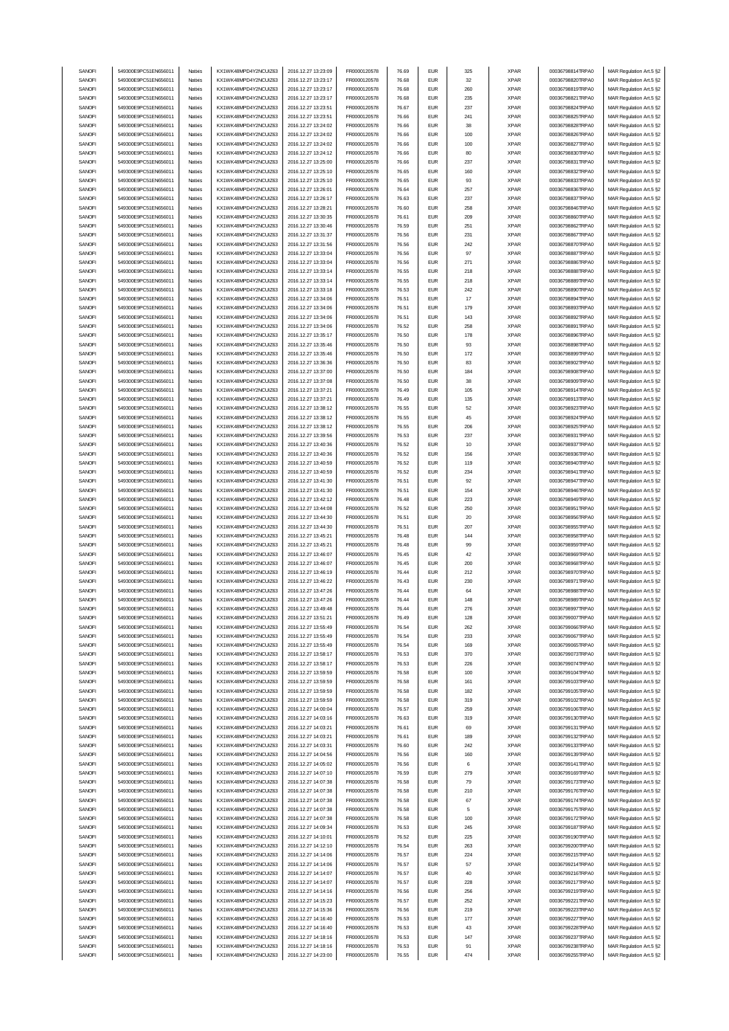| SANOFI | 549300E9PC51EN656011 | Natixis | KX1WK48MPD4Y2NCUIZ63 | 2016.12.27 13:23:09 | FR0000120578 | 76.69 | EUR | 325 | XPAR | 00036798814TRPA0 | MAR Regulation Art.5 §2 |
|---|---|---|---|---|---|---|---|---|---|---|---|
| SANOFI | 549300E9PC51EN656011 | Natixis | KX1WK48MPD4Y2NCUIZ63 | 2016.12.27 13:23:17 | FR0000120578 | 76.68 | EUR | 32 | XPAR | 00036798820TRPA0 | MAR Regulation Art.5 §2 |
| SANOFI | 549300E9PC51EN656011 | Natixis | KX1WK48MPD4Y2NCUIZ63 | 2016.12.27 13:23:17 | FR0000120578 | 76.68 | EUR | 260 | XPAR | 00036798819TRPA0 | MAR Regulation Art.5 §2 |
| SANOFI | 549300E9PC51EN656011 | Natixis | KX1WK48MPD4Y2NCUIZ63 | 2016.12.27 13:23:17 | FR0000120578 | 76.68 | EUR | 235 | XPAR | 00036798821TRPA0 | MAR Regulation Art.5 §2 |
| SANOFI | 549300E9PC51EN656011 | Natixis | KX1WK48MPD4Y2NCUIZ63 | 2016.12.27 13:23:51 | FR0000120578 | 76.67 | EUR | 237 | XPAR | 00036798824TRPA0 | MAR Regulation Art.5 §2 |
| SANOFI | 549300E9PC51EN656011 | Natixis | KX1WK48MPD4Y2NCUIZ63 | 2016.12.27 13:23:51 | FR0000120578 | 76.66 | EUR | 241 | XPAR | 00036798825TRPA0 | MAR Regulation Art.5 §2 |
| SANOFI | 549300E9PC51EN656011 | Natixis | KX1WK48MPD4Y2NCUIZ63 | 2016.12.27 13:24:02 | FR0000120578 | 76.66 | EUR | 38 | XPAR | 00036798828TRPA0 | MAR Regulation Art.5 §2 |
| SANOFI | 549300E9PC51EN656011 | Natixis | KX1WK48MPD4Y2NCUIZ63 | 2016.12.27 13:24:02 | FR0000120578 | 76.66 | EUR | 100 | XPAR | 00036798826TRPA0 | MAR Regulation Art.5 §2 |
| SANOFI | 549300E9PC51EN656011 | Natixis | KX1WK48MPD4Y2NCUIZ63 | 2016.12.27 13:24:02 | FR0000120578 | 76.66 | EUR | 100 | XPAR | 00036798827TRPA0 | MAR Regulation Art.5 §2 |
| SANOFI | 549300E9PC51EN656011 | Natixis | KX1WK48MPD4Y2NCUIZ63 | 2016.12.27 13:24:12 | FR0000120578 | 76.66 | EUR | 80 | XPAR | 00036798830TRPA0 | MAR Regulation Art.5 §2 |
| SANOFI | 549300E9PC51EN656011 | Natixis | KX1WK48MPD4Y2NCUIZ63 | 2016.12.27 13:25:00 | FR0000120578 | 76.66 | EUR | 237 | XPAR | 00036798831TRPA0 | MAR Regulation Art.5 §2 |
| SANOFI | 549300E9PC51EN656011 | Natixis | KX1WK48MPD4Y2NCUIZ63 | 2016.12.27 13:25:10 | FR0000120578 | 76.65 | EUR | 160 | XPAR | 00036798832TRPA0 | MAR Regulation Art.5 §2 |
| SANOFI | 549300E9PC51EN656011 | Natixis | KX1WK48MPD4Y2NCUIZ63 | 2016.12.27 13:25:10 | FR0000120578 | 76.65 | EUR | 93 | XPAR | 00036798833TRPA0 | MAR Regulation Art.5 §2 |
| SANOFI | 549300E9PC51EN656011 | Natixis | KX1WK48MPD4Y2NCUIZ63 | 2016.12.27 13:26:01 | FR0000120578 | 76.64 | EUR | 257 | XPAR | 00036798836TRPA0 | MAR Regulation Art.5 §2 |
| SANOFI | 549300E9PC51EN656011 | Natixis | KX1WK48MPD4Y2NCUIZ63 | 2016.12.27 13:26:17 | FR0000120578 | 76.63 | EUR | 237 | XPAR | 00036798837TRPA0 | MAR Regulation Art.5 §2 |
| SANOFI | 549300E9PC51EN656011 | Natixis | KX1WK48MPD4Y2NCUIZ63 | 2016.12.27 13:28:21 | FR0000120578 | 76.60 | EUR | 258 | XPAR | 00036798846TRPA0 | MAR Regulation Art.5 §2 |
| SANOFI | 549300E9PC51EN656011 | Natixis | KX1WK48MPD4Y2NCUIZ63 | 2016.12.27 13:30:35 | FR0000120578 | 76.61 | EUR | 209 | XPAR | 00036798860TRPA0 | MAR Regulation Art.5 §2 |
| SANOFI | 549300E9PC51EN656011 | Natixis | KX1WK48MPD4Y2NCUIZ63 | 2016.12.27 13:30:46 | FR0000120578 | 76.59 | EUR | 251 | XPAR | 00036798862TRPA0 | MAR Regulation Art.5 §2 |
| SANOFI | 549300E9PC51EN656011 | Natixis | KX1WK48MPD4Y2NCUIZ63 | 2016.12.27 13:31:37 | FR0000120578 | 76.56 | EUR | 231 | XPAR | 00036798867TRPA0 | MAR Regulation Art.5 §2 |
| SANOFI | 549300E9PC51EN656011 | Natixis | KX1WK48MPD4Y2NCUIZ63 | 2016.12.27 13:31:56 | FR0000120578 | 76.56 | EUR | 242 | XPAR | 00036798870TRPA0 | MAR Regulation Art.5 §2 |
| SANOFI | 549300E9PC51EN656011 | Natixis | KX1WK48MPD4Y2NCUIZ63 | 2016.12.27 13:33:04 | FR0000120578 | 76.56 | EUR | 97 | XPAR | 00036798887TRPA0 | MAR Regulation Art.5 §2 |
| SANOFI | 549300E9PC51EN656011 | Natixis | KX1WK48MPD4Y2NCUIZ63 | 2016.12.27 13:33:04 | FR0000120578 | 76.56 | EUR | 271 | XPAR | 00036798886TRPA0 | MAR Regulation Art.5 §2 |
| SANOFI | 549300E9PC51EN656011 | Natixis | KX1WK48MPD4Y2NCUIZ63 | 2016.12.27 13:33:14 | FR0000120578 | 76.55 | EUR | 218 | XPAR | 00036798888TRPA0 | MAR Regulation Art.5 §2 |
| SANOFI | 549300E9PC51EN656011 | Natixis | KX1WK48MPD4Y2NCUIZ63 | 2016.12.27 13:33:14 | FR0000120578 | 76.55 | EUR | 218 | XPAR | 00036798889TRPA0 | MAR Regulation Art.5 §2 |
| SANOFI | 549300E9PC51EN656011 | Natixis | KX1WK48MPD4Y2NCUIZ63 | 2016.12.27 13:33:18 | FR0000120578 | 76.53 | EUR | 242 | XPAR | 00036798890TRPA0 | MAR Regulation Art.5 §2 |
| SANOFI | 549300E9PC51EN656011 | Natixis | KX1WK48MPD4Y2NCUIZ63 | 2016.12.27 13:34:06 | FR0000120578 | 76.51 | EUR | 17 | XPAR | 00036798894TRPA0 | MAR Regulation Art.5 §2 |
| SANOFI | 549300E9PC51EN656011 | Natixis | KX1WK48MPD4Y2NCUIZ63 | 2016.12.27 13:34:06 | FR0000120578 | 76.51 | EUR | 179 | XPAR | 00036798893TRPA0 | MAR Regulation Art.5 §2 |
| SANOFI | 549300E9PC51EN656011 | Natixis | KX1WK48MPD4Y2NCUIZ63 | 2016.12.27 13:34:06 | FR0000120578 | 76.51 | EUR | 143 | XPAR | 00036798892TRPA0 | MAR Regulation Art.5 §2 |
| SANOFI | 549300E9PC51EN656011 | Natixis | KX1WK48MPD4Y2NCUIZ63 | 2016.12.27 13:34:06 | FR0000120578 | 76.52 | EUR | 258 | XPAR | 00036798891TRPA0 | MAR Regulation Art.5 §2 |
| SANOFI | 549300E9PC51EN656011 | Natixis | KX1WK48MPD4Y2NCUIZ63 | 2016.12.27 13:35:17 | FR0000120578 | 76.50 | EUR | 178 | XPAR | 00036798896TRPA0 | MAR Regulation Art.5 §2 |
| SANOFI | 549300E9PC51EN656011 | Natixis | KX1WK48MPD4Y2NCUIZ63 | 2016.12.27 13:35:46 | FR0000120578 | 76.50 | EUR | 93 | XPAR | 00036798898TRPA0 | MAR Regulation Art.5 §2 |
| SANOFI | 549300E9PC51EN656011 | Natixis | KX1WK48MPD4Y2NCUIZ63 | 2016.12.27 13:35:46 | FR0000120578 | 76.50 | EUR | 172 | XPAR | 00036798899TRPA0 | MAR Regulation Art.5 §2 |
| SANOFI | 549300E9PC51EN656011 | Natixis | KX1WK48MPD4Y2NCUIZ63 | 2016.12.27 13:36:36 | FR0000120578 | 76.50 | EUR | 83 | XPAR | 00036798902TRPA0 | MAR Regulation Art.5 §2 |
| SANOFI | 549300E9PC51EN656011 | Natixis | KX1WK48MPD4Y2NCUIZ63 | 2016.12.27 13:37:00 | FR0000120578 | 76.50 | EUR | 184 | XPAR | 00036798908TRPA0 | MAR Regulation Art.5 §2 |
| SANOFI | 549300E9PC51EN656011 | Natixis | KX1WK48MPD4Y2NCUIZ63 | 2016.12.27 13:37:08 | FR0000120578 | 76.50 | EUR | 38 | XPAR | 00036798909TRPA0 | MAR Regulation Art.5 §2 |
| SANOFI | 549300E9PC51EN656011 | Natixis | KX1WK48MPD4Y2NCUIZ63 | 2016.12.27 13:37:21 | FR0000120578 | 76.49 | EUR | 105 | XPAR | 00036798914TRPA0 | MAR Regulation Art.5 §2 |
| SANOFI | 549300E9PC51EN656011 | Natixis | KX1WK48MPD4Y2NCUIZ63 | 2016.12.27 13:37:21 | FR0000120578 | 76.49 | EUR | 135 | XPAR | 00036798913TRPA0 | MAR Regulation Art.5 §2 |
| SANOFI | 549300E9PC51EN656011 | Natixis | KX1WK48MPD4Y2NCUIZ63 | 2016.12.27 13:38:12 | FR0000120578 | 76.55 | EUR | 52 | XPAR | 00036798923TRPA0 | MAR Regulation Art.5 §2 |
| SANOFI | 549300E9PC51EN656011 | Natixis | KX1WK48MPD4Y2NCUIZ63 | 2016.12.27 13:38:12 | FR0000120578 | 76.55 | EUR | 45 | XPAR | 00036798924TRPA0 | MAR Regulation Art.5 §2 |
| SANOFI | 549300E9PC51EN656011 | Natixis | KX1WK48MPD4Y2NCUIZ63 | 2016.12.27 13:38:12 | FR0000120578 | 76.55 | EUR | 206 | XPAR | 00036798925TRPA0 | MAR Regulation Art.5 §2 |
| SANOFI | 549300E9PC51EN656011 | Natixis | KX1WK48MPD4Y2NCUIZ63 | 2016.12.27 13:39:56 | FR0000120578 | 76.53 | EUR | 237 | XPAR | 00036798931TRPA0 | MAR Regulation Art.5 §2 |
| SANOFI | 549300E9PC51EN656011 | Natixis | KX1WK48MPD4Y2NCUIZ63 | 2016.12.27 13:40:36 | FR0000120578 | 76.52 | EUR | 10 | XPAR | 00036798937TRPA0 | MAR Regulation Art.5 §2 |
| SANOFI | 549300E9PC51EN656011 | Natixis | KX1WK48MPD4Y2NCUIZ63 | 2016.12.27 13:40:36 | FR0000120578 | 76.52 | EUR | 156 | XPAR | 00036798936TRPA0 | MAR Regulation Art.5 §2 |
| SANOFI | 549300E9PC51EN656011 | Natixis | KX1WK48MPD4Y2NCUIZ63 | 2016.12.27 13:40:59 | FR0000120578 | 76.52 | EUR | 119 | XPAR | 00036798940TRPA0 | MAR Regulation Art.5 §2 |
| SANOFI | 549300E9PC51EN656011 | Natixis | KX1WK48MPD4Y2NCUIZ63 | 2016.12.27 13:40:59 | FR0000120578 | 76.52 | EUR | 234 | XPAR | 00036798941TRPA0 | MAR Regulation Art.5 §2 |
| SANOFI | 549300E9PC51EN656011 | Natixis | KX1WK48MPD4Y2NCUIZ63 | 2016.12.27 13:41:30 | FR0000120578 | 76.51 | EUR | 92 | XPAR | 00036798947TRPA0 | MAR Regulation Art.5 §2 |
| SANOFI | 549300E9PC51EN656011 | Natixis | KX1WK48MPD4Y2NCUIZ63 | 2016.12.27 13:41:30 | FR0000120578 | 76.51 | EUR | 154 | XPAR | 00036798946TRPA0 | MAR Regulation Art.5 §2 |
| SANOFI | 549300E9PC51EN656011 | Natixis | KX1WK48MPD4Y2NCUIZ63 | 2016.12.27 13:42:12 | FR0000120578 | 76.48 | EUR | 223 | XPAR | 00036798949TRPA0 | MAR Regulation Art.5 §2 |
| SANOFI | 549300E9PC51EN656011 | Natixis | KX1WK48MPD4Y2NCUIZ63 | 2016.12.27 13:44:08 | FR0000120578 | 76.52 | EUR | 250 | XPAR | 00036798951TRPA0 | MAR Regulation Art.5 §2 |
| SANOFI | 549300E9PC51EN656011 | Natixis | KX1WK48MPD4Y2NCUIZ63 | 2016.12.27 13:44:30 | FR0000120578 | 76.51 | EUR | 20 | XPAR | 00036798956TRPA0 | MAR Regulation Art.5 §2 |
| SANOFI | 549300E9PC51EN656011 | Natixis | KX1WK48MPD4Y2NCUIZ63 | 2016.12.27 13:44:30 | FR0000120578 | 76.51 | EUR | 207 | XPAR | 00036798955TRPA0 | MAR Regulation Art.5 §2 |
| SANOFI | 549300E9PC51EN656011 | Natixis | KX1WK48MPD4Y2NCUIZ63 | 2016.12.27 13:45:21 | FR0000120578 | 76.48 | EUR | 144 | XPAR | 00036798958TRPA0 | MAR Regulation Art.5 §2 |
| SANOFI | 549300E9PC51EN656011 | Natixis | KX1WK48MPD4Y2NCUIZ63 | 2016.12.27 13:45:21 | FR0000120578 | 76.48 | EUR | 99 | XPAR | 00036798959TRPA0 | MAR Regulation Art.5 §2 |
| SANOFI | 549300E9PC51EN656011 | Natixis | KX1WK48MPD4Y2NCUIZ63 | 2016.12.27 13:46:07 | FR0000120578 | 76.45 | EUR | 42 | XPAR | 00036798969TRPA0 | MAR Regulation Art.5 §2 |
| SANOFI | 549300E9PC51EN656011 | Natixis | KX1WK48MPD4Y2NCUIZ63 | 2016.12.27 13:46:07 | FR0000120578 | 76.45 | EUR | 200 | XPAR | 00036798968TRPA0 | MAR Regulation Art.5 §2 |
| SANOFI | 549300E9PC51EN656011 | Natixis | KX1WK48MPD4Y2NCUIZ63 | 2016.12.27 13:46:19 | FR0000120578 | 76.44 | EUR | 212 | XPAR | 00036798970TRPA0 | MAR Regulation Art.5 §2 |
| SANOFI | 549300E9PC51EN656011 | Natixis | KX1WK48MPD4Y2NCUIZ63 | 2016.12.27 13:46:22 | FR0000120578 | 76.43 | EUR | 230 | XPAR | 00036798971TRPA0 | MAR Regulation Art.5 §2 |
| SANOFI | 549300E9PC51EN656011 | Natixis | KX1WK48MPD4Y2NCUIZ63 | 2016.12.27 13:47:26 | FR0000120578 | 76.44 | EUR | 64 | XPAR | 00036798988TRPA0 | MAR Regulation Art.5 §2 |
| SANOFI | 549300E9PC51EN656011 | Natixis | KX1WK48MPD4Y2NCUIZ63 | 2016.12.27 13:47:26 | FR0000120578 | 76.44 | EUR | 148 | XPAR | 00036798989TRPA0 | MAR Regulation Art.5 §2 |
| SANOFI | 549300E9PC51EN656011 | Natixis | KX1WK48MPD4Y2NCUIZ63 | 2016.12.27 13:49:48 | FR0000120578 | 76.44 | EUR | 276 | XPAR | 00036798997TRPA0 | MAR Regulation Art.5 §2 |
| SANOFI | 549300E9PC51EN656011 | Natixis | KX1WK48MPD4Y2NCUIZ63 | 2016.12.27 13:51:21 | FR0000120578 | 76.49 | EUR | 128 | XPAR | 00036799007TRPA0 | MAR Regulation Art.5 §2 |
| SANOFI | 549300E9PC51EN656011 | Natixis | KX1WK48MPD4Y2NCUIZ63 | 2016.12.27 13:55:49 | FR0000120578 | 76.54 | EUR | 262 | XPAR | 00036799066TRPA0 | MAR Regulation Art.5 §2 |
| SANOFI | 549300E9PC51EN656011 | Natixis | KX1WK48MPD4Y2NCUIZ63 | 2016.12.27 13:55:49 | FR0000120578 | 76.54 | EUR | 233 | XPAR | 00036799067TRPA0 | MAR Regulation Art.5 §2 |
| SANOFI | 549300E9PC51EN656011 | Natixis | KX1WK48MPD4Y2NCUIZ63 | 2016.12.27 13:55:49 | FR0000120578 | 76.54 | EUR | 169 | XPAR | 00036799065TRPA0 | MAR Regulation Art.5 §2 |
| SANOFI | 549300E9PC51EN656011 | Natixis | KX1WK48MPD4Y2NCUIZ63 | 2016.12.27 13:58:17 | FR0000120578 | 76.53 | EUR | 370 | XPAR | 00036799073TRPA0 | MAR Regulation Art.5 §2 |
| SANOFI | 549300E9PC51EN656011 | Natixis | KX1WK48MPD4Y2NCUIZ63 | 2016.12.27 13:58:17 | FR0000120578 | 76.53 | EUR | 226 | XPAR | 00036799074TRPA0 | MAR Regulation Art.5 §2 |
| SANOFI | 549300E9PC51EN656011 | Natixis | KX1WK48MPD4Y2NCUIZ63 | 2016.12.27 13:59:59 | FR0000120578 | 76.58 | EUR | 100 | XPAR | 00036799104TRPA0 | MAR Regulation Art.5 §2 |
| SANOFI | 549300E9PC51EN656011 | Natixis | KX1WK48MPD4Y2NCUIZ63 | 2016.12.27 13:59:59 | FR0000120578 | 76.58 | EUR | 161 | XPAR | 00036799103TRPA0 | MAR Regulation Art.5 §2 |
| SANOFI | 549300E9PC51EN656011 | Natixis | KX1WK48MPD4Y2NCUIZ63 | 2016.12.27 13:59:59 | FR0000120578 | 76.58 | EUR | 182 | XPAR | 00036799105TRPA0 | MAR Regulation Art.5 §2 |
| SANOFI | 549300E9PC51EN656011 | Natixis | KX1WK48MPD4Y2NCUIZ63 | 2016.12.27 13:59:59 | FR0000120578 | 76.58 | EUR | 319 | XPAR | 00036799102TRPA0 | MAR Regulation Art.5 §2 |
| SANOFI | 549300E9PC51EN656011 | Natixis | KX1WK48MPD4Y2NCUIZ63 | 2016.12.27 14:00:04 | FR0000120578 | 76.57 | EUR | 259 | XPAR | 00036799106TRPA0 | MAR Regulation Art.5 §2 |
| SANOFI | 549300E9PC51EN656011 | Natixis | KX1WK48MPD4Y2NCUIZ63 | 2016.12.27 14:03:16 | FR0000120578 | 76.63 | EUR | 319 | XPAR | 00036799130TRPA0 | MAR Regulation Art.5 §2 |
| SANOFI | 549300E9PC51EN656011 | Natixis | KX1WK48MPD4Y2NCUIZ63 | 2016.12.27 14:03:21 | FR0000120578 | 76.61 | EUR | 69 | XPAR | 00036799131TRPA0 | MAR Regulation Art.5 §2 |
| SANOFI | 549300E9PC51EN656011 | Natixis | KX1WK48MPD4Y2NCUIZ63 | 2016.12.27 14:03:21 | FR0000120578 | 76.61 | EUR | 189 | XPAR | 00036799132TRPA0 | MAR Regulation Art.5 §2 |
| SANOFI | 549300E9PC51EN656011 | Natixis | KX1WK48MPD4Y2NCUIZ63 | 2016.12.27 14:03:31 | FR0000120578 | 76.60 | EUR | 242 | XPAR | 00036799133TRPA0 | MAR Regulation Art.5 §2 |
| SANOFI | 549300E9PC51EN656011 | Natixis | KX1WK48MPD4Y2NCUIZ63 | 2016.12.27 14:04:56 | FR0000120578 | 76.56 | EUR | 160 | XPAR | 00036799139TRPA0 | MAR Regulation Art.5 §2 |
| SANOFI | 549300E9PC51EN656011 | Natixis | KX1WK48MPD4Y2NCUIZ63 | 2016.12.27 14:05:02 | FR0000120578 | 76.56 | EUR | 6 | XPAR | 00036799141TRPA0 | MAR Regulation Art.5 §2 |
| SANOFI | 549300E9PC51EN656011 | Natixis | KX1WK48MPD4Y2NCUIZ63 | 2016.12.27 14:07:10 | FR0000120578 | 76.59 | EUR | 279 | XPAR | 00036799169TRPA0 | MAR Regulation Art.5 §2 |
| SANOFI | 549300E9PC51EN656011 | Natixis | KX1WK48MPD4Y2NCUIZ63 | 2016.12.27 14:07:38 | FR0000120578 | 76.58 | EUR | 79 | XPAR | 00036799173TRPA0 | MAR Regulation Art.5 §2 |
| SANOFI | 549300E9PC51EN656011 | Natixis | KX1WK48MPD4Y2NCUIZ63 | 2016.12.27 14:07:38 | FR0000120578 | 76.58 | EUR | 210 | XPAR | 00036799176TRPA0 | MAR Regulation Art.5 §2 |
| SANOFI | 549300E9PC51EN656011 | Natixis | KX1WK48MPD4Y2NCUIZ63 | 2016.12.27 14:07:38 | FR0000120578 | 76.58 | EUR | 67 | XPAR | 00036799174TRPA0 | MAR Regulation Art.5 §2 |
| SANOFI | 549300E9PC51EN656011 | Natixis | KX1WK48MPD4Y2NCUIZ63 | 2016.12.27 14:07:38 | FR0000120578 | 76.58 | EUR | 5 | XPAR | 00036799175TRPA0 | MAR Regulation Art.5 §2 |
| SANOFI | 549300E9PC51EN656011 | Natixis | KX1WK48MPD4Y2NCUIZ63 | 2016.12.27 14:07:38 | FR0000120578 | 76.58 | EUR | 100 | XPAR | 00036799172TRPA0 | MAR Regulation Art.5 §2 |
| SANOFI | 549300E9PC51EN656011 | Natixis | KX1WK48MPD4Y2NCUIZ63 | 2016.12.27 14:09:34 | FR0000120578 | 76.53 | EUR | 245 | XPAR | 00036799187TRPA0 | MAR Regulation Art.5 §2 |
| SANOFI | 549300E9PC51EN656011 | Natixis | KX1WK48MPD4Y2NCUIZ63 | 2016.12.27 14:10:01 | FR0000120578 | 76.52 | EUR | 225 | XPAR | 00036799190TRPA0 | MAR Regulation Art.5 §2 |
| SANOFI | 549300E9PC51EN656011 | Natixis | KX1WK48MPD4Y2NCUIZ63 | 2016.12.27 14:12:10 | FR0000120578 | 76.54 | EUR | 263 | XPAR | 00036799200TRPA0 | MAR Regulation Art.5 §2 |
| SANOFI | 549300E9PC51EN656011 | Natixis | KX1WK48MPD4Y2NCUIZ63 | 2016.12.27 14:14:06 | FR0000120578 | 76.57 | EUR | 224 | XPAR | 00036799215TRPA0 | MAR Regulation Art.5 §2 |
| SANOFI | 549300E9PC51EN656011 | Natixis | KX1WK48MPD4Y2NCUIZ63 | 2016.12.27 14:14:06 | FR0000120578 | 76.57 | EUR | 57 | XPAR | 00036799214TRPA0 | MAR Regulation Art.5 §2 |
| SANOFI | 549300E9PC51EN656011 | Natixis | KX1WK48MPD4Y2NCUIZ63 | 2016.12.27 14:14:07 | FR0000120578 | 76.57 | EUR | 40 | XPAR | 00036799216TRPA0 | MAR Regulation Art.5 §2 |
| SANOFI | 549300E9PC51EN656011 | Natixis | KX1WK48MPD4Y2NCUIZ63 | 2016.12.27 14:14:07 | FR0000120578 | 76.57 | EUR | 228 | XPAR | 00036799217TRPA0 | MAR Regulation Art.5 §2 |
| SANOFI | 549300E9PC51EN656011 | Natixis | KX1WK48MPD4Y2NCUIZ63 | 2016.12.27 14:14:16 | FR0000120578 | 76.56 | EUR | 256 | XPAR | 00036799219TRPA0 | MAR Regulation Art.5 §2 |
| SANOFI | 549300E9PC51EN656011 | Natixis | KX1WK48MPD4Y2NCUIZ63 | 2016.12.27 14:15:23 | FR0000120578 | 76.57 | EUR | 252 | XPAR | 00036799221TRPA0 | MAR Regulation Art.5 §2 |
| SANOFI | 549300E9PC51EN656011 | Natixis | KX1WK48MPD4Y2NCUIZ63 | 2016.12.27 14:15:36 | FR0000120578 | 76.56 | EUR | 219 | XPAR | 00036799223TRPA0 | MAR Regulation Art.5 §2 |
| SANOFI | 549300E9PC51EN656011 | Natixis | KX1WK48MPD4Y2NCUIZ63 | 2016.12.27 14:16:40 | FR0000120578 | 76.53 | EUR | 177 | XPAR | 00036799227TRPA0 | MAR Regulation Art.5 §2 |
| SANOFI | 549300E9PC51EN656011 | Natixis | KX1WK48MPD4Y2NCUIZ63 | 2016.12.27 14:16:40 | FR0000120578 | 76.53 | EUR | 43 | XPAR | 00036799228TRPA0 | MAR Regulation Art.5 §2 |
| SANOFI | 549300E9PC51EN656011 | Natixis | KX1WK48MPD4Y2NCUIZ63 | 2016.12.27 14:18:16 | FR0000120578 | 76.53 | EUR | 147 | XPAR | 00036799237TRPA0 | MAR Regulation Art.5 §2 |
| SANOFI | 549300E9PC51EN656011 | Natixis | KX1WK48MPD4Y2NCUIZ63 | 2016.12.27 14:18:16 | FR0000120578 | 76.53 | EUR | 91 | XPAR | 00036799238TRPA0 | MAR Regulation Art.5 §2 |
| SANOFI | 549300E9PC51EN656011 | Natixis | KX1WK48MPD4Y2NCUIZ63 | 2016.12.27 14:23:00 | FR0000120578 | 76.55 | EUR | 474 | XPAR | 00036799255TRPA0 | MAR Regulation Art.5 §2 |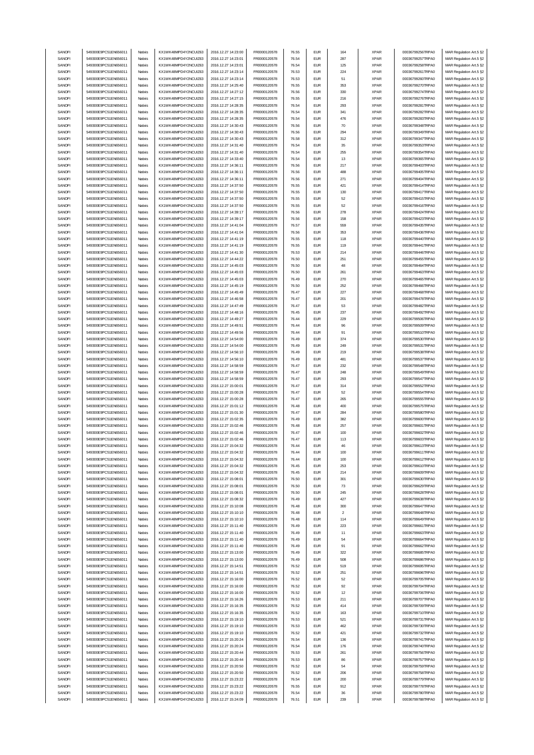| SANOFI | 549300E9PC51EN656011 | Natixis | KX1WK48MPD4Y2NCUIZ63 | 2016.12.27 14:23:00 | FR0000120578 | 76.55 | EUR | 164 | XPAR | 00036799256TRPA0 | MAR Regulation Art.5 §2 |
|---|---|---|---|---|---|---|---|---|---|---|---|
| SANOFI | 549300E9PC51EN656011 | Natixis | KX1WK48MPD4Y2NCUIZ63 | 2016.12.27 14:23:01 | FR0000120578 | 76.54 | EUR | 287 | XPAR | 00036799257TRPA0 | MAR Regulation Art.5 §2 |
| SANOFI | 549300E9PC51EN656011 | Natixis | KX1WK48MPD4Y2NCUIZ63 | 2016.12.27 14:23:01 | FR0000120578 | 76.54 | EUR | 125 | XPAR | 00036799258TRPA0 | MAR Regulation Art.5 §2 |
| SANOFI | 549300E9PC51EN656011 | Natixis | KX1WK48MPD4Y2NCUIZ63 | 2016.12.27 14:23:14 | FR0000120578 | 76.53 | EUR | 224 | XPAR | 00036799261TRPA0 | MAR Regulation Art.5 §2 |
| SANOFI | 549300E9PC51EN656011 | Natixis | KX1WK48MPD4Y2NCUIZ63 | 2016.12.27 14:23:14 | FR0000120578 | 76.53 | EUR | 51 | XPAR | 00036799260TRPA0 | MAR Regulation Art.5 §2 |
| SANOFI | 549300E9PC51EN656011 | Natixis | KX1WK48MPD4Y2NCUIZ63 | 2016.12.27 14:25:40 | FR0000120578 | 76.55 | EUR | 353 | XPAR | 00036799270TRPA0 | MAR Regulation Art.5 §2 |
| SANOFI | 549300E9PC51EN656011 | Natixis | KX1WK48MPD4Y2NCUIZ63 | 2016.12.27 14:27:12 | FR0000120578 | 76.56 | EUR | 330 | XPAR | 00036799274TRPA0 | MAR Regulation Art.5 §2 |
| SANOFI | 549300E9PC51EN656011 | Natixis | KX1WK48MPD4Y2NCUIZ63 | 2016.12.27 14:27:15 | FR0000120578 | 76.55 | EUR | 216 | XPAR | 00036799276TRPA0 | MAR Regulation Art.5 §2 |
| SANOFI | 549300E9PC51EN656011 | Natixis | KX1WK48MPD4Y2NCUIZ63 | 2016.12.27 14:28:35 | FR0000120578 | 76.54 | EUR | 293 | XPAR | 00036799281TRPA0 | MAR Regulation Art.5 §2 |
| SANOFI | 549300E9PC51EN656011 | Natixis | KX1WK48MPD4Y2NCUIZ63 | 2016.12.27 14:28:35 | FR0000120578 | 76.54 | EUR | 341 | XPAR | 00036799282TRPA0 | MAR Regulation Art.5 §2 |
| SANOFI | 549300E9PC51EN656011 | Natixis | KX1WK48MPD4Y2NCUIZ63 | 2016.12.27 14:28:35 | FR0000120578 | 76.54 | EUR | 476 | XPAR | 00036799283TRPA0 | MAR Regulation Art.5 §2 |
| SANOFI | 549300E9PC51EN656011 | Natixis | KX1WK48MPD4Y2NCUIZ63 | 2016.12.27 14:30:43 | FR0000120578 | 76.56 | EUR | 70 | XPAR | 00036799348TRPA0 | MAR Regulation Art.5 §2 |
| SANOFI | 549300E9PC51EN656011 | Natixis | KX1WK48MPD4Y2NCUIZ63 | 2016.12.27 14:30:43 | FR0000120578 | 76.56 | EUR | 294 | XPAR | 00036799349TRPA0 | MAR Regulation Art.5 §2 |
| SANOFI | 549300E9PC51EN656011 | Natixis | KX1WK48MPD4Y2NCUIZ63 | 2016.12.27 14:30:43 | FR0000120578 | 76.58 | EUR | 312 | XPAR | 00036799347TRPA0 | MAR Regulation Art.5 §2 |
| SANOFI | 549300E9PC51EN656011 | Natixis | KX1WK48MPD4Y2NCUIZ63 | 2016.12.27 14:31:40 | FR0000120578 | 76.54 | EUR | 35 | XPAR | 00036799353TRPA0 | MAR Regulation Art.5 §2 |
| SANOFI | 549300E9PC51EN656011 | Natixis | KX1WK48MPD4Y2NCUIZ63 | 2016.12.27 14:31:40 | FR0000120578 | 76.54 | EUR | 255 | XPAR | 00036799354TRPA0 | MAR Regulation Art.5 §2 |
| SANOFI | 549300E9PC51EN656011 | Natixis | KX1WK48MPD4Y2NCUIZ63 | 2016.12.27 14:33:40 | FR0000120578 | 76.54 | EUR | 13 | XPAR | 00036799365TRPA0 | MAR Regulation Art.5 §2 |
| SANOFI | 549300E9PC51EN656011 | Natixis | KX1WK48MPD4Y2NCUIZ63 | 2016.12.27 14:36:11 | FR0000120578 | 76.56 | EUR | 217 | XPAR | 00036799403TRPA0 | MAR Regulation Art.5 §2 |
| SANOFI | 549300E9PC51EN656011 | Natixis | KX1WK48MPD4Y2NCUIZ63 | 2016.12.27 14:36:11 | FR0000120578 | 76.56 | EUR | 488 | XPAR | 00036799405TRPA0 | MAR Regulation Art.5 §2 |
| SANOFI | 549300E9PC51EN656011 | Natixis | KX1WK48MPD4Y2NCUIZ63 | 2016.12.27 14:36:11 | FR0000120578 | 76.56 | EUR | 271 | XPAR | 00036799404TRPA0 | MAR Regulation Art.5 §2 |
| SANOFI | 549300E9PC51EN656011 | Natixis | KX1WK48MPD4Y2NCUIZ63 | 2016.12.27 14:37:50 | FR0000120578 | 76.55 | EUR | 421 | XPAR | 00036799414TRPA0 | MAR Regulation Art.5 §2 |
| SANOFI | 549300E9PC51EN656011 | Natixis | KX1WK48MPD4Y2NCUIZ63 | 2016.12.27 14:37:50 | FR0000120578 | 76.55 | EUR | 130 | XPAR | 00036799417TRPA0 | MAR Regulation Art.5 §2 |
| SANOFI | 549300E9PC51EN656011 | Natixis | KX1WK48MPD4Y2NCUIZ63 | 2016.12.27 14:37:50 | FR0000120578 | 76.55 | EUR | 52 | XPAR | 00036799415TRPA0 | MAR Regulation Art.5 §2 |
| SANOFI | 549300E9PC51EN656011 | Natixis | KX1WK48MPD4Y2NCUIZ63 | 2016.12.27 14:37:50 | FR0000120578 | 76.55 | EUR | 52 | XPAR | 00036799416TRPA0 | MAR Regulation Art.5 §2 |
| SANOFI | 549300E9PC51EN656011 | Natixis | KX1WK48MPD4Y2NCUIZ63 | 2016.12.27 14:39:17 | FR0000120578 | 76.56 | EUR | 278 | XPAR | 00036799424TRPA0 | MAR Regulation Art.5 §2 |
| SANOFI | 549300E9PC51EN656011 | Natixis | KX1WK48MPD4Y2NCUIZ63 | 2016.12.27 14:39:17 | FR0000120578 | 76.56 | EUR | 158 | XPAR | 00036799423TRPA0 | MAR Regulation Art.5 §2 |
| SANOFI | 549300E9PC51EN656011 | Natixis | KX1WK48MPD4Y2NCUIZ63 | 2016.12.27 14:41:04 | FR0000120578 | 76.57 | EUR | 559 | XPAR | 00036799435TRPA0 | MAR Regulation Art.5 §2 |
| SANOFI | 549300E9PC51EN656011 | Natixis | KX1WK48MPD4Y2NCUIZ63 | 2016.12.27 14:41:04 | FR0000120578 | 76.56 | EUR | 353 | XPAR | 00036799436TRPA0 | MAR Regulation Art.5 §2 |
| SANOFI | 549300E9PC51EN656011 | Natixis | KX1WK48MPD4Y2NCUIZ63 | 2016.12.27 14:41:19 | FR0000120578 | 76.55 | EUR | 118 | XPAR | 00036799440TRPA0 | MAR Regulation Art.5 §2 |
| SANOFI | 549300E9PC51EN656011 | Natixis | KX1WK48MPD4Y2NCUIZ63 | 2016.12.27 14:41:19 | FR0000120578 | 76.55 | EUR | 119 | XPAR | 00036799441TRPA0 | MAR Regulation Art.5 §2 |
| SANOFI | 549300E9PC51EN656011 | Natixis | KX1WK48MPD4Y2NCUIZ63 | 2016.12.27 14:41:30 | FR0000120578 | 76.53 | EUR | 214 | XPAR | 00036799446TRPA0 | MAR Regulation Art.5 §2 |
| SANOFI | 549300E9PC51EN656011 | Natixis | KX1WK48MPD4Y2NCUIZ63 | 2016.12.27 14:44:22 | FR0000120578 | 76.50 | EUR | 251 | XPAR | 00036799455TRPA0 | MAR Regulation Art.5 §2 |
| SANOFI | 549300E9PC51EN656011 | Natixis | KX1WK48MPD4Y2NCUIZ63 | 2016.12.27 14:45:03 | FR0000120578 | 76.50 | EUR | 48 | XPAR | 00036799464TRPA0 | MAR Regulation Art.5 §2 |
| SANOFI | 549300E9PC51EN656011 | Natixis | KX1WK48MPD4Y2NCUIZ63 | 2016.12.27 14:45:03 | FR0000120578 | 76.50 | EUR | 261 | XPAR | 00036799463TRPA0 | MAR Regulation Art.5 §2 |
| SANOFI | 549300E9PC51EN656011 | Natixis | KX1WK48MPD4Y2NCUIZ63 | 2016.12.27 14:45:03 | FR0000120578 | 76.49 | EUR | 270 | XPAR | 00036799465TRPA0 | MAR Regulation Art.5 §2 |
| SANOFI | 549300E9PC51EN656011 | Natixis | KX1WK48MPD4Y2NCUIZ63 | 2016.12.27 14:45:19 | FR0000120578 | 76.50 | EUR | 252 | XPAR | 00036799466TRPA0 | MAR Regulation Art.5 §2 |
| SANOFI | 549300E9PC51EN656011 | Natixis | KX1WK48MPD4Y2NCUIZ63 | 2016.12.27 14:45:49 | FR0000120578 | 76.47 | EUR | 227 | XPAR | 00036799468TRPA0 | MAR Regulation Art.5 §2 |
| SANOFI | 549300E9PC51EN656011 | Natixis | KX1WK48MPD4Y2NCUIZ63 | 2016.12.27 14:46:58 | FR0000120578 | 76.47 | EUR | 201 | XPAR | 00036799478TRPA0 | MAR Regulation Art.5 §2 |
| SANOFI | 549300E9PC51EN656011 | Natixis | KX1WK48MPD4Y2NCUIZ63 | 2016.12.27 14:47:49 | FR0000120578 | 76.47 | EUR | 53 | XPAR | 00036799482TRPA0 | MAR Regulation Art.5 §2 |
| SANOFI | 549300E9PC51EN656011 | Natixis | KX1WK48MPD4Y2NCUIZ63 | 2016.12.27 14:48:16 | FR0000120578 | 76.45 | EUR | 237 | XPAR | 00036799492TRPA0 | MAR Regulation Art.5 §2 |
| SANOFI | 549300E9PC51EN656011 | Natixis | KX1WK48MPD4Y2NCUIZ63 | 2016.12.27 14:49:27 | FR0000120578 | 76.44 | EUR | 229 | XPAR | 00036799506TRPA0 | MAR Regulation Art.5 §2 |
| SANOFI | 549300E9PC51EN656011 | Natixis | KX1WK48MPD4Y2NCUIZ63 | 2016.12.27 14:49:51 | FR0000120578 | 76.44 | EUR | 96 | XPAR | 00036799509TRPA0 | MAR Regulation Art.5 §2 |
| SANOFI | 549300E9PC51EN656011 | Natixis | KX1WK48MPD4Y2NCUIZ63 | 2016.12.27 14:49:56 | FR0000120578 | 76.44 | EUR | 91 | XPAR | 00036799510TRPA0 | MAR Regulation Art.5 §2 |
| SANOFI | 549300E9PC51EN656011 | Natixis | KX1WK48MPD4Y2NCUIZ63 | 2016.12.27 14:54:00 | FR0000120578 | 76.49 | EUR | 374 | XPAR | 00036799530TRPA0 | MAR Regulation Art.5 §2 |
| SANOFI | 549300E9PC51EN656011 | Natixis | KX1WK48MPD4Y2NCUIZ63 | 2016.12.27 14:54:00 | FR0000120578 | 76.49 | EUR | 249 | XPAR | 00036799531TRPA0 | MAR Regulation Art.5 §2 |
| SANOFI | 549300E9PC51EN656011 | Natixis | KX1WK48MPD4Y2NCUIZ63 | 2016.12.27 14:56:10 | FR0000120578 | 76.49 | EUR | 219 | XPAR | 00036799536TRPA0 | MAR Regulation Art.5 §2 |
| SANOFI | 549300E9PC51EN656011 | Natixis | KX1WK48MPD4Y2NCUIZ63 | 2016.12.27 14:56:10 | FR0000120578 | 76.49 | EUR | 481 | XPAR | 00036799537TRPA0 | MAR Regulation Art.5 §2 |
| SANOFI | 549300E9PC51EN656011 | Natixis | KX1WK48MPD4Y2NCUIZ63 | 2016.12.27 14:58:59 | FR0000120578 | 76.47 | EUR | 232 | XPAR | 00036799548TRPA0 | MAR Regulation Art.5 §2 |
| SANOFI | 549300E9PC51EN656011 | Natixis | KX1WK48MPD4Y2NCUIZ63 | 2016.12.27 14:58:59 | FR0000120578 | 76.47 | EUR | 248 | XPAR | 00036799549TRPA0 | MAR Regulation Art.5 §2 |
| SANOFI | 549300E9PC51EN656011 | Natixis | KX1WK48MPD4Y2NCUIZ63 | 2016.12.27 14:58:59 | FR0000120578 | 76.47 | EUR | 293 | XPAR | 00036799547TRPA0 | MAR Regulation Art.5 §2 |
| SANOFI | 549300E9PC51EN656011 | Natixis | KX1WK48MPD4Y2NCUIZ63 | 2016.12.27 15:00:01 | FR0000120578 | 76.47 | EUR | 314 | XPAR | 00036799552TRPA0 | MAR Regulation Art.5 §2 |
| SANOFI | 549300E9PC51EN656011 | Natixis | KX1WK48MPD4Y2NCUIZ63 | 2016.12.27 15:00:28 | FR0000120578 | 76.47 | EUR | 52 | XPAR | 00036799554TRPA0 | MAR Regulation Art.5 §2 |
| SANOFI | 549300E9PC51EN656011 | Natixis | KX1WK48MPD4Y2NCUIZ63 | 2016.12.27 15:00:28 | FR0000120578 | 76.47 | EUR | 265 | XPAR | 00036799555TRPA0 | MAR Regulation Art.5 §2 |
| SANOFI | 549300E9PC51EN656011 | Natixis | KX1WK48MPD4Y2NCUIZ63 | 2016.12.27 15:01:12 | FR0000120578 | 76.48 | EUR | 400 | XPAR | 00036799575TRPA0 | MAR Regulation Art.5 §2 |
| SANOFI | 549300E9PC51EN656011 | Natixis | KX1WK48MPD4Y2NCUIZ63 | 2016.12.27 15:01:30 | FR0000120578 | 76.47 | EUR | 284 | XPAR | 00036799580TRPA0 | MAR Regulation Art.5 §2 |
| SANOFI | 549300E9PC51EN656011 | Natixis | KX1WK48MPD4Y2NCUIZ63 | 2016.12.27 15:02:35 | FR0000120578 | 76.49 | EUR | 382 | XPAR | 00036799600TRPA0 | MAR Regulation Art.5 §2 |
| SANOFI | 549300E9PC51EN656011 | Natixis | KX1WK48MPD4Y2NCUIZ63 | 2016.12.27 15:02:46 | FR0000120578 | 76.48 | EUR | 257 | XPAR | 00036799601TRPA0 | MAR Regulation Art.5 §2 |
| SANOFI | 549300E9PC51EN656011 | Natixis | KX1WK48MPD4Y2NCUIZ63 | 2016.12.27 15:02:46 | FR0000120578 | 76.47 | EUR | 100 | XPAR | 00036799602TRPA0 | MAR Regulation Art.5 §2 |
| SANOFI | 549300E9PC51EN656011 | Natixis | KX1WK48MPD4Y2NCUIZ63 | 2016.12.27 15:02:46 | FR0000120578 | 76.47 | EUR | 113 | XPAR | 00036799603TRPA0 | MAR Regulation Art.5 §2 |
| SANOFI | 549300E9PC51EN656011 | Natixis | KX1WK48MPD4Y2NCUIZ63 | 2016.12.27 15:04:32 | FR0000120578 | 76.44 | EUR | 46 | XPAR | 00036799613TRPA0 | MAR Regulation Art.5 §2 |
| SANOFI | 549300E9PC51EN656011 | Natixis | KX1WK48MPD4Y2NCUIZ63 | 2016.12.27 15:04:32 | FR0000120578 | 76.44 | EUR | 100 | XPAR | 00036799611TRPA0 | MAR Regulation Art.5 §2 |
| SANOFI | 549300E9PC51EN656011 | Natixis | KX1WK48MPD4Y2NCUIZ63 | 2016.12.27 15:04:32 | FR0000120578 | 76.44 | EUR | 100 | XPAR | 00036799612TRPA0 | MAR Regulation Art.5 §2 |
| SANOFI | 549300E9PC51EN656011 | Natixis | KX1WK48MPD4Y2NCUIZ63 | 2016.12.27 15:04:32 | FR0000120578 | 76.45 | EUR | 253 | XPAR | 00036799610TRPA0 | MAR Regulation Art.5 §2 |
| SANOFI | 549300E9PC51EN656011 | Natixis | KX1WK48MPD4Y2NCUIZ63 | 2016.12.27 15:04:32 | FR0000120578 | 76.45 | EUR | 214 | XPAR | 00036799609TRPA0 | MAR Regulation Art.5 §2 |
| SANOFI | 549300E9PC51EN656011 | Natixis | KX1WK48MPD4Y2NCUIZ63 | 2016.12.27 15:08:01 | FR0000120578 | 76.50 | EUR | 301 | XPAR | 00036799630TRPA0 | MAR Regulation Art.5 §2 |
| SANOFI | 549300E9PC51EN656011 | Natixis | KX1WK48MPD4Y2NCUIZ63 | 2016.12.27 15:08:01 | FR0000120578 | 76.50 | EUR | 73 | XPAR | 00036799629TRPA0 | MAR Regulation Art.5 §2 |
| SANOFI | 549300E9PC51EN656011 | Natixis | KX1WK48MPD4Y2NCUIZ63 | 2016.12.27 15:08:01 | FR0000120578 | 76.50 | EUR | 245 | XPAR | 00036799628TRPA0 | MAR Regulation Art.5 §2 |
| SANOFI | 549300E9PC51EN656011 | Natixis | KX1WK48MPD4Y2NCUIZ63 | 2016.12.27 15:08:32 | FR0000120578 | 76.49 | EUR | 427 | XPAR | 00036799638TRPA0 | MAR Regulation Art.5 §2 |
| SANOFI | 549300E9PC51EN656011 | Natixis | KX1WK48MPD4Y2NCUIZ63 | 2016.12.27 15:10:08 | FR0000120578 | 76.48 | EUR | 300 | XPAR | 00036799647TRPA0 | MAR Regulation Art.5 §2 |
| SANOFI | 549300E9PC51EN656011 | Natixis | KX1WK48MPD4Y2NCUIZ63 | 2016.12.27 15:10:10 | FR0000120578 | 76.48 | EUR | 2 | XPAR | 00036799648TRPA0 | MAR Regulation Art.5 §2 |
| SANOFI | 549300E9PC51EN656011 | Natixis | KX1WK48MPD4Y2NCUIZ63 | 2016.12.27 15:10:10 | FR0000120578 | 76.48 | EUR | 114 | XPAR | 00036799649TRPA0 | MAR Regulation Art.5 §2 |
| SANOFI | 549300E9PC51EN656011 | Natixis | KX1WK48MPD4Y2NCUIZ63 | 2016.12.27 15:11:40 | FR0000120578 | 76.49 | EUR | 223 | XPAR | 00036799661TRPA0 | MAR Regulation Art.5 §2 |
| SANOFI | 549300E9PC51EN656011 | Natixis | KX1WK48MPD4Y2NCUIZ63 | 2016.12.27 15:11:40 | FR0000120578 | 76.49 | EUR | 11 | XPAR | 00036799663TRPA0 | MAR Regulation Art.5 §2 |
| SANOFI | 549300E9PC51EN656011 | Natixis | KX1WK48MPD4Y2NCUIZ63 | 2016.12.27 15:11:40 | FR0000120578 | 76.49 | EUR | 54 | XPAR | 00036799664TRPA0 | MAR Regulation Art.5 §2 |
| SANOFI | 549300E9PC51EN656011 | Natixis | KX1WK48MPD4Y2NCUIZ63 | 2016.12.27 15:11:40 | FR0000120578 | 76.49 | EUR | 91 | XPAR | 00036799662TRPA0 | MAR Regulation Art.5 §2 |
| SANOFI | 549300E9PC51EN656011 | Natixis | KX1WK48MPD4Y2NCUIZ63 | 2016.12.27 15:13:00 | FR0000120578 | 76.49 | EUR | 322 | XPAR | 00036799685TRPA0 | MAR Regulation Art.5 §2 |
| SANOFI | 549300E9PC51EN656011 | Natixis | KX1WK48MPD4Y2NCUIZ63 | 2016.12.27 15:13:00 | FR0000120578 | 76.49 | EUR | 508 | XPAR | 00036799686TRPA0 | MAR Regulation Art.5 §2 |
| SANOFI | 549300E9PC51EN656011 | Natixis | KX1WK48MPD4Y2NCUIZ63 | 2016.12.27 15:14:51 | FR0000120578 | 76.52 | EUR | 519 | XPAR | 00036799695TRPA0 | MAR Regulation Art.5 §2 |
| SANOFI | 549300E9PC51EN656011 | Natixis | KX1WK48MPD4Y2NCUIZ63 | 2016.12.27 15:14:51 | FR0000120578 | 76.52 | EUR | 251 | XPAR | 00036799696TRPA0 | MAR Regulation Art.5 §2 |
| SANOFI | 549300E9PC51EN656011 | Natixis | KX1WK48MPD4Y2NCUIZ63 | 2016.12.27 15:16:00 | FR0000120578 | 76.52 | EUR | 52 | XPAR | 00036799705TRPA0 | MAR Regulation Art.5 §2 |
| SANOFI | 549300E9PC51EN656011 | Natixis | KX1WK48MPD4Y2NCUIZ63 | 2016.12.27 15:16:00 | FR0000120578 | 76.52 | EUR | 92 | XPAR | 00036799704TRPA0 | MAR Regulation Art.5 §2 |
| SANOFI | 549300E9PC51EN656011 | Natixis | KX1WK48MPD4Y2NCUIZ63 | 2016.12.27 15:16:00 | FR0000120578 | 76.52 | EUR | 12 | XPAR | 00036799706TRPA0 | MAR Regulation Art.5 §2 |
| SANOFI | 549300E9PC51EN656011 | Natixis | KX1WK48MPD4Y2NCUIZ63 | 2016.12.27 15:16:26 | FR0000120578 | 76.53 | EUR | 211 | XPAR | 00036799707TRPA0 | MAR Regulation Art.5 §2 |
| SANOFI | 549300E9PC51EN656011 | Natixis | KX1WK48MPD4Y2NCUIZ63 | 2016.12.27 15:16:35 | FR0000120578 | 76.52 | EUR | 414 | XPAR | 00036799709TRPA0 | MAR Regulation Art.5 §2 |
| SANOFI | 549300E9PC51EN656011 | Natixis | KX1WK48MPD4Y2NCUIZ63 | 2016.12.27 15:16:35 | FR0000120578 | 76.52 | EUR | 163 | XPAR | 00036799710TRPA0 | MAR Regulation Art.5 §2 |
| SANOFI | 549300E9PC51EN656011 | Natixis | KX1WK48MPD4Y2NCUIZ63 | 2016.12.27 15:19:10 | FR0000120578 | 76.53 | EUR | 521 | XPAR | 00036799731TRPA0 | MAR Regulation Art.5 §2 |
| SANOFI | 549300E9PC51EN656011 | Natixis | KX1WK48MPD4Y2NCUIZ63 | 2016.12.27 15:19:10 | FR0000120578 | 76.53 | EUR | 462 | XPAR | 00036799730TRPA0 | MAR Regulation Art.5 §2 |
| SANOFI | 549300E9PC51EN656011 | Natixis | KX1WK48MPD4Y2NCUIZ63 | 2016.12.27 15:19:10 | FR0000120578 | 76.52 | EUR | 421 | XPAR | 00036799732TRPA0 | MAR Regulation Art.5 §2 |
| SANOFI | 549300E9PC51EN656011 | Natixis | KX1WK48MPD4Y2NCUIZ63 | 2016.12.27 15:20:24 | FR0000120578 | 76.54 | EUR | 136 | XPAR | 00036799741TRPA0 | MAR Regulation Art.5 §2 |
| SANOFI | 549300E9PC51EN656011 | Natixis | KX1WK48MPD4Y2NCUIZ63 | 2016.12.27 15:20:24 | FR0000120578 | 76.54 | EUR | 176 | XPAR | 00036799740TRPA0 | MAR Regulation Art.5 §2 |
| SANOFI | 549300E9PC51EN656011 | Natixis | KX1WK48MPD4Y2NCUIZ63 | 2016.12.27 15:20:44 | FR0000120578 | 76.53 | EUR | 261 | XPAR | 00036799756TRPA0 | MAR Regulation Art.5 §2 |
| SANOFI | 549300E9PC51EN656011 | Natixis | KX1WK48MPD4Y2NCUIZ63 | 2016.12.27 15:20:44 | FR0000120578 | 76.53 | EUR | 86 | XPAR | 00036799757TRPA0 | MAR Regulation Art.5 §2 |
| SANOFI | 549300E9PC51EN656011 | Natixis | KX1WK48MPD4Y2NCUIZ63 | 2016.12.27 15:20:50 | FR0000120578 | 76.52 | EUR | 54 | XPAR | 00036799759TRPA0 | MAR Regulation Art.5 §2 |
| SANOFI | 549300E9PC51EN656011 | Natixis | KX1WK48MPD4Y2NCUIZ63 | 2016.12.27 15:20:50 | FR0000120578 | 76.52 | EUR | 206 | XPAR | 00036799758TRPA0 | MAR Regulation Art.5 §2 |
| SANOFI | 549300E9PC51EN656011 | Natixis | KX1WK48MPD4Y2NCUIZ63 | 2016.12.27 15:23:22 | FR0000120578 | 76.54 | EUR | 200 | XPAR | 00036799779TRPA0 | MAR Regulation Art.5 §2 |
| SANOFI | 549300E9PC51EN656011 | Natixis | KX1WK48MPD4Y2NCUIZ63 | 2016.12.27 15:23:22 | FR0000120578 | 76.55 | EUR | 912 | XPAR | 00036799778TRPA0 | MAR Regulation Art.5 §2 |
| SANOFI | 549300E9PC51EN656011 | Natixis | KX1WK48MPD4Y2NCUIZ63 | 2016.12.27 15:23:22 | FR0000120578 | 76.54 | EUR | 36 | XPAR | 00036799780TRPA0 | MAR Regulation Art.5 §2 |
| SANOFI | 549300E9PC51EN656011 | Natixis | KX1WK48MPD4Y2NCUIZ63 | 2016.12.27 15:24:09 | FR0000120578 | 76.51 | EUR | 239 | XPAR | 00036799788TRPA0 | MAR Regulation Art.5 §2 |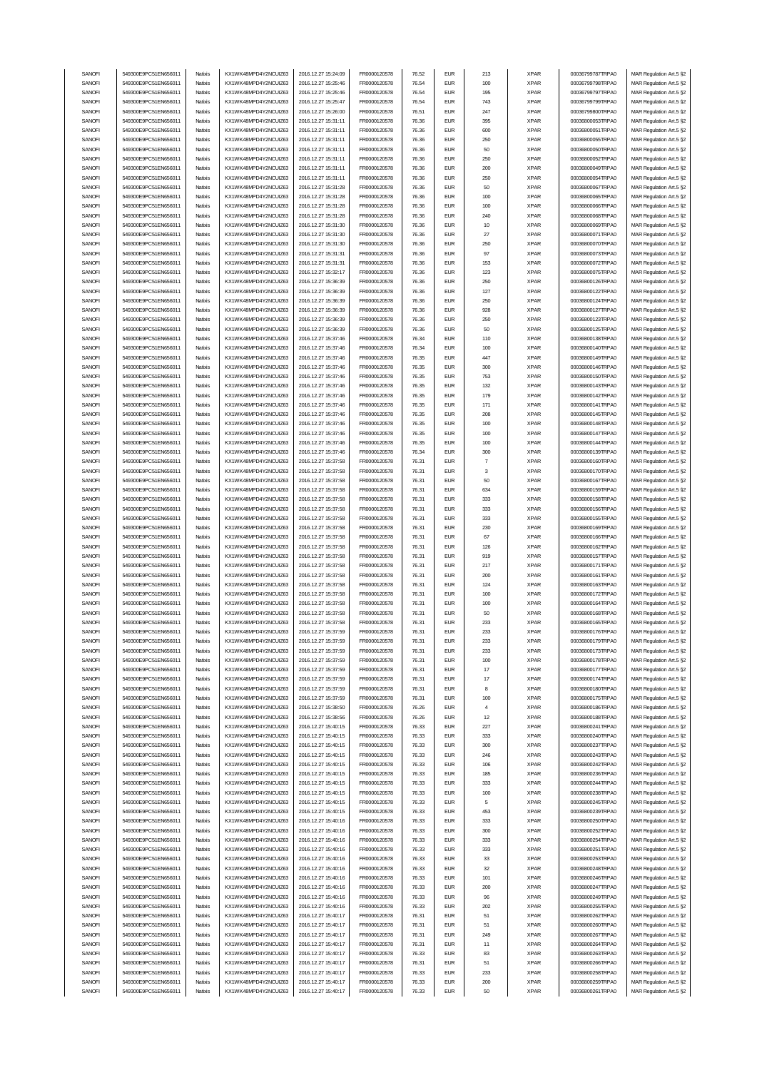| | | | | | | | | | | | |
|---|---|---|---|---|---|---|---|---|---|---|---|
| SANOFI | 549300E9PC51EN656011 | Natixis | KX1WK48MPD4Y2NCUIZ63 | 2016.12.27 15:24:09 | FR0000120578 | 76.52 | EUR | 213 | XPAR | 00036799787TRPA0 | MAR Regulation Art.5 §2 |
| SANOFI | 549300E9PC51EN656011 | Natixis | KX1WK48MPD4Y2NCUIZ63 | 2016.12.27 15:25:46 | FR0000120578 | 76.54 | EUR | 100 | XPAR | 00036799798TRPA0 | MAR Regulation Art.5 §2 |
| SANOFI | 549300E9PC51EN656011 | Natixis | KX1WK48MPD4Y2NCUIZ63 | 2016.12.27 15:25:46 | FR0000120578 | 76.54 | EUR | 195 | XPAR | 00036799797TRPA0 | MAR Regulation Art.5 §2 |
| SANOFI | 549300E9PC51EN656011 | Natixis | KX1WK48MPD4Y2NCUIZ63 | 2016.12.27 15:25:47 | FR0000120578 | 76.54 | EUR | 743 | XPAR | 00036799799TRPA0 | MAR Regulation Art.5 §2 |
| SANOFI | 549300E9PC51EN656011 | Natixis | KX1WK48MPD4Y2NCUIZ63 | 2016.12.27 15:26:00 | FR0000120578 | 76.51 | EUR | 247 | XPAR | 00036799800TRPA0 | MAR Regulation Art.5 §2 |
| SANOFI | 549300E9PC51EN656011 | Natixis | KX1WK48MPD4Y2NCUIZ63 | 2016.12.27 15:31:11 | FR0000120578 | 76.36 | EUR | 395 | XPAR | 00036800053TRPA0 | MAR Regulation Art.5 §2 |
| SANOFI | 549300E9PC51EN656011 | Natixis | KX1WK48MPD4Y2NCUIZ63 | 2016.12.27 15:31:11 | FR0000120578 | 76.36 | EUR | 600 | XPAR | 00036800051TRPA0 | MAR Regulation Art.5 §2 |
| SANOFI | 549300E9PC51EN656011 | Natixis | KX1WK48MPD4Y2NCUIZ63 | 2016.12.27 15:31:11 | FR0000120578 | 76.36 | EUR | 250 | XPAR | 00036800055TRPA0 | MAR Regulation Art.5 §2 |
| SANOFI | 549300E9PC51EN656011 | Natixis | KX1WK48MPD4Y2NCUIZ63 | 2016.12.27 15:31:11 | FR0000120578 | 76.36 | EUR | 50 | XPAR | 00036800050TRPA0 | MAR Regulation Art.5 §2 |
| SANOFI | 549300E9PC51EN656011 | Natixis | KX1WK48MPD4Y2NCUIZ63 | 2016.12.27 15:31:11 | FR0000120578 | 76.36 | EUR | 250 | XPAR | 00036800052TRPA0 | MAR Regulation Art.5 §2 |
| SANOFI | 549300E9PC51EN656011 | Natixis | KX1WK48MPD4Y2NCUIZ63 | 2016.12.27 15:31:11 | FR0000120578 | 76.36 | EUR | 200 | XPAR | 00036800049TRPA0 | MAR Regulation Art.5 §2 |
| SANOFI | 549300E9PC51EN656011 | Natixis | KX1WK48MPD4Y2NCUIZ63 | 2016.12.27 15:31:11 | FR0000120578 | 76.36 | EUR | 250 | XPAR | 00036800054TRPA0 | MAR Regulation Art.5 §2 |
| SANOFI | 549300E9PC51EN656011 | Natixis | KX1WK48MPD4Y2NCUIZ63 | 2016.12.27 15:31:28 | FR0000120578 | 76.36 | EUR | 50 | XPAR | 00036800067TRPA0 | MAR Regulation Art.5 §2 |
| SANOFI | 549300E9PC51EN656011 | Natixis | KX1WK48MPD4Y2NCUIZ63 | 2016.12.27 15:31:28 | FR0000120578 | 76.36 | EUR | 100 | XPAR | 00036800065TRPA0 | MAR Regulation Art.5 §2 |
| SANOFI | 549300E9PC51EN656011 | Natixis | KX1WK48MPD4Y2NCUIZ63 | 2016.12.27 15:31:28 | FR0000120578 | 76.36 | EUR | 100 | XPAR | 00036800066TRPA0 | MAR Regulation Art.5 §2 |
| SANOFI | 549300E9PC51EN656011 | Natixis | KX1WK48MPD4Y2NCUIZ63 | 2016.12.27 15:31:28 | FR0000120578 | 76.36 | EUR | 240 | XPAR | 00036800068TRPA0 | MAR Regulation Art.5 §2 |
| SANOFI | 549300E9PC51EN656011 | Natixis | KX1WK48MPD4Y2NCUIZ63 | 2016.12.27 15:31:30 | FR0000120578 | 76.36 | EUR | 10 | XPAR | 00036800069TRPA0 | MAR Regulation Art.5 §2 |
| SANOFI | 549300E9PC51EN656011 | Natixis | KX1WK48MPD4Y2NCUIZ63 | 2016.12.27 15:31:30 | FR0000120578 | 76.36 | EUR | 27 | XPAR | 00036800071TRPA0 | MAR Regulation Art.5 §2 |
| SANOFI | 549300E9PC51EN656011 | Natixis | KX1WK48MPD4Y2NCUIZ63 | 2016.12.27 15:31:30 | FR0000120578 | 76.36 | EUR | 250 | XPAR | 00036800070TRPA0 | MAR Regulation Art.5 §2 |
| SANOFI | 549300E9PC51EN656011 | Natixis | KX1WK48MPD4Y2NCUIZ63 | 2016.12.27 15:31:31 | FR0000120578 | 76.36 | EUR | 97 | XPAR | 00036800073TRPA0 | MAR Regulation Art.5 §2 |
| SANOFI | 549300E9PC51EN656011 | Natixis | KX1WK48MPD4Y2NCUIZ63 | 2016.12.27 15:31:31 | FR0000120578 | 76.36 | EUR | 153 | XPAR | 00036800072TRPA0 | MAR Regulation Art.5 §2 |
| SANOFI | 549300E9PC51EN656011 | Natixis | KX1WK48MPD4Y2NCUIZ63 | 2016.12.27 15:32:17 | FR0000120578 | 76.36 | EUR | 123 | XPAR | 00036800075TRPA0 | MAR Regulation Art.5 §2 |
| SANOFI | 549300E9PC51EN656011 | Natixis | KX1WK48MPD4Y2NCUIZ63 | 2016.12.27 15:36:39 | FR0000120578 | 76.36 | EUR | 250 | XPAR | 00036800126TRPA0 | MAR Regulation Art.5 §2 |
| SANOFI | 549300E9PC51EN656011 | Natixis | KX1WK48MPD4Y2NCUIZ63 | 2016.12.27 15:36:39 | FR0000120578 | 76.36 | EUR | 127 | XPAR | 00036800122TRPA0 | MAR Regulation Art.5 §2 |
| SANOFI | 549300E9PC51EN656011 | Natixis | KX1WK48MPD4Y2NCUIZ63 | 2016.12.27 15:36:39 | FR0000120578 | 76.36 | EUR | 250 | XPAR | 00036800124TRPA0 | MAR Regulation Art.5 §2 |
| SANOFI | 549300E9PC51EN656011 | Natixis | KX1WK48MPD4Y2NCUIZ63 | 2016.12.27 15:36:39 | FR0000120578 | 76.36 | EUR | 928 | XPAR | 00036800127TRPA0 | MAR Regulation Art.5 §2 |
| SANOFI | 549300E9PC51EN656011 | Natixis | KX1WK48MPD4Y2NCUIZ63 | 2016.12.27 15:36:39 | FR0000120578 | 76.36 | EUR | 250 | XPAR | 00036800123TRPA0 | MAR Regulation Art.5 §2 |
| SANOFI | 549300E9PC51EN656011 | Natixis | KX1WK48MPD4Y2NCUIZ63 | 2016.12.27 15:36:39 | FR0000120578 | 76.36 | EUR | 50 | XPAR | 00036800125TRPA0 | MAR Regulation Art.5 §2 |
| SANOFI | 549300E9PC51EN656011 | Natixis | KX1WK48MPD4Y2NCUIZ63 | 2016.12.27 15:37:46 | FR0000120578 | 76.34 | EUR | 110 | XPAR | 00036800138TRPA0 | MAR Regulation Art.5 §2 |
| SANOFI | 549300E9PC51EN656011 | Natixis | KX1WK48MPD4Y2NCUIZ63 | 2016.12.27 15:37:46 | FR0000120578 | 76.34 | EUR | 100 | XPAR | 00036800140TRPA0 | MAR Regulation Art.5 §2 |
| SANOFI | 549300E9PC51EN656011 | Natixis | KX1WK48MPD4Y2NCUIZ63 | 2016.12.27 15:37:46 | FR0000120578 | 76.35 | EUR | 447 | XPAR | 00036800149TRPA0 | MAR Regulation Art.5 §2 |
| SANOFI | 549300E9PC51EN656011 | Natixis | KX1WK48MPD4Y2NCUIZ63 | 2016.12.27 15:37:46 | FR0000120578 | 76.35 | EUR | 300 | XPAR | 00036800146TRPA0 | MAR Regulation Art.5 §2 |
| SANOFI | 549300E9PC51EN656011 | Natixis | KX1WK48MPD4Y2NCUIZ63 | 2016.12.27 15:37:46 | FR0000120578 | 76.35 | EUR | 753 | XPAR | 00036800150TRPA0 | MAR Regulation Art.5 §2 |
| SANOFI | 549300E9PC51EN656011 | Natixis | KX1WK48MPD4Y2NCUIZ63 | 2016.12.27 15:37:46 | FR0000120578 | 76.35 | EUR | 132 | XPAR | 00036800143TRPA0 | MAR Regulation Art.5 §2 |
| SANOFI | 549300E9PC51EN656011 | Natixis | KX1WK48MPD4Y2NCUIZ63 | 2016.12.27 15:37:46 | FR0000120578 | 76.35 | EUR | 179 | XPAR | 00036800142TRPA0 | MAR Regulation Art.5 §2 |
| SANOFI | 549300E9PC51EN656011 | Natixis | KX1WK48MPD4Y2NCUIZ63 | 2016.12.27 15:37:46 | FR0000120578 | 76.35 | EUR | 171 | XPAR | 00036800141TRPA0 | MAR Regulation Art.5 §2 |
| SANOFI | 549300E9PC51EN656011 | Natixis | KX1WK48MPD4Y2NCUIZ63 | 2016.12.27 15:37:46 | FR0000120578 | 76.35 | EUR | 208 | XPAR | 00036800145TRPA0 | MAR Regulation Art.5 §2 |
| SANOFI | 549300E9PC51EN656011 | Natixis | KX1WK48MPD4Y2NCUIZ63 | 2016.12.27 15:37:46 | FR0000120578 | 76.35 | EUR | 100 | XPAR | 00036800148TRPA0 | MAR Regulation Art.5 §2 |
| SANOFI | 549300E9PC51EN656011 | Natixis | KX1WK48MPD4Y2NCUIZ63 | 2016.12.27 15:37:46 | FR0000120578 | 76.35 | EUR | 100 | XPAR | 00036800147TRPA0 | MAR Regulation Art.5 §2 |
| SANOFI | 549300E9PC51EN656011 | Natixis | KX1WK48MPD4Y2NCUIZ63 | 2016.12.27 15:37:46 | FR0000120578 | 76.35 | EUR | 100 | XPAR | 00036800144TRPA0 | MAR Regulation Art.5 §2 |
| SANOFI | 549300E9PC51EN656011 | Natixis | KX1WK48MPD4Y2NCUIZ63 | 2016.12.27 15:37:46 | FR0000120578 | 76.34 | EUR | 300 | XPAR | 00036800139TRPA0 | MAR Regulation Art.5 §2 |
| SANOFI | 549300E9PC51EN656011 | Natixis | KX1WK48MPD4Y2NCUIZ63 | 2016.12.27 15:37:58 | FR0000120578 | 76.31 | EUR | 7 | XPAR | 00036800160TRPA0 | MAR Regulation Art.5 §2 |
| SANOFI | 549300E9PC51EN656011 | Natixis | KX1WK48MPD4Y2NCUIZ63 | 2016.12.27 15:37:58 | FR0000120578 | 76.31 | EUR | 3 | XPAR | 00036800170TRPA0 | MAR Regulation Art.5 §2 |
| SANOFI | 549300E9PC51EN656011 | Natixis | KX1WK48MPD4Y2NCUIZ63 | 2016.12.27 15:37:58 | FR0000120578 | 76.31 | EUR | 50 | XPAR | 00036800167TRPA0 | MAR Regulation Art.5 §2 |
| SANOFI | 549300E9PC51EN656011 | Natixis | KX1WK48MPD4Y2NCUIZ63 | 2016.12.27 15:37:58 | FR0000120578 | 76.31 | EUR | 634 | XPAR | 00036800159TRPA0 | MAR Regulation Art.5 §2 |
| SANOFI | 549300E9PC51EN656011 | Natixis | KX1WK48MPD4Y2NCUIZ63 | 2016.12.27 15:37:58 | FR0000120578 | 76.31 | EUR | 333 | XPAR | 00036800158TRPA0 | MAR Regulation Art.5 §2 |
| SANOFI | 549300E9PC51EN656011 | Natixis | KX1WK48MPD4Y2NCUIZ63 | 2016.12.27 15:37:58 | FR0000120578 | 76.31 | EUR | 333 | XPAR | 00036800156TRPA0 | MAR Regulation Art.5 §2 |
| SANOFI | 549300E9PC51EN656011 | Natixis | KX1WK48MPD4Y2NCUIZ63 | 2016.12.27 15:37:58 | FR0000120578 | 76.31 | EUR | 333 | XPAR | 00036800155TRPA0 | MAR Regulation Art.5 §2 |
| SANOFI | 549300E9PC51EN656011 | Natixis | KX1WK48MPD4Y2NCUIZ63 | 2016.12.27 15:37:58 | FR0000120578 | 76.31 | EUR | 230 | XPAR | 00036800169TRPA0 | MAR Regulation Art.5 §2 |
| SANOFI | 549300E9PC51EN656011 | Natixis | KX1WK48MPD4Y2NCUIZ63 | 2016.12.27 15:37:58 | FR0000120578 | 76.31 | EUR | 67 | XPAR | 00036800166TRPA0 | MAR Regulation Art.5 §2 |
| SANOFI | 549300E9PC51EN656011 | Natixis | KX1WK48MPD4Y2NCUIZ63 | 2016.12.27 15:37:58 | FR0000120578 | 76.31 | EUR | 126 | XPAR | 00036800162TRPA0 | MAR Regulation Art.5 §2 |
| SANOFI | 549300E9PC51EN656011 | Natixis | KX1WK48MPD4Y2NCUIZ63 | 2016.12.27 15:37:58 | FR0000120578 | 76.31 | EUR | 919 | XPAR | 00036800157TRPA0 | MAR Regulation Art.5 §2 |
| SANOFI | 549300E9PC51EN656011 | Natixis | KX1WK48MPD4Y2NCUIZ63 | 2016.12.27 15:37:58 | FR0000120578 | 76.31 | EUR | 217 | XPAR | 00036800171TRPA0 | MAR Regulation Art.5 §2 |
| SANOFI | 549300E9PC51EN656011 | Natixis | KX1WK48MPD4Y2NCUIZ63 | 2016.12.27 15:37:58 | FR0000120578 | 76.31 | EUR | 200 | XPAR | 00036800161TRPA0 | MAR Regulation Art.5 §2 |
| SANOFI | 549300E9PC51EN656011 | Natixis | KX1WK48MPD4Y2NCUIZ63 | 2016.12.27 15:37:58 | FR0000120578 | 76.31 | EUR | 124 | XPAR | 00036800163TRPA0 | MAR Regulation Art.5 §2 |
| SANOFI | 549300E9PC51EN656011 | Natixis | KX1WK48MPD4Y2NCUIZ63 | 2016.12.27 15:37:58 | FR0000120578 | 76.31 | EUR | 100 | XPAR | 00036800172TRPA0 | MAR Regulation Art.5 §2 |
| SANOFI | 549300E9PC51EN656011 | Natixis | KX1WK48MPD4Y2NCUIZ63 | 2016.12.27 15:37:58 | FR0000120578 | 76.31 | EUR | 100 | XPAR | 00036800164TRPA0 | MAR Regulation Art.5 §2 |
| SANOFI | 549300E9PC51EN656011 | Natixis | KX1WK48MPD4Y2NCUIZ63 | 2016.12.27 15:37:58 | FR0000120578 | 76.31 | EUR | 50 | XPAR | 00036800168TRPA0 | MAR Regulation Art.5 §2 |
| SANOFI | 549300E9PC51EN656011 | Natixis | KX1WK48MPD4Y2NCUIZ63 | 2016.12.27 15:37:58 | FR0000120578 | 76.31 | EUR | 233 | XPAR | 00036800165TRPA0 | MAR Regulation Art.5 §2 |
| SANOFI | 549300E9PC51EN656011 | Natixis | KX1WK48MPD4Y2NCUIZ63 | 2016.12.27 15:37:59 | FR0000120578 | 76.31 | EUR | 233 | XPAR | 00036800176TRPA0 | MAR Regulation Art.5 §2 |
| SANOFI | 549300E9PC51EN656011 | Natixis | KX1WK48MPD4Y2NCUIZ63 | 2016.12.27 15:37:59 | FR0000120578 | 76.31 | EUR | 233 | XPAR | 00036800179TRPA0 | MAR Regulation Art.5 §2 |
| SANOFI | 549300E9PC51EN656011 | Natixis | KX1WK48MPD4Y2NCUIZ63 | 2016.12.27 15:37:59 | FR0000120578 | 76.31 | EUR | 233 | XPAR | 00036800173TRPA0 | MAR Regulation Art.5 §2 |
| SANOFI | 549300E9PC51EN656011 | Natixis | KX1WK48MPD4Y2NCUIZ63 | 2016.12.27 15:37:59 | FR0000120578 | 76.31 | EUR | 100 | XPAR | 00036800178TRPA0 | MAR Regulation Art.5 §2 |
| SANOFI | 549300E9PC51EN656011 | Natixis | KX1WK48MPD4Y2NCUIZ63 | 2016.12.27 15:37:59 | FR0000120578 | 76.31 | EUR | 17 | XPAR | 00036800177TRPA0 | MAR Regulation Art.5 §2 |
| SANOFI | 549300E9PC51EN656011 | Natixis | KX1WK48MPD4Y2NCUIZ63 | 2016.12.27 15:37:59 | FR0000120578 | 76.31 | EUR | 17 | XPAR | 00036800174TRPA0 | MAR Regulation Art.5 §2 |
| SANOFI | 549300E9PC51EN656011 | Natixis | KX1WK48MPD4Y2NCUIZ63 | 2016.12.27 15:37:59 | FR0000120578 | 76.31 | EUR | 8 | XPAR | 00036800180TRPA0 | MAR Regulation Art.5 §2 |
| SANOFI | 549300E9PC51EN656011 | Natixis | KX1WK48MPD4Y2NCUIZ63 | 2016.12.27 15:37:59 | FR0000120578 | 76.31 | EUR | 100 | XPAR | 00036800175TRPA0 | MAR Regulation Art.5 §2 |
| SANOFI | 549300E9PC51EN656011 | Natixis | KX1WK48MPD4Y2NCUIZ63 | 2016.12.27 15:38:50 | FR0000120578 | 76.26 | EUR | 4 | XPAR | 00036800186TRPA0 | MAR Regulation Art.5 §2 |
| SANOFI | 549300E9PC51EN656011 | Natixis | KX1WK48MPD4Y2NCUIZ63 | 2016.12.27 15:38:56 | FR0000120578 | 76.26 | EUR | 12 | XPAR | 00036800188TRPA0 | MAR Regulation Art.5 §2 |
| SANOFI | 549300E9PC51EN656011 | Natixis | KX1WK48MPD4Y2NCUIZ63 | 2016.12.27 15:40:15 | FR0000120578 | 76.33 | EUR | 227 | XPAR | 00036800241TRPA0 | MAR Regulation Art.5 §2 |
| SANOFI | 549300E9PC51EN656011 | Natixis | KX1WK48MPD4Y2NCUIZ63 | 2016.12.27 15:40:15 | FR0000120578 | 76.33 | EUR | 333 | XPAR | 00036800240TRPA0 | MAR Regulation Art.5 §2 |
| SANOFI | 549300E9PC51EN656011 | Natixis | KX1WK48MPD4Y2NCUIZ63 | 2016.12.27 15:40:15 | FR0000120578 | 76.33 | EUR | 300 | XPAR | 00036800237TRPA0 | MAR Regulation Art.5 §2 |
| SANOFI | 549300E9PC51EN656011 | Natixis | KX1WK48MPD4Y2NCUIZ63 | 2016.12.27 15:40:15 | FR0000120578 | 76.33 | EUR | 246 | XPAR | 00036800243TRPA0 | MAR Regulation Art.5 §2 |
| SANOFI | 549300E9PC51EN656011 | Natixis | KX1WK48MPD4Y2NCUIZ63 | 2016.12.27 15:40:15 | FR0000120578 | 76.33 | EUR | 106 | XPAR | 00036800242TRPA0 | MAR Regulation Art.5 §2 |
| SANOFI | 549300E9PC51EN656011 | Natixis | KX1WK48MPD4Y2NCUIZ63 | 2016.12.27 15:40:15 | FR0000120578 | 76.33 | EUR | 185 | XPAR | 00036800236TRPA0 | MAR Regulation Art.5 §2 |
| SANOFI | 549300E9PC51EN656011 | Natixis | KX1WK48MPD4Y2NCUIZ63 | 2016.12.27 15:40:15 | FR0000120578 | 76.33 | EUR | 333 | XPAR | 00036800244TRPA0 | MAR Regulation Art.5 §2 |
| SANOFI | 549300E9PC51EN656011 | Natixis | KX1WK48MPD4Y2NCUIZ63 | 2016.12.27 15:40:15 | FR0000120578 | 76.33 | EUR | 100 | XPAR | 00036800238TRPA0 | MAR Regulation Art.5 §2 |
| SANOFI | 549300E9PC51EN656011 | Natixis | KX1WK48MPD4Y2NCUIZ63 | 2016.12.27 15:40:15 | FR0000120578 | 76.33 | EUR | 5 | XPAR | 00036800245TRPA0 | MAR Regulation Art.5 §2 |
| SANOFI | 549300E9PC51EN656011 | Natixis | KX1WK48MPD4Y2NCUIZ63 | 2016.12.27 15:40:15 | FR0000120578 | 76.33 | EUR | 453 | XPAR | 00036800239TRPA0 | MAR Regulation Art.5 §2 |
| SANOFI | 549300E9PC51EN656011 | Natixis | KX1WK48MPD4Y2NCUIZ63 | 2016.12.27 15:40:16 | FR0000120578 | 76.33 | EUR | 333 | XPAR | 00036800250TRPA0 | MAR Regulation Art.5 §2 |
| SANOFI | 549300E9PC51EN656011 | Natixis | KX1WK48MPD4Y2NCUIZ63 | 2016.12.27 15:40:16 | FR0000120578 | 76.33 | EUR | 300 | XPAR | 00036800252TRPA0 | MAR Regulation Art.5 §2 |
| SANOFI | 549300E9PC51EN656011 | Natixis | KX1WK48MPD4Y2NCUIZ63 | 2016.12.27 15:40:16 | FR0000120578 | 76.33 | EUR | 333 | XPAR | 00036800254TRPA0 | MAR Regulation Art.5 §2 |
| SANOFI | 549300E9PC51EN656011 | Natixis | KX1WK48MPD4Y2NCUIZ63 | 2016.12.27 15:40:16 | FR0000120578 | 76.33 | EUR | 333 | XPAR | 00036800251TRPA0 | MAR Regulation Art.5 §2 |
| SANOFI | 549300E9PC51EN656011 | Natixis | KX1WK48MPD4Y2NCUIZ63 | 2016.12.27 15:40:16 | FR0000120578 | 76.33 | EUR | 33 | XPAR | 00036800253TRPA0 | MAR Regulation Art.5 §2 |
| SANOFI | 549300E9PC51EN656011 | Natixis | KX1WK48MPD4Y2NCUIZ63 | 2016.12.27 15:40:16 | FR0000120578 | 76.33 | EUR | 32 | XPAR | 00036800248TRPA0 | MAR Regulation Art.5 §2 |
| SANOFI | 549300E9PC51EN656011 | Natixis | KX1WK48MPD4Y2NCUIZ63 | 2016.12.27 15:40:16 | FR0000120578 | 76.33 | EUR | 101 | XPAR | 00036800246TRPA0 | MAR Regulation Art.5 §2 |
| SANOFI | 549300E9PC51EN656011 | Natixis | KX1WK48MPD4Y2NCUIZ63 | 2016.12.27 15:40:16 | FR0000120578 | 76.33 | EUR | 200 | XPAR | 00036800247TRPA0 | MAR Regulation Art.5 §2 |
| SANOFI | 549300E9PC51EN656011 | Natixis | KX1WK48MPD4Y2NCUIZ63 | 2016.12.27 15:40:16 | FR0000120578 | 76.33 | EUR | 96 | XPAR | 00036800249TRPA0 | MAR Regulation Art.5 §2 |
| SANOFI | 549300E9PC51EN656011 | Natixis | KX1WK48MPD4Y2NCUIZ63 | 2016.12.27 15:40:16 | FR0000120578 | 76.33 | EUR | 202 | XPAR | 00036800255TRPA0 | MAR Regulation Art.5 §2 |
| SANOFI | 549300E9PC51EN656011 | Natixis | KX1WK48MPD4Y2NCUIZ63 | 2016.12.27 15:40:17 | FR0000120578 | 76.31 | EUR | 51 | XPAR | 00036800262TRPA0 | MAR Regulation Art.5 §2 |
| SANOFI | 549300E9PC51EN656011 | Natixis | KX1WK48MPD4Y2NCUIZ63 | 2016.12.27 15:40:17 | FR0000120578 | 76.31 | EUR | 51 | XPAR | 00036800260TRPA0 | MAR Regulation Art.5 §2 |
| SANOFI | 549300E9PC51EN656011 | Natixis | KX1WK48MPD4Y2NCUIZ63 | 2016.12.27 15:40:17 | FR0000120578 | 76.31 | EUR | 249 | XPAR | 00036800267TRPA0 | MAR Regulation Art.5 §2 |
| SANOFI | 549300E9PC51EN656011 | Natixis | KX1WK48MPD4Y2NCUIZ63 | 2016.12.27 15:40:17 | FR0000120578 | 76.31 | EUR | 11 | XPAR | 00036800264TRPA0 | MAR Regulation Art.5 §2 |
| SANOFI | 549300E9PC51EN656011 | Natixis | KX1WK48MPD4Y2NCUIZ63 | 2016.12.27 15:40:17 | FR0000120578 | 76.33 | EUR | 83 | XPAR | 00036800263TRPA0 | MAR Regulation Art.5 §2 |
| SANOFI | 549300E9PC51EN656011 | Natixis | KX1WK48MPD4Y2NCUIZ63 | 2016.12.27 15:40:17 | FR0000120578 | 76.31 | EUR | 51 | XPAR | 00036800266TRPA0 | MAR Regulation Art.5 §2 |
| SANOFI | 549300E9PC51EN656011 | Natixis | KX1WK48MPD4Y2NCUIZ63 | 2016.12.27 15:40:17 | FR0000120578 | 76.33 | EUR | 233 | XPAR | 00036800258TRPA0 | MAR Regulation Art.5 §2 |
| SANOFI | 549300E9PC51EN656011 | Natixis | KX1WK48MPD4Y2NCUIZ63 | 2016.12.27 15:40:17 | FR0000120578 | 76.33 | EUR | 200 | XPAR | 00036800259TRPA0 | MAR Regulation Art.5 §2 |
| SANOFI | 549300E9PC51EN656011 | Natixis | KX1WK48MPD4Y2NCUIZ63 | 2016.12.27 15:40:17 | FR0000120578 | 76.33 | EUR | 50 | XPAR | 00036800261TRPA0 | MAR Regulation Art.5 §2 |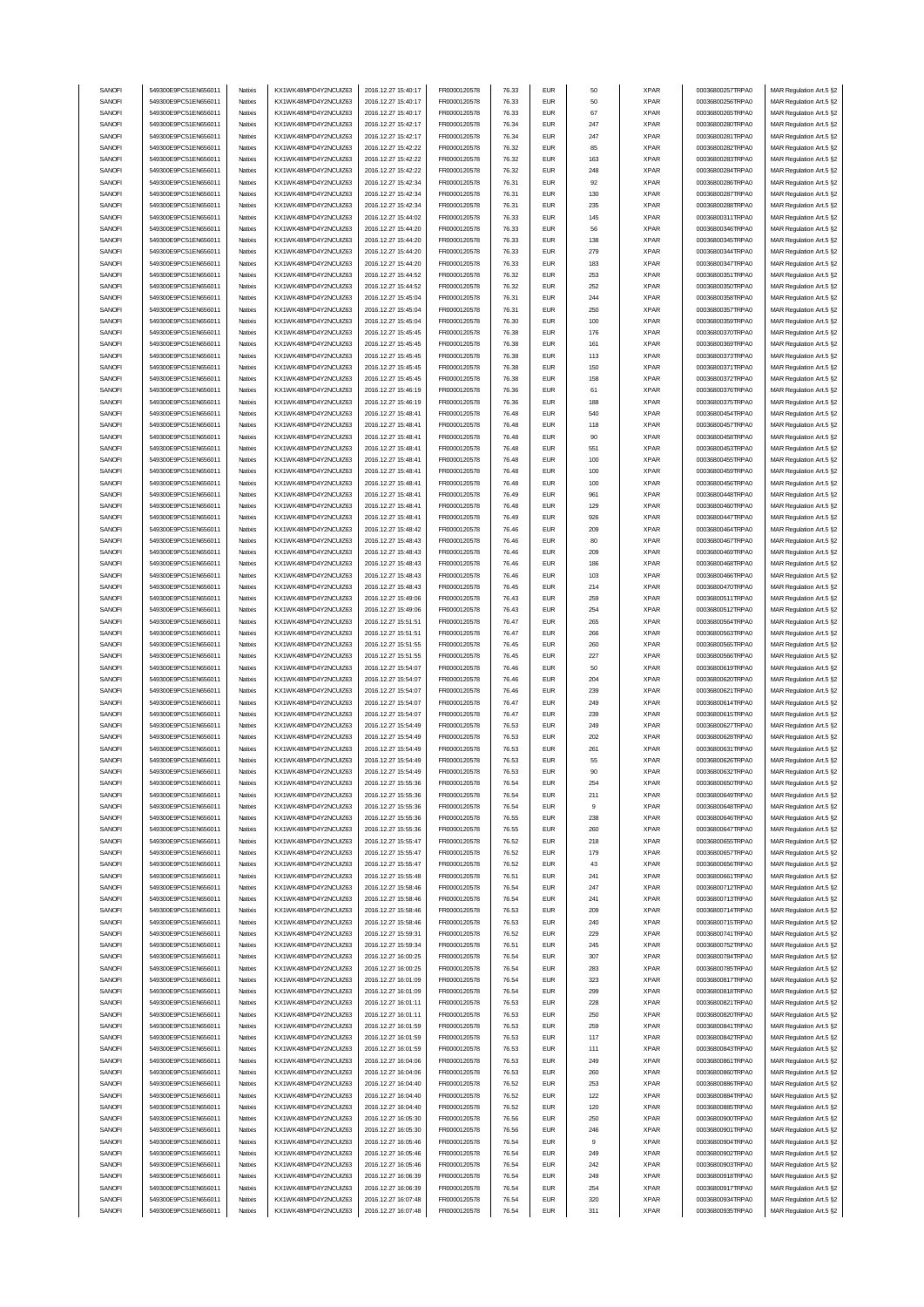| SANOFI | 549300E9PC51EN656011 | Natixis | KX1WK48MPD4Y2NCUIZ63 | 2016.12.27 15:40:17 | FR0000120578 | 76.33 | EUR | 50 | XPAR | 00036800257TRPA0 | MAR Regulation Art.5 §2 |
|---|---|---|---|---|---|---|---|---|---|---|---|
| SANOFI | 549300E9PC51EN656011 | Natixis | KX1WK48MPD4Y2NCUIZ63 | 2016.12.27 15:40:17 | FR0000120578 | 76.33 | EUR | 50 | XPAR | 00036800256TRPA0 | MAR Regulation Art.5 §2 |
| SANOFI | 549300E9PC51EN656011 | Natixis | KX1WK48MPD4Y2NCUIZ63 | 2016.12.27 15:40:17 | FR0000120578 | 76.33 | EUR | 67 | XPAR | 00036800265TRPA0 | MAR Regulation Art.5 §2 |
| SANOFI | 549300E9PC51EN656011 | Natixis | KX1WK48MPD4Y2NCUIZ63 | 2016.12.27 15:42:17 | FR0000120578 | 76.34 | EUR | 247 | XPAR | 00036800280TRPA0 | MAR Regulation Art.5 §2 |
| SANOFI | 549300E9PC51EN656011 | Natixis | KX1WK48MPD4Y2NCUIZ63 | 2016.12.27 15:42:17 | FR0000120578 | 76.34 | EUR | 247 | XPAR | 00036800281TRPA0 | MAR Regulation Art.5 §2 |
| SANOFI | 549300E9PC51EN656011 | Natixis | KX1WK48MPD4Y2NCUIZ63 | 2016.12.27 15:42:22 | FR0000120578 | 76.32 | EUR | 85 | XPAR | 00036800282TRPA0 | MAR Regulation Art.5 §2 |
| SANOFI | 549300E9PC51EN656011 | Natixis | KX1WK48MPD4Y2NCUIZ63 | 2016.12.27 15:42:22 | FR0000120578 | 76.32 | EUR | 163 | XPAR | 00036800283TRPA0 | MAR Regulation Art.5 §2 |
| SANOFI | 549300E9PC51EN656011 | Natixis | KX1WK48MPD4Y2NCUIZ63 | 2016.12.27 15:42:22 | FR0000120578 | 76.32 | EUR | 248 | XPAR | 00036800284TRPA0 | MAR Regulation Art.5 §2 |
| SANOFI | 549300E9PC51EN656011 | Natixis | KX1WK48MPD4Y2NCUIZ63 | 2016.12.27 15:42:34 | FR0000120578 | 76.31 | EUR | 92 | XPAR | 00036800286TRPA0 | MAR Regulation Art.5 §2 |
| SANOFI | 549300E9PC51EN656011 | Natixis | KX1WK48MPD4Y2NCUIZ63 | 2016.12.27 15:42:34 | FR0000120578 | 76.31 | EUR | 130 | XPAR | 00036800287TRPA0 | MAR Regulation Art.5 §2 |
| SANOFI | 549300E9PC51EN656011 | Natixis | KX1WK48MPD4Y2NCUIZ63 | 2016.12.27 15:42:34 | FR0000120578 | 76.31 | EUR | 235 | XPAR | 00036800288TRPA0 | MAR Regulation Art.5 §2 |
| SANOFI | 549300E9PC51EN656011 | Natixis | KX1WK48MPD4Y2NCUIZ63 | 2016.12.27 15:44:02 | FR0000120578 | 76.33 | EUR | 145 | XPAR | 00036800311TRPA0 | MAR Regulation Art.5 §2 |
| SANOFI | 549300E9PC51EN656011 | Natixis | KX1WK48MPD4Y2NCUIZ63 | 2016.12.27 15:44:20 | FR0000120578 | 76.33 | EUR | 56 | XPAR | 00036800346TRPA0 | MAR Regulation Art.5 §2 |
| SANOFI | 549300E9PC51EN656011 | Natixis | KX1WK48MPD4Y2NCUIZ63 | 2016.12.27 15:44:20 | FR0000120578 | 76.33 | EUR | 138 | XPAR | 00036800345TRPA0 | MAR Regulation Art.5 §2 |
| SANOFI | 549300E9PC51EN656011 | Natixis | KX1WK48MPD4Y2NCUIZ63 | 2016.12.27 15:44:20 | FR0000120578 | 76.33 | EUR | 279 | XPAR | 00036800344TRPA0 | MAR Regulation Art.5 §2 |
| SANOFI | 549300E9PC51EN656011 | Natixis | KX1WK48MPD4Y2NCUIZ63 | 2016.12.27 15:44:20 | FR0000120578 | 76.33 | EUR | 183 | XPAR | 00036800347TRPA0 | MAR Regulation Art.5 §2 |
| SANOFI | 549300E9PC51EN656011 | Natixis | KX1WK48MPD4Y2NCUIZ63 | 2016.12.27 15:44:52 | FR0000120578 | 76.32 | EUR | 253 | XPAR | 00036800351TRPA0 | MAR Regulation Art.5 §2 |
| SANOFI | 549300E9PC51EN656011 | Natixis | KX1WK48MPD4Y2NCUIZ63 | 2016.12.27 15:44:52 | FR0000120578 | 76.32 | EUR | 252 | XPAR | 00036800350TRPA0 | MAR Regulation Art.5 §2 |
| SANOFI | 549300E9PC51EN656011 | Natixis | KX1WK48MPD4Y2NCUIZ63 | 2016.12.27 15:45:04 | FR0000120578 | 76.31 | EUR | 244 | XPAR | 00036800358TRPA0 | MAR Regulation Art.5 §2 |
| SANOFI | 549300E9PC51EN656011 | Natixis | KX1WK48MPD4Y2NCUIZ63 | 2016.12.27 15:45:04 | FR0000120578 | 76.31 | EUR | 250 | XPAR | 00036800357TRPA0 | MAR Regulation Art.5 §2 |
| SANOFI | 549300E9PC51EN656011 | Natixis | KX1WK48MPD4Y2NCUIZ63 | 2016.12.27 15:45:04 | FR0000120578 | 76.30 | EUR | 100 | XPAR | 00036800359TRPA0 | MAR Regulation Art.5 §2 |
| SANOFI | 549300E9PC51EN656011 | Natixis | KX1WK48MPD4Y2NCUIZ63 | 2016.12.27 15:45:45 | FR0000120578 | 76.38 | EUR | 176 | XPAR | 00036800370TRPA0 | MAR Regulation Art.5 §2 |
| SANOFI | 549300E9PC51EN656011 | Natixis | KX1WK48MPD4Y2NCUIZ63 | 2016.12.27 15:45:45 | FR0000120578 | 76.38 | EUR | 161 | XPAR | 00036800369TRPA0 | MAR Regulation Art.5 §2 |
| SANOFI | 549300E9PC51EN656011 | Natixis | KX1WK48MPD4Y2NCUIZ63 | 2016.12.27 15:45:45 | FR0000120578 | 76.38 | EUR | 113 | XPAR | 00036800373TRPA0 | MAR Regulation Art.5 §2 |
| SANOFI | 549300E9PC51EN656011 | Natixis | KX1WK48MPD4Y2NCUIZ63 | 2016.12.27 15:45:45 | FR0000120578 | 76.38 | EUR | 150 | XPAR | 00036800371TRPA0 | MAR Regulation Art.5 §2 |
| SANOFI | 549300E9PC51EN656011 | Natixis | KX1WK48MPD4Y2NCUIZ63 | 2016.12.27 15:45:45 | FR0000120578 | 76.38 | EUR | 158 | XPAR | 00036800372TRPA0 | MAR Regulation Art.5 §2 |
| SANOFI | 549300E9PC51EN656011 | Natixis | KX1WK48MPD4Y2NCUIZ63 | 2016.12.27 15:46:19 | FR0000120578 | 76.36 | EUR | 61 | XPAR | 00036800376TRPA0 | MAR Regulation Art.5 §2 |
| SANOFI | 549300E9PC51EN656011 | Natixis | KX1WK48MPD4Y2NCUIZ63 | 2016.12.27 15:46:19 | FR0000120578 | 76.36 | EUR | 188 | XPAR | 00036800375TRPA0 | MAR Regulation Art.5 §2 |
| SANOFI | 549300E9PC51EN656011 | Natixis | KX1WK48MPD4Y2NCUIZ63 | 2016.12.27 15:48:41 | FR0000120578 | 76.48 | EUR | 540 | XPAR | 00036800454TRPA0 | MAR Regulation Art.5 §2 |
| SANOFI | 549300E9PC51EN656011 | Natixis | KX1WK48MPD4Y2NCUIZ63 | 2016.12.27 15:48:41 | FR0000120578 | 76.48 | EUR | 118 | XPAR | 00036800457TRPA0 | MAR Regulation Art.5 §2 |
| SANOFI | 549300E9PC51EN656011 | Natixis | KX1WK48MPD4Y2NCUIZ63 | 2016.12.27 15:48:41 | FR0000120578 | 76.48 | EUR | 90 | XPAR | 00036800458TRPA0 | MAR Regulation Art.5 §2 |
| SANOFI | 549300E9PC51EN656011 | Natixis | KX1WK48MPD4Y2NCUIZ63 | 2016.12.27 15:48:41 | FR0000120578 | 76.48 | EUR | 551 | XPAR | 00036800453TRPA0 | MAR Regulation Art.5 §2 |
| SANOFI | 549300E9PC51EN656011 | Natixis | KX1WK48MPD4Y2NCUIZ63 | 2016.12.27 15:48:41 | FR0000120578 | 76.48 | EUR | 100 | XPAR | 00036800455TRPA0 | MAR Regulation Art.5 §2 |
| SANOFI | 549300E9PC51EN656011 | Natixis | KX1WK48MPD4Y2NCUIZ63 | 2016.12.27 15:48:41 | FR0000120578 | 76.48 | EUR | 100 | XPAR | 00036800459TRPA0 | MAR Regulation Art.5 §2 |
| SANOFI | 549300E9PC51EN656011 | Natixis | KX1WK48MPD4Y2NCUIZ63 | 2016.12.27 15:48:41 | FR0000120578 | 76.48 | EUR | 100 | XPAR | 00036800456TRPA0 | MAR Regulation Art.5 §2 |
| SANOFI | 549300E9PC51EN656011 | Natixis | KX1WK48MPD4Y2NCUIZ63 | 2016.12.27 15:48:41 | FR0000120578 | 76.49 | EUR | 961 | XPAR | 00036800448TRPA0 | MAR Regulation Art.5 §2 |
| SANOFI | 549300E9PC51EN656011 | Natixis | KX1WK48MPD4Y2NCUIZ63 | 2016.12.27 15:48:41 | FR0000120578 | 76.48 | EUR | 129 | XPAR | 00036800460TRPA0 | MAR Regulation Art.5 §2 |
| SANOFI | 549300E9PC51EN656011 | Natixis | KX1WK48MPD4Y2NCUIZ63 | 2016.12.27 15:48:41 | FR0000120578 | 76.49 | EUR | 926 | XPAR | 00036800447TRPA0 | MAR Regulation Art.5 §2 |
| SANOFI | 549300E9PC51EN656011 | Natixis | KX1WK48MPD4Y2NCUIZ63 | 2016.12.27 15:48:42 | FR0000120578 | 76.46 | EUR | 209 | XPAR | 00036800464TRPA0 | MAR Regulation Art.5 §2 |
| SANOFI | 549300E9PC51EN656011 | Natixis | KX1WK48MPD4Y2NCUIZ63 | 2016.12.27 15:48:43 | FR0000120578 | 76.46 | EUR | 80 | XPAR | 00036800467TRPA0 | MAR Regulation Art.5 §2 |
| SANOFI | 549300E9PC51EN656011 | Natixis | KX1WK48MPD4Y2NCUIZ63 | 2016.12.27 15:48:43 | FR0000120578 | 76.46 | EUR | 209 | XPAR | 00036800469TRPA0 | MAR Regulation Art.5 §2 |
| SANOFI | 549300E9PC51EN656011 | Natixis | KX1WK48MPD4Y2NCUIZ63 | 2016.12.27 15:48:43 | FR0000120578 | 76.46 | EUR | 186 | XPAR | 00036800468TRPA0 | MAR Regulation Art.5 §2 |
| SANOFI | 549300E9PC51EN656011 | Natixis | KX1WK48MPD4Y2NCUIZ63 | 2016.12.27 15:48:43 | FR0000120578 | 76.46 | EUR | 103 | XPAR | 00036800466TRPA0 | MAR Regulation Art.5 §2 |
| SANOFI | 549300E9PC51EN656011 | Natixis | KX1WK48MPD4Y2NCUIZ63 | 2016.12.27 15:48:43 | FR0000120578 | 76.45 | EUR | 214 | XPAR | 00036800470TRPA0 | MAR Regulation Art.5 §2 |
| SANOFI | 549300E9PC51EN656011 | Natixis | KX1WK48MPD4Y2NCUIZ63 | 2016.12.27 15:49:06 | FR0000120578 | 76.43 | EUR | 259 | XPAR | 00036800511TRPA0 | MAR Regulation Art.5 §2 |
| SANOFI | 549300E9PC51EN656011 | Natixis | KX1WK48MPD4Y2NCUIZ63 | 2016.12.27 15:49:06 | FR0000120578 | 76.43 | EUR | 254 | XPAR | 00036800512TRPA0 | MAR Regulation Art.5 §2 |
| SANOFI | 549300E9PC51EN656011 | Natixis | KX1WK48MPD4Y2NCUIZ63 | 2016.12.27 15:51:51 | FR0000120578 | 76.47 | EUR | 265 | XPAR | 00036800564TRPA0 | MAR Regulation Art.5 §2 |
| SANOFI | 549300E9PC51EN656011 | Natixis | KX1WK48MPD4Y2NCUIZ63 | 2016.12.27 15:51:51 | FR0000120578 | 76.47 | EUR | 266 | XPAR | 00036800563TRPA0 | MAR Regulation Art.5 §2 |
| SANOFI | 549300E9PC51EN656011 | Natixis | KX1WK48MPD4Y2NCUIZ63 | 2016.12.27 15:51:55 | FR0000120578 | 76.45 | EUR | 260 | XPAR | 00036800565TRPA0 | MAR Regulation Art.5 §2 |
| SANOFI | 549300E9PC51EN656011 | Natixis | KX1WK48MPD4Y2NCUIZ63 | 2016.12.27 15:51:55 | FR0000120578 | 76.45 | EUR | 227 | XPAR | 00036800566TRPA0 | MAR Regulation Art.5 §2 |
| SANOFI | 549300E9PC51EN656011 | Natixis | KX1WK48MPD4Y2NCUIZ63 | 2016.12.27 15:54:07 | FR0000120578 | 76.46 | EUR | 50 | XPAR | 00036800619TRPA0 | MAR Regulation Art.5 §2 |
| SANOFI | 549300E9PC51EN656011 | Natixis | KX1WK48MPD4Y2NCUIZ63 | 2016.12.27 15:54:07 | FR0000120578 | 76.46 | EUR | 204 | XPAR | 00036800620TRPA0 | MAR Regulation Art.5 §2 |
| SANOFI | 549300E9PC51EN656011 | Natixis | KX1WK48MPD4Y2NCUIZ63 | 2016.12.27 15:54:07 | FR0000120578 | 76.46 | EUR | 239 | XPAR | 00036800621TRPA0 | MAR Regulation Art.5 §2 |
| SANOFI | 549300E9PC51EN656011 | Natixis | KX1WK48MPD4Y2NCUIZ63 | 2016.12.27 15:54:07 | FR0000120578 | 76.47 | EUR | 249 | XPAR | 00036800614TRPA0 | MAR Regulation Art.5 §2 |
| SANOFI | 549300E9PC51EN656011 | Natixis | KX1WK48MPD4Y2NCUIZ63 | 2016.12.27 15:54:07 | FR0000120578 | 76.47 | EUR | 239 | XPAR | 00036800615TRPA0 | MAR Regulation Art.5 §2 |
| SANOFI | 549300E9PC51EN656011 | Natixis | KX1WK48MPD4Y2NCUIZ63 | 2016.12.27 15:54:49 | FR0000120578 | 76.53 | EUR | 249 | XPAR | 00036800627TRPA0 | MAR Regulation Art.5 §2 |
| SANOFI | 549300E9PC51EN656011 | Natixis | KX1WK48MPD4Y2NCUIZ63 | 2016.12.27 15:54:49 | FR0000120578 | 76.53 | EUR | 202 | XPAR | 00036800628TRPA0 | MAR Regulation Art.5 §2 |
| SANOFI | 549300E9PC51EN656011 | Natixis | KX1WK48MPD4Y2NCUIZ63 | 2016.12.27 15:54:49 | FR0000120578 | 76.53 | EUR | 261 | XPAR | 00036800631TRPA0 | MAR Regulation Art.5 §2 |
| SANOFI | 549300E9PC51EN656011 | Natixis | KX1WK48MPD4Y2NCUIZ63 | 2016.12.27 15:54:49 | FR0000120578 | 76.53 | EUR | 55 | XPAR | 00036800626TRPA0 | MAR Regulation Art.5 §2 |
| SANOFI | 549300E9PC51EN656011 | Natixis | KX1WK48MPD4Y2NCUIZ63 | 2016.12.27 15:54:49 | FR0000120578 | 76.53 | EUR | 90 | XPAR | 00036800632TRPA0 | MAR Regulation Art.5 §2 |
| SANOFI | 549300E9PC51EN656011 | Natixis | KX1WK48MPD4Y2NCUIZ63 | 2016.12.27 15:55:36 | FR0000120578 | 76.54 | EUR | 254 | XPAR | 00036800650TRPA0 | MAR Regulation Art.5 §2 |
| SANOFI | 549300E9PC51EN656011 | Natixis | KX1WK48MPD4Y2NCUIZ63 | 2016.12.27 15:55:36 | FR0000120578 | 76.54 | EUR | 211 | XPAR | 00036800649TRPA0 | MAR Regulation Art.5 §2 |
| SANOFI | 549300E9PC51EN656011 | Natixis | KX1WK48MPD4Y2NCUIZ63 | 2016.12.27 15:55:36 | FR0000120578 | 76.54 | EUR | 9 | XPAR | 00036800648TRPA0 | MAR Regulation Art.5 §2 |
| SANOFI | 549300E9PC51EN656011 | Natixis | KX1WK48MPD4Y2NCUIZ63 | 2016.12.27 15:55:36 | FR0000120578 | 76.55 | EUR | 238 | XPAR | 00036800646TRPA0 | MAR Regulation Art.5 §2 |
| SANOFI | 549300E9PC51EN656011 | Natixis | KX1WK48MPD4Y2NCUIZ63 | 2016.12.27 15:55:36 | FR0000120578 | 76.55 | EUR | 260 | XPAR | 00036800647TRPA0 | MAR Regulation Art.5 §2 |
| SANOFI | 549300E9PC51EN656011 | Natixis | KX1WK48MPD4Y2NCUIZ63 | 2016.12.27 15:55:47 | FR0000120578 | 76.52 | EUR | 218 | XPAR | 00036800655TRPA0 | MAR Regulation Art.5 §2 |
| SANOFI | 549300E9PC51EN656011 | Natixis | KX1WK48MPD4Y2NCUIZ63 | 2016.12.27 15:55:47 | FR0000120578 | 76.52 | EUR | 179 | XPAR | 00036800657TRPA0 | MAR Regulation Art.5 §2 |
| SANOFI | 549300E9PC51EN656011 | Natixis | KX1WK48MPD4Y2NCUIZ63 | 2016.12.27 15:55:47 | FR0000120578 | 76.52 | EUR | 43 | XPAR | 00036800656TRPA0 | MAR Regulation Art.5 §2 |
| SANOFI | 549300E9PC51EN656011 | Natixis | KX1WK48MPD4Y2NCUIZ63 | 2016.12.27 15:55:48 | FR0000120578 | 76.51 | EUR | 241 | XPAR | 00036800661TRPA0 | MAR Regulation Art.5 §2 |
| SANOFI | 549300E9PC51EN656011 | Natixis | KX1WK48MPD4Y2NCUIZ63 | 2016.12.27 15:58:46 | FR0000120578 | 76.54 | EUR | 247 | XPAR | 00036800712TRPA0 | MAR Regulation Art.5 §2 |
| SANOFI | 549300E9PC51EN656011 | Natixis | KX1WK48MPD4Y2NCUIZ63 | 2016.12.27 15:58:46 | FR0000120578 | 76.54 | EUR | 241 | XPAR | 00036800713TRPA0 | MAR Regulation Art.5 §2 |
| SANOFI | 549300E9PC51EN656011 | Natixis | KX1WK48MPD4Y2NCUIZ63 | 2016.12.27 15:58:46 | FR0000120578 | 76.53 | EUR | 209 | XPAR | 00036800714TRPA0 | MAR Regulation Art.5 §2 |
| SANOFI | 549300E9PC51EN656011 | Natixis | KX1WK48MPD4Y2NCUIZ63 | 2016.12.27 15:58:46 | FR0000120578 | 76.53 | EUR | 240 | XPAR | 00036800715TRPA0 | MAR Regulation Art.5 §2 |
| SANOFI | 549300E9PC51EN656011 | Natixis | KX1WK48MPD4Y2NCUIZ63 | 2016.12.27 15:59:31 | FR0000120578 | 76.52 | EUR | 229 | XPAR | 00036800741TRPA0 | MAR Regulation Art.5 §2 |
| SANOFI | 549300E9PC51EN656011 | Natixis | KX1WK48MPD4Y2NCUIZ63 | 2016.12.27 15:59:34 | FR0000120578 | 76.51 | EUR | 245 | XPAR | 00036800752TRPA0 | MAR Regulation Art.5 §2 |
| SANOFI | 549300E9PC51EN656011 | Natixis | KX1WK48MPD4Y2NCUIZ63 | 2016.12.27 16:00:25 | FR0000120578 | 76.54 | EUR | 307 | XPAR | 00036800784TRPA0 | MAR Regulation Art.5 §2 |
| SANOFI | 549300E9PC51EN656011 | Natixis | KX1WK48MPD4Y2NCUIZ63 | 2016.12.27 16:00:25 | FR0000120578 | 76.54 | EUR | 283 | XPAR | 00036800785TRPA0 | MAR Regulation Art.5 §2 |
| SANOFI | 549300E9PC51EN656011 | Natixis | KX1WK48MPD4Y2NCUIZ63 | 2016.12.27 16:01:09 | FR0000120578 | 76.54 | EUR | 323 | XPAR | 00036800817TRPA0 | MAR Regulation Art.5 §2 |
| SANOFI | 549300E9PC51EN656011 | Natixis | KX1WK48MPD4Y2NCUIZ63 | 2016.12.27 16:01:09 | FR0000120578 | 76.54 | EUR | 299 | XPAR | 00036800818TRPA0 | MAR Regulation Art.5 §2 |
| SANOFI | 549300E9PC51EN656011 | Natixis | KX1WK48MPD4Y2NCUIZ63 | 2016.12.27 16:01:11 | FR0000120578 | 76.53 | EUR | 228 | XPAR | 00036800821TRPA0 | MAR Regulation Art.5 §2 |
| SANOFI | 549300E9PC51EN656011 | Natixis | KX1WK48MPD4Y2NCUIZ63 | 2016.12.27 16:01:11 | FR0000120578 | 76.53 | EUR | 250 | XPAR | 00036800820TRPA0 | MAR Regulation Art.5 §2 |
| SANOFI | 549300E9PC51EN656011 | Natixis | KX1WK48MPD4Y2NCUIZ63 | 2016.12.27 16:01:59 | FR0000120578 | 76.53 | EUR | 259 | XPAR | 00036800841TRPA0 | MAR Regulation Art.5 §2 |
| SANOFI | 549300E9PC51EN656011 | Natixis | KX1WK48MPD4Y2NCUIZ63 | 2016.12.27 16:01:59 | FR0000120578 | 76.53 | EUR | 117 | XPAR | 00036800842TRPA0 | MAR Regulation Art.5 §2 |
| SANOFI | 549300E9PC51EN656011 | Natixis | KX1WK48MPD4Y2NCUIZ63 | 2016.12.27 16:01:59 | FR0000120578 | 76.53 | EUR | 111 | XPAR | 00036800843TRPA0 | MAR Regulation Art.5 §2 |
| SANOFI | 549300E9PC51EN656011 | Natixis | KX1WK48MPD4Y2NCUIZ63 | 2016.12.27 16:04:06 | FR0000120578 | 76.53 | EUR | 249 | XPAR | 00036800861TRPA0 | MAR Regulation Art.5 §2 |
| SANOFI | 549300E9PC51EN656011 | Natixis | KX1WK48MPD4Y2NCUIZ63 | 2016.12.27 16:04:06 | FR0000120578 | 76.53 | EUR | 260 | XPAR | 00036800860TRPA0 | MAR Regulation Art.5 §2 |
| SANOFI | 549300E9PC51EN656011 | Natixis | KX1WK48MPD4Y2NCUIZ63 | 2016.12.27 16:04:40 | FR0000120578 | 76.52 | EUR | 253 | XPAR | 00036800886TRPA0 | MAR Regulation Art.5 §2 |
| SANOFI | 549300E9PC51EN656011 | Natixis | KX1WK48MPD4Y2NCUIZ63 | 2016.12.27 16:04:40 | FR0000120578 | 76.52 | EUR | 122 | XPAR | 00036800884TRPA0 | MAR Regulation Art.5 §2 |
| SANOFI | 549300E9PC51EN656011 | Natixis | KX1WK48MPD4Y2NCUIZ63 | 2016.12.27 16:04:40 | FR0000120578 | 76.52 | EUR | 120 | XPAR | 00036800885TRPA0 | MAR Regulation Art.5 §2 |
| SANOFI | 549300E9PC51EN656011 | Natixis | KX1WK48MPD4Y2NCUIZ63 | 2016.12.27 16:05:30 | FR0000120578 | 76.56 | EUR | 250 | XPAR | 00036800900TRPA0 | MAR Regulation Art.5 §2 |
| SANOFI | 549300E9PC51EN656011 | Natixis | KX1WK48MPD4Y2NCUIZ63 | 2016.12.27 16:05:30 | FR0000120578 | 76.56 | EUR | 246 | XPAR | 00036800901TRPA0 | MAR Regulation Art.5 §2 |
| SANOFI | 549300E9PC51EN656011 | Natixis | KX1WK48MPD4Y2NCUIZ63 | 2016.12.27 16:05:46 | FR0000120578 | 76.54 | EUR | 9 | XPAR | 00036800904TRPA0 | MAR Regulation Art.5 §2 |
| SANOFI | 549300E9PC51EN656011 | Natixis | KX1WK48MPD4Y2NCUIZ63 | 2016.12.27 16:05:46 | FR0000120578 | 76.54 | EUR | 249 | XPAR | 00036800902TRPA0 | MAR Regulation Art.5 §2 |
| SANOFI | 549300E9PC51EN656011 | Natixis | KX1WK48MPD4Y2NCUIZ63 | 2016.12.27 16:05:46 | FR0000120578 | 76.54 | EUR | 242 | XPAR | 00036800903TRPA0 | MAR Regulation Art.5 §2 |
| SANOFI | 549300E9PC51EN656011 | Natixis | KX1WK48MPD4Y2NCUIZ63 | 2016.12.27 16:06:39 | FR0000120578 | 76.54 | EUR | 249 | XPAR | 00036800918TRPA0 | MAR Regulation Art.5 §2 |
| SANOFI | 549300E9PC51EN656011 | Natixis | KX1WK48MPD4Y2NCUIZ63 | 2016.12.27 16:06:39 | FR0000120578 | 76.54 | EUR | 254 | XPAR | 00036800917TRPA0 | MAR Regulation Art.5 §2 |
| SANOFI | 549300E9PC51EN656011 | Natixis | KX1WK48MPD4Y2NCUIZ63 | 2016.12.27 16:07:48 | FR0000120578 | 76.54 | EUR | 320 | XPAR | 00036800934TRPA0 | MAR Regulation Art.5 §2 |
| SANOFI | 549300E9PC51EN656011 | Natixis | KX1WK48MPD4Y2NCUIZ63 | 2016.12.27 16:07:48 | FR0000120578 | 76.54 | EUR | 311 | XPAR | 00036800935TRPA0 | MAR Regulation Art.5 §2 |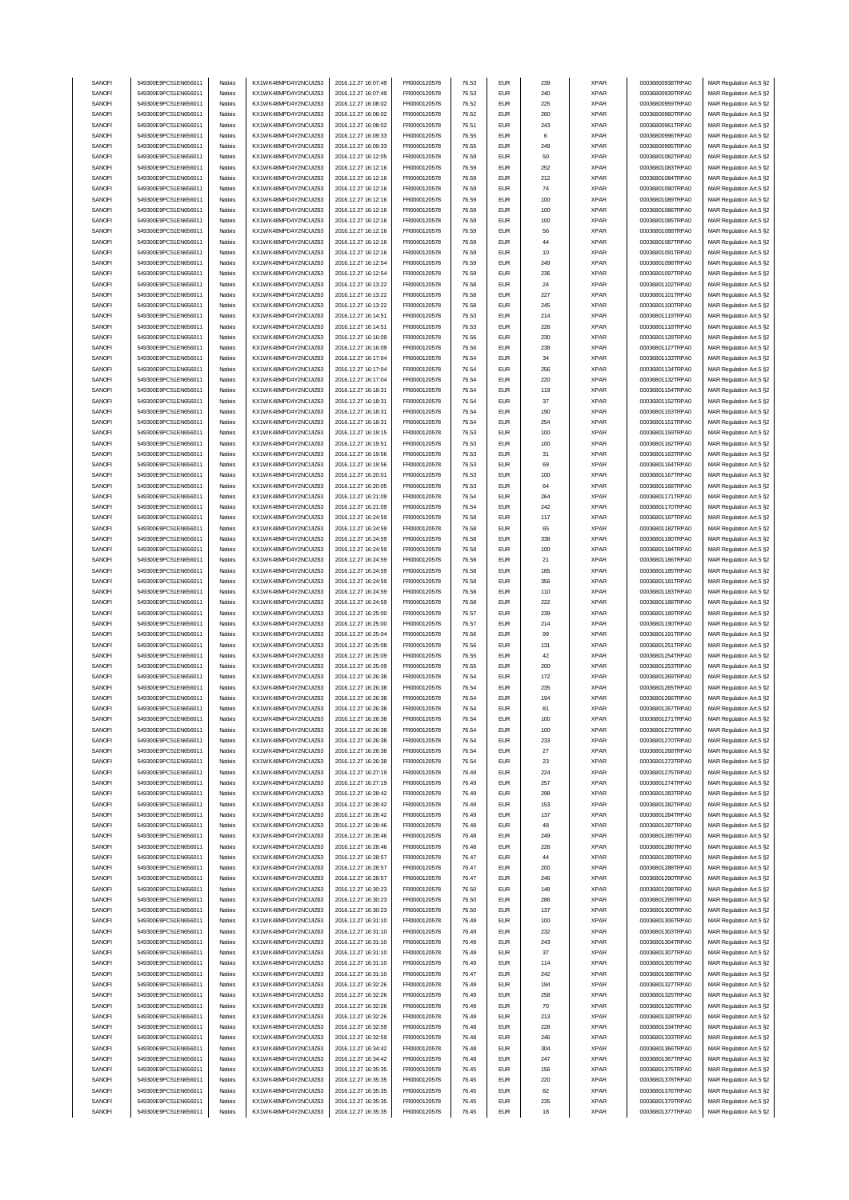| | | | | | | | | | | |
|---|---|---|---|---|---|---|---|---|---|---|
| SANOFI | 549300E9PC51EN656011 | Natixis | KX1WK48MPD4Y2NCUIZ63 | 2016.12.27 16:07:49 | FR0000120578 | 76.53 | EUR | 239 | XPAR | 00036800938TRPA0 | MAR Regulation Art.5 §2 |
| SANOFI | 549300E9PC51EN656011 | Natixis | KX1WK48MPD4Y2NCUIZ63 | 2016.12.27 16:07:49 | FR0000120578 | 76.53 | EUR | 240 | XPAR | 00036800939TRPA0 | MAR Regulation Art.5 §2 |
| SANOFI | 549300E9PC51EN656011 | Natixis | KX1WK48MPD4Y2NCUIZ63 | 2016.12.27 16:08:02 | FR0000120578 | 76.52 | EUR | 225 | XPAR | 00036800959TRPA0 | MAR Regulation Art.5 §2 |
| SANOFI | 549300E9PC51EN656011 | Natixis | KX1WK48MPD4Y2NCUIZ63 | 2016.12.27 16:08:02 | FR0000120578 | 76.52 | EUR | 260 | XPAR | 00036800960TRPA0 | MAR Regulation Art.5 §2 |
| SANOFI | 549300E9PC51EN656011 | Natixis | KX1WK48MPD4Y2NCUIZ63 | 2016.12.27 16:08:02 | FR0000120578 | 76.51 | EUR | 243 | XPAR | 00036800961TRPA0 | MAR Regulation Art.5 §2 |
| SANOFI | 549300E9PC51EN656011 | Natixis | KX1WK48MPD4Y2NCUIZ63 | 2016.12.27 16:09:33 | FR0000120578 | 76.55 | EUR | 6 | XPAR | 00036800996TRPA0 | MAR Regulation Art.5 §2 |
| SANOFI | 549300E9PC51EN656011 | Natixis | KX1WK48MPD4Y2NCUIZ63 | 2016.12.27 16:09:33 | FR0000120578 | 76.55 | EUR | 249 | XPAR | 00036800995TRPA0 | MAR Regulation Art.5 §2 |
| SANOFI | 549300E9PC51EN656011 | Natixis | KX1WK48MPD4Y2NCUIZ63 | 2016.12.27 16:12:05 | FR0000120578 | 76.59 | EUR | 50 | XPAR | 00036801082TRPA0 | MAR Regulation Art.5 §2 |
| SANOFI | 549300E9PC51EN656011 | Natixis | KX1WK48MPD4Y2NCUIZ63 | 2016.12.27 16:12:16 | FR0000120578 | 76.59 | EUR | 252 | XPAR | 00036801083TRPA0 | MAR Regulation Art.5 §2 |
| SANOFI | 549300E9PC51EN656011 | Natixis | KX1WK48MPD4Y2NCUIZ63 | 2016.12.27 16:12:16 | FR0000120578 | 76.59 | EUR | 212 | XPAR | 00036801084TRPA0 | MAR Regulation Art.5 §2 |
| SANOFI | 549300E9PC51EN656011 | Natixis | KX1WK48MPD4Y2NCUIZ63 | 2016.12.27 16:12:16 | FR0000120578 | 76.59 | EUR | 74 | XPAR | 00036801090TRPA0 | MAR Regulation Art.5 §2 |
| SANOFI | 549300E9PC51EN656011 | Natixis | KX1WK48MPD4Y2NCUIZ63 | 2016.12.27 16:12:16 | FR0000120578 | 76.59 | EUR | 100 | XPAR | 00036801089TRPA0 | MAR Regulation Art.5 §2 |
| SANOFI | 549300E9PC51EN656011 | Natixis | KX1WK48MPD4Y2NCUIZ63 | 2016.12.27 16:12:16 | FR0000120578 | 76.59 | EUR | 100 | XPAR | 00036801086TRPA0 | MAR Regulation Art.5 §2 |
| SANOFI | 549300E9PC51EN656011 | Natixis | KX1WK48MPD4Y2NCUIZ63 | 2016.12.27 16:12:16 | FR0000120578 | 76.59 | EUR | 100 | XPAR | 00036801085TRPA0 | MAR Regulation Art.5 §2 |
| SANOFI | 549300E9PC51EN656011 | Natixis | KX1WK48MPD4Y2NCUIZ63 | 2016.12.27 16:12:16 | FR0000120578 | 76.59 | EUR | 56 | XPAR | 00036801088TRPA0 | MAR Regulation Art.5 §2 |
| SANOFI | 549300E9PC51EN656011 | Natixis | KX1WK48MPD4Y2NCUIZ63 | 2016.12.27 16:12:16 | FR0000120578 | 76.59 | EUR | 44 | XPAR | 00036801087TRPA0 | MAR Regulation Art.5 §2 |
| SANOFI | 549300E9PC51EN656011 | Natixis | KX1WK48MPD4Y2NCUIZ63 | 2016.12.27 16:12:16 | FR0000120578 | 76.59 | EUR | 10 | XPAR | 00036801091TRPA0 | MAR Regulation Art.5 §2 |
| SANOFI | 549300E9PC51EN656011 | Natixis | KX1WK48MPD4Y2NCUIZ63 | 2016.12.27 16:12:54 | FR0000120578 | 76.59 | EUR | 249 | XPAR | 00036801098TRPA0 | MAR Regulation Art.5 §2 |
| SANOFI | 549300E9PC51EN656011 | Natixis | KX1WK48MPD4Y2NCUIZ63 | 2016.12.27 16:12:54 | FR0000120578 | 76.59 | EUR | 236 | XPAR | 00036801097TRPA0 | MAR Regulation Art.5 §2 |
| SANOFI | 549300E9PC51EN656011 | Natixis | KX1WK48MPD4Y2NCUIZ63 | 2016.12.27 16:13:22 | FR0000120578 | 76.58 | EUR | 24 | XPAR | 00036801102TRPA0 | MAR Regulation Art.5 §2 |
| SANOFI | 549300E9PC51EN656011 | Natixis | KX1WK48MPD4Y2NCUIZ63 | 2016.12.27 16:13:22 | FR0000120578 | 76.58 | EUR | 227 | XPAR | 00036801101TRPA0 | MAR Regulation Art.5 §2 |
| SANOFI | 549300E9PC51EN656011 | Natixis | KX1WK48MPD4Y2NCUIZ63 | 2016.12.27 16:13:22 | FR0000120578 | 76.58 | EUR | 245 | XPAR | 00036801100TRPA0 | MAR Regulation Art.5 §2 |
| SANOFI | 549300E9PC51EN656011 | Natixis | KX1WK48MPD4Y2NCUIZ63 | 2016.12.27 16:14:51 | FR0000120578 | 76.53 | EUR | 214 | XPAR | 00036801119TRPA0 | MAR Regulation Art.5 §2 |
| SANOFI | 549300E9PC51EN656011 | Natixis | KX1WK48MPD4Y2NCUIZ63 | 2016.12.27 16:14:51 | FR0000120578 | 76.53 | EUR | 228 | XPAR | 00036801118TRPA0 | MAR Regulation Art.5 §2 |
| SANOFI | 549300E9PC51EN656011 | Natixis | KX1WK48MPD4Y2NCUIZ63 | 2016.12.27 16:16:09 | FR0000120578 | 76.56 | EUR | 230 | XPAR | 00036801128TRPA0 | MAR Regulation Art.5 §2 |
| SANOFI | 549300E9PC51EN656011 | Natixis | KX1WK48MPD4Y2NCUIZ63 | 2016.12.27 16:16:09 | FR0000120578 | 76.56 | EUR | 238 | XPAR | 00036801127TRPA0 | MAR Regulation Art.5 §2 |
| SANOFI | 549300E9PC51EN656011 | Natixis | KX1WK48MPD4Y2NCUIZ63 | 2016.12.27 16:17:04 | FR0000120578 | 76.54 | EUR | 34 | XPAR | 00036801133TRPA0 | MAR Regulation Art.5 §2 |
| SANOFI | 549300E9PC51EN656011 | Natixis | KX1WK48MPD4Y2NCUIZ63 | 2016.12.27 16:17:04 | FR0000120578 | 76.54 | EUR | 256 | XPAR | 00036801134TRPA0 | MAR Regulation Art.5 §2 |
| SANOFI | 549300E9PC51EN656011 | Natixis | KX1WK48MPD4Y2NCUIZ63 | 2016.12.27 16:17:04 | FR0000120578 | 76.54 | EUR | 220 | XPAR | 00036801132TRPA0 | MAR Regulation Art.5 §2 |
| SANOFI | 549300E9PC51EN656011 | Natixis | KX1WK48MPD4Y2NCUIZ63 | 2016.12.27 16:18:31 | FR0000120578 | 76.54 | EUR | 119 | XPAR | 00036801154TRPA0 | MAR Regulation Art.5 §2 |
| SANOFI | 549300E9PC51EN656011 | Natixis | KX1WK48MPD4Y2NCUIZ63 | 2016.12.27 16:18:31 | FR0000120578 | 76.54 | EUR | 37 | XPAR | 00036801152TRPA0 | MAR Regulation Art.5 §2 |
| SANOFI | 549300E9PC51EN656011 | Natixis | KX1WK48MPD4Y2NCUIZ63 | 2016.12.27 16:18:31 | FR0000120578 | 76.54 | EUR | 190 | XPAR | 00036801153TRPA0 | MAR Regulation Art.5 §2 |
| SANOFI | 549300E9PC51EN656011 | Natixis | KX1WK48MPD4Y2NCUIZ63 | 2016.12.27 16:18:31 | FR0000120578 | 76.54 | EUR | 254 | XPAR | 00036801151TRPA0 | MAR Regulation Art.5 §2 |
| SANOFI | 549300E9PC51EN656011 | Natixis | KX1WK48MPD4Y2NCUIZ63 | 2016.12.27 16:19:15 | FR0000120578 | 76.53 | EUR | 100 | XPAR | 00036801159TRPA0 | MAR Regulation Art.5 §2 |
| SANOFI | 549300E9PC51EN656011 | Natixis | KX1WK48MPD4Y2NCUIZ63 | 2016.12.27 16:19:51 | FR0000120578 | 76.53 | EUR | 100 | XPAR | 00036801162TRPA0 | MAR Regulation Art.5 §2 |
| SANOFI | 549300E9PC51EN656011 | Natixis | KX1WK48MPD4Y2NCUIZ63 | 2016.12.27 16:19:56 | FR0000120578 | 76.53 | EUR | 31 | XPAR | 00036801163TRPA0 | MAR Regulation Art.5 §2 |
| SANOFI | 549300E9PC51EN656011 | Natixis | KX1WK48MPD4Y2NCUIZ63 | 2016.12.27 16:19:56 | FR0000120578 | 76.53 | EUR | 69 | XPAR | 00036801164TRPA0 | MAR Regulation Art.5 §2 |
| SANOFI | 549300E9PC51EN656011 | Natixis | KX1WK48MPD4Y2NCUIZ63 | 2016.12.27 16:20:01 | FR0000120578 | 76.53 | EUR | 100 | XPAR | 00036801167TRPA0 | MAR Regulation Art.5 §2 |
| SANOFI | 549300E9PC51EN656011 | Natixis | KX1WK48MPD4Y2NCUIZ63 | 2016.12.27 16:20:05 | FR0000120578 | 76.53 | EUR | 64 | XPAR | 00036801168TRPA0 | MAR Regulation Art.5 §2 |
| SANOFI | 549300E9PC51EN656011 | Natixis | KX1WK48MPD4Y2NCUIZ63 | 2016.12.27 16:21:09 | FR0000120578 | 76.54 | EUR | 264 | XPAR | 00036801171TRPA0 | MAR Regulation Art.5 §2 |
| SANOFI | 549300E9PC51EN656011 | Natixis | KX1WK48MPD4Y2NCUIZ63 | 2016.12.27 16:21:09 | FR0000120578 | 76.54 | EUR | 242 | XPAR | 00036801170TRPA0 | MAR Regulation Art.5 §2 |
| SANOFI | 549300E9PC51EN656011 | Natixis | KX1WK48MPD4Y2NCUIZ63 | 2016.12.27 16:24:59 | FR0000120578 | 76.58 | EUR | 117 | XPAR | 00036801187TRPA0 | MAR Regulation Art.5 §2 |
| SANOFI | 549300E9PC51EN656011 | Natixis | KX1WK48MPD4Y2NCUIZ63 | 2016.12.27 16:24:59 | FR0000120578 | 76.58 | EUR | 65 | XPAR | 00036801182TRPA0 | MAR Regulation Art.5 §2 |
| SANOFI | 549300E9PC51EN656011 | Natixis | KX1WK48MPD4Y2NCUIZ63 | 2016.12.27 16:24:59 | FR0000120578 | 76.58 | EUR | 338 | XPAR | 00036801180TRPA0 | MAR Regulation Art.5 §2 |
| SANOFI | 549300E9PC51EN656011 | Natixis | KX1WK48MPD4Y2NCUIZ63 | 2016.12.27 16:24:59 | FR0000120578 | 76.58 | EUR | 100 | XPAR | 00036801184TRPA0 | MAR Regulation Art.5 §2 |
| SANOFI | 549300E9PC51EN656011 | Natixis | KX1WK48MPD4Y2NCUIZ63 | 2016.12.27 16:24:59 | FR0000120578 | 76.58 | EUR | 21 | XPAR | 00036801186TRPA0 | MAR Regulation Art.5 §2 |
| SANOFI | 549300E9PC51EN656011 | Natixis | KX1WK48MPD4Y2NCUIZ63 | 2016.12.27 16:24:59 | FR0000120578 | 76.58 | EUR | 185 | XPAR | 00036801185TRPA0 | MAR Regulation Art.5 §2 |
| SANOFI | 549300E9PC51EN656011 | Natixis | KX1WK48MPD4Y2NCUIZ63 | 2016.12.27 16:24:59 | FR0000120578 | 76.58 | EUR | 356 | XPAR | 00036801181TRPA0 | MAR Regulation Art.5 §2 |
| SANOFI | 549300E9PC51EN656011 | Natixis | KX1WK48MPD4Y2NCUIZ63 | 2016.12.27 16:24:59 | FR0000120578 | 76.58 | EUR | 110 | XPAR | 00036801183TRPA0 | MAR Regulation Art.5 §2 |
| SANOFI | 549300E9PC51EN656011 | Natixis | KX1WK48MPD4Y2NCUIZ63 | 2016.12.27 16:24:59 | FR0000120578 | 76.58 | EUR | 222 | XPAR | 00036801188TRPA0 | MAR Regulation Art.5 §2 |
| SANOFI | 549300E9PC51EN656011 | Natixis | KX1WK48MPD4Y2NCUIZ63 | 2016.12.27 16:25:00 | FR0000120578 | 76.57 | EUR | 239 | XPAR | 00036801189TRPA0 | MAR Regulation Art.5 §2 |
| SANOFI | 549300E9PC51EN656011 | Natixis | KX1WK48MPD4Y2NCUIZ63 | 2016.12.27 16:25:00 | FR0000120578 | 76.57 | EUR | 214 | XPAR | 00036801190TRPA0 | MAR Regulation Art.5 §2 |
| SANOFI | 549300E9PC51EN656011 | Natixis | KX1WK48MPD4Y2NCUIZ63 | 2016.12.27 16:25:04 | FR0000120578 | 76.56 | EUR | 99 | XPAR | 00036801191TRPA0 | MAR Regulation Art.5 §2 |
| SANOFI | 549300E9PC51EN656011 | Natixis | KX1WK48MPD4Y2NCUIZ63 | 2016.12.27 16:25:08 | FR0000120578 | 76.56 | EUR | 131 | XPAR | 00036801251TRPA0 | MAR Regulation Art.5 §2 |
| SANOFI | 549300E9PC51EN656011 | Natixis | KX1WK48MPD4Y2NCUIZ63 | 2016.12.27 16:25:09 | FR0000120578 | 76.55 | EUR | 42 | XPAR | 00036801254TRPA0 | MAR Regulation Art.5 §2 |
| SANOFI | 549300E9PC51EN656011 | Natixis | KX1WK48MPD4Y2NCUIZ63 | 2016.12.27 16:25:09 | FR0000120578 | 76.55 | EUR | 200 | XPAR | 00036801253TRPA0 | MAR Regulation Art.5 §2 |
| SANOFI | 549300E9PC51EN656011 | Natixis | KX1WK48MPD4Y2NCUIZ63 | 2016.12.27 16:26:38 | FR0000120578 | 76.54 | EUR | 172 | XPAR | 00036801269TRPA0 | MAR Regulation Art.5 §2 |
| SANOFI | 549300E9PC51EN656011 | Natixis | KX1WK48MPD4Y2NCUIZ63 | 2016.12.27 16:26:38 | FR0000120578 | 76.54 | EUR | 235 | XPAR | 00036801265TRPA0 | MAR Regulation Art.5 §2 |
| SANOFI | 549300E9PC51EN656011 | Natixis | KX1WK48MPD4Y2NCUIZ63 | 2016.12.27 16:26:38 | FR0000120578 | 76.54 | EUR | 194 | XPAR | 00036801266TRPA0 | MAR Regulation Art.5 §2 |
| SANOFI | 549300E9PC51EN656011 | Natixis | KX1WK48MPD4Y2NCUIZ63 | 2016.12.27 16:26:38 | FR0000120578 | 76.54 | EUR | 81 | XPAR | 00036801267TRPA0 | MAR Regulation Art.5 §2 |
| SANOFI | 549300E9PC51EN656011 | Natixis | KX1WK48MPD4Y2NCUIZ63 | 2016.12.27 16:26:38 | FR0000120578 | 76.54 | EUR | 100 | XPAR | 00036801271TRPA0 | MAR Regulation Art.5 §2 |
| SANOFI | 549300E9PC51EN656011 | Natixis | KX1WK48MPD4Y2NCUIZ63 | 2016.12.27 16:26:38 | FR0000120578 | 76.54 | EUR | 100 | XPAR | 00036801272TRPA0 | MAR Regulation Art.5 §2 |
| SANOFI | 549300E9PC51EN656011 | Natixis | KX1WK48MPD4Y2NCUIZ63 | 2016.12.27 16:26:38 | FR0000120578 | 76.54 | EUR | 233 | XPAR | 00036801270TRPA0 | MAR Regulation Art.5 §2 |
| SANOFI | 549300E9PC51EN656011 | Natixis | KX1WK48MPD4Y2NCUIZ63 | 2016.12.27 16:26:38 | FR0000120578 | 76.54 | EUR | 27 | XPAR | 00036801268TRPA0 | MAR Regulation Art.5 §2 |
| SANOFI | 549300E9PC51EN656011 | Natixis | KX1WK48MPD4Y2NCUIZ63 | 2016.12.27 16:26:38 | FR0000120578 | 76.54 | EUR | 23 | XPAR | 00036801273TRPA0 | MAR Regulation Art.5 §2 |
| SANOFI | 549300E9PC51EN656011 | Natixis | KX1WK48MPD4Y2NCUIZ63 | 2016.12.27 16:27:19 | FR0000120578 | 76.49 | EUR | 224 | XPAR | 00036801275TRPA0 | MAR Regulation Art.5 §2 |
| SANOFI | 549300E9PC51EN656011 | Natixis | KX1WK48MPD4Y2NCUIZ63 | 2016.12.27 16:27:19 | FR0000120578 | 76.49 | EUR | 257 | XPAR | 00036801274TRPA0 | MAR Regulation Art.5 §2 |
| SANOFI | 549300E9PC51EN656011 | Natixis | KX1WK48MPD4Y2NCUIZ63 | 2016.12.27 16:28:42 | FR0000120578 | 76.49 | EUR | 298 | XPAR | 00036801283TRPA0 | MAR Regulation Art.5 §2 |
| SANOFI | 549300E9PC51EN656011 | Natixis | KX1WK48MPD4Y2NCUIZ63 | 2016.12.27 16:28:42 | FR0000120578 | 76.49 | EUR | 153 | XPAR | 00036801282TRPA0 | MAR Regulation Art.5 §2 |
| SANOFI | 549300E9PC51EN656011 | Natixis | KX1WK48MPD4Y2NCUIZ63 | 2016.12.27 16:28:42 | FR0000120578 | 76.49 | EUR | 137 | XPAR | 00036801284TRPA0 | MAR Regulation Art.5 §2 |
| SANOFI | 549300E9PC51EN656011 | Natixis | KX1WK48MPD4Y2NCUIZ63 | 2016.12.27 16:28:46 | FR0000120578 | 76.48 | EUR | 48 | XPAR | 00036801287TRPA0 | MAR Regulation Art.5 §2 |
| SANOFI | 549300E9PC51EN656011 | Natixis | KX1WK48MPD4Y2NCUIZ63 | 2016.12.27 16:28:46 | FR0000120578 | 76.48 | EUR | 249 | XPAR | 00036801285TRPA0 | MAR Regulation Art.5 §2 |
| SANOFI | 549300E9PC51EN656011 | Natixis | KX1WK48MPD4Y2NCUIZ63 | 2016.12.27 16:28:46 | FR0000120578 | 76.48 | EUR | 228 | XPAR | 00036801286TRPA0 | MAR Regulation Art.5 §2 |
| SANOFI | 549300E9PC51EN656011 | Natixis | KX1WK48MPD4Y2NCUIZ63 | 2016.12.27 16:28:57 | FR0000120578 | 76.47 | EUR | 44 | XPAR | 00036801289TRPA0 | MAR Regulation Art.5 §2 |
| SANOFI | 549300E9PC51EN656011 | Natixis | KX1WK48MPD4Y2NCUIZ63 | 2016.12.27 16:28:57 | FR0000120578 | 76.47 | EUR | 200 | XPAR | 00036801288TRPA0 | MAR Regulation Art.5 §2 |
| SANOFI | 549300E9PC51EN656011 | Natixis | KX1WK48MPD4Y2NCUIZ63 | 2016.12.27 16:28:57 | FR0000120578 | 76.47 | EUR | 246 | XPAR | 00036801290TRPA0 | MAR Regulation Art.5 §2 |
| SANOFI | 549300E9PC51EN656011 | Natixis | KX1WK48MPD4Y2NCUIZ63 | 2016.12.27 16:30:23 | FR0000120578 | 76.50 | EUR | 148 | XPAR | 00036801298TRPA0 | MAR Regulation Art.5 §2 |
| SANOFI | 549300E9PC51EN656011 | Natixis | KX1WK48MPD4Y2NCUIZ63 | 2016.12.27 16:30:23 | FR0000120578 | 76.50 | EUR | 286 | XPAR | 00036801299TRPA0 | MAR Regulation Art.5 §2 |
| SANOFI | 549300E9PC51EN656011 | Natixis | KX1WK48MPD4Y2NCUIZ63 | 2016.12.27 16:30:23 | FR0000120578 | 76.50 | EUR | 137 | XPAR | 00036801300TRPA0 | MAR Regulation Art.5 §2 |
| SANOFI | 549300E9PC51EN656011 | Natixis | KX1WK48MPD4Y2NCUIZ63 | 2016.12.27 16:31:10 | FR0000120578 | 76.49 | EUR | 100 | XPAR | 00036801306TRPA0 | MAR Regulation Art.5 §2 |
| SANOFI | 549300E9PC51EN656011 | Natixis | KX1WK48MPD4Y2NCUIZ63 | 2016.12.27 16:31:10 | FR0000120578 | 76.49 | EUR | 232 | XPAR | 00036801303TRPA0 | MAR Regulation Art.5 §2 |
| SANOFI | 549300E9PC51EN656011 | Natixis | KX1WK48MPD4Y2NCUIZ63 | 2016.12.27 16:31:10 | FR0000120578 | 76.49 | EUR | 243 | XPAR | 00036801304TRPA0 | MAR Regulation Art.5 §2 |
| SANOFI | 549300E9PC51EN656011 | Natixis | KX1WK48MPD4Y2NCUIZ63 | 2016.12.27 16:31:10 | FR0000120578 | 76.49 | EUR | 37 | XPAR | 00036801307TRPA0 | MAR Regulation Art.5 §2 |
| SANOFI | 549300E9PC51EN656011 | Natixis | KX1WK48MPD4Y2NCUIZ63 | 2016.12.27 16:31:10 | FR0000120578 | 76.49 | EUR | 114 | XPAR | 00036801305TRPA0 | MAR Regulation Art.5 §2 |
| SANOFI | 549300E9PC51EN656011 | Natixis | KX1WK48MPD4Y2NCUIZ63 | 2016.12.27 16:31:10 | FR0000120578 | 76.47 | EUR | 242 | XPAR | 00036801308TRPA0 | MAR Regulation Art.5 §2 |
| SANOFI | 549300E9PC51EN656011 | Natixis | KX1WK48MPD4Y2NCUIZ63 | 2016.12.27 16:32:26 | FR0000120578 | 76.49 | EUR | 194 | XPAR | 00036801327TRPA0 | MAR Regulation Art.5 §2 |
| SANOFI | 549300E9PC51EN656011 | Natixis | KX1WK48MPD4Y2NCUIZ63 | 2016.12.27 16:32:26 | FR0000120578 | 76.49 | EUR | 258 | XPAR | 00036801325TRPA0 | MAR Regulation Art.5 §2 |
| SANOFI | 549300E9PC51EN656011 | Natixis | KX1WK48MPD4Y2NCUIZ63 | 2016.12.27 16:32:26 | FR0000120578 | 76.49 | EUR | 70 | XPAR | 00036801326TRPA0 | MAR Regulation Art.5 §2 |
| SANOFI | 549300E9PC51EN656011 | Natixis | KX1WK48MPD4Y2NCUIZ63 | 2016.12.27 16:32:26 | FR0000120578 | 76.49 | EUR | 213 | XPAR | 00036801328TRPA0 | MAR Regulation Art.5 §2 |
| SANOFI | 549300E9PC51EN656011 | Natixis | KX1WK48MPD4Y2NCUIZ63 | 2016.12.27 16:32:59 | FR0000120578 | 76.48 | EUR | 228 | XPAR | 00036801334TRPA0 | MAR Regulation Art.5 §2 |
| SANOFI | 549300E9PC51EN656011 | Natixis | KX1WK48MPD4Y2NCUIZ63 | 2016.12.27 16:32:59 | FR0000120578 | 76.48 | EUR | 246 | XPAR | 00036801333TRPA0 | MAR Regulation Art.5 §2 |
| SANOFI | 549300E9PC51EN656011 | Natixis | KX1WK48MPD4Y2NCUIZ63 | 2016.12.27 16:34:42 | FR0000120578 | 76.48 | EUR | 304 | XPAR | 00036801366TRPA0 | MAR Regulation Art.5 §2 |
| SANOFI | 549300E9PC51EN656011 | Natixis | KX1WK48MPD4Y2NCUIZ63 | 2016.12.27 16:34:42 | FR0000120578 | 76.48 | EUR | 247 | XPAR | 00036801367TRPA0 | MAR Regulation Art.5 §2 |
| SANOFI | 549300E9PC51EN656011 | Natixis | KX1WK48MPD4Y2NCUIZ63 | 2016.12.27 16:35:35 | FR0000120578 | 76.45 | EUR | 156 | XPAR | 00036801375TRPA0 | MAR Regulation Art.5 §2 |
| SANOFI | 549300E9PC51EN656011 | Natixis | KX1WK48MPD4Y2NCUIZ63 | 2016.12.27 16:35:35 | FR0000120578 | 76.45 | EUR | 220 | XPAR | 00036801378TRPA0 | MAR Regulation Art.5 §2 |
| SANOFI | 549300E9PC51EN656011 | Natixis | KX1WK48MPD4Y2NCUIZ63 | 2016.12.27 16:35:35 | FR0000120578 | 76.45 | EUR | 82 | XPAR | 00036801376TRPA0 | MAR Regulation Art.5 §2 |
| SANOFI | 549300E9PC51EN656011 | Natixis | KX1WK48MPD4Y2NCUIZ63 | 2016.12.27 16:35:35 | FR0000120578 | 76.45 | EUR | 235 | XPAR | 00036801379TRPA0 | MAR Regulation Art.5 §2 |
| SANOFI | 549300E9PC51EN656011 | Natixis | KX1WK48MPD4Y2NCUIZ63 | 2016.12.27 16:35:35 | FR0000120578 | 76.45 | EUR | 18 | XPAR | 00036801377TRPA0 | MAR Regulation Art.5 §2 |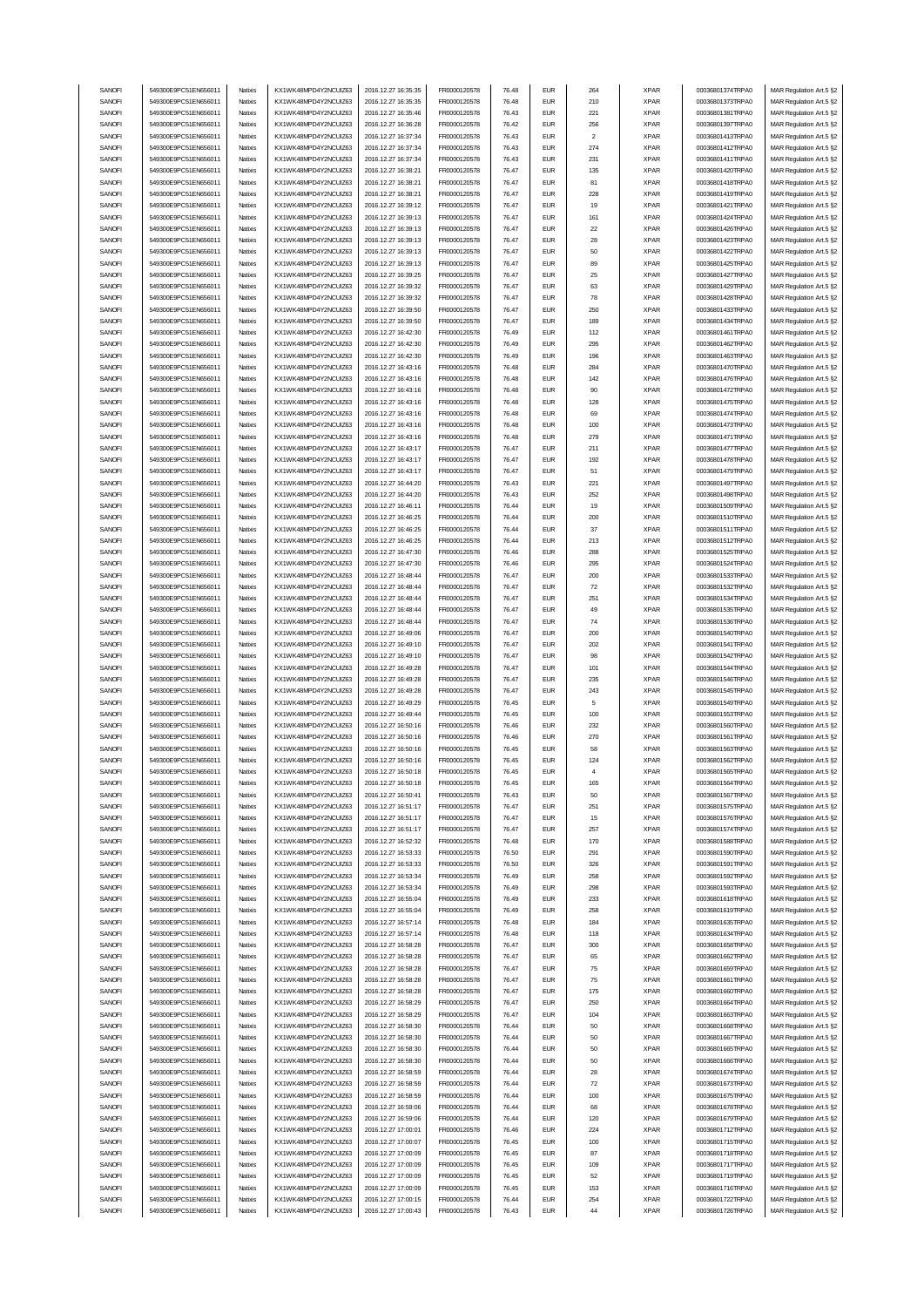| SANOFI | 549300E9PC51EN656011 | Natixis | KX1WK48MPD4Y2NCUIZ63 | 2016.12.27 16:35:35 | FR0000120578 | 76.48 | EUR | 264 | XPAR | 00036801374TRPA0 | MAR Regulation Art.5 §2 |
|---|---|---|---|---|---|---|---|---|---|---|---|
| SANOFI | 549300E9PC51EN656011 | Natixis | KX1WK48MPD4Y2NCUIZ63 | 2016.12.27 16:35:35 | FR0000120578 | 76.48 | EUR | 210 | XPAR | 00036801373TRPA0 | MAR Regulation Art.5 §2 |
| SANOFI | 549300E9PC51EN656011 | Natixis | KX1WK48MPD4Y2NCUIZ63 | 2016.12.27 16:35:46 | FR0000120578 | 76.43 | EUR | 221 | XPAR | 00036801381TRPA0 | MAR Regulation Art.5 §2 |
| SANOFI | 549300E9PC51EN656011 | Natixis | KX1WK48MPD4Y2NCUIZ63 | 2016.12.27 16:36:28 | FR0000120578 | 76.42 | EUR | 256 | XPAR | 00036801397TRPA0 | MAR Regulation Art.5 §2 |
| SANOFI | 549300E9PC51EN656011 | Natixis | KX1WK48MPD4Y2NCUIZ63 | 2016.12.27 16:37:34 | FR0000120578 | 76.43 | EUR | 2 | XPAR | 00036801413TRPA0 | MAR Regulation Art.5 §2 |
| SANOFI | 549300E9PC51EN656011 | Natixis | KX1WK48MPD4Y2NCUIZ63 | 2016.12.27 16:37:34 | FR0000120578 | 76.43 | EUR | 274 | XPAR | 00036801412TRPA0 | MAR Regulation Art.5 §2 |
| SANOFI | 549300E9PC51EN656011 | Natixis | KX1WK48MPD4Y2NCUIZ63 | 2016.12.27 16:37:34 | FR0000120578 | 76.43 | EUR | 231 | XPAR | 00036801411TRPA0 | MAR Regulation Art.5 §2 |
| SANOFI | 549300E9PC51EN656011 | Natixis | KX1WK48MPD4Y2NCUIZ63 | 2016.12.27 16:38:21 | FR0000120578 | 76.47 | EUR | 135 | XPAR | 00036801420TRPA0 | MAR Regulation Art.5 §2 |
| SANOFI | 549300E9PC51EN656011 | Natixis | KX1WK48MPD4Y2NCUIZ63 | 2016.12.27 16:38:21 | FR0000120578 | 76.47 | EUR | 81 | XPAR | 00036801418TRPA0 | MAR Regulation Art.5 §2 |
| SANOFI | 549300E9PC51EN656011 | Natixis | KX1WK48MPD4Y2NCUIZ63 | 2016.12.27 16:38:21 | FR0000120578 | 76.47 | EUR | 228 | XPAR | 00036801419TRPA0 | MAR Regulation Art.5 §2 |
| SANOFI | 549300E9PC51EN656011 | Natixis | KX1WK48MPD4Y2NCUIZ63 | 2016.12.27 16:39:12 | FR0000120578 | 76.47 | EUR | 19 | XPAR | 00036801421TRPA0 | MAR Regulation Art.5 §2 |
| SANOFI | 549300E9PC51EN656011 | Natixis | KX1WK48MPD4Y2NCUIZ63 | 2016.12.27 16:39:13 | FR0000120578 | 76.47 | EUR | 161 | XPAR | 00036801424TRPA0 | MAR Regulation Art.5 §2 |
| SANOFI | 549300E9PC51EN656011 | Natixis | KX1WK48MPD4Y2NCUIZ63 | 2016.12.27 16:39:13 | FR0000120578 | 76.47 | EUR | 22 | XPAR | 00036801426TRPA0 | MAR Regulation Art.5 §2 |
| SANOFI | 549300E9PC51EN656011 | Natixis | KX1WK48MPD4Y2NCUIZ63 | 2016.12.27 16:39:13 | FR0000120578 | 76.47 | EUR | 28 | XPAR | 00036801423TRPA0 | MAR Regulation Art.5 §2 |
| SANOFI | 549300E9PC51EN656011 | Natixis | KX1WK48MPD4Y2NCUIZ63 | 2016.12.27 16:39:13 | FR0000120578 | 76.47 | EUR | 50 | XPAR | 00036801422TRPA0 | MAR Regulation Art.5 §2 |
| SANOFI | 549300E9PC51EN656011 | Natixis | KX1WK48MPD4Y2NCUIZ63 | 2016.12.27 16:39:13 | FR0000120578 | 76.47 | EUR | 89 | XPAR | 00036801425TRPA0 | MAR Regulation Art.5 §2 |
| SANOFI | 549300E9PC51EN656011 | Natixis | KX1WK48MPD4Y2NCUIZ63 | 2016.12.27 16:39:25 | FR0000120578 | 76.47 | EUR | 25 | XPAR | 00036801427TRPA0 | MAR Regulation Art.5 §2 |
| SANOFI | 549300E9PC51EN656011 | Natixis | KX1WK48MPD4Y2NCUIZ63 | 2016.12.27 16:39:32 | FR0000120578 | 76.47 | EUR | 63 | XPAR | 00036801429TRPA0 | MAR Regulation Art.5 §2 |
| SANOFI | 549300E9PC51EN656011 | Natixis | KX1WK48MPD4Y2NCUIZ63 | 2016.12.27 16:39:32 | FR0000120578 | 76.47 | EUR | 78 | XPAR | 00036801428TRPA0 | MAR Regulation Art.5 §2 |
| SANOFI | 549300E9PC51EN656011 | Natixis | KX1WK48MPD4Y2NCUIZ63 | 2016.12.27 16:39:50 | FR0000120578 | 76.47 | EUR | 250 | XPAR | 00036801433TRPA0 | MAR Regulation Art.5 §2 |
| SANOFI | 549300E9PC51EN656011 | Natixis | KX1WK48MPD4Y2NCUIZ63 | 2016.12.27 16:39:50 | FR0000120578 | 76.47 | EUR | 189 | XPAR | 00036801434TRPA0 | MAR Regulation Art.5 §2 |
| SANOFI | 549300E9PC51EN656011 | Natixis | KX1WK48MPD4Y2NCUIZ63 | 2016.12.27 16:42:30 | FR0000120578 | 76.49 | EUR | 112 | XPAR | 00036801461TRPA0 | MAR Regulation Art.5 §2 |
| SANOFI | 549300E9PC51EN656011 | Natixis | KX1WK48MPD4Y2NCUIZ63 | 2016.12.27 16:42:30 | FR0000120578 | 76.49 | EUR | 295 | XPAR | 00036801462TRPA0 | MAR Regulation Art.5 §2 |
| SANOFI | 549300E9PC51EN656011 | Natixis | KX1WK48MPD4Y2NCUIZ63 | 2016.12.27 16:42:30 | FR0000120578 | 76.49 | EUR | 196 | XPAR | 00036801463TRPA0 | MAR Regulation Art.5 §2 |
| SANOFI | 549300E9PC51EN656011 | Natixis | KX1WK48MPD4Y2NCUIZ63 | 2016.12.27 16:43:16 | FR0000120578 | 76.48 | EUR | 284 | XPAR | 00036801470TRPA0 | MAR Regulation Art.5 §2 |
| SANOFI | 549300E9PC51EN656011 | Natixis | KX1WK48MPD4Y2NCUIZ63 | 2016.12.27 16:43:16 | FR0000120578 | 76.48 | EUR | 142 | XPAR | 00036801476TRPA0 | MAR Regulation Art.5 §2 |
| SANOFI | 549300E9PC51EN656011 | Natixis | KX1WK48MPD4Y2NCUIZ63 | 2016.12.27 16:43:16 | FR0000120578 | 76.48 | EUR | 90 | XPAR | 00036801472TRPA0 | MAR Regulation Art.5 §2 |
| SANOFI | 549300E9PC51EN656011 | Natixis | KX1WK48MPD4Y2NCUIZ63 | 2016.12.27 16:43:16 | FR0000120578 | 76.48 | EUR | 128 | XPAR | 00036801475TRPA0 | MAR Regulation Art.5 §2 |
| SANOFI | 549300E9PC51EN656011 | Natixis | KX1WK48MPD4Y2NCUIZ63 | 2016.12.27 16:43:16 | FR0000120578 | 76.48 | EUR | 69 | XPAR | 00036801474TRPA0 | MAR Regulation Art.5 §2 |
| SANOFI | 549300E9PC51EN656011 | Natixis | KX1WK48MPD4Y2NCUIZ63 | 2016.12.27 16:43:16 | FR0000120578 | 76.48 | EUR | 100 | XPAR | 00036801473TRPA0 | MAR Regulation Art.5 §2 |
| SANOFI | 549300E9PC51EN656011 | Natixis | KX1WK48MPD4Y2NCUIZ63 | 2016.12.27 16:43:16 | FR0000120578 | 76.48 | EUR | 279 | XPAR | 00036801471TRPA0 | MAR Regulation Art.5 §2 |
| SANOFI | 549300E9PC51EN656011 | Natixis | KX1WK48MPD4Y2NCUIZ63 | 2016.12.27 16:43:17 | FR0000120578 | 76.47 | EUR | 211 | XPAR | 00036801477TRPA0 | MAR Regulation Art.5 §2 |
| SANOFI | 549300E9PC51EN656011 | Natixis | KX1WK48MPD4Y2NCUIZ63 | 2016.12.27 16:43:17 | FR0000120578 | 76.47 | EUR | 192 | XPAR | 00036801478TRPA0 | MAR Regulation Art.5 §2 |
| SANOFI | 549300E9PC51EN656011 | Natixis | KX1WK48MPD4Y2NCUIZ63 | 2016.12.27 16:43:17 | FR0000120578 | 76.47 | EUR | 51 | XPAR | 00036801479TRPA0 | MAR Regulation Art.5 §2 |
| SANOFI | 549300E9PC51EN656011 | Natixis | KX1WK48MPD4Y2NCUIZ63 | 2016.12.27 16:44:20 | FR0000120578 | 76.43 | EUR | 221 | XPAR | 00036801497TRPA0 | MAR Regulation Art.5 §2 |
| SANOFI | 549300E9PC51EN656011 | Natixis | KX1WK48MPD4Y2NCUIZ63 | 2016.12.27 16:44:20 | FR0000120578 | 76.43 | EUR | 252 | XPAR | 00036801498TRPA0 | MAR Regulation Art.5 §2 |
| SANOFI | 549300E9PC51EN656011 | Natixis | KX1WK48MPD4Y2NCUIZ63 | 2016.12.27 16:46:11 | FR0000120578 | 76.44 | EUR | 19 | XPAR | 00036801509TRPA0 | MAR Regulation Art.5 §2 |
| SANOFI | 549300E9PC51EN656011 | Natixis | KX1WK48MPD4Y2NCUIZ63 | 2016.12.27 16:46:25 | FR0000120578 | 76.44 | EUR | 200 | XPAR | 00036801510TRPA0 | MAR Regulation Art.5 §2 |
| SANOFI | 549300E9PC51EN656011 | Natixis | KX1WK48MPD4Y2NCUIZ63 | 2016.12.27 16:46:25 | FR0000120578 | 76.44 | EUR | 37 | XPAR | 00036801511TRPA0 | MAR Regulation Art.5 §2 |
| SANOFI | 549300E9PC51EN656011 | Natixis | KX1WK48MPD4Y2NCUIZ63 | 2016.12.27 16:46:25 | FR0000120578 | 76.44 | EUR | 213 | XPAR | 00036801512TRPA0 | MAR Regulation Art.5 §2 |
| SANOFI | 549300E9PC51EN656011 | Natixis | KX1WK48MPD4Y2NCUIZ63 | 2016.12.27 16:47:30 | FR0000120578 | 76.46 | EUR | 288 | XPAR | 00036801525TRPA0 | MAR Regulation Art.5 §2 |
| SANOFI | 549300E9PC51EN656011 | Natixis | KX1WK48MPD4Y2NCUIZ63 | 2016.12.27 16:47:30 | FR0000120578 | 76.46 | EUR | 295 | XPAR | 00036801524TRPA0 | MAR Regulation Art.5 §2 |
| SANOFI | 549300E9PC51EN656011 | Natixis | KX1WK48MPD4Y2NCUIZ63 | 2016.12.27 16:48:44 | FR0000120578 | 76.47 | EUR | 200 | XPAR | 00036801533TRPA0 | MAR Regulation Art.5 §2 |
| SANOFI | 549300E9PC51EN656011 | Natixis | KX1WK48MPD4Y2NCUIZ63 | 2016.12.27 16:48:44 | FR0000120578 | 76.47 | EUR | 72 | XPAR | 00036801532TRPA0 | MAR Regulation Art.5 §2 |
| SANOFI | 549300E9PC51EN656011 | Natixis | KX1WK48MPD4Y2NCUIZ63 | 2016.12.27 16:48:44 | FR0000120578 | 76.47 | EUR | 251 | XPAR | 00036801534TRPA0 | MAR Regulation Art.5 §2 |
| SANOFI | 549300E9PC51EN656011 | Natixis | KX1WK48MPD4Y2NCUIZ63 | 2016.12.27 16:48:44 | FR0000120578 | 76.47 | EUR | 49 | XPAR | 00036801535TRPA0 | MAR Regulation Art.5 §2 |
| SANOFI | 549300E9PC51EN656011 | Natixis | KX1WK48MPD4Y2NCUIZ63 | 2016.12.27 16:48:44 | FR0000120578 | 76.47 | EUR | 74 | XPAR | 00036801536TRPA0 | MAR Regulation Art.5 §2 |
| SANOFI | 549300E9PC51EN656011 | Natixis | KX1WK48MPD4Y2NCUIZ63 | 2016.12.27 16:49:06 | FR0000120578 | 76.47 | EUR | 200 | XPAR | 00036801540TRPA0 | MAR Regulation Art.5 §2 |
| SANOFI | 549300E9PC51EN656011 | Natixis | KX1WK48MPD4Y2NCUIZ63 | 2016.12.27 16:49:10 | FR0000120578 | 76.47 | EUR | 202 | XPAR | 00036801541TRPA0 | MAR Regulation Art.5 §2 |
| SANOFI | 549300E9PC51EN656011 | Natixis | KX1WK48MPD4Y2NCUIZ63 | 2016.12.27 16:49:10 | FR0000120578 | 76.47 | EUR | 98 | XPAR | 00036801542TRPA0 | MAR Regulation Art.5 §2 |
| SANOFI | 549300E9PC51EN656011 | Natixis | KX1WK48MPD4Y2NCUIZ63 | 2016.12.27 16:49:28 | FR0000120578 | 76.47 | EUR | 101 | XPAR | 00036801544TRPA0 | MAR Regulation Art.5 §2 |
| SANOFI | 549300E9PC51EN656011 | Natixis | KX1WK48MPD4Y2NCUIZ63 | 2016.12.27 16:49:28 | FR0000120578 | 76.47 | EUR | 235 | XPAR | 00036801546TRPA0 | MAR Regulation Art.5 §2 |
| SANOFI | 549300E9PC51EN656011 | Natixis | KX1WK48MPD4Y2NCUIZ63 | 2016.12.27 16:49:28 | FR0000120578 | 76.47 | EUR | 243 | XPAR | 00036801545TRPA0 | MAR Regulation Art.5 §2 |
| SANOFI | 549300E9PC51EN656011 | Natixis | KX1WK48MPD4Y2NCUIZ63 | 2016.12.27 16:49:29 | FR0000120578 | 76.45 | EUR | 5 | XPAR | 00036801549TRPA0 | MAR Regulation Art.5 §2 |
| SANOFI | 549300E9PC51EN656011 | Natixis | KX1WK48MPD4Y2NCUIZ63 | 2016.12.27 16:49:44 | FR0000120578 | 76.45 | EUR | 100 | XPAR | 00036801553TRPA0 | MAR Regulation Art.5 §2 |
| SANOFI | 549300E9PC51EN656011 | Natixis | KX1WK48MPD4Y2NCUIZ63 | 2016.12.27 16:50:16 | FR0000120578 | 76.46 | EUR | 232 | XPAR | 00036801560TRPA0 | MAR Regulation Art.5 §2 |
| SANOFI | 549300E9PC51EN656011 | Natixis | KX1WK48MPD4Y2NCUIZ63 | 2016.12.27 16:50:16 | FR0000120578 | 76.46 | EUR | 270 | XPAR | 00036801561TRPA0 | MAR Regulation Art.5 §2 |
| SANOFI | 549300E9PC51EN656011 | Natixis | KX1WK48MPD4Y2NCUIZ63 | 2016.12.27 16:50:16 | FR0000120578 | 76.45 | EUR | 58 | XPAR | 00036801563TRPA0 | MAR Regulation Art.5 §2 |
| SANOFI | 549300E9PC51EN656011 | Natixis | KX1WK48MPD4Y2NCUIZ63 | 2016.12.27 16:50:16 | FR0000120578 | 76.45 | EUR | 124 | XPAR | 00036801562TRPA0 | MAR Regulation Art.5 §2 |
| SANOFI | 549300E9PC51EN656011 | Natixis | KX1WK48MPD4Y2NCUIZ63 | 2016.12.27 16:50:18 | FR0000120578 | 76.45 | EUR | 4 | XPAR | 00036801565TRPA0 | MAR Regulation Art.5 §2 |
| SANOFI | 549300E9PC51EN656011 | Natixis | KX1WK48MPD4Y2NCUIZ63 | 2016.12.27 16:50:18 | FR0000120578 | 76.45 | EUR | 165 | XPAR | 00036801564TRPA0 | MAR Regulation Art.5 §2 |
| SANOFI | 549300E9PC51EN656011 | Natixis | KX1WK48MPD4Y2NCUIZ63 | 2016.12.27 16:50:41 | FR0000120578 | 76.43 | EUR | 50 | XPAR | 00036801567TRPA0 | MAR Regulation Art.5 §2 |
| SANOFI | 549300E9PC51EN656011 | Natixis | KX1WK48MPD4Y2NCUIZ63 | 2016.12.27 16:51:17 | FR0000120578 | 76.47 | EUR | 251 | XPAR | 00036801575TRPA0 | MAR Regulation Art.5 §2 |
| SANOFI | 549300E9PC51EN656011 | Natixis | KX1WK48MPD4Y2NCUIZ63 | 2016.12.27 16:51:17 | FR0000120578 | 76.47 | EUR | 15 | XPAR | 00036801576TRPA0 | MAR Regulation Art.5 §2 |
| SANOFI | 549300E9PC51EN656011 | Natixis | KX1WK48MPD4Y2NCUIZ63 | 2016.12.27 16:51:17 | FR0000120578 | 76.47 | EUR | 257 | XPAR | 00036801574TRPA0 | MAR Regulation Art.5 §2 |
| SANOFI | 549300E9PC51EN656011 | Natixis | KX1WK48MPD4Y2NCUIZ63 | 2016.12.27 16:52:32 | FR0000120578 | 76.48 | EUR | 170 | XPAR | 00036801588TRPA0 | MAR Regulation Art.5 §2 |
| SANOFI | 549300E9PC51EN656011 | Natixis | KX1WK48MPD4Y2NCUIZ63 | 2016.12.27 16:53:33 | FR0000120578 | 76.50 | EUR | 291 | XPAR | 00036801590TRPA0 | MAR Regulation Art.5 §2 |
| SANOFI | 549300E9PC51EN656011 | Natixis | KX1WK48MPD4Y2NCUIZ63 | 2016.12.27 16:53:33 | FR0000120578 | 76.50 | EUR | 326 | XPAR | 00036801591TRPA0 | MAR Regulation Art.5 §2 |
| SANOFI | 549300E9PC51EN656011 | Natixis | KX1WK48MPD4Y2NCUIZ63 | 2016.12.27 16:53:34 | FR0000120578 | 76.49 | EUR | 258 | XPAR | 00036801592TRPA0 | MAR Regulation Art.5 §2 |
| SANOFI | 549300E9PC51EN656011 | Natixis | KX1WK48MPD4Y2NCUIZ63 | 2016.12.27 16:53:34 | FR0000120578 | 76.49 | EUR | 298 | XPAR | 00036801593TRPA0 | MAR Regulation Art.5 §2 |
| SANOFI | 549300E9PC51EN656011 | Natixis | KX1WK48MPD4Y2NCUIZ63 | 2016.12.27 16:55:04 | FR0000120578 | 76.49 | EUR | 233 | XPAR | 00036801618TRPA0 | MAR Regulation Art.5 §2 |
| SANOFI | 549300E9PC51EN656011 | Natixis | KX1WK48MPD4Y2NCUIZ63 | 2016.12.27 16:55:04 | FR0000120578 | 76.49 | EUR | 258 | XPAR | 00036801619TRPA0 | MAR Regulation Art.5 §2 |
| SANOFI | 549300E9PC51EN656011 | Natixis | KX1WK48MPD4Y2NCUIZ63 | 2016.12.27 16:57:14 | FR0000120578 | 76.48 | EUR | 184 | XPAR | 00036801635TRPA0 | MAR Regulation Art.5 §2 |
| SANOFI | 549300E9PC51EN656011 | Natixis | KX1WK48MPD4Y2NCUIZ63 | 2016.12.27 16:57:14 | FR0000120578 | 76.48 | EUR | 118 | XPAR | 00036801634TRPA0 | MAR Regulation Art.5 §2 |
| SANOFI | 549300E9PC51EN656011 | Natixis | KX1WK48MPD4Y2NCUIZ63 | 2016.12.27 16:58:28 | FR0000120578 | 76.47 | EUR | 300 | XPAR | 00036801658TRPA0 | MAR Regulation Art.5 §2 |
| SANOFI | 549300E9PC51EN656011 | Natixis | KX1WK48MPD4Y2NCUIZ63 | 2016.12.27 16:58:28 | FR0000120578 | 76.47 | EUR | 65 | XPAR | 00036801662TRPA0 | MAR Regulation Art.5 §2 |
| SANOFI | 549300E9PC51EN656011 | Natixis | KX1WK48MPD4Y2NCUIZ63 | 2016.12.27 16:58:28 | FR0000120578 | 76.47 | EUR | 75 | XPAR | 00036801659TRPA0 | MAR Regulation Art.5 §2 |
| SANOFI | 549300E9PC51EN656011 | Natixis | KX1WK48MPD4Y2NCUIZ63 | 2016.12.27 16:58:28 | FR0000120578 | 76.47 | EUR | 75 | XPAR | 00036801661TRPA0 | MAR Regulation Art.5 §2 |
| SANOFI | 549300E9PC51EN656011 | Natixis | KX1WK48MPD4Y2NCUIZ63 | 2016.12.27 16:58:28 | FR0000120578 | 76.47 | EUR | 175 | XPAR | 00036801660TRPA0 | MAR Regulation Art.5 §2 |
| SANOFI | 549300E9PC51EN656011 | Natixis | KX1WK48MPD4Y2NCUIZ63 | 2016.12.27 16:58:29 | FR0000120578 | 76.47 | EUR | 250 | XPAR | 00036801664TRPA0 | MAR Regulation Art.5 §2 |
| SANOFI | 549300E9PC51EN656011 | Natixis | KX1WK48MPD4Y2NCUIZ63 | 2016.12.27 16:58:29 | FR0000120578 | 76.47 | EUR | 104 | XPAR | 00036801663TRPA0 | MAR Regulation Art.5 §2 |
| SANOFI | 549300E9PC51EN656011 | Natixis | KX1WK48MPD4Y2NCUIZ63 | 2016.12.27 16:58:30 | FR0000120578 | 76.44 | EUR | 50 | XPAR | 00036801668TRPA0 | MAR Regulation Art.5 §2 |
| SANOFI | 549300E9PC51EN656011 | Natixis | KX1WK48MPD4Y2NCUIZ63 | 2016.12.27 16:58:30 | FR0000120578 | 76.44 | EUR | 50 | XPAR | 00036801667TRPA0 | MAR Regulation Art.5 §2 |
| SANOFI | 549300E9PC51EN656011 | Natixis | KX1WK48MPD4Y2NCUIZ63 | 2016.12.27 16:58:30 | FR0000120578 | 76.44 | EUR | 50 | XPAR | 00036801665TRPA0 | MAR Regulation Art.5 §2 |
| SANOFI | 549300E9PC51EN656011 | Natixis | KX1WK48MPD4Y2NCUIZ63 | 2016.12.27 16:58:30 | FR0000120578 | 76.44 | EUR | 50 | XPAR | 00036801666TRPA0 | MAR Regulation Art.5 §2 |
| SANOFI | 549300E9PC51EN656011 | Natixis | KX1WK48MPD4Y2NCUIZ63 | 2016.12.27 16:58:59 | FR0000120578 | 76.44 | EUR | 28 | XPAR | 00036801674TRPA0 | MAR Regulation Art.5 §2 |
| SANOFI | 549300E9PC51EN656011 | Natixis | KX1WK48MPD4Y2NCUIZ63 | 2016.12.27 16:58:59 | FR0000120578 | 76.44 | EUR | 72 | XPAR | 00036801673TRPA0 | MAR Regulation Art.5 §2 |
| SANOFI | 549300E9PC51EN656011 | Natixis | KX1WK48MPD4Y2NCUIZ63 | 2016.12.27 16:58:59 | FR0000120578 | 76.44 | EUR | 100 | XPAR | 00036801675TRPA0 | MAR Regulation Art.5 §2 |
| SANOFI | 549300E9PC51EN656011 | Natixis | KX1WK48MPD4Y2NCUIZ63 | 2016.12.27 16:59:06 | FR0000120578 | 76.44 | EUR | 68 | XPAR | 00036801678TRPA0 | MAR Regulation Art.5 §2 |
| SANOFI | 549300E9PC51EN656011 | Natixis | KX1WK48MPD4Y2NCUIZ63 | 2016.12.27 16:59:06 | FR0000120578 | 76.44 | EUR | 120 | XPAR | 00036801679TRPA0 | MAR Regulation Art.5 §2 |
| SANOFI | 549300E9PC51EN656011 | Natixis | KX1WK48MPD4Y2NCUIZ63 | 2016.12.27 17:00:01 | FR0000120578 | 76.46 | EUR | 224 | XPAR | 00036801712TRPA0 | MAR Regulation Art.5 §2 |
| SANOFI | 549300E9PC51EN656011 | Natixis | KX1WK48MPD4Y2NCUIZ63 | 2016.12.27 17:00:07 | FR0000120578 | 76.45 | EUR | 100 | XPAR | 00036801715TRPA0 | MAR Regulation Art.5 §2 |
| SANOFI | 549300E9PC51EN656011 | Natixis | KX1WK48MPD4Y2NCUIZ63 | 2016.12.27 17:00:09 | FR0000120578 | 76.45 | EUR | 87 | XPAR | 00036801718TRPA0 | MAR Regulation Art.5 §2 |
| SANOFI | 549300E9PC51EN656011 | Natixis | KX1WK48MPD4Y2NCUIZ63 | 2016.12.27 17:00:09 | FR0000120578 | 76.45 | EUR | 109 | XPAR | 00036801717TRPA0 | MAR Regulation Art.5 §2 |
| SANOFI | 549300E9PC51EN656011 | Natixis | KX1WK48MPD4Y2NCUIZ63 | 2016.12.27 17:00:09 | FR0000120578 | 76.45 | EUR | 52 | XPAR | 00036801719TRPA0 | MAR Regulation Art.5 §2 |
| SANOFI | 549300E9PC51EN656011 | Natixis | KX1WK48MPD4Y2NCUIZ63 | 2016.12.27 17:00:09 | FR0000120578 | 76.45 | EUR | 153 | XPAR | 00036801716TRPA0 | MAR Regulation Art.5 §2 |
| SANOFI | 549300E9PC51EN656011 | Natixis | KX1WK48MPD4Y2NCUIZ63 | 2016.12.27 17:00:15 | FR0000120578 | 76.44 | EUR | 254 | XPAR | 00036801722TRPA0 | MAR Regulation Art.5 §2 |
| SANOFI | 549300E9PC51EN656011 | Natixis | KX1WK48MPD4Y2NCUIZ63 | 2016.12.27 17:00:43 | FR0000120578 | 76.43 | EUR | 44 | XPAR | 00036801726TRPA0 | MAR Regulation Art.5 §2 |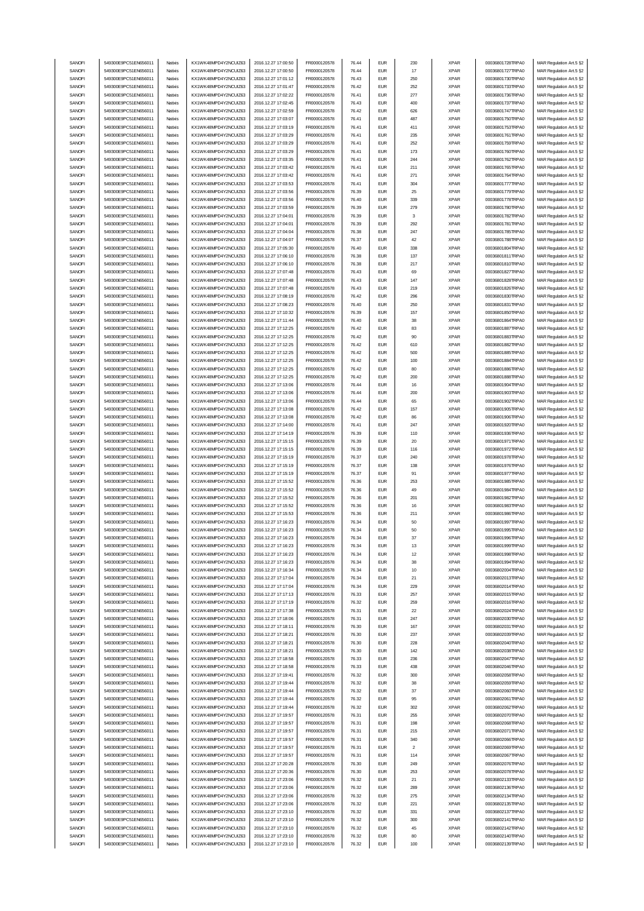| SANOFI | 549300E9PC51EN656011 | Natixis | KX1WK48MPD4Y2NCUIZ63 | 2016.12.27 17:00:50 | FR0000120578 | 76.44 | EUR | 230 | XPAR | 00036801728TRPA0 | MAR Regulation Art.5 §2 |
|---|---|---|---|---|---|---|---|---|---|---|---|
| SANOFI | 549300E9PC51EN656011 | Natixis | KX1WK48MPD4Y2NCUIZ63 | 2016.12.27 17:00:50 | FR0000120578 | 76.44 | EUR | 17 | XPAR | 00036801727TRPA0 | MAR Regulation Art.5 §2 |
| SANOFI | 549300E9PC51EN656011 | Natixis | KX1WK48MPD4Y2NCUIZ63 | 2016.12.27 17:01:12 | FR0000120578 | 76.43 | EUR | 250 | XPAR | 00036801730TRPA0 | MAR Regulation Art.5 §2 |
| SANOFI | 549300E9PC51EN656011 | Natixis | KX1WK48MPD4Y2NCUIZ63 | 2016.12.27 17:01:47 | FR0000120578 | 76.42 | EUR | 252 | XPAR | 00036801733TRPA0 | MAR Regulation Art.5 §2 |
| SANOFI | 549300E9PC51EN656011 | Natixis | KX1WK48MPD4Y2NCUIZ63 | 2016.12.27 17:02:22 | FR0000120578 | 76.41 | EUR | 277 | XPAR | 00036801736TRPA0 | MAR Regulation Art.5 §2 |
| SANOFI | 549300E9PC51EN656011 | Natixis | KX1WK48MPD4Y2NCUIZ63 | 2016.12.27 17:02:45 | FR0000120578 | 76.43 | EUR | 400 | XPAR | 00036801737TRPA0 | MAR Regulation Art.5 §2 |
| SANOFI | 549300E9PC51EN656011 | Natixis | KX1WK48MPD4Y2NCUIZ63 | 2016.12.27 17:02:59 | FR0000120578 | 76.42 | EUR | 626 | XPAR | 00036801747TRPA0 | MAR Regulation Art.5 §2 |
| SANOFI | 549300E9PC51EN656011 | Natixis | KX1WK48MPD4Y2NCUIZ63 | 2016.12.27 17:03:07 | FR0000120578 | 76.41 | EUR | 487 | XPAR | 00036801750TRPA0 | MAR Regulation Art.5 §2 |
| SANOFI | 549300E9PC51EN656011 | Natixis | KX1WK48MPD4Y2NCUIZ63 | 2016.12.27 17:03:19 | FR0000120578 | 76.41 | EUR | 411 | XPAR | 00036801753TRPA0 | MAR Regulation Art.5 §2 |
| SANOFI | 549300E9PC51EN656011 | Natixis | KX1WK48MPD4Y2NCUIZ63 | 2016.12.27 17:03:29 | FR0000120578 | 76.41 | EUR | 235 | XPAR | 00036801761TRPA0 | MAR Regulation Art.5 §2 |
| SANOFI | 549300E9PC51EN656011 | Natixis | KX1WK48MPD4Y2NCUIZ63 | 2016.12.27 17:03:29 | FR0000120578 | 76.41 | EUR | 252 | XPAR | 00036801759TRPA0 | MAR Regulation Art.5 §2 |
| SANOFI | 549300E9PC51EN656011 | Natixis | KX1WK48MPD4Y2NCUIZ63 | 2016.12.27 17:03:29 | FR0000120578 | 76.41 | EUR | 173 | XPAR | 00036801760TRPA0 | MAR Regulation Art.5 §2 |
| SANOFI | 549300E9PC51EN656011 | Natixis | KX1WK48MPD4Y2NCUIZ63 | 2016.12.27 17:03:35 | FR0000120578 | 76.41 | EUR | 244 | XPAR | 00036801762TRPA0 | MAR Regulation Art.5 §2 |
| SANOFI | 549300E9PC51EN656011 | Natixis | KX1WK48MPD4Y2NCUIZ63 | 2016.12.27 17:03:42 | FR0000120578 | 76.41 | EUR | 211 | XPAR | 00036801765TRPA0 | MAR Regulation Art.5 §2 |
| SANOFI | 549300E9PC51EN656011 | Natixis | KX1WK48MPD4Y2NCUIZ63 | 2016.12.27 17:03:42 | FR0000120578 | 76.41 | EUR | 271 | XPAR | 00036801764TRPA0 | MAR Regulation Art.5 §2 |
| SANOFI | 549300E9PC51EN656011 | Natixis | KX1WK48MPD4Y2NCUIZ63 | 2016.12.27 17:03:53 | FR0000120578 | 76.41 | EUR | 304 | XPAR | 00036801777TRPA0 | MAR Regulation Art.5 §2 |
| SANOFI | 549300E9PC51EN656011 | Natixis | KX1WK48MPD4Y2NCUIZ63 | 2016.12.27 17:03:56 | FR0000120578 | 76.39 | EUR | 25 | XPAR | 00036801779TRPA0 | MAR Regulation Art.5 §2 |
| SANOFI | 549300E9PC51EN656011 | Natixis | KX1WK48MPD4Y2NCUIZ63 | 2016.12.27 17:03:56 | FR0000120578 | 76.40 | EUR | 339 | XPAR | 00036801778TRPA0 | MAR Regulation Art.5 §2 |
| SANOFI | 549300E9PC51EN656011 | Natixis | KX1WK48MPD4Y2NCUIZ63 | 2016.12.27 17:03:59 | FR0000120578 | 76.39 | EUR | 279 | XPAR | 00036801780TRPA0 | MAR Regulation Art.5 §2 |
| SANOFI | 549300E9PC51EN656011 | Natixis | KX1WK48MPD4Y2NCUIZ63 | 2016.12.27 17:04:01 | FR0000120578 | 76.39 | EUR | 3 | XPAR | 00036801782TRPA0 | MAR Regulation Art.5 §2 |
| SANOFI | 549300E9PC51EN656011 | Natixis | KX1WK48MPD4Y2NCUIZ63 | 2016.12.27 17:04:01 | FR0000120578 | 76.39 | EUR | 292 | XPAR | 00036801781TRPA0 | MAR Regulation Art.5 §2 |
| SANOFI | 549300E9PC51EN656011 | Natixis | KX1WK48MPD4Y2NCUIZ63 | 2016.12.27 17:04:04 | FR0000120578 | 76.38 | EUR | 247 | XPAR | 00036801785TRPA0 | MAR Regulation Art.5 §2 |
| SANOFI | 549300E9PC51EN656011 | Natixis | KX1WK48MPD4Y2NCUIZ63 | 2016.12.27 17:04:07 | FR0000120578 | 76.37 | EUR | 42 | XPAR | 00036801788TRPA0 | MAR Regulation Art.5 §2 |
| SANOFI | 549300E9PC51EN656011 | Natixis | KX1WK48MPD4Y2NCUIZ63 | 2016.12.27 17:05:30 | FR0000120578 | 76.40 | EUR | 338 | XPAR | 00036801804TRPA0 | MAR Regulation Art.5 §2 |
| SANOFI | 549300E9PC51EN656011 | Natixis | KX1WK48MPD4Y2NCUIZ63 | 2016.12.27 17:06:10 | FR0000120578 | 76.38 | EUR | 137 | XPAR | 00036801811TRPA0 | MAR Regulation Art.5 §2 |
| SANOFI | 549300E9PC51EN656011 | Natixis | KX1WK48MPD4Y2NCUIZ63 | 2016.12.27 17:06:10 | FR0000120578 | 76.38 | EUR | 217 | XPAR | 00036801810TRPA0 | MAR Regulation Art.5 §2 |
| SANOFI | 549300E9PC51EN656011 | Natixis | KX1WK48MPD4Y2NCUIZ63 | 2016.12.27 17:07:48 | FR0000120578 | 76.43 | EUR | 69 | XPAR | 00036801827TRPA0 | MAR Regulation Art.5 §2 |
| SANOFI | 549300E9PC51EN656011 | Natixis | KX1WK48MPD4Y2NCUIZ63 | 2016.12.27 17:07:48 | FR0000120578 | 76.43 | EUR | 147 | XPAR | 00036801828TRPA0 | MAR Regulation Art.5 §2 |
| SANOFI | 549300E9PC51EN656011 | Natixis | KX1WK48MPD4Y2NCUIZ63 | 2016.12.27 17:07:48 | FR0000120578 | 76.43 | EUR | 219 | XPAR | 00036801826TRPA0 | MAR Regulation Art.5 §2 |
| SANOFI | 549300E9PC51EN656011 | Natixis | KX1WK48MPD4Y2NCUIZ63 | 2016.12.27 17:08:19 | FR0000120578 | 76.42 | EUR | 296 | XPAR | 00036801830TRPA0 | MAR Regulation Art.5 §2 |
| SANOFI | 549300E9PC51EN656011 | Natixis | KX1WK48MPD4Y2NCUIZ63 | 2016.12.27 17:08:23 | FR0000120578 | 76.40 | EUR | 250 | XPAR | 00036801831TRPA0 | MAR Regulation Art.5 §2 |
| SANOFI | 549300E9PC51EN656011 | Natixis | KX1WK48MPD4Y2NCUIZ63 | 2016.12.27 17:10:32 | FR0000120578 | 76.39 | EUR | 157 | XPAR | 00036801850TRPA0 | MAR Regulation Art.5 §2 |
| SANOFI | 549300E9PC51EN656011 | Natixis | KX1WK48MPD4Y2NCUIZ63 | 2016.12.27 17:11:44 | FR0000120578 | 76.40 | EUR | 38 | XPAR | 00036801864TRPA0 | MAR Regulation Art.5 §2 |
| SANOFI | 549300E9PC51EN656011 | Natixis | KX1WK48MPD4Y2NCUIZ63 | 2016.12.27 17:12:25 | FR0000120578 | 76.42 | EUR | 83 | XPAR | 00036801887TRPA0 | MAR Regulation Art.5 §2 |
| SANOFI | 549300E9PC51EN656011 | Natixis | KX1WK48MPD4Y2NCUIZ63 | 2016.12.27 17:12:25 | FR0000120578 | 76.42 | EUR | 90 | XPAR | 00036801883TRPA0 | MAR Regulation Art.5 §2 |
| SANOFI | 549300E9PC51EN656011 | Natixis | KX1WK48MPD4Y2NCUIZ63 | 2016.12.27 17:12:25 | FR0000120578 | 76.42 | EUR | 610 | XPAR | 00036801882TRPA0 | MAR Regulation Art.5 §2 |
| SANOFI | 549300E9PC51EN656011 | Natixis | KX1WK48MPD4Y2NCUIZ63 | 2016.12.27 17:12:25 | FR0000120578 | 76.42 | EUR | 500 | XPAR | 00036801885TRPA0 | MAR Regulation Art.5 §2 |
| SANOFI | 549300E9PC51EN656011 | Natixis | KX1WK48MPD4Y2NCUIZ63 | 2016.12.27 17:12:25 | FR0000120578 | 76.42 | EUR | 100 | XPAR | 00036801884TRPA0 | MAR Regulation Art.5 §2 |
| SANOFI | 549300E9PC51EN656011 | Natixis | KX1WK48MPD4Y2NCUIZ63 | 2016.12.27 17:12:25 | FR0000120578 | 76.42 | EUR | 80 | XPAR | 00036801886TRPA0 | MAR Regulation Art.5 §2 |
| SANOFI | 549300E9PC51EN656011 | Natixis | KX1WK48MPD4Y2NCUIZ63 | 2016.12.27 17:12:25 | FR0000120578 | 76.42 | EUR | 200 | XPAR | 00036801888TRPA0 | MAR Regulation Art.5 §2 |
| SANOFI | 549300E9PC51EN656011 | Natixis | KX1WK48MPD4Y2NCUIZ63 | 2016.12.27 17:13:06 | FR0000120578 | 76.44 | EUR | 16 | XPAR | 00036801904TRPA0 | MAR Regulation Art.5 §2 |
| SANOFI | 549300E9PC51EN656011 | Natixis | KX1WK48MPD4Y2NCUIZ63 | 2016.12.27 17:13:06 | FR0000120578 | 76.44 | EUR | 200 | XPAR | 00036801903TRPA0 | MAR Regulation Art.5 §2 |
| SANOFI | 549300E9PC51EN656011 | Natixis | KX1WK48MPD4Y2NCUIZ63 | 2016.12.27 17:13:06 | FR0000120578 | 76.44 | EUR | 65 | XPAR | 00036801902TRPA0 | MAR Regulation Art.5 §2 |
| SANOFI | 549300E9PC51EN656011 | Natixis | KX1WK48MPD4Y2NCUIZ63 | 2016.12.27 17:13:08 | FR0000120578 | 76.42 | EUR | 157 | XPAR | 00036801905TRPA0 | MAR Regulation Art.5 §2 |
| SANOFI | 549300E9PC51EN656011 | Natixis | KX1WK48MPD4Y2NCUIZ63 | 2016.12.27 17:13:08 | FR0000120578 | 76.42 | EUR | 86 | XPAR | 00036801906TRPA0 | MAR Regulation Art.5 §2 |
| SANOFI | 549300E9PC51EN656011 | Natixis | KX1WK48MPD4Y2NCUIZ63 | 2016.12.27 17:14:00 | FR0000120578 | 76.41 | EUR | 247 | XPAR | 00036801920TRPA0 | MAR Regulation Art.5 §2 |
| SANOFI | 549300E9PC51EN656011 | Natixis | KX1WK48MPD4Y2NCUIZ63 | 2016.12.27 17:14:19 | FR0000120578 | 76.39 | EUR | 110 | XPAR | 00036801936TRPA0 | MAR Regulation Art.5 §2 |
| SANOFI | 549300E9PC51EN656011 | Natixis | KX1WK48MPD4Y2NCUIZ63 | 2016.12.27 17:15:15 | FR0000120578 | 76.39 | EUR | 20 | XPAR | 00036801971TRPA0 | MAR Regulation Art.5 §2 |
| SANOFI | 549300E9PC51EN656011 | Natixis | KX1WK48MPD4Y2NCUIZ63 | 2016.12.27 17:15:15 | FR0000120578 | 76.39 | EUR | 116 | XPAR | 00036801972TRPA0 | MAR Regulation Art.5 §2 |
| SANOFI | 549300E9PC51EN656011 | Natixis | KX1WK48MPD4Y2NCUIZ63 | 2016.12.27 17:15:19 | FR0000120578 | 76.37 | EUR | 240 | XPAR | 00036801978TRPA0 | MAR Regulation Art.5 §2 |
| SANOFI | 549300E9PC51EN656011 | Natixis | KX1WK48MPD4Y2NCUIZ63 | 2016.12.27 17:15:19 | FR0000120578 | 76.37 | EUR | 138 | XPAR | 00036801976TRPA0 | MAR Regulation Art.5 §2 |
| SANOFI | 549300E9PC51EN656011 | Natixis | KX1WK48MPD4Y2NCUIZ63 | 2016.12.27 17:15:19 | FR0000120578 | 76.37 | EUR | 91 | XPAR | 00036801977TRPA0 | MAR Regulation Art.5 §2 |
| SANOFI | 549300E9PC51EN656011 | Natixis | KX1WK48MPD4Y2NCUIZ63 | 2016.12.27 17:15:52 | FR0000120578 | 76.36 | EUR | 253 | XPAR | 00036801985TRPA0 | MAR Regulation Art.5 §2 |
| SANOFI | 549300E9PC51EN656011 | Natixis | KX1WK48MPD4Y2NCUIZ63 | 2016.12.27 17:15:52 | FR0000120578 | 76.36 | EUR | 49 | XPAR | 00036801984TRPA0 | MAR Regulation Art.5 §2 |
| SANOFI | 549300E9PC51EN656011 | Natixis | KX1WK48MPD4Y2NCUIZ63 | 2016.12.27 17:15:52 | FR0000120578 | 76.36 | EUR | 201 | XPAR | 00036801982TRPA0 | MAR Regulation Art.5 §2 |
| SANOFI | 549300E9PC51EN656011 | Natixis | KX1WK48MPD4Y2NCUIZ63 | 2016.12.27 17:15:52 | FR0000120578 | 76.36 | EUR | 16 | XPAR | 00036801983TRPA0 | MAR Regulation Art.5 §2 |
| SANOFI | 549300E9PC51EN656011 | Natixis | KX1WK48MPD4Y2NCUIZ63 | 2016.12.27 17:15:53 | FR0000120578 | 76.36 | EUR | 211 | XPAR | 00036801986TRPA0 | MAR Regulation Art.5 §2 |
| SANOFI | 549300E9PC51EN656011 | Natixis | KX1WK48MPD4Y2NCUIZ63 | 2016.12.27 17:16:23 | FR0000120578 | 76.34 | EUR | 50 | XPAR | 00036801997TRPA0 | MAR Regulation Art.5 §2 |
| SANOFI | 549300E9PC51EN656011 | Natixis | KX1WK48MPD4Y2NCUIZ63 | 2016.12.27 17:16:23 | FR0000120578 | 76.34 | EUR | 50 | XPAR | 00036801995TRPA0 | MAR Regulation Art.5 §2 |
| SANOFI | 549300E9PC51EN656011 | Natixis | KX1WK48MPD4Y2NCUIZ63 | 2016.12.27 17:16:23 | FR0000120578 | 76.34 | EUR | 37 | XPAR | 00036801996TRPA0 | MAR Regulation Art.5 §2 |
| SANOFI | 549300E9PC51EN656011 | Natixis | KX1WK48MPD4Y2NCUIZ63 | 2016.12.27 17:16:23 | FR0000120578 | 76.34 | EUR | 13 | XPAR | 00036801999TRPA0 | MAR Regulation Art.5 §2 |
| SANOFI | 549300E9PC51EN656011 | Natixis | KX1WK48MPD4Y2NCUIZ63 | 2016.12.27 17:16:23 | FR0000120578 | 76.34 | EUR | 12 | XPAR | 00036801998TRPA0 | MAR Regulation Art.5 §2 |
| SANOFI | 549300E9PC51EN656011 | Natixis | KX1WK48MPD4Y2NCUIZ63 | 2016.12.27 17:16:23 | FR0000120578 | 76.34 | EUR | 38 | XPAR | 00036801994TRPA0 | MAR Regulation Art.5 §2 |
| SANOFI | 549300E9PC51EN656011 | Natixis | KX1WK48MPD4Y2NCUIZ63 | 2016.12.27 17:16:34 | FR0000120578 | 76.34 | EUR | 10 | XPAR | 00036802004TRPA0 | MAR Regulation Art.5 §2 |
| SANOFI | 549300E9PC51EN656011 | Natixis | KX1WK48MPD4Y2NCUIZ63 | 2016.12.27 17:17:04 | FR0000120578 | 76.34 | EUR | 21 | XPAR | 00036802013TRPA0 | MAR Regulation Art.5 §2 |
| SANOFI | 549300E9PC51EN656011 | Natixis | KX1WK48MPD4Y2NCUIZ63 | 2016.12.27 17:17:04 | FR0000120578 | 76.34 | EUR | 229 | XPAR | 00036802014TRPA0 | MAR Regulation Art.5 §2 |
| SANOFI | 549300E9PC51EN656011 | Natixis | KX1WK48MPD4Y2NCUIZ63 | 2016.12.27 17:17:13 | FR0000120578 | 76.33 | EUR | 257 | XPAR | 00036802015TRPA0 | MAR Regulation Art.5 §2 |
| SANOFI | 549300E9PC51EN656011 | Natixis | KX1WK48MPD4Y2NCUIZ63 | 2016.12.27 17:17:19 | FR0000120578 | 76.32 | EUR | 259 | XPAR | 00036802016TRPA0 | MAR Regulation Art.5 §2 |
| SANOFI | 549300E9PC51EN656011 | Natixis | KX1WK48MPD4Y2NCUIZ63 | 2016.12.27 17:17:38 | FR0000120578 | 76.31 | EUR | 22 | XPAR | 00036802024TRPA0 | MAR Regulation Art.5 §2 |
| SANOFI | 549300E9PC51EN656011 | Natixis | KX1WK48MPD4Y2NCUIZ63 | 2016.12.27 17:18:06 | FR0000120578 | 76.31 | EUR | 247 | XPAR | 00036802030TRPA0 | MAR Regulation Art.5 §2 |
| SANOFI | 549300E9PC51EN656011 | Natixis | KX1WK48MPD4Y2NCUIZ63 | 2016.12.27 17:18:11 | FR0000120578 | 76.30 | EUR | 167 | XPAR | 00036802031TRPA0 | MAR Regulation Art.5 §2 |
| SANOFI | 549300E9PC51EN656011 | Natixis | KX1WK48MPD4Y2NCUIZ63 | 2016.12.27 17:18:21 | FR0000120578 | 76.30 | EUR | 237 | XPAR | 00036802039TRPA0 | MAR Regulation Art.5 §2 |
| SANOFI | 549300E9PC51EN656011 | Natixis | KX1WK48MPD4Y2NCUIZ63 | 2016.12.27 17:18:21 | FR0000120578 | 76.30 | EUR | 228 | XPAR | 00036802040TRPA0 | MAR Regulation Art.5 §2 |
| SANOFI | 549300E9PC51EN656011 | Natixis | KX1WK48MPD4Y2NCUIZ63 | 2016.12.27 17:18:21 | FR0000120578 | 76.30 | EUR | 142 | XPAR | 00036802038TRPA0 | MAR Regulation Art.5 §2 |
| SANOFI | 549300E9PC51EN656011 | Natixis | KX1WK48MPD4Y2NCUIZ63 | 2016.12.27 17:18:58 | FR0000120578 | 76.33 | EUR | 236 | XPAR | 00036802047TRPA0 | MAR Regulation Art.5 §2 |
| SANOFI | 549300E9PC51EN656011 | Natixis | KX1WK48MPD4Y2NCUIZ63 | 2016.12.27 17:18:58 | FR0000120578 | 76.33 | EUR | 438 | XPAR | 00036802046TRPA0 | MAR Regulation Art.5 §2 |
| SANOFI | 549300E9PC51EN656011 | Natixis | KX1WK48MPD4Y2NCUIZ63 | 2016.12.27 17:19:41 | FR0000120578 | 76.32 | EUR | 300 | XPAR | 00036802058TRPA0 | MAR Regulation Art.5 §2 |
| SANOFI | 549300E9PC51EN656011 | Natixis | KX1WK48MPD4Y2NCUIZ63 | 2016.12.27 17:19:44 | FR0000120578 | 76.32 | EUR | 38 | XPAR | 00036802059TRPA0 | MAR Regulation Art.5 §2 |
| SANOFI | 549300E9PC51EN656011 | Natixis | KX1WK48MPD4Y2NCUIZ63 | 2016.12.27 17:19:44 | FR0000120578 | 76.32 | EUR | 37 | XPAR | 00036802060TRPA0 | MAR Regulation Art.5 §2 |
| SANOFI | 549300E9PC51EN656011 | Natixis | KX1WK48MPD4Y2NCUIZ63 | 2016.12.27 17:19:44 | FR0000120578 | 76.32 | EUR | 95 | XPAR | 00036802061TRPA0 | MAR Regulation Art.5 §2 |
| SANOFI | 549300E9PC51EN656011 | Natixis | KX1WK48MPD4Y2NCUIZ63 | 2016.12.27 17:19:44 | FR0000120578 | 76.32 | EUR | 302 | XPAR | 00036802062TRPA0 | MAR Regulation Art.5 §2 |
| SANOFI | 549300E9PC51EN656011 | Natixis | KX1WK48MPD4Y2NCUIZ63 | 2016.12.27 17:19:57 | FR0000120578 | 76.31 | EUR | 255 | XPAR | 00036802070TRPA0 | MAR Regulation Art.5 §2 |
| SANOFI | 549300E9PC51EN656011 | Natixis | KX1WK48MPD4Y2NCUIZ63 | 2016.12.27 17:19:57 | FR0000120578 | 76.31 | EUR | 198 | XPAR | 00036802068TRPA0 | MAR Regulation Art.5 §2 |
| SANOFI | 549300E9PC51EN656011 | Natixis | KX1WK48MPD4Y2NCUIZ63 | 2016.12.27 17:19:57 | FR0000120578 | 76.31 | EUR | 215 | XPAR | 00036802071TRPA0 | MAR Regulation Art.5 §2 |
| SANOFI | 549300E9PC51EN656011 | Natixis | KX1WK48MPD4Y2NCUIZ63 | 2016.12.27 17:19:57 | FR0000120578 | 76.31 | EUR | 340 | XPAR | 00036802066TRPA0 | MAR Regulation Art.5 §2 |
| SANOFI | 549300E9PC51EN656011 | Natixis | KX1WK48MPD4Y2NCUIZ63 | 2016.12.27 17:19:57 | FR0000120578 | 76.31 | EUR | 2 | XPAR | 00036802069TRPA0 | MAR Regulation Art.5 §2 |
| SANOFI | 549300E9PC51EN656011 | Natixis | KX1WK48MPD4Y2NCUIZ63 | 2016.12.27 17:19:57 | FR0000120578 | 76.31 | EUR | 114 | XPAR | 00036802067TRPA0 | MAR Regulation Art.5 §2 |
| SANOFI | 549300E9PC51EN656011 | Natixis | KX1WK48MPD4Y2NCUIZ63 | 2016.12.27 17:20:28 | FR0000120578 | 76.30 | EUR | 249 | XPAR | 00036802076TRPA0 | MAR Regulation Art.5 §2 |
| SANOFI | 549300E9PC51EN656011 | Natixis | KX1WK48MPD4Y2NCUIZ63 | 2016.12.27 17:20:36 | FR0000120578 | 76.30 | EUR | 253 | XPAR | 00036802078TRPA0 | MAR Regulation Art.5 §2 |
| SANOFI | 549300E9PC51EN656011 | Natixis | KX1WK48MPD4Y2NCUIZ63 | 2016.12.27 17:23:06 | FR0000120578 | 76.32 | EUR | 21 | XPAR | 00036802133TRPA0 | MAR Regulation Art.5 §2 |
| SANOFI | 549300E9PC51EN656011 | Natixis | KX1WK48MPD4Y2NCUIZ63 | 2016.12.27 17:23:06 | FR0000120578 | 76.32 | EUR | 289 | XPAR | 00036802136TRPA0 | MAR Regulation Art.5 §2 |
| SANOFI | 549300E9PC51EN656011 | Natixis | KX1WK48MPD4Y2NCUIZ63 | 2016.12.27 17:23:06 | FR0000120578 | 76.32 | EUR | 275 | XPAR | 00036802134TRPA0 | MAR Regulation Art.5 §2 |
| SANOFI | 549300E9PC51EN656011 | Natixis | KX1WK48MPD4Y2NCUIZ63 | 2016.12.27 17:23:06 | FR0000120578 | 76.32 | EUR | 221 | XPAR | 00036802135TRPA0 | MAR Regulation Art.5 §2 |
| SANOFI | 549300E9PC51EN656011 | Natixis | KX1WK48MPD4Y2NCUIZ63 | 2016.12.27 17:23:10 | FR0000120578 | 76.32 | EUR | 331 | XPAR | 00036802137TRPA0 | MAR Regulation Art.5 §2 |
| SANOFI | 549300E9PC51EN656011 | Natixis | KX1WK48MPD4Y2NCUIZ63 | 2016.12.27 17:23:10 | FR0000120578 | 76.32 | EUR | 300 | XPAR | 00036802141TRPA0 | MAR Regulation Art.5 §2 |
| SANOFI | 549300E9PC51EN656011 | Natixis | KX1WK48MPD4Y2NCUIZ63 | 2016.12.27 17:23:10 | FR0000120578 | 76.32 | EUR | 45 | XPAR | 00036802142TRPA0 | MAR Regulation Art.5 §2 |
| SANOFI | 549300E9PC51EN656011 | Natixis | KX1WK48MPD4Y2NCUIZ63 | 2016.12.27 17:23:10 | FR0000120578 | 76.32 | EUR | 80 | XPAR | 00036802140TRPA0 | MAR Regulation Art.5 §2 |
| SANOFI | 549300E9PC51EN656011 | Natixis | KX1WK48MPD4Y2NCUIZ63 | 2016.12.27 17:23:10 | FR0000120578 | 76.32 | EUR | 100 | XPAR | 00036802139TRPA0 | MAR Regulation Art.5 §2 |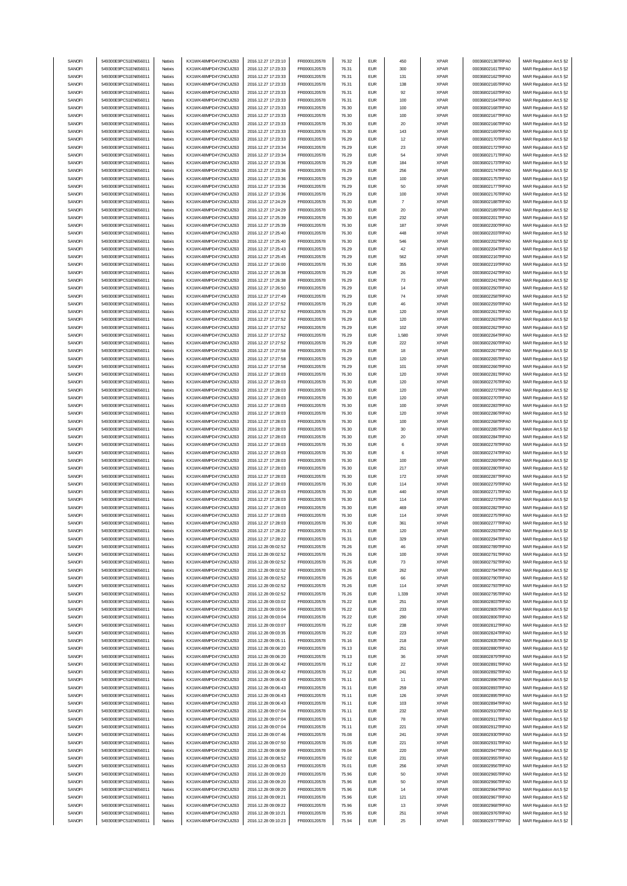| SANOFI | 549300E9PC51EN656011 | Natixis | KX1WK48MPD4Y2NCUIZ63 | 2016.12.27 17:23:10 | FR0000120578 | 76.32 | EUR | 450 | XPAR | 00036802138TRPA0 | MAR Regulation Art.5 §2 |
|---|---|---|---|---|---|---|---|---|---|---|---|
| SANOFI | 549300E9PC51EN656011 | Natixis | KX1WK48MPD4Y2NCUIZ63 | 2016.12.27 17:23:33 | FR0000120578 | 76.31 | EUR | 300 | XPAR | 00036802161TRPA0 | MAR Regulation Art.5 §2 |
| SANOFI | 549300E9PC51EN656011 | Natixis | KX1WK48MPD4Y2NCUIZ63 | 2016.12.27 17:23:33 | FR0000120578 | 76.31 | EUR | 131 | XPAR | 00036802162TRPA0 | MAR Regulation Art.5 §2 |
| SANOFI | 549300E9PC51EN656011 | Natixis | KX1WK48MPD4Y2NCUIZ63 | 2016.12.27 17:23:33 | FR0000120578 | 76.31 | EUR | 138 | XPAR | 00036802165TRPA0 | MAR Regulation Art.5 §2 |
| SANOFI | 549300E9PC51EN656011 | Natixis | KX1WK48MPD4Y2NCUIZ63 | 2016.12.27 17:23:33 | FR0000120578 | 76.31 | EUR | 92 | XPAR | 00036802163TRPA0 | MAR Regulation Art.5 §2 |
| SANOFI | 549300E9PC51EN656011 | Natixis | KX1WK48MPD4Y2NCUIZ63 | 2016.12.27 17:23:33 | FR0000120578 | 76.31 | EUR | 100 | XPAR | 00036802164TRPA0 | MAR Regulation Art.5 §2 |
| SANOFI | 549300E9PC51EN656011 | Natixis | KX1WK48MPD4Y2NCUIZ63 | 2016.12.27 17:23:33 | FR0000120578 | 76.30 | EUR | 100 | XPAR | 00036802168TRPA0 | MAR Regulation Art.5 §2 |
| SANOFI | 549300E9PC51EN656011 | Natixis | KX1WK48MPD4Y2NCUIZ63 | 2016.12.27 17:23:33 | FR0000120578 | 76.30 | EUR | 100 | XPAR | 00036802167TRPA0 | MAR Regulation Art.5 §2 |
| SANOFI | 549300E9PC51EN656011 | Natixis | KX1WK48MPD4Y2NCUIZ63 | 2016.12.27 17:23:33 | FR0000120578 | 76.30 | EUR | 20 | XPAR | 00036802166TRPA0 | MAR Regulation Art.5 §2 |
| SANOFI | 549300E9PC51EN656011 | Natixis | KX1WK48MPD4Y2NCUIZ63 | 2016.12.27 17:23:33 | FR0000120578 | 76.30 | EUR | 143 | XPAR | 00036802169TRPA0 | MAR Regulation Art.5 §2 |
| SANOFI | 549300E9PC51EN656011 | Natixis | KX1WK48MPD4Y2NCUIZ63 | 2016.12.27 17:23:33 | FR0000120578 | 76.29 | EUR | 12 | XPAR | 00036802170TRPA0 | MAR Regulation Art.5 §2 |
| SANOFI | 549300E9PC51EN656011 | Natixis | KX1WK48MPD4Y2NCUIZ63 | 2016.12.27 17:23:34 | FR0000120578 | 76.29 | EUR | 23 | XPAR | 00036802172TRPA0 | MAR Regulation Art.5 §2 |
| SANOFI | 549300E9PC51EN656011 | Natixis | KX1WK48MPD4Y2NCUIZ63 | 2016.12.27 17:23:34 | FR0000120578 | 76.29 | EUR | 54 | XPAR | 00036802171TRPA0 | MAR Regulation Art.5 §2 |
| SANOFI | 549300E9PC51EN656011 | Natixis | KX1WK48MPD4Y2NCUIZ63 | 2016.12.27 17:23:36 | FR0000120578 | 76.29 | EUR | 184 | XPAR | 00036802173TRPA0 | MAR Regulation Art.5 §2 |
| SANOFI | 549300E9PC51EN656011 | Natixis | KX1WK48MPD4Y2NCUIZ63 | 2016.12.27 17:23:36 | FR0000120578 | 76.29 | EUR | 256 | XPAR | 00036802174TRPA0 | MAR Regulation Art.5 §2 |
| SANOFI | 549300E9PC51EN656011 | Natixis | KX1WK48MPD4Y2NCUIZ63 | 2016.12.27 17:23:36 | FR0000120578 | 76.29 | EUR | 100 | XPAR | 00036802175TRPA0 | MAR Regulation Art.5 §2 |
| SANOFI | 549300E9PC51EN656011 | Natixis | KX1WK48MPD4Y2NCUIZ63 | 2016.12.27 17:23:36 | FR0000120578 | 76.29 | EUR | 50 | XPAR | 00036802177TRPA0 | MAR Regulation Art.5 §2 |
| SANOFI | 549300E9PC51EN656011 | Natixis | KX1WK48MPD4Y2NCUIZ63 | 2016.12.27 17:23:36 | FR0000120578 | 76.29 | EUR | 100 | XPAR | 00036802176TRPA0 | MAR Regulation Art.5 §2 |
| SANOFI | 549300E9PC51EN656011 | Natixis | KX1WK48MPD4Y2NCUIZ63 | 2016.12.27 17:24:29 | FR0000120578 | 76.30 | EUR | 7 | XPAR | 00036802188TRPA0 | MAR Regulation Art.5 §2 |
| SANOFI | 549300E9PC51EN656011 | Natixis | KX1WK48MPD4Y2NCUIZ63 | 2016.12.27 17:24:29 | FR0000120578 | 76.30 | EUR | 20 | XPAR | 00036802189TRPA0 | MAR Regulation Art.5 §2 |
| SANOFI | 549300E9PC51EN656011 | Natixis | KX1WK48MPD4Y2NCUIZ63 | 2016.12.27 17:25:39 | FR0000120578 | 76.30 | EUR | 232 | XPAR | 00036802201TRPA0 | MAR Regulation Art.5 §2 |
| SANOFI | 549300E9PC51EN656011 | Natixis | KX1WK48MPD4Y2NCUIZ63 | 2016.12.27 17:25:39 | FR0000120578 | 76.30 | EUR | 187 | XPAR | 00036802200TRPA0 | MAR Regulation Art.5 §2 |
| SANOFI | 549300E9PC51EN656011 | Natixis | KX1WK48MPD4Y2NCUIZ63 | 2016.12.27 17:25:40 | FR0000120578 | 76.30 | EUR | 448 | XPAR | 00036802203TRPA0 | MAR Regulation Art.5 §2 |
| SANOFI | 549300E9PC51EN656011 | Natixis | KX1WK48MPD4Y2NCUIZ63 | 2016.12.27 17:25:40 | FR0000120578 | 76.30 | EUR | 546 | XPAR | 00036802202TRPA0 | MAR Regulation Art.5 §2 |
| SANOFI | 549300E9PC51EN656011 | Natixis | KX1WK48MPD4Y2NCUIZ63 | 2016.12.27 17:25:43 | FR0000120578 | 76.29 | EUR | 42 | XPAR | 00036802204TRPA0 | MAR Regulation Art.5 §2 |
| SANOFI | 549300E9PC51EN656011 | Natixis | KX1WK48MPD4Y2NCUIZ63 | 2016.12.27 17:25:45 | FR0000120578 | 76.29 | EUR | 562 | XPAR | 00036802216TRPA0 | MAR Regulation Art.5 §2 |
| SANOFI | 549300E9PC51EN656011 | Natixis | KX1WK48MPD4Y2NCUIZ63 | 2016.12.27 17:26:00 | FR0000120578 | 76.30 | EUR | 355 | XPAR | 00036802219TRPA0 | MAR Regulation Art.5 §2 |
| SANOFI | 549300E9PC51EN656011 | Natixis | KX1WK48MPD4Y2NCUIZ63 | 2016.12.27 17:26:38 | FR0000120578 | 76.29 | EUR | 26 | XPAR | 00036802242TRPA0 | MAR Regulation Art.5 §2 |
| SANOFI | 549300E9PC51EN656011 | Natixis | KX1WK48MPD4Y2NCUIZ63 | 2016.12.27 17:26:38 | FR0000120578 | 76.29 | EUR | 73 | XPAR | 00036802241TRPA0 | MAR Regulation Art.5 §2 |
| SANOFI | 549300E9PC51EN656011 | Natixis | KX1WK48MPD4Y2NCUIZ63 | 2016.12.27 17:26:50 | FR0000120578 | 76.29 | EUR | 14 | XPAR | 00036802250TRPA0 | MAR Regulation Art.5 §2 |
| SANOFI | 549300E9PC51EN656011 | Natixis | KX1WK48MPD4Y2NCUIZ63 | 2016.12.27 17:27:49 | FR0000120578 | 76.29 | EUR | 74 | XPAR | 00036802258TRPA0 | MAR Regulation Art.5 §2 |
| SANOFI | 549300E9PC51EN656011 | Natixis | KX1WK48MPD4Y2NCUIZ63 | 2016.12.27 17:27:52 | FR0000120578 | 76.29 | EUR | 46 | XPAR | 00036802259TRPA0 | MAR Regulation Art.5 §2 |
| SANOFI | 549300E9PC51EN656011 | Natixis | KX1WK48MPD4Y2NCUIZ63 | 2016.12.27 17:27:52 | FR0000120578 | 76.29 | EUR | 120 | XPAR | 00036802261TRPA0 | MAR Regulation Art.5 §2 |
| SANOFI | 549300E9PC51EN656011 | Natixis | KX1WK48MPD4Y2NCUIZ63 | 2016.12.27 17:27:52 | FR0000120578 | 76.29 | EUR | 120 | XPAR | 00036802263TRPA0 | MAR Regulation Art.5 §2 |
| SANOFI | 549300E9PC51EN656011 | Natixis | KX1WK48MPD4Y2NCUIZ63 | 2016.12.27 17:27:52 | FR0000120578 | 76.29 | EUR | 102 | XPAR | 00036802262TRPA0 | MAR Regulation Art.5 §2 |
| SANOFI | 549300E9PC51EN656011 | Natixis | KX1WK48MPD4Y2NCUIZ63 | 2016.12.27 17:27:52 | FR0000120578 | 76.29 | EUR | 1,580 | XPAR | 00036802264TRPA0 | MAR Regulation Art.5 §2 |
| SANOFI | 549300E9PC51EN656011 | Natixis | KX1WK48MPD4Y2NCUIZ63 | 2016.12.27 17:27:52 | FR0000120578 | 76.29 | EUR | 222 | XPAR | 00036802260TRPA0 | MAR Regulation Art.5 §2 |
| SANOFI | 549300E9PC51EN656011 | Natixis | KX1WK48MPD4Y2NCUIZ63 | 2016.12.27 17:27:58 | FR0000120578 | 76.29 | EUR | 18 | XPAR | 00036802267TRPA0 | MAR Regulation Art.5 §2 |
| SANOFI | 549300E9PC51EN656011 | Natixis | KX1WK48MPD4Y2NCUIZ63 | 2016.12.27 17:27:58 | FR0000120578 | 76.29 | EUR | 120 | XPAR | 00036802265TRPA0 | MAR Regulation Art.5 §2 |
| SANOFI | 549300E9PC51EN656011 | Natixis | KX1WK48MPD4Y2NCUIZ63 | 2016.12.27 17:27:58 | FR0000120578 | 76.29 | EUR | 101 | XPAR | 00036802266TRPA0 | MAR Regulation Art.5 §2 |
| SANOFI | 549300E9PC51EN656011 | Natixis | KX1WK48MPD4Y2NCUIZ63 | 2016.12.27 17:28:03 | FR0000120578 | 76.30 | EUR | 120 | XPAR | 00036802281TRPA0 | MAR Regulation Art.5 §2 |
| SANOFI | 549300E9PC51EN656011 | Natixis | KX1WK48MPD4Y2NCUIZ63 | 2016.12.27 17:28:03 | FR0000120578 | 76.30 | EUR | 120 | XPAR | 00036802276TRPA0 | MAR Regulation Art.5 §2 |
| SANOFI | 549300E9PC51EN656011 | Natixis | KX1WK48MPD4Y2NCUIZ63 | 2016.12.27 17:28:03 | FR0000120578 | 76.30 | EUR | 120 | XPAR | 00036802272TRPA0 | MAR Regulation Art.5 §2 |
| SANOFI | 549300E9PC51EN656011 | Natixis | KX1WK48MPD4Y2NCUIZ63 | 2016.12.27 17:28:03 | FR0000120578 | 76.30 | EUR | 120 | XPAR | 00036802270TRPA0 | MAR Regulation Art.5 §2 |
| SANOFI | 549300E9PC51EN656011 | Natixis | KX1WK48MPD4Y2NCUIZ63 | 2016.12.27 17:28:03 | FR0000120578 | 76.30 | EUR | 100 | XPAR | 00036802283TRPA0 | MAR Regulation Art.5 §2 |
| SANOFI | 549300E9PC51EN656011 | Natixis | KX1WK48MPD4Y2NCUIZ63 | 2016.12.27 17:28:03 | FR0000120578 | 76.30 | EUR | 120 | XPAR | 00036802286TRPA0 | MAR Regulation Art.5 §2 |
| SANOFI | 549300E9PC51EN656011 | Natixis | KX1WK48MPD4Y2NCUIZ63 | 2016.12.27 17:28:03 | FR0000120578 | 76.30 | EUR | 100 | XPAR | 00036802268TRPA0 | MAR Regulation Art.5 §2 |
| SANOFI | 549300E9PC51EN656011 | Natixis | KX1WK48MPD4Y2NCUIZ63 | 2016.12.27 17:28:03 | FR0000120578 | 76.30 | EUR | 30 | XPAR | 00036802285TRPA0 | MAR Regulation Art.5 §2 |
| SANOFI | 549300E9PC51EN656011 | Natixis | KX1WK48MPD4Y2NCUIZ63 | 2016.12.27 17:28:03 | FR0000120578 | 76.30 | EUR | 20 | XPAR | 00036802284TRPA0 | MAR Regulation Art.5 §2 |
| SANOFI | 549300E9PC51EN656011 | Natixis | KX1WK48MPD4Y2NCUIZ63 | 2016.12.27 17:28:03 | FR0000120578 | 76.30 | EUR | 6 | XPAR | 00036802278TRPA0 | MAR Regulation Art.5 §2 |
| SANOFI | 549300E9PC51EN656011 | Natixis | KX1WK48MPD4Y2NCUIZ63 | 2016.12.27 17:28:03 | FR0000120578 | 76.30 | EUR | 6 | XPAR | 00036802274TRPA0 | MAR Regulation Art.5 §2 |
| SANOFI | 549300E9PC51EN656011 | Natixis | KX1WK48MPD4Y2NCUIZ63 | 2016.12.27 17:28:03 | FR0000120578 | 76.30 | EUR | 100 | XPAR | 00036802269TRPA0 | MAR Regulation Art.5 §2 |
| SANOFI | 549300E9PC51EN656011 | Natixis | KX1WK48MPD4Y2NCUIZ63 | 2016.12.27 17:28:03 | FR0000120578 | 76.30 | EUR | 217 | XPAR | 00036802280TRPA0 | MAR Regulation Art.5 §2 |
| SANOFI | 549300E9PC51EN656011 | Natixis | KX1WK48MPD4Y2NCUIZ63 | 2016.12.27 17:28:03 | FR0000120578 | 76.30 | EUR | 172 | XPAR | 00036802287TRPA0 | MAR Regulation Art.5 §2 |
| SANOFI | 549300E9PC51EN656011 | Natixis | KX1WK48MPD4Y2NCUIZ63 | 2016.12.27 17:28:03 | FR0000120578 | 76.30 | EUR | 114 | XPAR | 00036802279TRPA0 | MAR Regulation Art.5 §2 |
| SANOFI | 549300E9PC51EN656011 | Natixis | KX1WK48MPD4Y2NCUIZ63 | 2016.12.27 17:28:03 | FR0000120578 | 76.30 | EUR | 440 | XPAR | 00036802271TRPA0 | MAR Regulation Art.5 §2 |
| SANOFI | 549300E9PC51EN656011 | Natixis | KX1WK48MPD4Y2NCUIZ63 | 2016.12.27 17:28:03 | FR0000120578 | 76.30 | EUR | 114 | XPAR | 00036802273TRPA0 | MAR Regulation Art.5 §2 |
| SANOFI | 549300E9PC51EN656011 | Natixis | KX1WK48MPD4Y2NCUIZ63 | 2016.12.27 17:28:03 | FR0000120578 | 76.30 | EUR | 469 | XPAR | 00036802282TRPA0 | MAR Regulation Art.5 §2 |
| SANOFI | 549300E9PC51EN656011 | Natixis | KX1WK48MPD4Y2NCUIZ63 | 2016.12.27 17:28:03 | FR0000120578 | 76.30 | EUR | 114 | XPAR | 00036802275TRPA0 | MAR Regulation Art.5 §2 |
| SANOFI | 549300E9PC51EN656011 | Natixis | KX1WK48MPD4Y2NCUIZ63 | 2016.12.27 17:28:03 | FR0000120578 | 76.30 | EUR | 361 | XPAR | 00036802277TRPA0 | MAR Regulation Art.5 §2 |
| SANOFI | 549300E9PC51EN656011 | Natixis | KX1WK48MPD4Y2NCUIZ63 | 2016.12.27 17:28:22 | FR0000120578 | 76.31 | EUR | 120 | XPAR | 00036802293TRPA0 | MAR Regulation Art.5 §2 |
| SANOFI | 549300E9PC51EN656011 | Natixis | KX1WK48MPD4Y2NCUIZ63 | 2016.12.27 17:28:22 | FR0000120578 | 76.31 | EUR | 329 | XPAR | 00036802294TRPA0 | MAR Regulation Art.5 §2 |
| SANOFI | 549300E9PC51EN656011 | Natixis | KX1WK48MPD4Y2NCUIZ63 | 2016.12.28 09:02:52 | FR0000120578 | 76.26 | EUR | 46 | XPAR | 00036802789TRPA0 | MAR Regulation Art.5 §2 |
| SANOFI | 549300E9PC51EN656011 | Natixis | KX1WK48MPD4Y2NCUIZ63 | 2016.12.28 09:02:52 | FR0000120578 | 76.26 | EUR | 100 | XPAR | 00036802791TRPA0 | MAR Regulation Art.5 §2 |
| SANOFI | 549300E9PC51EN656011 | Natixis | KX1WK48MPD4Y2NCUIZ63 | 2016.12.28 09:02:52 | FR0000120578 | 76.26 | EUR | 73 | XPAR | 00036802792TRPA0 | MAR Regulation Art.5 §2 |
| SANOFI | 549300E9PC51EN656011 | Natixis | KX1WK48MPD4Y2NCUIZ63 | 2016.12.28 09:02:52 | FR0000120578 | 76.26 | EUR | 262 | XPAR | 00036802794TRPA0 | MAR Regulation Art.5 §2 |
| SANOFI | 549300E9PC51EN656011 | Natixis | KX1WK48MPD4Y2NCUIZ63 | 2016.12.28 09:02:52 | FR0000120578 | 76.26 | EUR | 66 | XPAR | 00036802790TRPA0 | MAR Regulation Art.5 §2 |
| SANOFI | 549300E9PC51EN656011 | Natixis | KX1WK48MPD4Y2NCUIZ63 | 2016.12.28 09:02:52 | FR0000120578 | 76.26 | EUR | 114 | XPAR | 00036802793TRPA0 | MAR Regulation Art.5 §2 |
| SANOFI | 549300E9PC51EN656011 | Natixis | KX1WK48MPD4Y2NCUIZ63 | 2016.12.28 09:02:52 | FR0000120578 | 76.26 | EUR | 1,339 | XPAR | 00036802795TRPA0 | MAR Regulation Art.5 §2 |
| SANOFI | 549300E9PC51EN656011 | Natixis | KX1WK48MPD4Y2NCUIZ63 | 2016.12.28 09:03:02 | FR0000120578 | 76.22 | EUR | 251 | XPAR | 00036802803TRPA0 | MAR Regulation Art.5 §2 |
| SANOFI | 549300E9PC51EN656011 | Natixis | KX1WK48MPD4Y2NCUIZ63 | 2016.12.28 09:03:04 | FR0000120578 | 76.22 | EUR | 233 | XPAR | 00036802805TRPA0 | MAR Regulation Art.5 §2 |
| SANOFI | 549300E9PC51EN656011 | Natixis | KX1WK48MPD4Y2NCUIZ63 | 2016.12.28 09:03:04 | FR0000120578 | 76.22 | EUR | 290 | XPAR | 00036802806TRPA0 | MAR Regulation Art.5 §2 |
| SANOFI | 549300E9PC51EN656011 | Natixis | KX1WK48MPD4Y2NCUIZ63 | 2016.12.28 09:03:07 | FR0000120578 | 76.22 | EUR | 238 | XPAR | 00036802812TRPA0 | MAR Regulation Art.5 §2 |
| SANOFI | 549300E9PC51EN656011 | Natixis | KX1WK48MPD4Y2NCUIZ63 | 2016.12.28 09:03:35 | FR0000120578 | 76.22 | EUR | 223 | XPAR | 00036802824TRPA0 | MAR Regulation Art.5 §2 |
| SANOFI | 549300E9PC51EN656011 | Natixis | KX1WK48MPD4Y2NCUIZ63 | 2016.12.28 09:05:11 | FR0000120578 | 76.16 | EUR | 218 | XPAR | 00036802835TRPA0 | MAR Regulation Art.5 §2 |
| SANOFI | 549300E9PC51EN656011 | Natixis | KX1WK48MPD4Y2NCUIZ63 | 2016.12.28 09:06:20 | FR0000120578 | 76.13 | EUR | 251 | XPAR | 00036802880TRPA0 | MAR Regulation Art.5 §2 |
| SANOFI | 549300E9PC51EN656011 | Natixis | KX1WK48MPD4Y2NCUIZ63 | 2016.12.28 09:06:20 | FR0000120578 | 76.13 | EUR | 36 | XPAR | 00036802879TRPA0 | MAR Regulation Art.5 §2 |
| SANOFI | 549300E9PC51EN656011 | Natixis | KX1WK48MPD4Y2NCUIZ63 | 2016.12.28 09:06:42 | FR0000120578 | 76.12 | EUR | 22 | XPAR | 00036802891TRPA0 | MAR Regulation Art.5 §2 |
| SANOFI | 549300E9PC51EN656011 | Natixis | KX1WK48MPD4Y2NCUIZ63 | 2016.12.28 09:06:42 | FR0000120578 | 76.12 | EUR | 241 | XPAR | 00036802892TRPA0 | MAR Regulation Art.5 §2 |
| SANOFI | 549300E9PC51EN656011 | Natixis | KX1WK48MPD4Y2NCUIZ63 | 2016.12.28 09:06:43 | FR0000120578 | 76.11 | EUR | 11 | XPAR | 00036802896TRPA0 | MAR Regulation Art.5 §2 |
| SANOFI | 549300E9PC51EN656011 | Natixis | KX1WK48MPD4Y2NCUIZ63 | 2016.12.28 09:06:43 | FR0000120578 | 76.11 | EUR | 259 | XPAR | 00036802893TRPA0 | MAR Regulation Art.5 §2 |
| SANOFI | 549300E9PC51EN656011 | Natixis | KX1WK48MPD4Y2NCUIZ63 | 2016.12.28 09:06:43 | FR0000120578 | 76.11 | EUR | 126 | XPAR | 00036802895TRPA0 | MAR Regulation Art.5 §2 |
| SANOFI | 549300E9PC51EN656011 | Natixis | KX1WK48MPD4Y2NCUIZ63 | 2016.12.28 09:06:43 | FR0000120578 | 76.11 | EUR | 103 | XPAR | 00036802894TRPA0 | MAR Regulation Art.5 §2 |
| SANOFI | 549300E9PC51EN656011 | Natixis | KX1WK48MPD4Y2NCUIZ63 | 2016.12.28 09:07:04 | FR0000120578 | 76.11 | EUR | 232 | XPAR | 00036802910TRPA0 | MAR Regulation Art.5 §2 |
| SANOFI | 549300E9PC51EN656011 | Natixis | KX1WK48MPD4Y2NCUIZ63 | 2016.12.28 09:07:04 | FR0000120578 | 76.11 | EUR | 78 | XPAR | 00036802911TRPA0 | MAR Regulation Art.5 §2 |
| SANOFI | 549300E9PC51EN656011 | Natixis | KX1WK48MPD4Y2NCUIZ63 | 2016.12.28 09:07:04 | FR0000120578 | 76.11 | EUR | 221 | XPAR | 00036802912TRPA0 | MAR Regulation Art.5 §2 |
| SANOFI | 549300E9PC51EN656011 | Natixis | KX1WK48MPD4Y2NCUIZ63 | 2016.12.28 09:07:46 | FR0000120578 | 76.08 | EUR | 241 | XPAR | 00036802930TRPA0 | MAR Regulation Art.5 §2 |
| SANOFI | 549300E9PC51EN656011 | Natixis | KX1WK48MPD4Y2NCUIZ63 | 2016.12.28 09:07:50 | FR0000120578 | 76.05 | EUR | 221 | XPAR | 00036802931TRPA0 | MAR Regulation Art.5 §2 |
| SANOFI | 549300E9PC51EN656011 | Natixis | KX1WK48MPD4Y2NCUIZ63 | 2016.12.28 09:08:09 | FR0000120578 | 76.04 | EUR | 220 | XPAR | 00036802947TRPA0 | MAR Regulation Art.5 §2 |
| SANOFI | 549300E9PC51EN656011 | Natixis | KX1WK48MPD4Y2NCUIZ63 | 2016.12.28 09:08:52 | FR0000120578 | 76.02 | EUR | 231 | XPAR | 00036802955TRPA0 | MAR Regulation Art.5 §2 |
| SANOFI | 549300E9PC51EN656011 | Natixis | KX1WK48MPD4Y2NCUIZ63 | 2016.12.28 09:08:53 | FR0000120578 | 76.01 | EUR | 256 | XPAR | 00036802956TRPA0 | MAR Regulation Art.5 §2 |
| SANOFI | 549300E9PC51EN656011 | Natixis | KX1WK48MPD4Y2NCUIZ63 | 2016.12.28 09:09:20 | FR0000120578 | 75.96 | EUR | 50 | XPAR | 00036802965TRPA0 | MAR Regulation Art.5 §2 |
| SANOFI | 549300E9PC51EN656011 | Natixis | KX1WK48MPD4Y2NCUIZ63 | 2016.12.28 09:09:20 | FR0000120578 | 75.96 | EUR | 50 | XPAR | 00036802966TRPA0 | MAR Regulation Art.5 §2 |
| SANOFI | 549300E9PC51EN656011 | Natixis | KX1WK48MPD4Y2NCUIZ63 | 2016.12.28 09:09:20 | FR0000120578 | 75.96 | EUR | 14 | XPAR | 00036802964TRPA0 | MAR Regulation Art.5 §2 |
| SANOFI | 549300E9PC51EN656011 | Natixis | KX1WK48MPD4Y2NCUIZ63 | 2016.12.28 09:09:21 | FR0000120578 | 75.96 | EUR | 121 | XPAR | 00036802967TRPA0 | MAR Regulation Art.5 §2 |
| SANOFI | 549300E9PC51EN656011 | Natixis | KX1WK48MPD4Y2NCUIZ63 | 2016.12.28 09:09:22 | FR0000120578 | 75.96 | EUR | 13 | XPAR | 00036802968TRPA0 | MAR Regulation Art.5 §2 |
| SANOFI | 549300E9PC51EN656011 | Natixis | KX1WK48MPD4Y2NCUIZ63 | 2016.12.28 09:10:21 | FR0000120578 | 75.95 | EUR | 251 | XPAR | 00036802976TRPA0 | MAR Regulation Art.5 §2 |
| SANOFI | 549300E9PC51EN656011 | Natixis | KX1WK48MPD4Y2NCUIZ63 | 2016.12.28 09:10:23 | FR0000120578 | 75.94 | EUR | 25 | XPAR | 00036802977TRPA0 | MAR Regulation Art.5 §2 |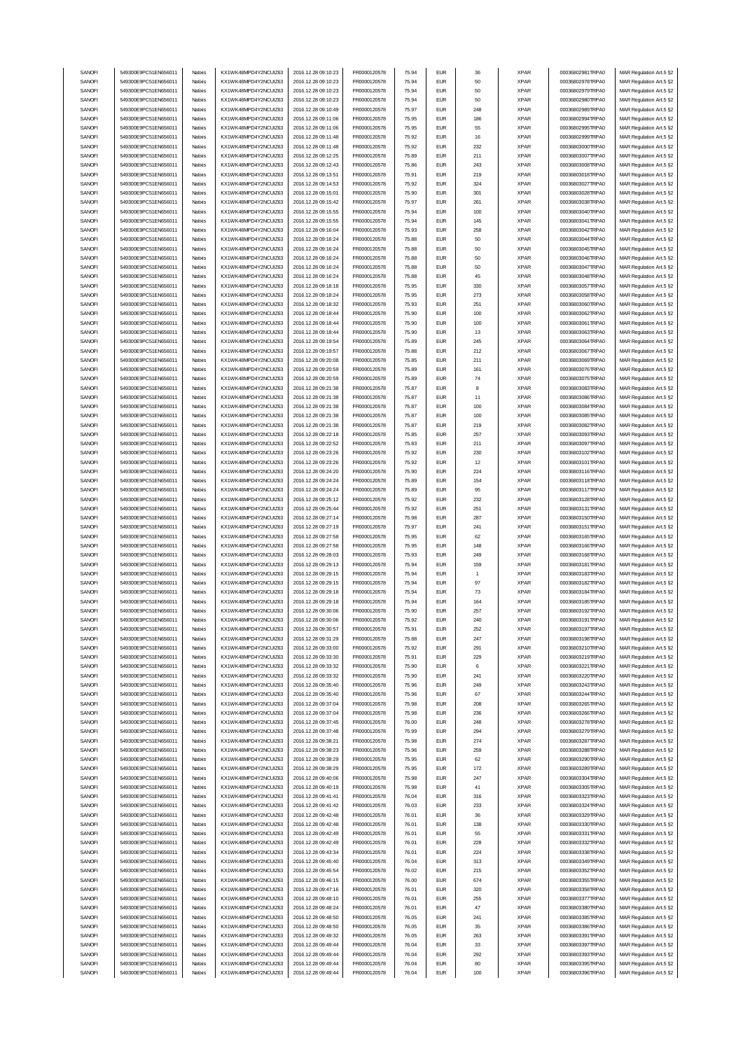| | | | | | | | | | | | |
|---|---|---|---|---|---|---|---|---|---|---|---|
| SANOFI | 549300E9PC51EN656011 | Natixis | KX1WK48MPD4Y2NCUIZ63 | 2016.12.28 09:10:23 | FR0000120578 | 75.94 | EUR | 36 | XPAR | 00036802981TRPA0 | MAR Regulation Art.5 §2 |
| SANOFI | 549300E9PC51EN656011 | Natixis | KX1WK48MPD4Y2NCUIZ63 | 2016.12.28 09:10:23 | FR0000120578 | 75.94 | EUR | 50 | XPAR | 00036802978TRPA0 | MAR Regulation Art.5 §2 |
| SANOFI | 549300E9PC51EN656011 | Natixis | KX1WK48MPD4Y2NCUIZ63 | 2016.12.28 09:10:23 | FR0000120578 | 75.94 | EUR | 50 | XPAR | 00036802979TRPA0 | MAR Regulation Art.5 §2 |
| SANOFI | 549300E9PC51EN656011 | Natixis | KX1WK48MPD4Y2NCUIZ63 | 2016.12.28 09:10:23 | FR0000120578 | 75.94 | EUR | 50 | XPAR | 00036802980TRPA0 | MAR Regulation Art.5 §2 |
| SANOFI | 549300E9PC51EN656011 | Natixis | KX1WK48MPD4Y2NCUIZ63 | 2016.12.28 09:10:49 | FR0000120578 | 75.97 | EUR | 248 | XPAR | 00036802989TRPA0 | MAR Regulation Art.5 §2 |
| SANOFI | 549300E9PC51EN656011 | Natixis | KX1WK48MPD4Y2NCUIZ63 | 2016.12.28 09:11:06 | FR0000120578 | 75.95 | EUR | 186 | XPAR | 00036802994TRPA0 | MAR Regulation Art.5 §2 |
| SANOFI | 549300E9PC51EN656011 | Natixis | KX1WK48MPD4Y2NCUIZ63 | 2016.12.28 09:11:06 | FR0000120578 | 75.95 | EUR | 55 | XPAR | 00036802995TRPA0 | MAR Regulation Art.5 §2 |
| SANOFI | 549300E9PC51EN656011 | Natixis | KX1WK48MPD4Y2NCUIZ63 | 2016.12.28 09:11:48 | FR0000120578 | 75.92 | EUR | 16 | XPAR | 00036802999TRPA0 | MAR Regulation Art.5 §2 |
| SANOFI | 549300E9PC51EN656011 | Natixis | KX1WK48MPD4Y2NCUIZ63 | 2016.12.28 09:11:48 | FR0000120578 | 75.92 | EUR | 232 | XPAR | 00036803000TRPA0 | MAR Regulation Art.5 §2 |
| SANOFI | 549300E9PC51EN656011 | Natixis | KX1WK48MPD4Y2NCUIZ63 | 2016.12.28 09:12:25 | FR0000120578 | 75.89 | EUR | 211 | XPAR | 00036803007TRPA0 | MAR Regulation Art.5 §2 |
| SANOFI | 549300E9PC51EN656011 | Natixis | KX1WK48MPD4Y2NCUIZ63 | 2016.12.28 09:12:43 | FR0000120578 | 75.86 | EUR | 243 | XPAR | 00036803008TRPA0 | MAR Regulation Art.5 §2 |
| SANOFI | 549300E9PC51EN656011 | Natixis | KX1WK48MPD4Y2NCUIZ63 | 2016.12.28 09:13:51 | FR0000120578 | 75.91 | EUR | 219 | XPAR | 00036803018TRPA0 | MAR Regulation Art.5 §2 |
| SANOFI | 549300E9PC51EN656011 | Natixis | KX1WK48MPD4Y2NCUIZ63 | 2016.12.28 09:14:53 | FR0000120578 | 75.92 | EUR | 324 | XPAR | 00036803027TRPA0 | MAR Regulation Art.5 §2 |
| SANOFI | 549300E9PC51EN656011 | Natixis | KX1WK48MPD4Y2NCUIZ63 | 2016.12.28 09:15:01 | FR0000120578 | 75.90 | EUR | 301 | XPAR | 00036803028TRPA0 | MAR Regulation Art.5 §2 |
| SANOFI | 549300E9PC51EN656011 | Natixis | KX1WK48MPD4Y2NCUIZ63 | 2016.12.28 09:15:42 | FR0000120578 | 75.97 | EUR | 261 | XPAR | 00036803038TRPA0 | MAR Regulation Art.5 §2 |
| SANOFI | 549300E9PC51EN656011 | Natixis | KX1WK48MPD4Y2NCUIZ63 | 2016.12.28 09:15:55 | FR0000120578 | 75.94 | EUR | 100 | XPAR | 00036803040TRPA0 | MAR Regulation Art.5 §2 |
| SANOFI | 549300E9PC51EN656011 | Natixis | KX1WK48MPD4Y2NCUIZ63 | 2016.12.28 09:15:55 | FR0000120578 | 75.94 | EUR | 145 | XPAR | 00036803041TRPA0 | MAR Regulation Art.5 §2 |
| SANOFI | 549300E9PC51EN656011 | Natixis | KX1WK48MPD4Y2NCUIZ63 | 2016.12.28 09:16:04 | FR0000120578 | 75.93 | EUR | 258 | XPAR | 00036803042TRPA0 | MAR Regulation Art.5 §2 |
| SANOFI | 549300E9PC51EN656011 | Natixis | KX1WK48MPD4Y2NCUIZ63 | 2016.12.28 09:16:24 | FR0000120578 | 75.88 | EUR | 50 | XPAR | 00036803044TRPA0 | MAR Regulation Art.5 §2 |
| SANOFI | 549300E9PC51EN656011 | Natixis | KX1WK48MPD4Y2NCUIZ63 | 2016.12.28 09:16:24 | FR0000120578 | 75.88 | EUR | 50 | XPAR | 00036803045TRPA0 | MAR Regulation Art.5 §2 |
| SANOFI | 549300E9PC51EN656011 | Natixis | KX1WK48MPD4Y2NCUIZ63 | 2016.12.28 09:16:24 | FR0000120578 | 75.88 | EUR | 50 | XPAR | 00036803046TRPA0 | MAR Regulation Art.5 §2 |
| SANOFI | 549300E9PC51EN656011 | Natixis | KX1WK48MPD4Y2NCUIZ63 | 2016.12.28 09:16:24 | FR0000120578 | 75.88 | EUR | 50 | XPAR | 00036803047TRPA0 | MAR Regulation Art.5 §2 |
| SANOFI | 549300E9PC51EN656011 | Natixis | KX1WK48MPD4Y2NCUIZ63 | 2016.12.28 09:16:24 | FR0000120578 | 75.88 | EUR | 45 | XPAR | 00036803048TRPA0 | MAR Regulation Art.5 §2 |
| SANOFI | 549300E9PC51EN656011 | Natixis | KX1WK48MPD4Y2NCUIZ63 | 2016.12.28 09:18:18 | FR0000120578 | 75.95 | EUR | 330 | XPAR | 00036803057TRPA0 | MAR Regulation Art.5 §2 |
| SANOFI | 549300E9PC51EN656011 | Natixis | KX1WK48MPD4Y2NCUIZ63 | 2016.12.28 09:18:24 | FR0000120578 | 75.95 | EUR | 273 | XPAR | 00036803058TRPA0 | MAR Regulation Art.5 §2 |
| SANOFI | 549300E9PC51EN656011 | Natixis | KX1WK48MPD4Y2NCUIZ63 | 2016.12.28 09:18:32 | FR0000120578 | 75.93 | EUR | 251 | XPAR | 00036803060TRPA0 | MAR Regulation Art.5 §2 |
| SANOFI | 549300E9PC51EN656011 | Natixis | KX1WK48MPD4Y2NCUIZ63 | 2016.12.28 09:18:44 | FR0000120578 | 75.90 | EUR | 100 | XPAR | 00036803062TRPA0 | MAR Regulation Art.5 §2 |
| SANOFI | 549300E9PC51EN656011 | Natixis | KX1WK48MPD4Y2NCUIZ63 | 2016.12.28 09:18:44 | FR0000120578 | 75.90 | EUR | 100 | XPAR | 00036803061TRPA0 | MAR Regulation Art.5 §2 |
| SANOFI | 549300E9PC51EN656011 | Natixis | KX1WK48MPD4Y2NCUIZ63 | 2016.12.28 09:18:44 | FR0000120578 | 75.90 | EUR | 13 | XPAR | 00036803063TRPA0 | MAR Regulation Art.5 §2 |
| SANOFI | 549300E9PC51EN656011 | Natixis | KX1WK48MPD4Y2NCUIZ63 | 2016.12.28 09:19:54 | FR0000120578 | 75.89 | EUR | 245 | XPAR | 00036803064TRPA0 | MAR Regulation Art.5 §2 |
| SANOFI | 549300E9PC51EN656011 | Natixis | KX1WK48MPD4Y2NCUIZ63 | 2016.12.28 09:19:57 | FR0000120578 | 75.88 | EUR | 212 | XPAR | 00036803067TRPA0 | MAR Regulation Art.5 §2 |
| SANOFI | 549300E9PC51EN656011 | Natixis | KX1WK48MPD4Y2NCUIZ63 | 2016.12.28 09:20:08 | FR0000120578 | 75.85 | EUR | 211 | XPAR | 00036803069TRPA0 | MAR Regulation Art.5 §2 |
| SANOFI | 549300E9PC51EN656011 | Natixis | KX1WK48MPD4Y2NCUIZ63 | 2016.12.28 09:20:59 | FR0000120578 | 75.89 | EUR | 161 | XPAR | 00036803076TRPA0 | MAR Regulation Art.5 §2 |
| SANOFI | 549300E9PC51EN656011 | Natixis | KX1WK48MPD4Y2NCUIZ63 | 2016.12.28 09:20:59 | FR0000120578 | 75.89 | EUR | 74 | XPAR | 00036803075TRPA0 | MAR Regulation Art.5 §2 |
| SANOFI | 549300E9PC51EN656011 | Natixis | KX1WK48MPD4Y2NCUIZ63 | 2016.12.28 09:21:38 | FR0000120578 | 75.87 | EUR | 8 | XPAR | 00036803083TRPA0 | MAR Regulation Art.5 §2 |
| SANOFI | 549300E9PC51EN656011 | Natixis | KX1WK48MPD4Y2NCUIZ63 | 2016.12.28 09:21:38 | FR0000120578 | 75.87 | EUR | 11 | XPAR | 00036803086TRPA0 | MAR Regulation Art.5 §2 |
| SANOFI | 549300E9PC51EN656011 | Natixis | KX1WK48MPD4Y2NCUIZ63 | 2016.12.28 09:21:38 | FR0000120578 | 75.87 | EUR | 100 | XPAR | 00036803084TRPA0 | MAR Regulation Art.5 §2 |
| SANOFI | 549300E9PC51EN656011 | Natixis | KX1WK48MPD4Y2NCUIZ63 | 2016.12.28 09:21:38 | FR0000120578 | 75.87 | EUR | 100 | XPAR | 00036803085TRPA0 | MAR Regulation Art.5 §2 |
| SANOFI | 549300E9PC51EN656011 | Natixis | KX1WK48MPD4Y2NCUIZ63 | 2016.12.28 09:21:38 | FR0000120578 | 75.87 | EUR | 219 | XPAR | 00036803082TRPA0 | MAR Regulation Art.5 §2 |
| SANOFI | 549300E9PC51EN656011 | Natixis | KX1WK48MPD4Y2NCUIZ63 | 2016.12.28 09:22:18 | FR0000120578 | 75.85 | EUR | 257 | XPAR | 00036803093TRPA0 | MAR Regulation Art.5 §2 |
| SANOFI | 549300E9PC51EN656011 | Natixis | KX1WK48MPD4Y2NCUIZ63 | 2016.12.28 09:22:52 | FR0000120578 | 75.83 | EUR | 211 | XPAR | 00036803097TRPA0 | MAR Regulation Art.5 §2 |
| SANOFI | 549300E9PC51EN656011 | Natixis | KX1WK48MPD4Y2NCUIZ63 | 2016.12.28 09:23:26 | FR0000120578 | 75.92 | EUR | 230 | XPAR | 00036803102TRPA0 | MAR Regulation Art.5 §2 |
| SANOFI | 549300E9PC51EN656011 | Natixis | KX1WK48MPD4Y2NCUIZ63 | 2016.12.28 09:23:26 | FR0000120578 | 75.92 | EUR | 12 | XPAR | 00036803101TRPA0 | MAR Regulation Art.5 §2 |
| SANOFI | 549300E9PC51EN656011 | Natixis | KX1WK48MPD4Y2NCUIZ63 | 2016.12.28 09:24:20 | FR0000120578 | 75.90 | EUR | 224 | XPAR | 00036803116TRPA0 | MAR Regulation Art.5 §2 |
| SANOFI | 549300E9PC51EN656011 | Natixis | KX1WK48MPD4Y2NCUIZ63 | 2016.12.28 09:24:24 | FR0000120578 | 75.89 | EUR | 154 | XPAR | 00036803118TRPA0 | MAR Regulation Art.5 §2 |
| SANOFI | 549300E9PC51EN656011 | Natixis | KX1WK48MPD4Y2NCUIZ63 | 2016.12.28 09:24:24 | FR0000120578 | 75.89 | EUR | 95 | XPAR | 00036803117TRPA0 | MAR Regulation Art.5 §2 |
| SANOFI | 549300E9PC51EN656011 | Natixis | KX1WK48MPD4Y2NCUIZ63 | 2016.12.28 09:25:12 | FR0000120578 | 75.92 | EUR | 232 | XPAR | 00036803128TRPA0 | MAR Regulation Art.5 §2 |
| SANOFI | 549300E9PC51EN656011 | Natixis | KX1WK48MPD4Y2NCUIZ63 | 2016.12.28 09:25:44 | FR0000120578 | 75.92 | EUR | 251 | XPAR | 00036803131TRPA0 | MAR Regulation Art.5 §2 |
| SANOFI | 549300E9PC51EN656011 | Natixis | KX1WK48MPD4Y2NCUIZ63 | 2016.12.28 09:27:14 | FR0000120578 | 75.98 | EUR | 287 | XPAR | 00036803150TRPA0 | MAR Regulation Art.5 §2 |
| SANOFI | 549300E9PC51EN656011 | Natixis | KX1WK48MPD4Y2NCUIZ63 | 2016.12.28 09:27:19 | FR0000120578 | 75.97 | EUR | 241 | XPAR | 00036803151TRPA0 | MAR Regulation Art.5 §2 |
| SANOFI | 549300E9PC51EN656011 | Natixis | KX1WK48MPD4Y2NCUIZ63 | 2016.12.28 09:27:58 | FR0000120578 | 75.95 | EUR | 62 | XPAR | 00036803165TRPA0 | MAR Regulation Art.5 §2 |
| SANOFI | 549300E9PC51EN656011 | Natixis | KX1WK48MPD4Y2NCUIZ63 | 2016.12.28 09:27:58 | FR0000120578 | 75.95 | EUR | 148 | XPAR | 00036803166TRPA0 | MAR Regulation Art.5 §2 |
| SANOFI | 549300E9PC51EN656011 | Natixis | KX1WK48MPD4Y2NCUIZ63 | 2016.12.28 09:28:03 | FR0000120578 | 75.93 | EUR | 249 | XPAR | 00036803168TRPA0 | MAR Regulation Art.5 §2 |
| SANOFI | 549300E9PC51EN656011 | Natixis | KX1WK48MPD4Y2NCUIZ63 | 2016.12.28 09:29:13 | FR0000120578 | 75.94 | EUR | 159 | XPAR | 00036803181TRPA0 | MAR Regulation Art.5 §2 |
| SANOFI | 549300E9PC51EN656011 | Natixis | KX1WK48MPD4Y2NCUIZ63 | 2016.12.28 09:29:15 | FR0000120578 | 75.94 | EUR | 1 | XPAR | 00036803183TRPA0 | MAR Regulation Art.5 §2 |
| SANOFI | 549300E9PC51EN656011 | Natixis | KX1WK48MPD4Y2NCUIZ63 | 2016.12.28 09:29:15 | FR0000120578 | 75.94 | EUR | 97 | XPAR | 00036803182TRPA0 | MAR Regulation Art.5 §2 |
| SANOFI | 549300E9PC51EN656011 | Natixis | KX1WK48MPD4Y2NCUIZ63 | 2016.12.28 09:29:18 | FR0000120578 | 75.94 | EUR | 73 | XPAR | 00036803184TRPA0 | MAR Regulation Art.5 §2 |
| SANOFI | 549300E9PC51EN656011 | Natixis | KX1WK48MPD4Y2NCUIZ63 | 2016.12.28 09:29:18 | FR0000120578 | 75.94 | EUR | 164 | XPAR | 00036803185TRPA0 | MAR Regulation Art.5 §2 |
| SANOFI | 549300E9PC51EN656011 | Natixis | KX1WK48MPD4Y2NCUIZ63 | 2016.12.28 09:30:06 | FR0000120578 | 75.90 | EUR | 257 | XPAR | 00036803192TRPA0 | MAR Regulation Art.5 §2 |
| SANOFI | 549300E9PC51EN656011 | Natixis | KX1WK48MPD4Y2NCUIZ63 | 2016.12.28 09:30:06 | FR0000120578 | 75.92 | EUR | 240 | XPAR | 00036803191TRPA0 | MAR Regulation Art.5 §2 |
| SANOFI | 549300E9PC51EN656011 | Natixis | KX1WK48MPD4Y2NCUIZ63 | 2016.12.28 09:30:57 | FR0000120578 | 75.91 | EUR | 252 | XPAR | 00036803197TRPA0 | MAR Regulation Art.5 §2 |
| SANOFI | 549300E9PC51EN656011 | Natixis | KX1WK48MPD4Y2NCUIZ63 | 2016.12.28 09:31:29 | FR0000120578 | 75.88 | EUR | 247 | XPAR | 00036803198TRPA0 | MAR Regulation Art.5 §2 |
| SANOFI | 549300E9PC51EN656011 | Natixis | KX1WK48MPD4Y2NCUIZ63 | 2016.12.28 09:33:00 | FR0000120578 | 75.92 | EUR | 291 | XPAR | 00036803210TRPA0 | MAR Regulation Art.5 §2 |
| SANOFI | 549300E9PC51EN656011 | Natixis | KX1WK48MPD4Y2NCUIZ63 | 2016.12.28 09:33:30 | FR0000120578 | 75.91 | EUR | 229 | XPAR | 00036803219TRPA0 | MAR Regulation Art.5 §2 |
| SANOFI | 549300E9PC51EN656011 | Natixis | KX1WK48MPD4Y2NCUIZ63 | 2016.12.28 09:33:32 | FR0000120578 | 75.90 | EUR | 6 | XPAR | 00036803221TRPA0 | MAR Regulation Art.5 §2 |
| SANOFI | 549300E9PC51EN656011 | Natixis | KX1WK48MPD4Y2NCUIZ63 | 2016.12.28 09:33:32 | FR0000120578 | 75.90 | EUR | 241 | XPAR | 00036803220TRPA0 | MAR Regulation Art.5 §2 |
| SANOFI | 549300E9PC51EN656011 | Natixis | KX1WK48MPD4Y2NCUIZ63 | 2016.12.28 09:35:40 | FR0000120578 | 75.96 | EUR | 249 | XPAR | 00036803243TRPA0 | MAR Regulation Art.5 §2 |
| SANOFI | 549300E9PC51EN656011 | Natixis | KX1WK48MPD4Y2NCUIZ63 | 2016.12.28 09:35:40 | FR0000120578 | 75.96 | EUR | 67 | XPAR | 00036803244TRPA0 | MAR Regulation Art.5 §2 |
| SANOFI | 549300E9PC51EN656011 | Natixis | KX1WK48MPD4Y2NCUIZ63 | 2016.12.28 09:37:04 | FR0000120578 | 75.98 | EUR | 208 | XPAR | 00036803265TRPA0 | MAR Regulation Art.5 §2 |
| SANOFI | 549300E9PC51EN656011 | Natixis | KX1WK48MPD4Y2NCUIZ63 | 2016.12.28 09:37:04 | FR0000120578 | 75.98 | EUR | 236 | XPAR | 00036803266TRPA0 | MAR Regulation Art.5 §2 |
| SANOFI | 549300E9PC51EN656011 | Natixis | KX1WK48MPD4Y2NCUIZ63 | 2016.12.28 09:37:45 | FR0000120578 | 76.00 | EUR | 248 | XPAR | 00036803278TRPA0 | MAR Regulation Art.5 §2 |
| SANOFI | 549300E9PC51EN656011 | Natixis | KX1WK48MPD4Y2NCUIZ63 | 2016.12.28 09:37:48 | FR0000120578 | 75.99 | EUR | 294 | XPAR | 00036803279TRPA0 | MAR Regulation Art.5 §2 |
| SANOFI | 549300E9PC51EN656011 | Natixis | KX1WK48MPD4Y2NCUIZ63 | 2016.12.28 09:38:21 | FR0000120578 | 75.98 | EUR | 274 | XPAR | 00036803287TRPA0 | MAR Regulation Art.5 §2 |
| SANOFI | 549300E9PC51EN656011 | Natixis | KX1WK48MPD4Y2NCUIZ63 | 2016.12.28 09:38:23 | FR0000120578 | 75.96 | EUR | 259 | XPAR | 00036803288TRPA0 | MAR Regulation Art.5 §2 |
| SANOFI | 549300E9PC51EN656011 | Natixis | KX1WK48MPD4Y2NCUIZ63 | 2016.12.28 09:38:29 | FR0000120578 | 75.95 | EUR | 62 | XPAR | 00036803290TRPA0 | MAR Regulation Art.5 §2 |
| SANOFI | 549300E9PC51EN656011 | Natixis | KX1WK48MPD4Y2NCUIZ63 | 2016.12.28 09:38:29 | FR0000120578 | 75.95 | EUR | 172 | XPAR | 00036803289TRPA0 | MAR Regulation Art.5 §2 |
| SANOFI | 549300E9PC51EN656011 | Natixis | KX1WK48MPD4Y2NCUIZ63 | 2016.12.28 09:40:06 | FR0000120578 | 75.98 | EUR | 247 | XPAR | 00036803304TRPA0 | MAR Regulation Art.5 §2 |
| SANOFI | 549300E9PC51EN656011 | Natixis | KX1WK48MPD4Y2NCUIZ63 | 2016.12.28 09:40:19 | FR0000120578 | 75.98 | EUR | 41 | XPAR | 00036803305TRPA0 | MAR Regulation Art.5 §2 |
| SANOFI | 549300E9PC51EN656011 | Natixis | KX1WK48MPD4Y2NCUIZ63 | 2016.12.28 09:41:41 | FR0000120578 | 76.04 | EUR | 316 | XPAR | 00036803323TRPA0 | MAR Regulation Art.5 §2 |
| SANOFI | 549300E9PC51EN656011 | Natixis | KX1WK48MPD4Y2NCUIZ63 | 2016.12.28 09:41:42 | FR0000120578 | 76.03 | EUR | 233 | XPAR | 00036803324TRPA0 | MAR Regulation Art.5 §2 |
| SANOFI | 549300E9PC51EN656011 | Natixis | KX1WK48MPD4Y2NCUIZ63 | 2016.12.28 09:42:48 | FR0000120578 | 76.01 | EUR | 36 | XPAR | 00036803329TRPA0 | MAR Regulation Art.5 §2 |
| SANOFI | 549300E9PC51EN656011 | Natixis | KX1WK48MPD4Y2NCUIZ63 | 2016.12.28 09:42:48 | FR0000120578 | 76.01 | EUR | 138 | XPAR | 00036803330TRPA0 | MAR Regulation Art.5 §2 |
| SANOFI | 549300E9PC51EN656011 | Natixis | KX1WK48MPD4Y2NCUIZ63 | 2016.12.28 09:42:49 | FR0000120578 | 76.01 | EUR | 55 | XPAR | 00036803331TRPA0 | MAR Regulation Art.5 §2 |
| SANOFI | 549300E9PC51EN656011 | Natixis | KX1WK48MPD4Y2NCUIZ63 | 2016.12.28 09:42:49 | FR0000120578 | 76.01 | EUR | 228 | XPAR | 00036803332TRPA0 | MAR Regulation Art.5 §2 |
| SANOFI | 549300E9PC51EN656011 | Natixis | KX1WK48MPD4Y2NCUIZ63 | 2016.12.28 09:43:34 | FR0000120578 | 76.01 | EUR | 224 | XPAR | 00036803336TRPA0 | MAR Regulation Art.5 §2 |
| SANOFI | 549300E9PC51EN656011 | Natixis | KX1WK48MPD4Y2NCUIZ63 | 2016.12.28 09:45:40 | FR0000120578 | 76.04 | EUR | 313 | XPAR | 00036803349TRPA0 | MAR Regulation Art.5 §2 |
| SANOFI | 549300E9PC51EN656011 | Natixis | KX1WK48MPD4Y2NCUIZ63 | 2016.12.28 09:45:54 | FR0000120578 | 76.02 | EUR | 215 | XPAR | 00036803352TRPA0 | MAR Regulation Art.5 §2 |
| SANOFI | 549300E9PC51EN656011 | Natixis | KX1WK48MPD4Y2NCUIZ63 | 2016.12.28 09:46:15 | FR0000120578 | 76.00 | EUR | 674 | XPAR | 00036803355TRPA0 | MAR Regulation Art.5 §2 |
| SANOFI | 549300E9PC51EN656011 | Natixis | KX1WK48MPD4Y2NCUIZ63 | 2016.12.28 09:47:16 | FR0000120578 | 76.01 | EUR | 320 | XPAR | 00036803358TRPA0 | MAR Regulation Art.5 §2 |
| SANOFI | 549300E9PC51EN656011 | Natixis | KX1WK48MPD4Y2NCUIZ63 | 2016.12.28 09:48:10 | FR0000120578 | 76.01 | EUR | 255 | XPAR | 00036803377TRPA0 | MAR Regulation Art.5 §2 |
| SANOFI | 549300E9PC51EN656011 | Natixis | KX1WK48MPD4Y2NCUIZ63 | 2016.12.28 09:48:24 | FR0000120578 | 76.01 | EUR | 47 | XPAR | 00036803380TRPA0 | MAR Regulation Art.5 §2 |
| SANOFI | 549300E9PC51EN656011 | Natixis | KX1WK48MPD4Y2NCUIZ63 | 2016.12.28 09:48:50 | FR0000120578 | 76.05 | EUR | 241 | XPAR | 00036803385TRPA0 | MAR Regulation Art.5 §2 |
| SANOFI | 549300E9PC51EN656011 | Natixis | KX1WK48MPD4Y2NCUIZ63 | 2016.12.28 09:48:50 | FR0000120578 | 76.05 | EUR | 35 | XPAR | 00036803386TRPA0 | MAR Regulation Art.5 §2 |
| SANOFI | 549300E9PC51EN656011 | Natixis | KX1WK48MPD4Y2NCUIZ63 | 2016.12.28 09:49:32 | FR0000120578 | 76.05 | EUR | 263 | XPAR | 00036803391TRPA0 | MAR Regulation Art.5 §2 |
| SANOFI | 549300E9PC51EN656011 | Natixis | KX1WK48MPD4Y2NCUIZ63 | 2016.12.28 09:49:44 | FR0000120578 | 76.04 | EUR | 33 | XPAR | 00036803397TRPA0 | MAR Regulation Art.5 §2 |
| SANOFI | 549300E9PC51EN656011 | Natixis | KX1WK48MPD4Y2NCUIZ63 | 2016.12.28 09:49:44 | FR0000120578 | 76.04 | EUR | 292 | XPAR | 00036803393TRPA0 | MAR Regulation Art.5 §2 |
| SANOFI | 549300E9PC51EN656011 | Natixis | KX1WK48MPD4Y2NCUIZ63 | 2016.12.28 09:49:44 | FR0000120578 | 76.04 | EUR | 80 | XPAR | 00036803395TRPA0 | MAR Regulation Art.5 §2 |
| SANOFI | 549300E9PC51EN656011 | Natixis | KX1WK48MPD4Y2NCUIZ63 | 2016.12.28 09:49:44 | FR0000120578 | 76.04 | EUR | 100 | XPAR | 00036803396TRPA0 | MAR Regulation Art.5 §2 |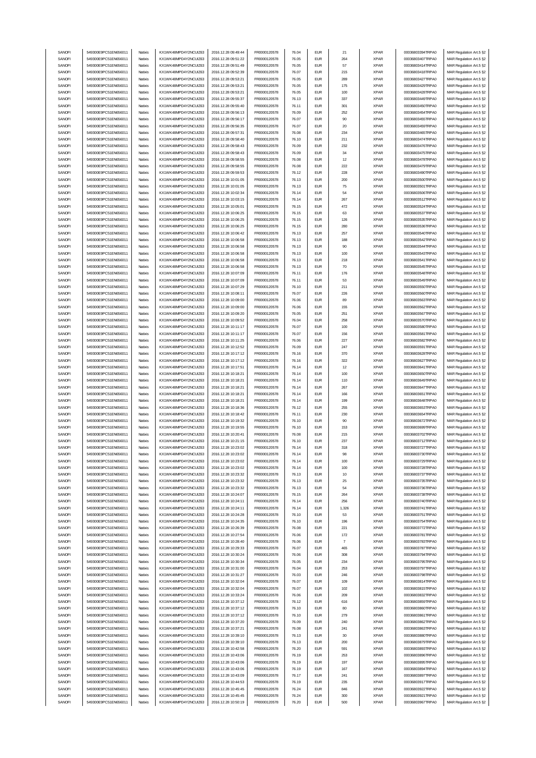| SANOFI | 549300E9PC51EN656011 | Natixis | KX1WK48MPD4Y2NCUIZ63 | 2016.12.28 09:49:44 | FR0000120578 | 76.04 | EUR | 21 | XPAR | 00036803394TRPA0 | MAR Regulation Art.5 §2 |
|---|---|---|---|---|---|---|---|---|---|---|---|
| SANOFI | 549300E9PC51EN656011 | Natixis | KX1WK48MPD4Y2NCUIZ63 | 2016.12.28 09:51:22 | FR0000120578 | 76.05 | EUR | 264 | XPAR | 00036803407TRPA0 | MAR Regulation Art.5 §2 |
| SANOFI | 549300E9PC51EN656011 | Natixis | KX1WK48MPD4Y2NCUIZ63 | 2016.12.28 09:51:49 | FR0000120578 | 76.05 | EUR | 57 | XPAR | 00036803414TRPA0 | MAR Regulation Art.5 §2 |
| SANOFI | 549300E9PC51EN656011 | Natixis | KX1WK48MPD4Y2NCUIZ63 | 2016.12.28 09:52:39 | FR0000120578 | 76.07 | EUR | 215 | XPAR | 00036803418TRPA0 | MAR Regulation Art.5 §2 |
| SANOFI | 549300E9PC51EN656011 | Natixis | KX1WK48MPD4Y2NCUIZ63 | 2016.12.28 09:53:21 | FR0000120578 | 76.05 | EUR | 289 | XPAR | 00036803427TRPA0 | MAR Regulation Art.5 §2 |
| SANOFI | 549300E9PC51EN656011 | Natixis | KX1WK48MPD4Y2NCUIZ63 | 2016.12.28 09:53:21 | FR0000120578 | 76.05 | EUR | 175 | XPAR | 00036803429TRPA0 | MAR Regulation Art.5 §2 |
| SANOFI | 549300E9PC51EN656011 | Natixis | KX1WK48MPD4Y2NCUIZ63 | 2016.12.28 09:53:21 | FR0000120578 | 76.05 | EUR | 100 | XPAR | 00036803428TRPA0 | MAR Regulation Art.5 §2 |
| SANOFI | 549300E9PC51EN656011 | Natixis | KX1WK48MPD4Y2NCUIZ63 | 2016.12.28 09:55:37 | FR0000120578 | 76.13 | EUR | 337 | XPAR | 00036803449TRPA0 | MAR Regulation Art.5 §2 |
| SANOFI | 549300E9PC51EN656011 | Natixis | KX1WK48MPD4Y2NCUIZ63 | 2016.12.28 09:55:40 | FR0000120578 | 76.11 | EUR | 301 | XPAR | 00036803450TRPA0 | MAR Regulation Art.5 §2 |
| SANOFI | 549300E9PC51EN656011 | Natixis | KX1WK48MPD4Y2NCUIZ63 | 2016.12.28 09:56:13 | FR0000120578 | 76.09 | EUR | 252 | XPAR | 00036803454TRPA0 | MAR Regulation Art.5 §2 |
| SANOFI | 549300E9PC51EN656011 | Natixis | KX1WK48MPD4Y2NCUIZ63 | 2016.12.28 09:56:17 | FR0000120578 | 76.07 | EUR | 90 | XPAR | 00036803455TRPA0 | MAR Regulation Art.5 §2 |
| SANOFI | 549300E9PC51EN656011 | Natixis | KX1WK48MPD4Y2NCUIZ63 | 2016.12.28 09:56:35 | FR0000120578 | 76.07 | EUR | 20 | XPAR | 00036803459TRPA0 | MAR Regulation Art.5 §2 |
| SANOFI | 549300E9PC51EN656011 | Natixis | KX1WK48MPD4Y2NCUIZ63 | 2016.12.28 09:57:31 | FR0000120578 | 76.08 | EUR | 234 | XPAR | 00036803465TRPA0 | MAR Regulation Art.5 §2 |
| SANOFI | 549300E9PC51EN656011 | Natixis | KX1WK48MPD4Y2NCUIZ63 | 2016.12.28 09:58:40 | FR0000120578 | 76.10 | EUR | 211 | XPAR | 00036803474TRPA0 | MAR Regulation Art.5 §2 |
| SANOFI | 549300E9PC51EN656011 | Natixis | KX1WK48MPD4Y2NCUIZ63 | 2016.12.28 09:58:43 | FR0000120578 | 76.09 | EUR | 232 | XPAR | 00036803476TRPA0 | MAR Regulation Art.5 §2 |
| SANOFI | 549300E9PC51EN656011 | Natixis | KX1WK48MPD4Y2NCUIZ63 | 2016.12.28 09:58:43 | FR0000120578 | 76.09 | EUR | 34 | XPAR | 00036803475TRPA0 | MAR Regulation Art.5 §2 |
| SANOFI | 549300E9PC51EN656011 | Natixis | KX1WK48MPD4Y2NCUIZ63 | 2016.12.28 09:58:55 | FR0000120578 | 76.08 | EUR | 12 | XPAR | 00036803478TRPA0 | MAR Regulation Art.5 §2 |
| SANOFI | 549300E9PC51EN656011 | Natixis | KX1WK48MPD4Y2NCUIZ63 | 2016.12.28 09:58:55 | FR0000120578 | 76.08 | EUR | 222 | XPAR | 00036803479TRPA0 | MAR Regulation Art.5 §2 |
| SANOFI | 549300E9PC51EN656011 | Natixis | KX1WK48MPD4Y2NCUIZ63 | 2016.12.28 09:59:53 | FR0000120578 | 76.12 | EUR | 228 | XPAR | 00036803490TRPA0 | MAR Regulation Art.5 §2 |
| SANOFI | 549300E9PC51EN656011 | Natixis | KX1WK48MPD4Y2NCUIZ63 | 2016.12.28 10:01:05 | FR0000120578 | 76.13 | EUR | 200 | XPAR | 00036803500TRPA0 | MAR Regulation Art.5 §2 |
| SANOFI | 549300E9PC51EN656011 | Natixis | KX1WK48MPD4Y2NCUIZ63 | 2016.12.28 10:01:05 | FR0000120578 | 76.13 | EUR | 75 | XPAR | 00036803501TRPA0 | MAR Regulation Art.5 §2 |
| SANOFI | 549300E9PC51EN656011 | Natixis | KX1WK48MPD4Y2NCUIZ63 | 2016.12.28 10:02:34 | FR0000120578 | 76.14 | EUR | 54 | XPAR | 00036803506TRPA0 | MAR Regulation Art.5 §2 |
| SANOFI | 549300E9PC51EN656011 | Natixis | KX1WK48MPD4Y2NCUIZ63 | 2016.12.28 10:03:15 | FR0000120578 | 76.14 | EUR | 267 | XPAR | 00036803512TRPA0 | MAR Regulation Art.5 §2 |
| SANOFI | 549300E9PC51EN656011 | Natixis | KX1WK48MPD4Y2NCUIZ63 | 2016.12.28 10:05:01 | FR0000120578 | 76.15 | EUR | 472 | XPAR | 00036803524TRPA0 | MAR Regulation Art.5 §2 |
| SANOFI | 549300E9PC51EN656011 | Natixis | KX1WK48MPD4Y2NCUIZ63 | 2016.12.28 10:06:25 | FR0000120578 | 76.15 | EUR | 63 | XPAR | 00036803537TRPA0 | MAR Regulation Art.5 §2 |
| SANOFI | 549300E9PC51EN656011 | Natixis | KX1WK48MPD4Y2NCUIZ63 | 2016.12.28 10:06:25 | FR0000120578 | 76.15 | EUR | 126 | XPAR | 00036803535TRPA0 | MAR Regulation Art.5 §2 |
| SANOFI | 549300E9PC51EN656011 | Natixis | KX1WK48MPD4Y2NCUIZ63 | 2016.12.28 10:06:25 | FR0000120578 | 76.15 | EUR | 280 | XPAR | 00036803536TRPA0 | MAR Regulation Art.5 §2 |
| SANOFI | 549300E9PC51EN656011 | Natixis | KX1WK48MPD4Y2NCUIZ63 | 2016.12.28 10:06:42 | FR0000120578 | 76.13 | EUR | 257 | XPAR | 00036803540TRPA0 | MAR Regulation Art.5 §2 |
| SANOFI | 549300E9PC51EN656011 | Natixis | KX1WK48MPD4Y2NCUIZ63 | 2016.12.28 10:06:58 | FR0000120578 | 76.13 | EUR | 188 | XPAR | 00036803542TRPA0 | MAR Regulation Art.5 §2 |
| SANOFI | 549300E9PC51EN656011 | Natixis | KX1WK48MPD4Y2NCUIZ63 | 2016.12.28 10:06:58 | FR0000120578 | 76.13 | EUR | 90 | XPAR | 00036803544TRPA0 | MAR Regulation Art.5 §2 |
| SANOFI | 549300E9PC51EN656011 | Natixis | KX1WK48MPD4Y2NCUIZ63 | 2016.12.28 10:06:58 | FR0000120578 | 76.13 | EUR | 100 | XPAR | 00036803543TRPA0 | MAR Regulation Art.5 §2 |
| SANOFI | 549300E9PC51EN656011 | Natixis | KX1WK48MPD4Y2NCUIZ63 | 2016.12.28 10:06:58 | FR0000120578 | 76.13 | EUR | 218 | XPAR | 00036803541TRPA0 | MAR Regulation Art.5 §2 |
| SANOFI | 549300E9PC51EN656011 | Natixis | KX1WK48MPD4Y2NCUIZ63 | 2016.12.28 10:06:58 | FR0000120578 | 76.13 | EUR | 70 | XPAR | 00036803545TRPA0 | MAR Regulation Art.5 §2 |
| SANOFI | 549300E9PC51EN656011 | Natixis | KX1WK48MPD4Y2NCUIZ63 | 2016.12.28 10:07:09 | FR0000120578 | 76.11 | EUR | 176 | XPAR | 00036803548TRPA0 | MAR Regulation Art.5 §2 |
| SANOFI | 549300E9PC51EN656011 | Natixis | KX1WK48MPD4Y2NCUIZ63 | 2016.12.28 10:07:09 | FR0000120578 | 76.11 | EUR | 53 | XPAR | 00036803549TRPA0 | MAR Regulation Art.5 §2 |
| SANOFI | 549300E9PC51EN656011 | Natixis | KX1WK48MPD4Y2NCUIZ63 | 2016.12.28 10:07:29 | FR0000120578 | 76.10 | EUR | 211 | XPAR | 00036803550TRPA0 | MAR Regulation Art.5 §2 |
| SANOFI | 549300E9PC51EN656011 | Natixis | KX1WK48MPD4Y2NCUIZ63 | 2016.12.28 10:08:11 | FR0000120578 | 76.07 | EUR | 226 | XPAR | 00036803560TRPA0 | MAR Regulation Art.5 §2 |
| SANOFI | 549300E9PC51EN656011 | Natixis | KX1WK48MPD4Y2NCUIZ63 | 2016.12.28 10:09:00 | FR0000120578 | 76.06 | EUR | 89 | XPAR | 00036803563TRPA0 | MAR Regulation Art.5 §2 |
| SANOFI | 549300E9PC51EN656011 | Natixis | KX1WK48MPD4Y2NCUIZ63 | 2016.12.28 10:09:00 | FR0000120578 | 76.06 | EUR | 155 | XPAR | 00036803562TRPA0 | MAR Regulation Art.5 §2 |
| SANOFI | 549300E9PC51EN656011 | Natixis | KX1WK48MPD4Y2NCUIZ63 | 2016.12.28 10:09:20 | FR0000120578 | 76.05 | EUR | 251 | XPAR | 00036803567TRPA0 | MAR Regulation Art.5 §2 |
| SANOFI | 549300E9PC51EN656011 | Natixis | KX1WK48MPD4Y2NCUIZ63 | 2016.12.28 10:09:52 | FR0000120578 | 76.04 | EUR | 258 | XPAR | 00036803570TRPA0 | MAR Regulation Art.5 §2 |
| SANOFI | 549300E9PC51EN656011 | Natixis | KX1WK48MPD4Y2NCUIZ63 | 2016.12.28 10:11:17 | FR0000120578 | 76.07 | EUR | 100 | XPAR | 00036803580TRPA0 | MAR Regulation Art.5 §2 |
| SANOFI | 549300E9PC51EN656011 | Natixis | KX1WK48MPD4Y2NCUIZ63 | 2016.12.28 10:11:17 | FR0000120578 | 76.07 | EUR | 156 | XPAR | 00036803581TRPA0 | MAR Regulation Art.5 §2 |
| SANOFI | 549300E9PC51EN656011 | Natixis | KX1WK48MPD4Y2NCUIZ63 | 2016.12.28 10:11:25 | FR0000120578 | 76.06 | EUR | 227 | XPAR | 00036803582TRPA0 | MAR Regulation Art.5 §2 |
| SANOFI | 549300E9PC51EN656011 | Natixis | KX1WK48MPD4Y2NCUIZ63 | 2016.12.28 10:12:52 | FR0000120578 | 76.09 | EUR | 247 | XPAR | 00036803591TRPA0 | MAR Regulation Art.5 §2 |
| SANOFI | 549300E9PC51EN656011 | Natixis | KX1WK48MPD4Y2NCUIZ63 | 2016.12.28 10:17:12 | FR0000120578 | 76.16 | EUR | 370 | XPAR | 00036803626TRPA0 | MAR Regulation Art.5 §2 |
| SANOFI | 549300E9PC51EN656011 | Natixis | KX1WK48MPD4Y2NCUIZ63 | 2016.12.28 10:17:12 | FR0000120578 | 76.16 | EUR | 322 | XPAR | 00036803627TRPA0 | MAR Regulation Art.5 §2 |
| SANOFI | 549300E9PC51EN656011 | Natixis | KX1WK48MPD4Y2NCUIZ63 | 2016.12.28 10:17:51 | FR0000120578 | 76.14 | EUR | 12 | XPAR | 00036803641TRPA0 | MAR Regulation Art.5 §2 |
| SANOFI | 549300E9PC51EN656011 | Natixis | KX1WK48MPD4Y2NCUIZ63 | 2016.12.28 10:18:21 | FR0000120578 | 76.14 | EUR | 100 | XPAR | 00036803650TRPA0 | MAR Regulation Art.5 §2 |
| SANOFI | 549300E9PC51EN656011 | Natixis | KX1WK48MPD4Y2NCUIZ63 | 2016.12.28 10:18:21 | FR0000120578 | 76.14 | EUR | 110 | XPAR | 00036803649TRPA0 | MAR Regulation Art.5 §2 |
| SANOFI | 549300E9PC51EN656011 | Natixis | KX1WK48MPD4Y2NCUIZ63 | 2016.12.28 10:18:21 | FR0000120578 | 76.14 | EUR | 267 | XPAR | 00036803647TRPA0 | MAR Regulation Art.5 §2 |
| SANOFI | 549300E9PC51EN656011 | Natixis | KX1WK48MPD4Y2NCUIZ63 | 2016.12.28 10:18:21 | FR0000120578 | 76.14 | EUR | 166 | XPAR | 00036803651TRPA0 | MAR Regulation Art.5 §2 |
| SANOFI | 549300E9PC51EN656011 | Natixis | KX1WK48MPD4Y2NCUIZ63 | 2016.12.28 10:18:21 | FR0000120578 | 76.14 | EUR | 199 | XPAR | 00036803648TRPA0 | MAR Regulation Art.5 §2 |
| SANOFI | 549300E9PC51EN656011 | Natixis | KX1WK48MPD4Y2NCUIZ63 | 2016.12.28 10:18:36 | FR0000120578 | 76.12 | EUR | 255 | XPAR | 00036803653TRPA0 | MAR Regulation Art.5 §2 |
| SANOFI | 549300E9PC51EN656011 | Natixis | KX1WK48MPD4Y2NCUIZ63 | 2016.12.28 10:18:42 | FR0000120578 | 76.11 | EUR | 230 | XPAR | 00036803654TRPA0 | MAR Regulation Art.5 §2 |
| SANOFI | 549300E9PC51EN656011 | Natixis | KX1WK48MPD4Y2NCUIZ63 | 2016.12.28 10:19:32 | FR0000120578 | 76.10 | EUR | 90 | XPAR | 00036803672TRPA0 | MAR Regulation Art.5 §2 |
| SANOFI | 549300E9PC51EN656011 | Natixis | KX1WK48MPD4Y2NCUIZ63 | 2016.12.28 10:19:55 | FR0000120578 | 76.10 | EUR | 153 | XPAR | 00036803699TRPA0 | MAR Regulation Art.5 §2 |
| SANOFI | 549300E9PC51EN656011 | Natixis | KX1WK48MPD4Y2NCUIZ63 | 2016.12.28 10:20:41 | FR0000120578 | 76.08 | EUR | 215 | XPAR | 00036803702TRPA0 | MAR Regulation Art.5 §2 |
| SANOFI | 549300E9PC51EN656011 | Natixis | KX1WK48MPD4Y2NCUIZ63 | 2016.12.28 10:21:15 | FR0000120578 | 76.10 | EUR | 237 | XPAR | 00036803712TRPA0 | MAR Regulation Art.5 §2 |
| SANOFI | 549300E9PC51EN656011 | Natixis | KX1WK48MPD4Y2NCUIZ63 | 2016.12.28 10:23:02 | FR0000120578 | 76.14 | EUR | 318 | XPAR | 00036803727TRPA0 | MAR Regulation Art.5 §2 |
| SANOFI | 549300E9PC51EN656011 | Natixis | KX1WK48MPD4Y2NCUIZ63 | 2016.12.28 10:23:02 | FR0000120578 | 76.14 | EUR | 98 | XPAR | 00036803730TRPA0 | MAR Regulation Art.5 §2 |
| SANOFI | 549300E9PC51EN656011 | Natixis | KX1WK48MPD4Y2NCUIZ63 | 2016.12.28 10:23:02 | FR0000120578 | 76.14 | EUR | 100 | XPAR | 00036803729TRPA0 | MAR Regulation Art.5 §2 |
| SANOFI | 549300E9PC51EN656011 | Natixis | KX1WK48MPD4Y2NCUIZ63 | 2016.12.28 10:23:02 | FR0000120578 | 76.14 | EUR | 100 | XPAR | 00036803728TRPA0 | MAR Regulation Art.5 §2 |
| SANOFI | 549300E9PC51EN656011 | Natixis | KX1WK48MPD4Y2NCUIZ63 | 2016.12.28 10:23:32 | FR0000120578 | 76.13 | EUR | 10 | XPAR | 00036803737TRPA0 | MAR Regulation Art.5 §2 |
| SANOFI | 549300E9PC51EN656011 | Natixis | KX1WK48MPD4Y2NCUIZ63 | 2016.12.28 10:23:32 | FR0000120578 | 76.13 | EUR | 25 | XPAR | 00036803735TRPA0 | MAR Regulation Art.5 §2 |
| SANOFI | 549300E9PC51EN656011 | Natixis | KX1WK48MPD4Y2NCUIZ63 | 2016.12.28 10:23:32 | FR0000120578 | 76.13 | EUR | 54 | XPAR | 00036803736TRPA0 | MAR Regulation Art.5 §2 |
| SANOFI | 549300E9PC51EN656011 | Natixis | KX1WK48MPD4Y2NCUIZ63 | 2016.12.28 10:24:07 | FR0000120578 | 76.15 | EUR | 264 | XPAR | 00036803738TRPA0 | MAR Regulation Art.5 §2 |
| SANOFI | 549300E9PC51EN656011 | Natixis | KX1WK48MPD4Y2NCUIZ63 | 2016.12.28 10:24:11 | FR0000120578 | 76.14 | EUR | 256 | XPAR | 00036803740TRPA0 | MAR Regulation Art.5 §2 |
| SANOFI | 549300E9PC51EN656011 | Natixis | KX1WK48MPD4Y2NCUIZ63 | 2016.12.28 10:24:11 | FR0000120578 | 76.14 | EUR | 1,326 | XPAR | 00036803741TRPA0 | MAR Regulation Art.5 §2 |
| SANOFI | 549300E9PC51EN656011 | Natixis | KX1WK48MPD4Y2NCUIZ63 | 2016.12.28 10:24:28 | FR0000120578 | 76.10 | EUR | 53 | XPAR | 00036803751TRPA0 | MAR Regulation Art.5 §2 |
| SANOFI | 549300E9PC51EN656011 | Natixis | KX1WK48MPD4Y2NCUIZ63 | 2016.12.28 10:24:35 | FR0000120578 | 76.10 | EUR | 196 | XPAR | 00036803754TRPA0 | MAR Regulation Art.5 §2 |
| SANOFI | 549300E9PC51EN656011 | Natixis | KX1WK48MPD4Y2NCUIZ63 | 2016.12.28 10:26:39 | FR0000120578 | 76.08 | EUR | 221 | XPAR | 00036803772TRPA0 | MAR Regulation Art.5 §2 |
| SANOFI | 549300E9PC51EN656011 | Natixis | KX1WK48MPD4Y2NCUIZ63 | 2016.12.28 10:27:54 | FR0000120578 | 76.06 | EUR | 172 | XPAR | 00036803781TRPA0 | MAR Regulation Art.5 §2 |
| SANOFI | 549300E9PC51EN656011 | Natixis | KX1WK48MPD4Y2NCUIZ63 | 2016.12.28 10:28:40 | FR0000120578 | 76.06 | EUR | 7 | XPAR | 00036803783TRPA0 | MAR Regulation Art.5 §2 |
| SANOFI | 549300E9PC51EN656011 | Natixis | KX1WK48MPD4Y2NCUIZ63 | 2016.12.28 10:29:33 | FR0000120578 | 76.07 | EUR | 465 | XPAR | 00036803787TRPA0 | MAR Regulation Art.5 §2 |
| SANOFI | 549300E9PC51EN656011 | Natixis | KX1WK48MPD4Y2NCUIZ63 | 2016.12.28 10:30:24 | FR0000120578 | 76.06 | EUR | 308 | XPAR | 00036803794TRPA0 | MAR Regulation Art.5 §2 |
| SANOFI | 549300E9PC51EN656011 | Natixis | KX1WK48MPD4Y2NCUIZ63 | 2016.12.28 10:30:34 | FR0000120578 | 76.05 | EUR | 234 | XPAR | 00036803795TRPA0 | MAR Regulation Art.5 §2 |
| SANOFI | 549300E9PC51EN656011 | Natixis | KX1WK48MPD4Y2NCUIZ63 | 2016.12.28 10:31:00 | FR0000120578 | 76.04 | EUR | 253 | XPAR | 00036803797TRPA0 | MAR Regulation Art.5 §2 |
| SANOFI | 549300E9PC51EN656011 | Natixis | KX1WK48MPD4Y2NCUIZ63 | 2016.12.28 10:31:27 | FR0000120578 | 76.03 | EUR | 246 | XPAR | 00036803798TRPA0 | MAR Regulation Art.5 §2 |
| SANOFI | 549300E9PC51EN656011 | Natixis | KX1WK48MPD4Y2NCUIZ63 | 2016.12.28 10:32:04 | FR0000120578 | 76.07 | EUR | 109 | XPAR | 00036803814TRPA0 | MAR Regulation Art.5 §2 |
| SANOFI | 549300E9PC51EN656011 | Natixis | KX1WK48MPD4Y2NCUIZ63 | 2016.12.28 10:32:04 | FR0000120578 | 76.07 | EUR | 102 | XPAR | 00036803815TRPA0 | MAR Regulation Art.5 §2 |
| SANOFI | 549300E9PC51EN656011 | Natixis | KX1WK48MPD4Y2NCUIZ63 | 2016.12.28 10:33:24 | FR0000120578 | 76.06 | EUR | 209 | XPAR | 00036803832TRPA0 | MAR Regulation Art.5 §2 |
| SANOFI | 549300E9PC51EN656011 | Natixis | KX1WK48MPD4Y2NCUIZ63 | 2016.12.28 10:37:12 | FR0000120578 | 76.12 | EUR | 616 | XPAR | 00036803859TRPA0 | MAR Regulation Art.5 §2 |
| SANOFI | 549300E9PC51EN656011 | Natixis | KX1WK48MPD4Y2NCUIZ63 | 2016.12.28 10:37:12 | FR0000120578 | 76.10 | EUR | 80 | XPAR | 00036803860TRPA0 | MAR Regulation Art.5 §2 |
| SANOFI | 549300E9PC51EN656011 | Natixis | KX1WK48MPD4Y2NCUIZ63 | 2016.12.28 10:37:12 | FR0000120578 | 76.10 | EUR | 279 | XPAR | 00036803861TRPA0 | MAR Regulation Art.5 §2 |
| SANOFI | 549300E9PC51EN656011 | Natixis | KX1WK48MPD4Y2NCUIZ63 | 2016.12.28 10:37:20 | FR0000120578 | 76.09 | EUR | 240 | XPAR | 00036803862TRPA0 | MAR Regulation Art.5 §2 |
| SANOFI | 549300E9PC51EN656011 | Natixis | KX1WK48MPD4Y2NCUIZ63 | 2016.12.28 10:37:21 | FR0000120578 | 76.08 | EUR | 241 | XPAR | 00036803863TRPA0 | MAR Regulation Art.5 §2 |
| SANOFI | 549300E9PC51EN656011 | Natixis | KX1WK48MPD4Y2NCUIZ63 | 2016.12.28 10:39:10 | FR0000120578 | 76.13 | EUR | 30 | XPAR | 00036803880TRPA0 | MAR Regulation Art.5 §2 |
| SANOFI | 549300E9PC51EN656011 | Natixis | KX1WK48MPD4Y2NCUIZ63 | 2016.12.28 10:39:10 | FR0000120578 | 76.13 | EUR | 200 | XPAR | 00036803879TRPA0 | MAR Regulation Art.5 §2 |
| SANOFI | 549300E9PC51EN656011 | Natixis | KX1WK48MPD4Y2NCUIZ63 | 2016.12.28 10:42:58 | FR0000120578 | 76.20 | EUR | 591 | XPAR | 00036803893TRPA0 | MAR Regulation Art.5 §2 |
| SANOFI | 549300E9PC51EN656011 | Natixis | KX1WK48MPD4Y2NCUIZ63 | 2016.12.28 10:43:06 | FR0000120578 | 76.19 | EUR | 253 | XPAR | 00036803896TRPA0 | MAR Regulation Art.5 §2 |
| SANOFI | 549300E9PC51EN656011 | Natixis | KX1WK48MPD4Y2NCUIZ63 | 2016.12.28 10:43:06 | FR0000120578 | 76.19 | EUR | 197 | XPAR | 00036803895TRPA0 | MAR Regulation Art.5 §2 |
| SANOFI | 549300E9PC51EN656011 | Natixis | KX1WK48MPD4Y2NCUIZ63 | 2016.12.28 10:43:06 | FR0000120578 | 76.19 | EUR | 167 | XPAR | 00036803894TRPA0 | MAR Regulation Art.5 §2 |
| SANOFI | 549300E9PC51EN656011 | Natixis | KX1WK48MPD4Y2NCUIZ63 | 2016.12.28 10:43:09 | FR0000120578 | 76.17 | EUR | 241 | XPAR | 00036803897TRPA0 | MAR Regulation Art.5 §2 |
| SANOFI | 549300E9PC51EN656011 | Natixis | KX1WK48MPD4Y2NCUIZ63 | 2016.12.28 10:44:53 | FR0000120578 | 76.19 | EUR | 235 | XPAR | 00036803917TRPA0 | MAR Regulation Art.5 §2 |
| SANOFI | 549300E9PC51EN656011 | Natixis | KX1WK48MPD4Y2NCUIZ63 | 2016.12.28 10:45:45 | FR0000120578 | 76.24 | EUR | 846 | XPAR | 00036803922TRPA0 | MAR Regulation Art.5 §2 |
| SANOFI | 549300E9PC51EN656011 | Natixis | KX1WK48MPD4Y2NCUIZ63 | 2016.12.28 10:45:45 | FR0000120578 | 76.24 | EUR | 300 | XPAR | 00036803921TRPA0 | MAR Regulation Art.5 §2 |
| SANOFI | 549300E9PC51EN656011 | Natixis | KX1WK48MPD4Y2NCUIZ63 | 2016.12.28 10:50:19 | FR0000120578 | 76.20 | EUR | 500 | XPAR | 00036803967TRPA0 | MAR Regulation Art.5 §2 |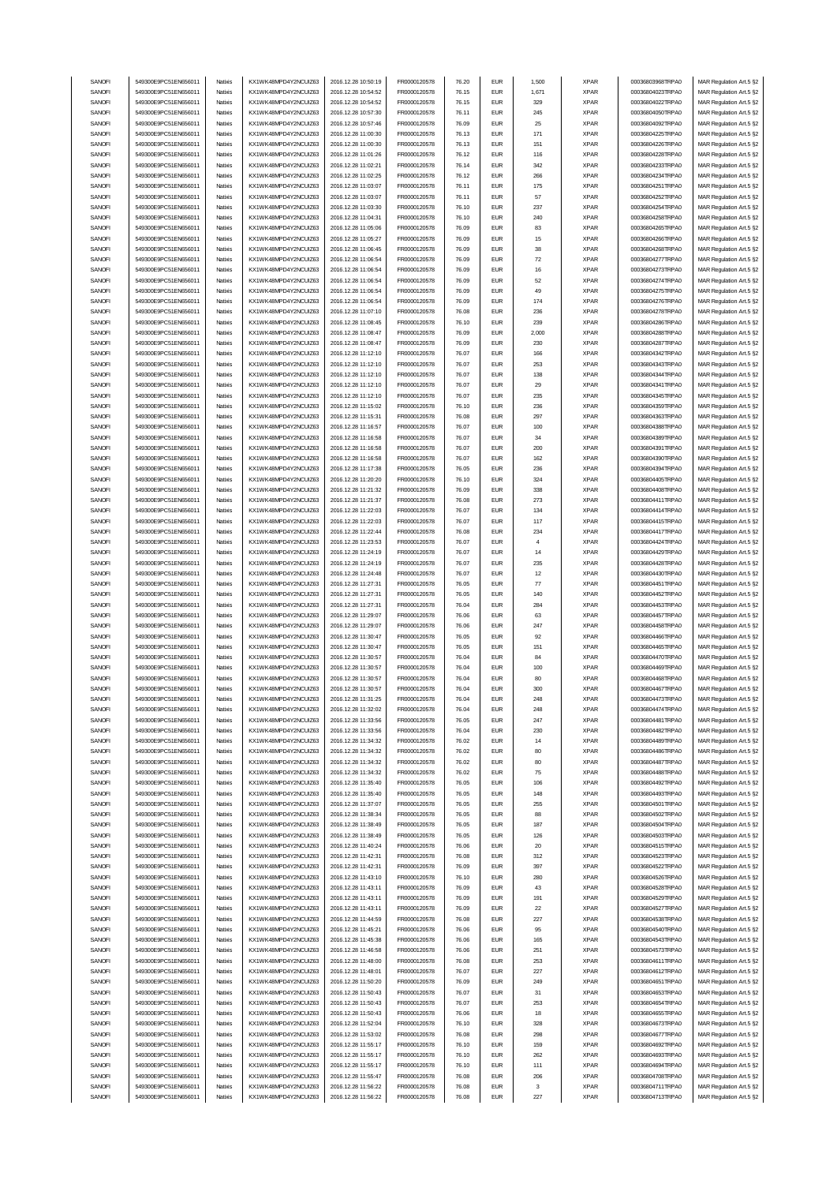| SANOFI | 549300E9PC51EN656011 | Natixis | KX1WK48MPD4Y2NCUIZ63 | 2016.12.28 10:50:19 | FR0000120578 | 76.20 | EUR | 1,500 | XPAR | 00036803968TRPA0 | MAR Regulation Art.5 §2 |
|---|---|---|---|---|---|---|---|---|---|---|---|
| SANOFI | 549300E9PC51EN656011 | Natixis | KX1WK48MPD4Y2NCUIZ63 | 2016.12.28 10:54:52 | FR0000120578 | 76.15 | EUR | 1,671 | XPAR | 00036804023TRPA0 | MAR Regulation Art.5 §2 |
| SANOFI | 549300E9PC51EN656011 | Natixis | KX1WK48MPD4Y2NCUIZ63 | 2016.12.28 10:54:52 | FR0000120578 | 76.15 | EUR | 329 | XPAR | 00036804022TRPA0 | MAR Regulation Art.5 §2 |
| SANOFI | 549300E9PC51EN656011 | Natixis | KX1WK48MPD4Y2NCUIZ63 | 2016.12.28 10:57:30 | FR0000120578 | 76.11 | EUR | 245 | XPAR | 00036804050TRPA0 | MAR Regulation Art.5 §2 |
| SANOFI | 549300E9PC51EN656011 | Natixis | KX1WK48MPD4Y2NCUIZ63 | 2016.12.28 10:57:46 | FR0000120578 | 76.09 | EUR | 25 | XPAR | 00036804092TRPA0 | MAR Regulation Art.5 §2 |
| SANOFI | 549300E9PC51EN656011 | Natixis | KX1WK48MPD4Y2NCUIZ63 | 2016.12.28 11:00:30 | FR0000120578 | 76.13 | EUR | 171 | XPAR | 00036804225TRPA0 | MAR Regulation Art.5 §2 |
| SANOFI | 549300E9PC51EN656011 | Natixis | KX1WK48MPD4Y2NCUIZ63 | 2016.12.28 11:00:30 | FR0000120578 | 76.13 | EUR | 151 | XPAR | 00036804226TRPA0 | MAR Regulation Art.5 §2 |
| SANOFI | 549300E9PC51EN656011 | Natixis | KX1WK48MPD4Y2NCUIZ63 | 2016.12.28 11:01:26 | FR0000120578 | 76.12 | EUR | 116 | XPAR | 00036804228TRPA0 | MAR Regulation Art.5 §2 |
| SANOFI | 549300E9PC51EN656011 | Natixis | KX1WK48MPD4Y2NCUIZ63 | 2016.12.28 11:02:21 | FR0000120578 | 76.14 | EUR | 342 | XPAR | 00036804233TRPA0 | MAR Regulation Art.5 §2 |
| SANOFI | 549300E9PC51EN656011 | Natixis | KX1WK48MPD4Y2NCUIZ63 | 2016.12.28 11:02:25 | FR0000120578 | 76.12 | EUR | 266 | XPAR | 00036804234TRPA0 | MAR Regulation Art.5 §2 |
| SANOFI | 549300E9PC51EN656011 | Natixis | KX1WK48MPD4Y2NCUIZ63 | 2016.12.28 11:03:07 | FR0000120578 | 76.11 | EUR | 175 | XPAR | 00036804251TRPA0 | MAR Regulation Art.5 §2 |
| SANOFI | 549300E9PC51EN656011 | Natixis | KX1WK48MPD4Y2NCUIZ63 | 2016.12.28 11:03:07 | FR0000120578 | 76.11 | EUR | 57 | XPAR | 00036804252TRPA0 | MAR Regulation Art.5 §2 |
| SANOFI | 549300E9PC51EN656011 | Natixis | KX1WK48MPD4Y2NCUIZ63 | 2016.12.28 11:03:30 | FR0000120578 | 76.10 | EUR | 237 | XPAR | 00036804254TRPA0 | MAR Regulation Art.5 §2 |
| SANOFI | 549300E9PC51EN656011 | Natixis | KX1WK48MPD4Y2NCUIZ63 | 2016.12.28 11:04:31 | FR0000120578 | 76.10 | EUR | 240 | XPAR | 00036804258TRPA0 | MAR Regulation Art.5 §2 |
| SANOFI | 549300E9PC51EN656011 | Natixis | KX1WK48MPD4Y2NCUIZ63 | 2016.12.28 11:05:06 | FR0000120578 | 76.09 | EUR | 83 | XPAR | 00036804265TRPA0 | MAR Regulation Art.5 §2 |
| SANOFI | 549300E9PC51EN656011 | Natixis | KX1WK48MPD4Y2NCUIZ63 | 2016.12.28 11:05:27 | FR0000120578 | 76.09 | EUR | 15 | XPAR | 00036804266TRPA0 | MAR Regulation Art.5 §2 |
| SANOFI | 549300E9PC51EN656011 | Natixis | KX1WK48MPD4Y2NCUIZ63 | 2016.12.28 11:06:45 | FR0000120578 | 76.09 | EUR | 38 | XPAR | 00036804268TRPA0 | MAR Regulation Art.5 §2 |
| SANOFI | 549300E9PC51EN656011 | Natixis | KX1WK48MPD4Y2NCUIZ63 | 2016.12.28 11:06:54 | FR0000120578 | 76.09 | EUR | 72 | XPAR | 00036804277TRPA0 | MAR Regulation Art.5 §2 |
| SANOFI | 549300E9PC51EN656011 | Natixis | KX1WK48MPD4Y2NCUIZ63 | 2016.12.28 11:06:54 | FR0000120578 | 76.09 | EUR | 16 | XPAR | 00036804273TRPA0 | MAR Regulation Art.5 §2 |
| SANOFI | 549300E9PC51EN656011 | Natixis | KX1WK48MPD4Y2NCUIZ63 | 2016.12.28 11:06:54 | FR0000120578 | 76.09 | EUR | 52 | XPAR | 00036804274TRPA0 | MAR Regulation Art.5 §2 |
| SANOFI | 549300E9PC51EN656011 | Natixis | KX1WK48MPD4Y2NCUIZ63 | 2016.12.28 11:06:54 | FR0000120578 | 76.09 | EUR | 49 | XPAR | 00036804275TRPA0 | MAR Regulation Art.5 §2 |
| SANOFI | 549300E9PC51EN656011 | Natixis | KX1WK48MPD4Y2NCUIZ63 | 2016.12.28 11:06:54 | FR0000120578 | 76.09 | EUR | 174 | XPAR | 00036804276TRPA0 | MAR Regulation Art.5 §2 |
| SANOFI | 549300E9PC51EN656011 | Natixis | KX1WK48MPD4Y2NCUIZ63 | 2016.12.28 11:07:10 | FR0000120578 | 76.08 | EUR | 236 | XPAR | 00036804278TRPA0 | MAR Regulation Art.5 §2 |
| SANOFI | 549300E9PC51EN656011 | Natixis | KX1WK48MPD4Y2NCUIZ63 | 2016.12.28 11:08:45 | FR0000120578 | 76.10 | EUR | 239 | XPAR | 00036804286TRPA0 | MAR Regulation Art.5 §2 |
| SANOFI | 549300E9PC51EN656011 | Natixis | KX1WK48MPD4Y2NCUIZ63 | 2016.12.28 11:08:47 | FR0000120578 | 76.09 | EUR | 2,000 | XPAR | 00036804288TRPA0 | MAR Regulation Art.5 §2 |
| SANOFI | 549300E9PC51EN656011 | Natixis | KX1WK48MPD4Y2NCUIZ63 | 2016.12.28 11:08:47 | FR0000120578 | 76.09 | EUR | 230 | XPAR | 00036804287TRPA0 | MAR Regulation Art.5 §2 |
| SANOFI | 549300E9PC51EN656011 | Natixis | KX1WK48MPD4Y2NCUIZ63 | 2016.12.28 11:12:10 | FR0000120578 | 76.07 | EUR | 166 | XPAR | 00036804342TRPA0 | MAR Regulation Art.5 §2 |
| SANOFI | 549300E9PC51EN656011 | Natixis | KX1WK48MPD4Y2NCUIZ63 | 2016.12.28 11:12:10 | FR0000120578 | 76.07 | EUR | 253 | XPAR | 00036804343TRPA0 | MAR Regulation Art.5 §2 |
| SANOFI | 549300E9PC51EN656011 | Natixis | KX1WK48MPD4Y2NCUIZ63 | 2016.12.28 11:12:10 | FR0000120578 | 76.07 | EUR | 138 | XPAR | 00036804344TRPA0 | MAR Regulation Art.5 §2 |
| SANOFI | 549300E9PC51EN656011 | Natixis | KX1WK48MPD4Y2NCUIZ63 | 2016.12.28 11:12:10 | FR0000120578 | 76.07 | EUR | 29 | XPAR | 00036804341TRPA0 | MAR Regulation Art.5 §2 |
| SANOFI | 549300E9PC51EN656011 | Natixis | KX1WK48MPD4Y2NCUIZ63 | 2016.12.28 11:12:10 | FR0000120578 | 76.07 | EUR | 235 | XPAR | 00036804345TRPA0 | MAR Regulation Art.5 §2 |
| SANOFI | 549300E9PC51EN656011 | Natixis | KX1WK48MPD4Y2NCUIZ63 | 2016.12.28 11:15:02 | FR0000120578 | 76.10 | EUR | 236 | XPAR | 00036804359TRPA0 | MAR Regulation Art.5 §2 |
| SANOFI | 549300E9PC51EN656011 | Natixis | KX1WK48MPD4Y2NCUIZ63 | 2016.12.28 11:15:31 | FR0000120578 | 76.08 | EUR | 297 | XPAR | 00036804363TRPA0 | MAR Regulation Art.5 §2 |
| SANOFI | 549300E9PC51EN656011 | Natixis | KX1WK48MPD4Y2NCUIZ63 | 2016.12.28 11:16:57 | FR0000120578 | 76.07 | EUR | 100 | XPAR | 00036804388TRPA0 | MAR Regulation Art.5 §2 |
| SANOFI | 549300E9PC51EN656011 | Natixis | KX1WK48MPD4Y2NCUIZ63 | 2016.12.28 11:16:58 | FR0000120578 | 76.07 | EUR | 34 | XPAR | 00036804389TRPA0 | MAR Regulation Art.5 §2 |
| SANOFI | 549300E9PC51EN656011 | Natixis | KX1WK48MPD4Y2NCUIZ63 | 2016.12.28 11:16:58 | FR0000120578 | 76.07 | EUR | 200 | XPAR | 00036804391TRPA0 | MAR Regulation Art.5 §2 |
| SANOFI | 549300E9PC51EN656011 | Natixis | KX1WK48MPD4Y2NCUIZ63 | 2016.12.28 11:16:58 | FR0000120578 | 76.07 | EUR | 162 | XPAR | 00036804390TRPA0 | MAR Regulation Art.5 §2 |
| SANOFI | 549300E9PC51EN656011 | Natixis | KX1WK48MPD4Y2NCUIZ63 | 2016.12.28 11:17:38 | FR0000120578 | 76.05 | EUR | 236 | XPAR | 00036804394TRPA0 | MAR Regulation Art.5 §2 |
| SANOFI | 549300E9PC51EN656011 | Natixis | KX1WK48MPD4Y2NCUIZ63 | 2016.12.28 11:20:20 | FR0000120578 | 76.10 | EUR | 324 | XPAR | 00036804405TRPA0 | MAR Regulation Art.5 §2 |
| SANOFI | 549300E9PC51EN656011 | Natixis | KX1WK48MPD4Y2NCUIZ63 | 2016.12.28 11:21:32 | FR0000120578 | 76.09 | EUR | 338 | XPAR | 00036804408TRPA0 | MAR Regulation Art.5 §2 |
| SANOFI | 549300E9PC51EN656011 | Natixis | KX1WK48MPD4Y2NCUIZ63 | 2016.12.28 11:21:37 | FR0000120578 | 76.08 | EUR | 273 | XPAR | 00036804411TRPA0 | MAR Regulation Art.5 §2 |
| SANOFI | 549300E9PC51EN656011 | Natixis | KX1WK48MPD4Y2NCUIZ63 | 2016.12.28 11:22:03 | FR0000120578 | 76.07 | EUR | 134 | XPAR | 00036804414TRPA0 | MAR Regulation Art.5 §2 |
| SANOFI | 549300E9PC51EN656011 | Natixis | KX1WK48MPD4Y2NCUIZ63 | 2016.12.28 11:22:03 | FR0000120578 | 76.07 | EUR | 117 | XPAR | 00036804415TRPA0 | MAR Regulation Art.5 §2 |
| SANOFI | 549300E9PC51EN656011 | Natixis | KX1WK48MPD4Y2NCUIZ63 | 2016.12.28 11:22:44 | FR0000120578 | 76.08 | EUR | 234 | XPAR | 00036804417TRPA0 | MAR Regulation Art.5 §2 |
| SANOFI | 549300E9PC51EN656011 | Natixis | KX1WK48MPD4Y2NCUIZ63 | 2016.12.28 11:23:53 | FR0000120578 | 76.07 | EUR | 4 | XPAR | 00036804424TRPA0 | MAR Regulation Art.5 §2 |
| SANOFI | 549300E9PC51EN656011 | Natixis | KX1WK48MPD4Y2NCUIZ63 | 2016.12.28 11:24:19 | FR0000120578 | 76.07 | EUR | 14 | XPAR | 00036804429TRPA0 | MAR Regulation Art.5 §2 |
| SANOFI | 549300E9PC51EN656011 | Natixis | KX1WK48MPD4Y2NCUIZ63 | 2016.12.28 11:24:19 | FR0000120578 | 76.07 | EUR | 235 | XPAR | 00036804428TRPA0 | MAR Regulation Art.5 §2 |
| SANOFI | 549300E9PC51EN656011 | Natixis | KX1WK48MPD4Y2NCUIZ63 | 2016.12.28 11:24:48 | FR0000120578 | 76.07 | EUR | 12 | XPAR | 00036804430TRPA0 | MAR Regulation Art.5 §2 |
| SANOFI | 549300E9PC51EN656011 | Natixis | KX1WK48MPD4Y2NCUIZ63 | 2016.12.28 11:27:31 | FR0000120578 | 76.05 | EUR | 77 | XPAR | 00036804451TRPA0 | MAR Regulation Art.5 §2 |
| SANOFI | 549300E9PC51EN656011 | Natixis | KX1WK48MPD4Y2NCUIZ63 | 2016.12.28 11:27:31 | FR0000120578 | 76.05 | EUR | 140 | XPAR | 00036804452TRPA0 | MAR Regulation Art.5 §2 |
| SANOFI | 549300E9PC51EN656011 | Natixis | KX1WK48MPD4Y2NCUIZ63 | 2016.12.28 11:27:31 | FR0000120578 | 76.04 | EUR | 284 | XPAR | 00036804453TRPA0 | MAR Regulation Art.5 §2 |
| SANOFI | 549300E9PC51EN656011 | Natixis | KX1WK48MPD4Y2NCUIZ63 | 2016.12.28 11:29:07 | FR0000120578 | 76.06 | EUR | 63 | XPAR | 00036804457TRPA0 | MAR Regulation Art.5 §2 |
| SANOFI | 549300E9PC51EN656011 | Natixis | KX1WK48MPD4Y2NCUIZ63 | 2016.12.28 11:29:07 | FR0000120578 | 76.06 | EUR | 247 | XPAR | 00036804458TRPA0 | MAR Regulation Art.5 §2 |
| SANOFI | 549300E9PC51EN656011 | Natixis | KX1WK48MPD4Y2NCUIZ63 | 2016.12.28 11:30:47 | FR0000120578 | 76.05 | EUR | 92 | XPAR | 00036804466TRPA0 | MAR Regulation Art.5 §2 |
| SANOFI | 549300E9PC51EN656011 | Natixis | KX1WK48MPD4Y2NCUIZ63 | 2016.12.28 11:30:47 | FR0000120578 | 76.05 | EUR | 151 | XPAR | 00036804465TRPA0 | MAR Regulation Art.5 §2 |
| SANOFI | 549300E9PC51EN656011 | Natixis | KX1WK48MPD4Y2NCUIZ63 | 2016.12.28 11:30:57 | FR0000120578 | 76.04 | EUR | 84 | XPAR | 00036804470TRPA0 | MAR Regulation Art.5 §2 |
| SANOFI | 549300E9PC51EN656011 | Natixis | KX1WK48MPD4Y2NCUIZ63 | 2016.12.28 11:30:57 | FR0000120578 | 76.04 | EUR | 100 | XPAR | 00036804469TRPA0 | MAR Regulation Art.5 §2 |
| SANOFI | 549300E9PC51EN656011 | Natixis | KX1WK48MPD4Y2NCUIZ63 | 2016.12.28 11:30:57 | FR0000120578 | 76.04 | EUR | 80 | XPAR | 00036804468TRPA0 | MAR Regulation Art.5 §2 |
| SANOFI | 549300E9PC51EN656011 | Natixis | KX1WK48MPD4Y2NCUIZ63 | 2016.12.28 11:30:57 | FR0000120578 | 76.04 | EUR | 300 | XPAR | 00036804467TRPA0 | MAR Regulation Art.5 §2 |
| SANOFI | 549300E9PC51EN656011 | Natixis | KX1WK48MPD4Y2NCUIZ63 | 2016.12.28 11:31:25 | FR0000120578 | 76.04 | EUR | 248 | XPAR | 00036804473TRPA0 | MAR Regulation Art.5 §2 |
| SANOFI | 549300E9PC51EN656011 | Natixis | KX1WK48MPD4Y2NCUIZ63 | 2016.12.28 11:32:02 | FR0000120578 | 76.04 | EUR | 248 | XPAR | 00036804474TRPA0 | MAR Regulation Art.5 §2 |
| SANOFI | 549300E9PC51EN656011 | Natixis | KX1WK48MPD4Y2NCUIZ63 | 2016.12.28 11:33:56 | FR0000120578 | 76.05 | EUR | 247 | XPAR | 00036804481TRPA0 | MAR Regulation Art.5 §2 |
| SANOFI | 549300E9PC51EN656011 | Natixis | KX1WK48MPD4Y2NCUIZ63 | 2016.12.28 11:33:56 | FR0000120578 | 76.04 | EUR | 230 | XPAR | 00036804482TRPA0 | MAR Regulation Art.5 §2 |
| SANOFI | 549300E9PC51EN656011 | Natixis | KX1WK48MPD4Y2NCUIZ63 | 2016.12.28 11:34:32 | FR0000120578 | 76.02 | EUR | 14 | XPAR | 00036804489TRPA0 | MAR Regulation Art.5 §2 |
| SANOFI | 549300E9PC51EN656011 | Natixis | KX1WK48MPD4Y2NCUIZ63 | 2016.12.28 11:34:32 | FR0000120578 | 76.02 | EUR | 80 | XPAR | 00036804486TRPA0 | MAR Regulation Art.5 §2 |
| SANOFI | 549300E9PC51EN656011 | Natixis | KX1WK48MPD4Y2NCUIZ63 | 2016.12.28 11:34:32 | FR0000120578 | 76.02 | EUR | 80 | XPAR | 00036804487TRPA0 | MAR Regulation Art.5 §2 |
| SANOFI | 549300E9PC51EN656011 | Natixis | KX1WK48MPD4Y2NCUIZ63 | 2016.12.28 11:34:32 | FR0000120578 | 76.02 | EUR | 75 | XPAR | 00036804488TRPA0 | MAR Regulation Art.5 §2 |
| SANOFI | 549300E9PC51EN656011 | Natixis | KX1WK48MPD4Y2NCUIZ63 | 2016.12.28 11:35:40 | FR0000120578 | 76.05 | EUR | 106 | XPAR | 00036804492TRPA0 | MAR Regulation Art.5 §2 |
| SANOFI | 549300E9PC51EN656011 | Natixis | KX1WK48MPD4Y2NCUIZ63 | 2016.12.28 11:35:40 | FR0000120578 | 76.05 | EUR | 148 | XPAR | 00036804493TRPA0 | MAR Regulation Art.5 §2 |
| SANOFI | 549300E9PC51EN656011 | Natixis | KX1WK48MPD4Y2NCUIZ63 | 2016.12.28 11:37:07 | FR0000120578 | 76.05 | EUR | 255 | XPAR | 00036804501TRPA0 | MAR Regulation Art.5 §2 |
| SANOFI | 549300E9PC51EN656011 | Natixis | KX1WK48MPD4Y2NCUIZ63 | 2016.12.28 11:38:34 | FR0000120578 | 76.05 | EUR | 88 | XPAR | 00036804502TRPA0 | MAR Regulation Art.5 §2 |
| SANOFI | 549300E9PC51EN656011 | Natixis | KX1WK48MPD4Y2NCUIZ63 | 2016.12.28 11:38:49 | FR0000120578 | 76.05 | EUR | 187 | XPAR | 00036804504TRPA0 | MAR Regulation Art.5 §2 |
| SANOFI | 549300E9PC51EN656011 | Natixis | KX1WK48MPD4Y2NCUIZ63 | 2016.12.28 11:38:49 | FR0000120578 | 76.05 | EUR | 126 | XPAR | 00036804503TRPA0 | MAR Regulation Art.5 §2 |
| SANOFI | 549300E9PC51EN656011 | Natixis | KX1WK48MPD4Y2NCUIZ63 | 2016.12.28 11:40:24 | FR0000120578 | 76.06 | EUR | 20 | XPAR | 00036804515TRPA0 | MAR Regulation Art.5 §2 |
| SANOFI | 549300E9PC51EN656011 | Natixis | KX1WK48MPD4Y2NCUIZ63 | 2016.12.28 11:42:31 | FR0000120578 | 76.08 | EUR | 312 | XPAR | 00036804523TRPA0 | MAR Regulation Art.5 §2 |
| SANOFI | 549300E9PC51EN656011 | Natixis | KX1WK48MPD4Y2NCUIZ63 | 2016.12.28 11:42:31 | FR0000120578 | 76.09 | EUR | 397 | XPAR | 00036804522TRPA0 | MAR Regulation Art.5 §2 |
| SANOFI | 549300E9PC51EN656011 | Natixis | KX1WK48MPD4Y2NCUIZ63 | 2016.12.28 11:43:10 | FR0000120578 | 76.10 | EUR | 280 | XPAR | 00036804526TRPA0 | MAR Regulation Art.5 §2 |
| SANOFI | 549300E9PC51EN656011 | Natixis | KX1WK48MPD4Y2NCUIZ63 | 2016.12.28 11:43:11 | FR0000120578 | 76.09 | EUR | 43 | XPAR | 00036804528TRPA0 | MAR Regulation Art.5 §2 |
| SANOFI | 549300E9PC51EN656011 | Natixis | KX1WK48MPD4Y2NCUIZ63 | 2016.12.28 11:43:11 | FR0000120578 | 76.09 | EUR | 191 | XPAR | 00036804529TRPA0 | MAR Regulation Art.5 §2 |
| SANOFI | 549300E9PC51EN656011 | Natixis | KX1WK48MPD4Y2NCUIZ63 | 2016.12.28 11:43:11 | FR0000120578 | 76.09 | EUR | 22 | XPAR | 00036804527TRPA0 | MAR Regulation Art.5 §2 |
| SANOFI | 549300E9PC51EN656011 | Natixis | KX1WK48MPD4Y2NCUIZ63 | 2016.12.28 11:44:59 | FR0000120578 | 76.08 | EUR | 227 | XPAR | 00036804536TRPA0 | MAR Regulation Art.5 §2 |
| SANOFI | 549300E9PC51EN656011 | Natixis | KX1WK48MPD4Y2NCUIZ63 | 2016.12.28 11:45:21 | FR0000120578 | 76.06 | EUR | 95 | XPAR | 00036804540TRPA0 | MAR Regulation Art.5 §2 |
| SANOFI | 549300E9PC51EN656011 | Natixis | KX1WK48MPD4Y2NCUIZ63 | 2016.12.28 11:45:38 | FR0000120578 | 76.06 | EUR | 165 | XPAR | 00036804543TRPA0 | MAR Regulation Art.5 §2 |
| SANOFI | 549300E9PC51EN656011 | Natixis | KX1WK48MPD4Y2NCUIZ63 | 2016.12.28 11:46:58 | FR0000120578 | 76.06 | EUR | 251 | XPAR | 00036804573TRPA0 | MAR Regulation Art.5 §2 |
| SANOFI | 549300E9PC51EN656011 | Natixis | KX1WK48MPD4Y2NCUIZ63 | 2016.12.28 11:48:00 | FR0000120578 | 76.08 | EUR | 253 | XPAR | 00036804611TRPA0 | MAR Regulation Art.5 §2 |
| SANOFI | 549300E9PC51EN656011 | Natixis | KX1WK48MPD4Y2NCUIZ63 | 2016.12.28 11:48:01 | FR0000120578 | 76.07 | EUR | 227 | XPAR | 00036804612TRPA0 | MAR Regulation Art.5 §2 |
| SANOFI | 549300E9PC51EN656011 | Natixis | KX1WK48MPD4Y2NCUIZ63 | 2016.12.28 11:50:20 | FR0000120578 | 76.09 | EUR | 249 | XPAR | 00036804651TRPA0 | MAR Regulation Art.5 §2 |
| SANOFI | 549300E9PC51EN656011 | Natixis | KX1WK48MPD4Y2NCUIZ63 | 2016.12.28 11:50:43 | FR0000120578 | 76.07 | EUR | 31 | XPAR | 00036804653TRPA0 | MAR Regulation Art.5 §2 |
| SANOFI | 549300E9PC51EN656011 | Natixis | KX1WK48MPD4Y2NCUIZ63 | 2016.12.28 11:50:43 | FR0000120578 | 76.07 | EUR | 253 | XPAR | 00036804654TRPA0 | MAR Regulation Art.5 §2 |
| SANOFI | 549300E9PC51EN656011 | Natixis | KX1WK48MPD4Y2NCUIZ63 | 2016.12.28 11:50:43 | FR0000120578 | 76.06 | EUR | 18 | XPAR | 00036804655TRPA0 | MAR Regulation Art.5 §2 |
| SANOFI | 549300E9PC51EN656011 | Natixis | KX1WK48MPD4Y2NCUIZ63 | 2016.12.28 11:52:04 | FR0000120578 | 76.10 | EUR | 328 | XPAR | 00036804673TRPA0 | MAR Regulation Art.5 §2 |
| SANOFI | 549300E9PC51EN656011 | Natixis | KX1WK48MPD4Y2NCUIZ63 | 2016.12.28 11:53:02 | FR0000120578 | 76.08 | EUR | 298 | XPAR | 00036804677TRPA0 | MAR Regulation Art.5 §2 |
| SANOFI | 549300E9PC51EN656011 | Natixis | KX1WK48MPD4Y2NCUIZ63 | 2016.12.28 11:55:17 | FR0000120578 | 76.10 | EUR | 159 | XPAR | 00036804692TRPA0 | MAR Regulation Art.5 §2 |
| SANOFI | 549300E9PC51EN656011 | Natixis | KX1WK48MPD4Y2NCUIZ63 | 2016.12.28 11:55:17 | FR0000120578 | 76.10 | EUR | 262 | XPAR | 00036804693TRPA0 | MAR Regulation Art.5 §2 |
| SANOFI | 549300E9PC51EN656011 | Natixis | KX1WK48MPD4Y2NCUIZ63 | 2016.12.28 11:55:17 | FR0000120578 | 76.10 | EUR | 111 | XPAR | 00036804694TRPA0 | MAR Regulation Art.5 §2 |
| SANOFI | 549300E9PC51EN656011 | Natixis | KX1WK48MPD4Y2NCUIZ63 | 2016.12.28 11:55:47 | FR0000120578 | 76.08 | EUR | 206 | XPAR | 00036804708TRPA0 | MAR Regulation Art.5 §2 |
| SANOFI | 549300E9PC51EN656011 | Natixis | KX1WK48MPD4Y2NCUIZ63 | 2016.12.28 11:56:22 | FR0000120578 | 76.08 | EUR | 3 | XPAR | 00036804711TRPA0 | MAR Regulation Art.5 §2 |
| SANOFI | 549300E9PC51EN656011 | Natixis | KX1WK48MPD4Y2NCUIZ63 | 2016.12.28 11:56:22 | FR0000120578 | 76.08 | EUR | 227 | XPAR | 00036804713TRPA0 | MAR Regulation Art.5 §2 |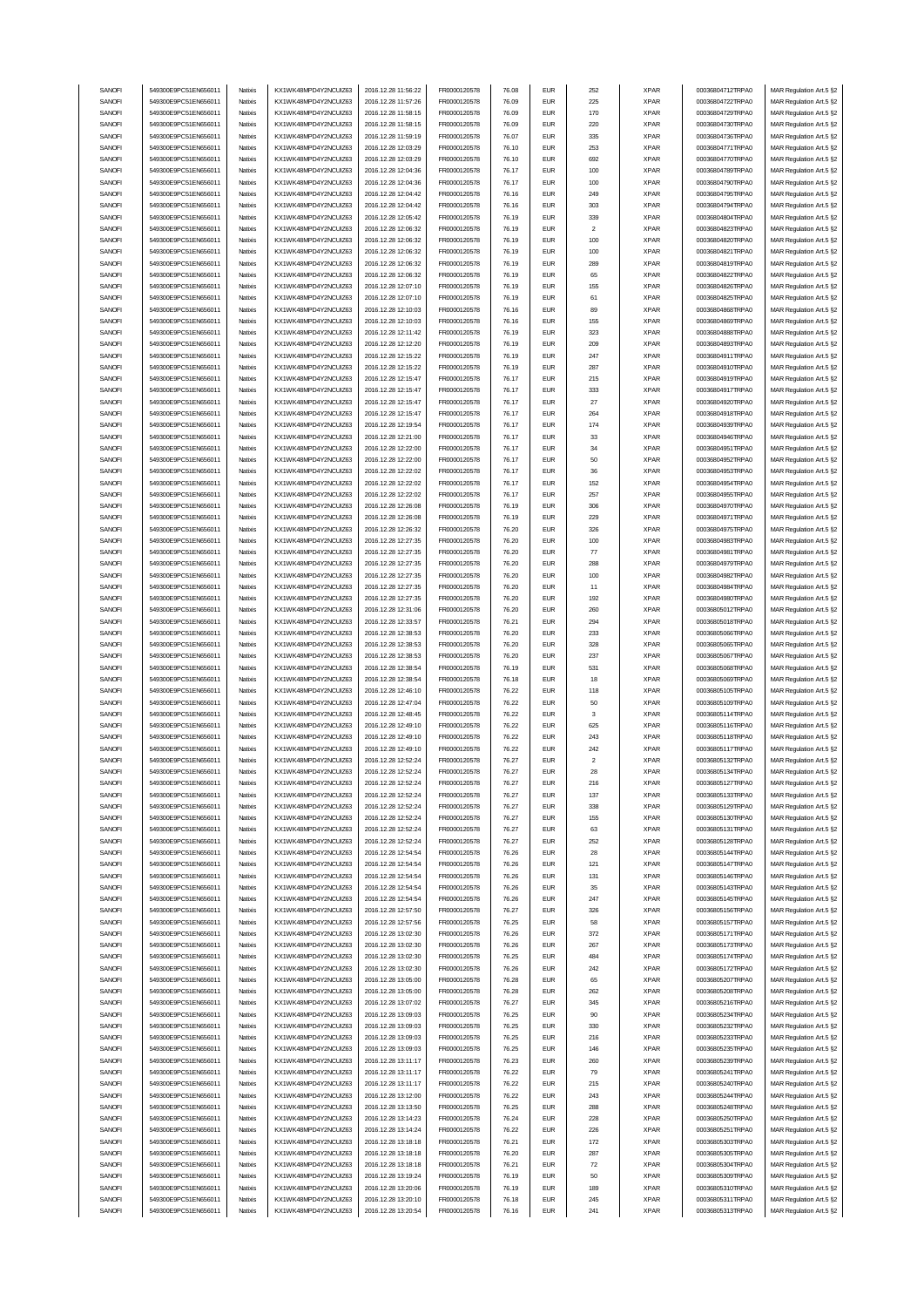| SANOFI | 549300E9PC51EN656011 | Natixis | KX1WK48MPD4Y2NCUIZ63 | 2016.12.28 11:56:22 | FR0000120578 | 76.08 | EUR | 252 | XPAR | 00036804712TRPA0 | MAR Regulation Art.5 §2 |
|---|---|---|---|---|---|---|---|---|---|---|---|
| SANOFI | 549300E9PC51EN656011 | Natixis | KX1WK48MPD4Y2NCUIZ63 | 2016.12.28 11:57:26 | FR0000120578 | 76.09 | EUR | 225 | XPAR | 00036804722TRPA0 | MAR Regulation Art.5 §2 |
| SANOFI | 549300E9PC51EN656011 | Natixis | KX1WK48MPD4Y2NCUIZ63 | 2016.12.28 11:58:15 | FR0000120578 | 76.09 | EUR | 170 | XPAR | 00036804729TRPA0 | MAR Regulation Art.5 §2 |
| SANOFI | 549300E9PC51EN656011 | Natixis | KX1WK48MPD4Y2NCUIZ63 | 2016.12.28 11:58:15 | FR0000120578 | 76.09 | EUR | 220 | XPAR | 00036804730TRPA0 | MAR Regulation Art.5 §2 |
| SANOFI | 549300E9PC51EN656011 | Natixis | KX1WK48MPD4Y2NCUIZ63 | 2016.12.28 11:59:19 | FR0000120578 | 76.07 | EUR | 335 | XPAR | 00036804736TRPA0 | MAR Regulation Art.5 §2 |
| SANOFI | 549300E9PC51EN656011 | Natixis | KX1WK48MPD4Y2NCUIZ63 | 2016.12.28 12:03:29 | FR0000120578 | 76.10 | EUR | 253 | XPAR | 00036804771TRPA0 | MAR Regulation Art.5 §2 |
| SANOFI | 549300E9PC51EN656011 | Natixis | KX1WK48MPD4Y2NCUIZ63 | 2016.12.28 12:03:29 | FR0000120578 | 76.10 | EUR | 692 | XPAR | 00036804770TRPA0 | MAR Regulation Art.5 §2 |
| SANOFI | 549300E9PC51EN656011 | Natixis | KX1WK48MPD4Y2NCUIZ63 | 2016.12.28 12:04:36 | FR0000120578 | 76.17 | EUR | 100 | XPAR | 00036804789TRPA0 | MAR Regulation Art.5 §2 |
| SANOFI | 549300E9PC51EN656011 | Natixis | KX1WK48MPD4Y2NCUIZ63 | 2016.12.28 12:04:36 | FR0000120578 | 76.17 | EUR | 100 | XPAR | 00036804790TRPA0 | MAR Regulation Art.5 §2 |
| SANOFI | 549300E9PC51EN656011 | Natixis | KX1WK48MPD4Y2NCUIZ63 | 2016.12.28 12:04:42 | FR0000120578 | 76.16 | EUR | 249 | XPAR | 00036804795TRPA0 | MAR Regulation Art.5 §2 |
| SANOFI | 549300E9PC51EN656011 | Natixis | KX1WK48MPD4Y2NCUIZ63 | 2016.12.28 12:04:42 | FR0000120578 | 76.16 | EUR | 303 | XPAR | 00036804794TRPA0 | MAR Regulation Art.5 §2 |
| SANOFI | 549300E9PC51EN656011 | Natixis | KX1WK48MPD4Y2NCUIZ63 | 2016.12.28 12:05:42 | FR0000120578 | 76.19 | EUR | 339 | XPAR | 00036804804TRPA0 | MAR Regulation Art.5 §2 |
| SANOFI | 549300E9PC51EN656011 | Natixis | KX1WK48MPD4Y2NCUIZ63 | 2016.12.28 12:06:32 | FR0000120578 | 76.19 | EUR | 2 | XPAR | 00036804823TRPA0 | MAR Regulation Art.5 §2 |
| SANOFI | 549300E9PC51EN656011 | Natixis | KX1WK48MPD4Y2NCUIZ63 | 2016.12.28 12:06:32 | FR0000120578 | 76.19 | EUR | 100 | XPAR | 00036804820TRPA0 | MAR Regulation Art.5 §2 |
| SANOFI | 549300E9PC51EN656011 | Natixis | KX1WK48MPD4Y2NCUIZ63 | 2016.12.28 12:06:32 | FR0000120578 | 76.19 | EUR | 100 | XPAR | 00036804821TRPA0 | MAR Regulation Art.5 §2 |
| SANOFI | 549300E9PC51EN656011 | Natixis | KX1WK48MPD4Y2NCUIZ63 | 2016.12.28 12:06:32 | FR0000120578 | 76.19 | EUR | 289 | XPAR | 00036804819TRPA0 | MAR Regulation Art.5 §2 |
| SANOFI | 549300E9PC51EN656011 | Natixis | KX1WK48MPD4Y2NCUIZ63 | 2016.12.28 12:06:32 | FR0000120578 | 76.19 | EUR | 65 | XPAR | 00036804822TRPA0 | MAR Regulation Art.5 §2 |
| SANOFI | 549300E9PC51EN656011 | Natixis | KX1WK48MPD4Y2NCUIZ63 | 2016.12.28 12:07:10 | FR0000120578 | 76.19 | EUR | 155 | XPAR | 00036804826TRPA0 | MAR Regulation Art.5 §2 |
| SANOFI | 549300E9PC51EN656011 | Natixis | KX1WK48MPD4Y2NCUIZ63 | 2016.12.28 12:07:10 | FR0000120578 | 76.19 | EUR | 61 | XPAR | 00036804825TRPA0 | MAR Regulation Art.5 §2 |
| SANOFI | 549300E9PC51EN656011 | Natixis | KX1WK48MPD4Y2NCUIZ63 | 2016.12.28 12:10:03 | FR0000120578 | 76.16 | EUR | 89 | XPAR | 00036804868TRPA0 | MAR Regulation Art.5 §2 |
| SANOFI | 549300E9PC51EN656011 | Natixis | KX1WK48MPD4Y2NCUIZ63 | 2016.12.28 12:10:03 | FR0000120578 | 76.16 | EUR | 155 | XPAR | 00036804869TRPA0 | MAR Regulation Art.5 §2 |
| SANOFI | 549300E9PC51EN656011 | Natixis | KX1WK48MPD4Y2NCUIZ63 | 2016.12.28 12:11:42 | FR0000120578 | 76.19 | EUR | 323 | XPAR | 00036804888TRPA0 | MAR Regulation Art.5 §2 |
| SANOFI | 549300E9PC51EN656011 | Natixis | KX1WK48MPD4Y2NCUIZ63 | 2016.12.28 12:12:20 | FR0000120578 | 76.19 | EUR | 209 | XPAR | 00036804893TRPA0 | MAR Regulation Art.5 §2 |
| SANOFI | 549300E9PC51EN656011 | Natixis | KX1WK48MPD4Y2NCUIZ63 | 2016.12.28 12:15:22 | FR0000120578 | 76.19 | EUR | 247 | XPAR | 00036804911TRPA0 | MAR Regulation Art.5 §2 |
| SANOFI | 549300E9PC51EN656011 | Natixis | KX1WK48MPD4Y2NCUIZ63 | 2016.12.28 12:15:22 | FR0000120578 | 76.19 | EUR | 287 | XPAR | 00036804910TRPA0 | MAR Regulation Art.5 §2 |
| SANOFI | 549300E9PC51EN656011 | Natixis | KX1WK48MPD4Y2NCUIZ63 | 2016.12.28 12:15:47 | FR0000120578 | 76.17 | EUR | 215 | XPAR | 00036804919TRPA0 | MAR Regulation Art.5 §2 |
| SANOFI | 549300E9PC51EN656011 | Natixis | KX1WK48MPD4Y2NCUIZ63 | 2016.12.28 12:15:47 | FR0000120578 | 76.17 | EUR | 333 | XPAR | 00036804917TRPA0 | MAR Regulation Art.5 §2 |
| SANOFI | 549300E9PC51EN656011 | Natixis | KX1WK48MPD4Y2NCUIZ63 | 2016.12.28 12:15:47 | FR0000120578 | 76.17 | EUR | 27 | XPAR | 00036804920TRPA0 | MAR Regulation Art.5 §2 |
| SANOFI | 549300E9PC51EN656011 | Natixis | KX1WK48MPD4Y2NCUIZ63 | 2016.12.28 12:15:47 | FR0000120578 | 76.17 | EUR | 264 | XPAR | 00036804918TRPA0 | MAR Regulation Art.5 §2 |
| SANOFI | 549300E9PC51EN656011 | Natixis | KX1WK48MPD4Y2NCUIZ63 | 2016.12.28 12:19:54 | FR0000120578 | 76.17 | EUR | 174 | XPAR | 00036804939TRPA0 | MAR Regulation Art.5 §2 |
| SANOFI | 549300E9PC51EN656011 | Natixis | KX1WK48MPD4Y2NCUIZ63 | 2016.12.28 12:21:00 | FR0000120578 | 76.17 | EUR | 33 | XPAR | 00036804946TRPA0 | MAR Regulation Art.5 §2 |
| SANOFI | 549300E9PC51EN656011 | Natixis | KX1WK48MPD4Y2NCUIZ63 | 2016.12.28 12:22:00 | FR0000120578 | 76.17 | EUR | 34 | XPAR | 00036804951TRPA0 | MAR Regulation Art.5 §2 |
| SANOFI | 549300E9PC51EN656011 | Natixis | KX1WK48MPD4Y2NCUIZ63 | 2016.12.28 12:22:00 | FR0000120578 | 76.17 | EUR | 50 | XPAR | 00036804952TRPA0 | MAR Regulation Art.5 §2 |
| SANOFI | 549300E9PC51EN656011 | Natixis | KX1WK48MPD4Y2NCUIZ63 | 2016.12.28 12:22:02 | FR0000120578 | 76.17 | EUR | 36 | XPAR | 00036804953TRPA0 | MAR Regulation Art.5 §2 |
| SANOFI | 549300E9PC51EN656011 | Natixis | KX1WK48MPD4Y2NCUIZ63 | 2016.12.28 12:22:02 | FR0000120578 | 76.17 | EUR | 152 | XPAR | 00036804954TRPA0 | MAR Regulation Art.5 §2 |
| SANOFI | 549300E9PC51EN656011 | Natixis | KX1WK48MPD4Y2NCUIZ63 | 2016.12.28 12:22:02 | FR0000120578 | 76.17 | EUR | 257 | XPAR | 00036804955TRPA0 | MAR Regulation Art.5 §2 |
| SANOFI | 549300E9PC51EN656011 | Natixis | KX1WK48MPD4Y2NCUIZ63 | 2016.12.28 12:26:08 | FR0000120578 | 76.19 | EUR | 306 | XPAR | 00036804970TRPA0 | MAR Regulation Art.5 §2 |
| SANOFI | 549300E9PC51EN656011 | Natixis | KX1WK48MPD4Y2NCUIZ63 | 2016.12.28 12:26:08 | FR0000120578 | 76.19 | EUR | 229 | XPAR | 00036804971TRPA0 | MAR Regulation Art.5 §2 |
| SANOFI | 549300E9PC51EN656011 | Natixis | KX1WK48MPD4Y2NCUIZ63 | 2016.12.28 12:26:32 | FR0000120578 | 76.20 | EUR | 326 | XPAR | 00036804975TRPA0 | MAR Regulation Art.5 §2 |
| SANOFI | 549300E9PC51EN656011 | Natixis | KX1WK48MPD4Y2NCUIZ63 | 2016.12.28 12:27:35 | FR0000120578 | 76.20 | EUR | 100 | XPAR | 00036804983TRPA0 | MAR Regulation Art.5 §2 |
| SANOFI | 549300E9PC51EN656011 | Natixis | KX1WK48MPD4Y2NCUIZ63 | 2016.12.28 12:27:35 | FR0000120578 | 76.20 | EUR | 77 | XPAR | 00036804981TRPA0 | MAR Regulation Art.5 §2 |
| SANOFI | 549300E9PC51EN656011 | Natixis | KX1WK48MPD4Y2NCUIZ63 | 2016.12.28 12:27:35 | FR0000120578 | 76.20 | EUR | 288 | XPAR | 00036804979TRPA0 | MAR Regulation Art.5 §2 |
| SANOFI | 549300E9PC51EN656011 | Natixis | KX1WK48MPD4Y2NCUIZ63 | 2016.12.28 12:27:35 | FR0000120578 | 76.20 | EUR | 100 | XPAR | 00036804982TRPA0 | MAR Regulation Art.5 §2 |
| SANOFI | 549300E9PC51EN656011 | Natixis | KX1WK48MPD4Y2NCUIZ63 | 2016.12.28 12:27:35 | FR0000120578 | 76.20 | EUR | 11 | XPAR | 00036804984TRPA0 | MAR Regulation Art.5 §2 |
| SANOFI | 549300E9PC51EN656011 | Natixis | KX1WK48MPD4Y2NCUIZ63 | 2016.12.28 12:27:35 | FR0000120578 | 76.20 | EUR | 192 | XPAR | 00036804980TRPA0 | MAR Regulation Art.5 §2 |
| SANOFI | 549300E9PC51EN656011 | Natixis | KX1WK48MPD4Y2NCUIZ63 | 2016.12.28 12:31:06 | FR0000120578 | 76.20 | EUR | 260 | XPAR | 00036805012TRPA0 | MAR Regulation Art.5 §2 |
| SANOFI | 549300E9PC51EN656011 | Natixis | KX1WK48MPD4Y2NCUIZ63 | 2016.12.28 12:33:57 | FR0000120578 | 76.21 | EUR | 294 | XPAR | 00036805018TRPA0 | MAR Regulation Art.5 §2 |
| SANOFI | 549300E9PC51EN656011 | Natixis | KX1WK48MPD4Y2NCUIZ63 | 2016.12.28 12:38:53 | FR0000120578 | 76.20 | EUR | 233 | XPAR | 00036805066TRPA0 | MAR Regulation Art.5 §2 |
| SANOFI | 549300E9PC51EN656011 | Natixis | KX1WK48MPD4Y2NCUIZ63 | 2016.12.28 12:38:53 | FR0000120578 | 76.20 | EUR | 328 | XPAR | 00036805065TRPA0 | MAR Regulation Art.5 §2 |
| SANOFI | 549300E9PC51EN656011 | Natixis | KX1WK48MPD4Y2NCUIZ63 | 2016.12.28 12:38:53 | FR0000120578 | 76.20 | EUR | 237 | XPAR | 00036805067TRPA0 | MAR Regulation Art.5 §2 |
| SANOFI | 549300E9PC51EN656011 | Natixis | KX1WK48MPD4Y2NCUIZ63 | 2016.12.28 12:38:54 | FR0000120578 | 76.19 | EUR | 531 | XPAR | 00036805068TRPA0 | MAR Regulation Art.5 §2 |
| SANOFI | 549300E9PC51EN656011 | Natixis | KX1WK48MPD4Y2NCUIZ63 | 2016.12.28 12:38:54 | FR0000120578 | 76.18 | EUR | 18 | XPAR | 00036805069TRPA0 | MAR Regulation Art.5 §2 |
| SANOFI | 549300E9PC51EN656011 | Natixis | KX1WK48MPD4Y2NCUIZ63 | 2016.12.28 12:46:10 | FR0000120578 | 76.22 | EUR | 118 | XPAR | 00036805105TRPA0 | MAR Regulation Art.5 §2 |
| SANOFI | 549300E9PC51EN656011 | Natixis | KX1WK48MPD4Y2NCUIZ63 | 2016.12.28 12:47:04 | FR0000120578 | 76.22 | EUR | 50 | XPAR | 00036805109TRPA0 | MAR Regulation Art.5 §2 |
| SANOFI | 549300E9PC51EN656011 | Natixis | KX1WK48MPD4Y2NCUIZ63 | 2016.12.28 12:48:45 | FR0000120578 | 76.22 | EUR | 3 | XPAR | 00036805114TRPA0 | MAR Regulation Art.5 §2 |
| SANOFI | 549300E9PC51EN656011 | Natixis | KX1WK48MPD4Y2NCUIZ63 | 2016.12.28 12:49:10 | FR0000120578 | 76.22 | EUR | 625 | XPAR | 00036805116TRPA0 | MAR Regulation Art.5 §2 |
| SANOFI | 549300E9PC51EN656011 | Natixis | KX1WK48MPD4Y2NCUIZ63 | 2016.12.28 12:49:10 | FR0000120578 | 76.22 | EUR | 243 | XPAR | 00036805118TRPA0 | MAR Regulation Art.5 §2 |
| SANOFI | 549300E9PC51EN656011 | Natixis | KX1WK48MPD4Y2NCUIZ63 | 2016.12.28 12:49:10 | FR0000120578 | 76.22 | EUR | 242 | XPAR | 00036805117TRPA0 | MAR Regulation Art.5 §2 |
| SANOFI | 549300E9PC51EN656011 | Natixis | KX1WK48MPD4Y2NCUIZ63 | 2016.12.28 12:52:24 | FR0000120578 | 76.27 | EUR | 2 | XPAR | 00036805132TRPA0 | MAR Regulation Art.5 §2 |
| SANOFI | 549300E9PC51EN656011 | Natixis | KX1WK48MPD4Y2NCUIZ63 | 2016.12.28 12:52:24 | FR0000120578 | 76.27 | EUR | 28 | XPAR | 00036805134TRPA0 | MAR Regulation Art.5 §2 |
| SANOFI | 549300E9PC51EN656011 | Natixis | KX1WK48MPD4Y2NCUIZ63 | 2016.12.28 12:52:24 | FR0000120578 | 76.27 | EUR | 216 | XPAR | 00036805127TRPA0 | MAR Regulation Art.5 §2 |
| SANOFI | 549300E9PC51EN656011 | Natixis | KX1WK48MPD4Y2NCUIZ63 | 2016.12.28 12:52:24 | FR0000120578 | 76.27 | EUR | 137 | XPAR | 00036805133TRPA0 | MAR Regulation Art.5 §2 |
| SANOFI | 549300E9PC51EN656011 | Natixis | KX1WK48MPD4Y2NCUIZ63 | 2016.12.28 12:52:24 | FR0000120578 | 76.27 | EUR | 338 | XPAR | 00036805129TRPA0 | MAR Regulation Art.5 §2 |
| SANOFI | 549300E9PC51EN656011 | Natixis | KX1WK48MPD4Y2NCUIZ63 | 2016.12.28 12:52:24 | FR0000120578 | 76.27 | EUR | 155 | XPAR | 00036805130TRPA0 | MAR Regulation Art.5 §2 |
| SANOFI | 549300E9PC51EN656011 | Natixis | KX1WK48MPD4Y2NCUIZ63 | 2016.12.28 12:52:24 | FR0000120578 | 76.27 | EUR | 63 | XPAR | 00036805131TRPA0 | MAR Regulation Art.5 §2 |
| SANOFI | 549300E9PC51EN656011 | Natixis | KX1WK48MPD4Y2NCUIZ63 | 2016.12.28 12:52:24 | FR0000120578 | 76.27 | EUR | 252 | XPAR | 00036805128TRPA0 | MAR Regulation Art.5 §2 |
| SANOFI | 549300E9PC51EN656011 | Natixis | KX1WK48MPD4Y2NCUIZ63 | 2016.12.28 12:54:54 | FR0000120578 | 76.26 | EUR | 28 | XPAR | 00036805144TRPA0 | MAR Regulation Art.5 §2 |
| SANOFI | 549300E9PC51EN656011 | Natixis | KX1WK48MPD4Y2NCUIZ63 | 2016.12.28 12:54:54 | FR0000120578 | 76.26 | EUR | 121 | XPAR | 00036805147TRPA0 | MAR Regulation Art.5 §2 |
| SANOFI | 549300E9PC51EN656011 | Natixis | KX1WK48MPD4Y2NCUIZ63 | 2016.12.28 12:54:54 | FR0000120578 | 76.26 | EUR | 131 | XPAR | 00036805146TRPA0 | MAR Regulation Art.5 §2 |
| SANOFI | 549300E9PC51EN656011 | Natixis | KX1WK48MPD4Y2NCUIZ63 | 2016.12.28 12:54:54 | FR0000120578 | 76.26 | EUR | 35 | XPAR | 00036805143TRPA0 | MAR Regulation Art.5 §2 |
| SANOFI | 549300E9PC51EN656011 | Natixis | KX1WK48MPD4Y2NCUIZ63 | 2016.12.28 12:54:54 | FR0000120578 | 76.26 | EUR | 247 | XPAR | 00036805145TRPA0 | MAR Regulation Art.5 §2 |
| SANOFI | 549300E9PC51EN656011 | Natixis | KX1WK48MPD4Y2NCUIZ63 | 2016.12.28 12:57:50 | FR0000120578 | 76.27 | EUR | 326 | XPAR | 00036805156TRPA0 | MAR Regulation Art.5 §2 |
| SANOFI | 549300E9PC51EN656011 | Natixis | KX1WK48MPD4Y2NCUIZ63 | 2016.12.28 12:57:56 | FR0000120578 | 76.25 | EUR | 58 | XPAR | 00036805157TRPA0 | MAR Regulation Art.5 §2 |
| SANOFI | 549300E9PC51EN656011 | Natixis | KX1WK48MPD4Y2NCUIZ63 | 2016.12.28 13:02:30 | FR0000120578 | 76.26 | EUR | 372 | XPAR | 00036805171TRPA0 | MAR Regulation Art.5 §2 |
| SANOFI | 549300E9PC51EN656011 | Natixis | KX1WK48MPD4Y2NCUIZ63 | 2016.12.28 13:02:30 | FR0000120578 | 76.26 | EUR | 267 | XPAR | 00036805173TRPA0 | MAR Regulation Art.5 §2 |
| SANOFI | 549300E9PC51EN656011 | Natixis | KX1WK48MPD4Y2NCUIZ63 | 2016.12.28 13:02:30 | FR0000120578 | 76.25 | EUR | 484 | XPAR | 00036805174TRPA0 | MAR Regulation Art.5 §2 |
| SANOFI | 549300E9PC51EN656011 | Natixis | KX1WK48MPD4Y2NCUIZ63 | 2016.12.28 13:02:30 | FR0000120578 | 76.26 | EUR | 242 | XPAR | 00036805172TRPA0 | MAR Regulation Art.5 §2 |
| SANOFI | 549300E9PC51EN656011 | Natixis | KX1WK48MPD4Y2NCUIZ63 | 2016.12.28 13:05:00 | FR0000120578 | 76.28 | EUR | 65 | XPAR | 00036805207TRPA0 | MAR Regulation Art.5 §2 |
| SANOFI | 549300E9PC51EN656011 | Natixis | KX1WK48MPD4Y2NCUIZ63 | 2016.12.28 13:05:00 | FR0000120578 | 76.28 | EUR | 262 | XPAR | 00036805208TRPA0 | MAR Regulation Art.5 §2 |
| SANOFI | 549300E9PC51EN656011 | Natixis | KX1WK48MPD4Y2NCUIZ63 | 2016.12.28 13:07:02 | FR0000120578 | 76.27 | EUR | 345 | XPAR | 00036805216TRPA0 | MAR Regulation Art.5 §2 |
| SANOFI | 549300E9PC51EN656011 | Natixis | KX1WK48MPD4Y2NCUIZ63 | 2016.12.28 13:09:03 | FR0000120578 | 76.25 | EUR | 90 | XPAR | 00036805234TRPA0 | MAR Regulation Art.5 §2 |
| SANOFI | 549300E9PC51EN656011 | Natixis | KX1WK48MPD4Y2NCUIZ63 | 2016.12.28 13:09:03 | FR0000120578 | 76.25 | EUR | 330 | XPAR | 00036805232TRPA0 | MAR Regulation Art.5 §2 |
| SANOFI | 549300E9PC51EN656011 | Natixis | KX1WK48MPD4Y2NCUIZ63 | 2016.12.28 13:09:03 | FR0000120578 | 76.25 | EUR | 216 | XPAR | 00036805233TRPA0 | MAR Regulation Art.5 §2 |
| SANOFI | 549300E9PC51EN656011 | Natixis | KX1WK48MPD4Y2NCUIZ63 | 2016.12.28 13:09:03 | FR0000120578 | 76.25 | EUR | 146 | XPAR | 00036805235TRPA0 | MAR Regulation Art.5 §2 |
| SANOFI | 549300E9PC51EN656011 | Natixis | KX1WK48MPD4Y2NCUIZ63 | 2016.12.28 13:11:17 | FR0000120578 | 76.23 | EUR | 260 | XPAR | 00036805239TRPA0 | MAR Regulation Art.5 §2 |
| SANOFI | 549300E9PC51EN656011 | Natixis | KX1WK48MPD4Y2NCUIZ63 | 2016.12.28 13:11:17 | FR0000120578 | 76.22 | EUR | 79 | XPAR | 00036805241TRPA0 | MAR Regulation Art.5 §2 |
| SANOFI | 549300E9PC51EN656011 | Natixis | KX1WK48MPD4Y2NCUIZ63 | 2016.12.28 13:11:17 | FR0000120578 | 76.22 | EUR | 215 | XPAR | 00036805240TRPA0 | MAR Regulation Art.5 §2 |
| SANOFI | 549300E9PC51EN656011 | Natixis | KX1WK48MPD4Y2NCUIZ63 | 2016.12.28 13:12:00 | FR0000120578 | 76.22 | EUR | 243 | XPAR | 00036805244TRPA0 | MAR Regulation Art.5 §2 |
| SANOFI | 549300E9PC51EN656011 | Natixis | KX1WK48MPD4Y2NCUIZ63 | 2016.12.28 13:13:50 | FR0000120578 | 76.25 | EUR | 288 | XPAR | 00036805248TRPA0 | MAR Regulation Art.5 §2 |
| SANOFI | 549300E9PC51EN656011 | Natixis | KX1WK48MPD4Y2NCUIZ63 | 2016.12.28 13:14:23 | FR0000120578 | 76.24 | EUR | 228 | XPAR | 00036805250TRPA0 | MAR Regulation Art.5 §2 |
| SANOFI | 549300E9PC51EN656011 | Natixis | KX1WK48MPD4Y2NCUIZ63 | 2016.12.28 13:14:24 | FR0000120578 | 76.22 | EUR | 226 | XPAR | 00036805251TRPA0 | MAR Regulation Art.5 §2 |
| SANOFI | 549300E9PC51EN656011 | Natixis | KX1WK48MPD4Y2NCUIZ63 | 2016.12.28 13:18:18 | FR0000120578 | 76.21 | EUR | 172 | XPAR | 00036805303TRPA0 | MAR Regulation Art.5 §2 |
| SANOFI | 549300E9PC51EN656011 | Natixis | KX1WK48MPD4Y2NCUIZ63 | 2016.12.28 13:18:18 | FR0000120578 | 76.20 | EUR | 287 | XPAR | 00036805305TRPA0 | MAR Regulation Art.5 §2 |
| SANOFI | 549300E9PC51EN656011 | Natixis | KX1WK48MPD4Y2NCUIZ63 | 2016.12.28 13:18:18 | FR0000120578 | 76.21 | EUR | 72 | XPAR | 00036805304TRPA0 | MAR Regulation Art.5 §2 |
| SANOFI | 549300E9PC51EN656011 | Natixis | KX1WK48MPD4Y2NCUIZ63 | 2016.12.28 13:19:24 | FR0000120578 | 76.19 | EUR | 50 | XPAR | 00036805309TRPA0 | MAR Regulation Art.5 §2 |
| SANOFI | 549300E9PC51EN656011 | Natixis | KX1WK48MPD4Y2NCUIZ63 | 2016.12.28 13:20:06 | FR0000120578 | 76.19 | EUR | 189 | XPAR | 00036805310TRPA0 | MAR Regulation Art.5 §2 |
| SANOFI | 549300E9PC51EN656011 | Natixis | KX1WK48MPD4Y2NCUIZ63 | 2016.12.28 13:20:10 | FR0000120578 | 76.18 | EUR | 245 | XPAR | 00036805311TRPA0 | MAR Regulation Art.5 §2 |
| SANOFI | 549300E9PC51EN656011 | Natixis | KX1WK48MPD4Y2NCUIZ63 | 2016.12.28 13:20:54 | FR0000120578 | 76.16 | EUR | 241 | XPAR | 00036805313TRPA0 | MAR Regulation Art.5 §2 |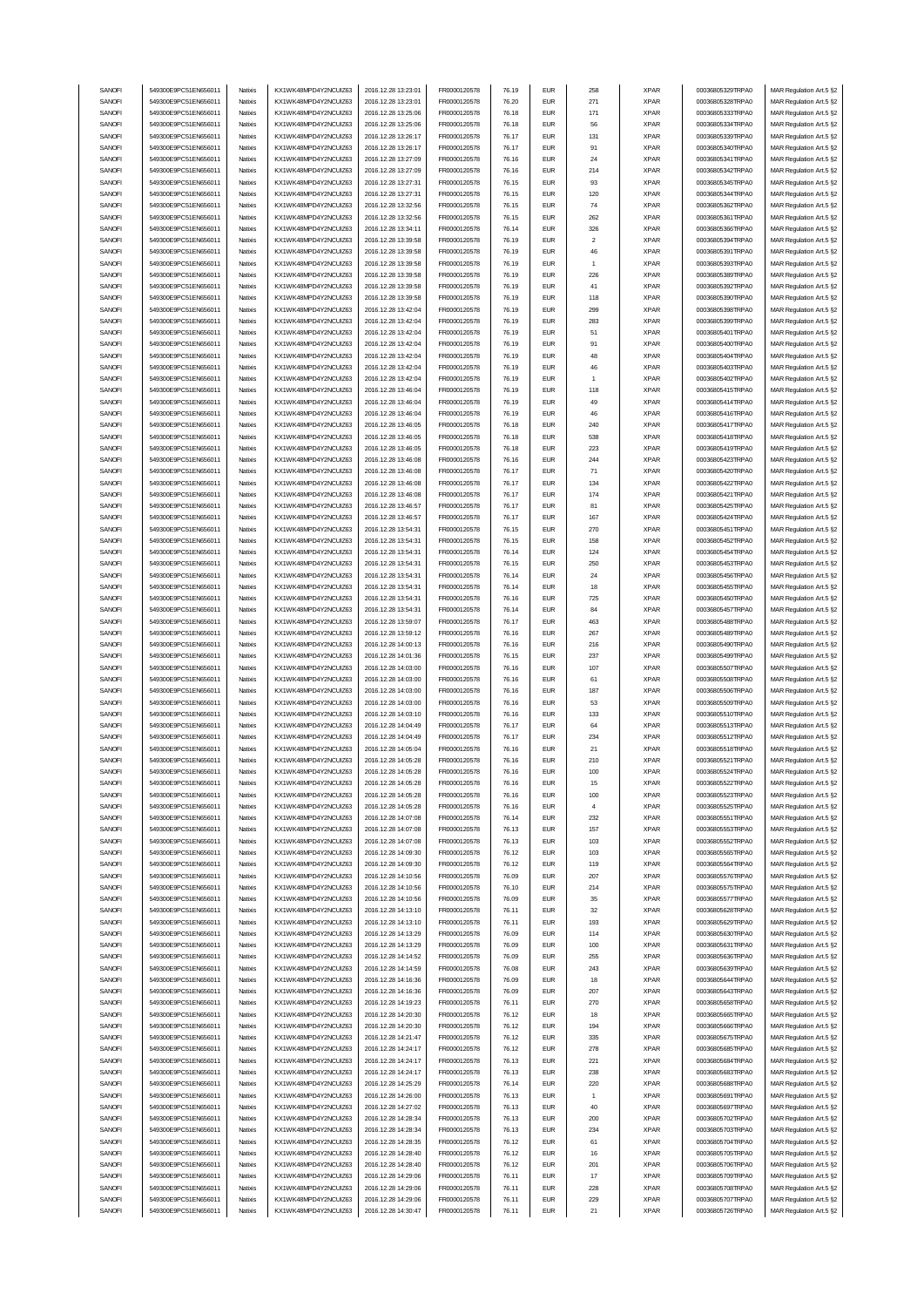| SANOFI | 549300E9PC51EN656011 | Natixis | KX1WK48MPD4Y2NCUIZ63 | 2016.12.28 13:23:01 | FR0000120578 | 76.19 | EUR | 258 | XPAR | 00036805329TRPA0 | MAR Regulation Art.5 §2 |
|---|---|---|---|---|---|---|---|---|---|---|---|
| SANOFI | 549300E9PC51EN656011 | Natixis | KX1WK48MPD4Y2NCUIZ63 | 2016.12.28 13:23:01 | FR0000120578 | 76.20 | EUR | 271 | XPAR | 00036805328TRPA0 | MAR Regulation Art.5 §2 |
| SANOFI | 549300E9PC51EN656011 | Natixis | KX1WK48MPD4Y2NCUIZ63 | 2016.12.28 13:25:06 | FR0000120578 | 76.18 | EUR | 171 | XPAR | 00036805333TRPA0 | MAR Regulation Art.5 §2 |
| SANOFI | 549300E9PC51EN656011 | Natixis | KX1WK48MPD4Y2NCUIZ63 | 2016.12.28 13:25:06 | FR0000120578 | 76.18 | EUR | 56 | XPAR | 00036805334TRPA0 | MAR Regulation Art.5 §2 |
| SANOFI | 549300E9PC51EN656011 | Natixis | KX1WK48MPD4Y2NCUIZ63 | 2016.12.28 13:26:17 | FR0000120578 | 76.17 | EUR | 131 | XPAR | 00036805339TRPA0 | MAR Regulation Art.5 §2 |
| SANOFI | 549300E9PC51EN656011 | Natixis | KX1WK48MPD4Y2NCUIZ63 | 2016.12.28 13:26:17 | FR0000120578 | 76.17 | EUR | 91 | XPAR | 00036805340TRPA0 | MAR Regulation Art.5 §2 |
| SANOFI | 549300E9PC51EN656011 | Natixis | KX1WK48MPD4Y2NCUIZ63 | 2016.12.28 13:27:09 | FR0000120578 | 76.16 | EUR | 24 | XPAR | 00036805341TRPA0 | MAR Regulation Art.5 §2 |
| SANOFI | 549300E9PC51EN656011 | Natixis | KX1WK48MPD4Y2NCUIZ63 | 2016.12.28 13:27:09 | FR0000120578 | 76.16 | EUR | 214 | XPAR | 00036805342TRPA0 | MAR Regulation Art.5 §2 |
| SANOFI | 549300E9PC51EN656011 | Natixis | KX1WK48MPD4Y2NCUIZ63 | 2016.12.28 13:27:31 | FR0000120578 | 76.15 | EUR | 93 | XPAR | 00036805345TRPA0 | MAR Regulation Art.5 §2 |
| SANOFI | 549300E9PC51EN656011 | Natixis | KX1WK48MPD4Y2NCUIZ63 | 2016.12.28 13:27:31 | FR0000120578 | 76.15 | EUR | 120 | XPAR | 00036805344TRPA0 | MAR Regulation Art.5 §2 |
| SANOFI | 549300E9PC51EN656011 | Natixis | KX1WK48MPD4Y2NCUIZ63 | 2016.12.28 13:32:56 | FR0000120578 | 76.15 | EUR | 74 | XPAR | 00036805362TRPA0 | MAR Regulation Art.5 §2 |
| SANOFI | 549300E9PC51EN656011 | Natixis | KX1WK48MPD4Y2NCUIZ63 | 2016.12.28 13:32:56 | FR0000120578 | 76.15 | EUR | 262 | XPAR | 00036805361TRPA0 | MAR Regulation Art.5 §2 |
| SANOFI | 549300E9PC51EN656011 | Natixis | KX1WK48MPD4Y2NCUIZ63 | 2016.12.28 13:34:11 | FR0000120578 | 76.14 | EUR | 326 | XPAR | 00036805366TRPA0 | MAR Regulation Art.5 §2 |
| SANOFI | 549300E9PC51EN656011 | Natixis | KX1WK48MPD4Y2NCUIZ63 | 2016.12.28 13:39:58 | FR0000120578 | 76.19 | EUR | 2 | XPAR | 00036805394TRPA0 | MAR Regulation Art.5 §2 |
| SANOFI | 549300E9PC51EN656011 | Natixis | KX1WK48MPD4Y2NCUIZ63 | 2016.12.28 13:39:58 | FR0000120578 | 76.19 | EUR | 46 | XPAR | 00036805391TRPA0 | MAR Regulation Art.5 §2 |
| SANOFI | 549300E9PC51EN656011 | Natixis | KX1WK48MPD4Y2NCUIZ63 | 2016.12.28 13:39:58 | FR0000120578 | 76.19 | EUR | 1 | XPAR | 00036805393TRPA0 | MAR Regulation Art.5 §2 |
| SANOFI | 549300E9PC51EN656011 | Natixis | KX1WK48MPD4Y2NCUIZ63 | 2016.12.28 13:39:58 | FR0000120578 | 76.19 | EUR | 226 | XPAR | 00036805389TRPA0 | MAR Regulation Art.5 §2 |
| SANOFI | 549300E9PC51EN656011 | Natixis | KX1WK48MPD4Y2NCUIZ63 | 2016.12.28 13:39:58 | FR0000120578 | 76.19 | EUR | 41 | XPAR | 00036805392TRPA0 | MAR Regulation Art.5 §2 |
| SANOFI | 549300E9PC51EN656011 | Natixis | KX1WK48MPD4Y2NCUIZ63 | 2016.12.28 13:39:58 | FR0000120578 | 76.19 | EUR | 118 | XPAR | 00036805390TRPA0 | MAR Regulation Art.5 §2 |
| SANOFI | 549300E9PC51EN656011 | Natixis | KX1WK48MPD4Y2NCUIZ63 | 2016.12.28 13:42:04 | FR0000120578 | 76.19 | EUR | 299 | XPAR | 00036805398TRPA0 | MAR Regulation Art.5 §2 |
| SANOFI | 549300E9PC51EN656011 | Natixis | KX1WK48MPD4Y2NCUIZ63 | 2016.12.28 13:42:04 | FR0000120578 | 76.19 | EUR | 283 | XPAR | 00036805399TRPA0 | MAR Regulation Art.5 §2 |
| SANOFI | 549300E9PC51EN656011 | Natixis | KX1WK48MPD4Y2NCUIZ63 | 2016.12.28 13:42:04 | FR0000120578 | 76.19 | EUR | 51 | XPAR | 00036805401TRPA0 | MAR Regulation Art.5 §2 |
| SANOFI | 549300E9PC51EN656011 | Natixis | KX1WK48MPD4Y2NCUIZ63 | 2016.12.28 13:42:04 | FR0000120578 | 76.19 | EUR | 91 | XPAR | 00036805400TRPA0 | MAR Regulation Art.5 §2 |
| SANOFI | 549300E9PC51EN656011 | Natixis | KX1WK48MPD4Y2NCUIZ63 | 2016.12.28 13:42:04 | FR0000120578 | 76.19 | EUR | 48 | XPAR | 00036805404TRPA0 | MAR Regulation Art.5 §2 |
| SANOFI | 549300E9PC51EN656011 | Natixis | KX1WK48MPD4Y2NCUIZ63 | 2016.12.28 13:42:04 | FR0000120578 | 76.19 | EUR | 46 | XPAR | 00036805403TRPA0 | MAR Regulation Art.5 §2 |
| SANOFI | 549300E9PC51EN656011 | Natixis | KX1WK48MPD4Y2NCUIZ63 | 2016.12.28 13:42:04 | FR0000120578 | 76.19 | EUR | 1 | XPAR | 00036805402TRPA0 | MAR Regulation Art.5 §2 |
| SANOFI | 549300E9PC51EN656011 | Natixis | KX1WK48MPD4Y2NCUIZ63 | 2016.12.28 13:46:04 | FR0000120578 | 76.19 | EUR | 118 | XPAR | 00036805415TRPA0 | MAR Regulation Art.5 §2 |
| SANOFI | 549300E9PC51EN656011 | Natixis | KX1WK48MPD4Y2NCUIZ63 | 2016.12.28 13:46:04 | FR0000120578 | 76.19 | EUR | 49 | XPAR | 00036805414TRPA0 | MAR Regulation Art.5 §2 |
| SANOFI | 549300E9PC51EN656011 | Natixis | KX1WK48MPD4Y2NCUIZ63 | 2016.12.28 13:46:04 | FR0000120578 | 76.19 | EUR | 46 | XPAR | 00036805416TRPA0 | MAR Regulation Art.5 §2 |
| SANOFI | 549300E9PC51EN656011 | Natixis | KX1WK48MPD4Y2NCUIZ63 | 2016.12.28 13:46:05 | FR0000120578 | 76.18 | EUR | 240 | XPAR | 00036805417TRPA0 | MAR Regulation Art.5 §2 |
| SANOFI | 549300E9PC51EN656011 | Natixis | KX1WK48MPD4Y2NCUIZ63 | 2016.12.28 13:46:05 | FR0000120578 | 76.18 | EUR | 538 | XPAR | 00036805418TRPA0 | MAR Regulation Art.5 §2 |
| SANOFI | 549300E9PC51EN656011 | Natixis | KX1WK48MPD4Y2NCUIZ63 | 2016.12.28 13:46:05 | FR0000120578 | 76.18 | EUR | 223 | XPAR | 00036805419TRPA0 | MAR Regulation Art.5 §2 |
| SANOFI | 549300E9PC51EN656011 | Natixis | KX1WK48MPD4Y2NCUIZ63 | 2016.12.28 13:46:08 | FR0000120578 | 76.16 | EUR | 244 | XPAR | 00036805423TRPA0 | MAR Regulation Art.5 §2 |
| SANOFI | 549300E9PC51EN656011 | Natixis | KX1WK48MPD4Y2NCUIZ63 | 2016.12.28 13:46:08 | FR0000120578 | 76.17 | EUR | 71 | XPAR | 00036805420TRPA0 | MAR Regulation Art.5 §2 |
| SANOFI | 549300E9PC51EN656011 | Natixis | KX1WK48MPD4Y2NCUIZ63 | 2016.12.28 13:46:08 | FR0000120578 | 76.17 | EUR | 134 | XPAR | 00036805422TRPA0 | MAR Regulation Art.5 §2 |
| SANOFI | 549300E9PC51EN656011 | Natixis | KX1WK48MPD4Y2NCUIZ63 | 2016.12.28 13:46:08 | FR0000120578 | 76.17 | EUR | 174 | XPAR | 00036805421TRPA0 | MAR Regulation Art.5 §2 |
| SANOFI | 549300E9PC51EN656011 | Natixis | KX1WK48MPD4Y2NCUIZ63 | 2016.12.28 13:46:57 | FR0000120578 | 76.17 | EUR | 81 | XPAR | 00036805425TRPA0 | MAR Regulation Art.5 §2 |
| SANOFI | 549300E9PC51EN656011 | Natixis | KX1WK48MPD4Y2NCUIZ63 | 2016.12.28 13:46:57 | FR0000120578 | 76.17 | EUR | 167 | XPAR | 00036805424TRPA0 | MAR Regulation Art.5 §2 |
| SANOFI | 549300E9PC51EN656011 | Natixis | KX1WK48MPD4Y2NCUIZ63 | 2016.12.28 13:54:31 | FR0000120578 | 76.15 | EUR | 270 | XPAR | 00036805451TRPA0 | MAR Regulation Art.5 §2 |
| SANOFI | 549300E9PC51EN656011 | Natixis | KX1WK48MPD4Y2NCUIZ63 | 2016.12.28 13:54:31 | FR0000120578 | 76.15 | EUR | 158 | XPAR | 00036805452TRPA0 | MAR Regulation Art.5 §2 |
| SANOFI | 549300E9PC51EN656011 | Natixis | KX1WK48MPD4Y2NCUIZ63 | 2016.12.28 13:54:31 | FR0000120578 | 76.14 | EUR | 124 | XPAR | 00036805454TRPA0 | MAR Regulation Art.5 §2 |
| SANOFI | 549300E9PC51EN656011 | Natixis | KX1WK48MPD4Y2NCUIZ63 | 2016.12.28 13:54:31 | FR0000120578 | 76.15 | EUR | 250 | XPAR | 00036805453TRPA0 | MAR Regulation Art.5 §2 |
| SANOFI | 549300E9PC51EN656011 | Natixis | KX1WK48MPD4Y2NCUIZ63 | 2016.12.28 13:54:31 | FR0000120578 | 76.14 | EUR | 24 | XPAR | 00036805456TRPA0 | MAR Regulation Art.5 §2 |
| SANOFI | 549300E9PC51EN656011 | Natixis | KX1WK48MPD4Y2NCUIZ63 | 2016.12.28 13:54:31 | FR0000120578 | 76.14 | EUR | 18 | XPAR | 00036805455TRPA0 | MAR Regulation Art.5 §2 |
| SANOFI | 549300E9PC51EN656011 | Natixis | KX1WK48MPD4Y2NCUIZ63 | 2016.12.28 13:54:31 | FR0000120578 | 76.16 | EUR | 725 | XPAR | 00036805450TRPA0 | MAR Regulation Art.5 §2 |
| SANOFI | 549300E9PC51EN656011 | Natixis | KX1WK48MPD4Y2NCUIZ63 | 2016.12.28 13:54:31 | FR0000120578 | 76.14 | EUR | 84 | XPAR | 00036805457TRPA0 | MAR Regulation Art.5 §2 |
| SANOFI | 549300E9PC51EN656011 | Natixis | KX1WK48MPD4Y2NCUIZ63 | 2016.12.28 13:59:07 | FR0000120578 | 76.17 | EUR | 463 | XPAR | 00036805488TRPA0 | MAR Regulation Art.5 §2 |
| SANOFI | 549300E9PC51EN656011 | Natixis | KX1WK48MPD4Y2NCUIZ63 | 2016.12.28 13:59:12 | FR0000120578 | 76.16 | EUR | 267 | XPAR | 00036805489TRPA0 | MAR Regulation Art.5 §2 |
| SANOFI | 549300E9PC51EN656011 | Natixis | KX1WK48MPD4Y2NCUIZ63 | 2016.12.28 14:00:13 | FR0000120578 | 76.16 | EUR | 216 | XPAR | 00036805490TRPA0 | MAR Regulation Art.5 §2 |
| SANOFI | 549300E9PC51EN656011 | Natixis | KX1WK48MPD4Y2NCUIZ63 | 2016.12.28 14:01:36 | FR0000120578 | 76.15 | EUR | 237 | XPAR | 00036805499TRPA0 | MAR Regulation Art.5 §2 |
| SANOFI | 549300E9PC51EN656011 | Natixis | KX1WK48MPD4Y2NCUIZ63 | 2016.12.28 14:03:00 | FR0000120578 | 76.16 | EUR | 107 | XPAR | 00036805507TRPA0 | MAR Regulation Art.5 §2 |
| SANOFI | 549300E9PC51EN656011 | Natixis | KX1WK48MPD4Y2NCUIZ63 | 2016.12.28 14:03:00 | FR0000120578 | 76.16 | EUR | 61 | XPAR | 00036805508TRPA0 | MAR Regulation Art.5 §2 |
| SANOFI | 549300E9PC51EN656011 | Natixis | KX1WK48MPD4Y2NCUIZ63 | 2016.12.28 14:03:00 | FR0000120578 | 76.16 | EUR | 187 | XPAR | 00036805506TRPA0 | MAR Regulation Art.5 §2 |
| SANOFI | 549300E9PC51EN656011 | Natixis | KX1WK48MPD4Y2NCUIZ63 | 2016.12.28 14:03:00 | FR0000120578 | 76.16 | EUR | 53 | XPAR | 00036805509TRPA0 | MAR Regulation Art.5 §2 |
| SANOFI | 549300E9PC51EN656011 | Natixis | KX1WK48MPD4Y2NCUIZ63 | 2016.12.28 14:03:10 | FR0000120578 | 76.16 | EUR | 133 | XPAR | 00036805510TRPA0 | MAR Regulation Art.5 §2 |
| SANOFI | 549300E9PC51EN656011 | Natixis | KX1WK48MPD4Y2NCUIZ63 | 2016.12.28 14:04:49 | FR0000120578 | 76.17 | EUR | 64 | XPAR | 00036805513TRPA0 | MAR Regulation Art.5 §2 |
| SANOFI | 549300E9PC51EN656011 | Natixis | KX1WK48MPD4Y2NCUIZ63 | 2016.12.28 14:04:49 | FR0000120578 | 76.17 | EUR | 234 | XPAR | 00036805512TRPA0 | MAR Regulation Art.5 §2 |
| SANOFI | 549300E9PC51EN656011 | Natixis | KX1WK48MPD4Y2NCUIZ63 | 2016.12.28 14:05:04 | FR0000120578 | 76.16 | EUR | 21 | XPAR | 00036805518TRPA0 | MAR Regulation Art.5 §2 |
| SANOFI | 549300E9PC51EN656011 | Natixis | KX1WK48MPD4Y2NCUIZ63 | 2016.12.28 14:05:28 | FR0000120578 | 76.16 | EUR | 210 | XPAR | 00036805521TRPA0 | MAR Regulation Art.5 §2 |
| SANOFI | 549300E9PC51EN656011 | Natixis | KX1WK48MPD4Y2NCUIZ63 | 2016.12.28 14:05:28 | FR0000120578 | 76.16 | EUR | 100 | XPAR | 00036805524TRPA0 | MAR Regulation Art.5 §2 |
| SANOFI | 549300E9PC51EN656011 | Natixis | KX1WK48MPD4Y2NCUIZ63 | 2016.12.28 14:05:28 | FR0000120578 | 76.16 | EUR | 15 | XPAR | 00036805522TRPA0 | MAR Regulation Art.5 §2 |
| SANOFI | 549300E9PC51EN656011 | Natixis | KX1WK48MPD4Y2NCUIZ63 | 2016.12.28 14:05:28 | FR0000120578 | 76.16 | EUR | 100 | XPAR | 00036805523TRPA0 | MAR Regulation Art.5 §2 |
| SANOFI | 549300E9PC51EN656011 | Natixis | KX1WK48MPD4Y2NCUIZ63 | 2016.12.28 14:05:28 | FR0000120578 | 76.16 | EUR | 4 | XPAR | 00036805525TRPA0 | MAR Regulation Art.5 §2 |
| SANOFI | 549300E9PC51EN656011 | Natixis | KX1WK48MPD4Y2NCUIZ63 | 2016.12.28 14:07:08 | FR0000120578 | 76.14 | EUR | 232 | XPAR | 00036805551TRPA0 | MAR Regulation Art.5 §2 |
| SANOFI | 549300E9PC51EN656011 | Natixis | KX1WK48MPD4Y2NCUIZ63 | 2016.12.28 14:07:08 | FR0000120578 | 76.13 | EUR | 157 | XPAR | 00036805553TRPA0 | MAR Regulation Art.5 §2 |
| SANOFI | 549300E9PC51EN656011 | Natixis | KX1WK48MPD4Y2NCUIZ63 | 2016.12.28 14:07:08 | FR0000120578 | 76.13 | EUR | 103 | XPAR | 00036805552TRPA0 | MAR Regulation Art.5 §2 |
| SANOFI | 549300E9PC51EN656011 | Natixis | KX1WK48MPD4Y2NCUIZ63 | 2016.12.28 14:09:30 | FR0000120578 | 76.12 | EUR | 103 | XPAR | 00036805565TRPA0 | MAR Regulation Art.5 §2 |
| SANOFI | 549300E9PC51EN656011 | Natixis | KX1WK48MPD4Y2NCUIZ63 | 2016.12.28 14:09:30 | FR0000120578 | 76.12 | EUR | 119 | XPAR | 00036805564TRPA0 | MAR Regulation Art.5 §2 |
| SANOFI | 549300E9PC51EN656011 | Natixis | KX1WK48MPD4Y2NCUIZ63 | 2016.12.28 14:10:56 | FR0000120578 | 76.09 | EUR | 207 | XPAR | 00036805576TRPA0 | MAR Regulation Art.5 §2 |
| SANOFI | 549300E9PC51EN656011 | Natixis | KX1WK48MPD4Y2NCUIZ63 | 2016.12.28 14:10:56 | FR0000120578 | 76.10 | EUR | 214 | XPAR | 00036805575TRPA0 | MAR Regulation Art.5 §2 |
| SANOFI | 549300E9PC51EN656011 | Natixis | KX1WK48MPD4Y2NCUIZ63 | 2016.12.28 14:10:56 | FR0000120578 | 76.09 | EUR | 35 | XPAR | 00036805577TRPA0 | MAR Regulation Art.5 §2 |
| SANOFI | 549300E9PC51EN656011 | Natixis | KX1WK48MPD4Y2NCUIZ63 | 2016.12.28 14:13:10 | FR0000120578 | 76.11 | EUR | 32 | XPAR | 00036805628TRPA0 | MAR Regulation Art.5 §2 |
| SANOFI | 549300E9PC51EN656011 | Natixis | KX1WK48MPD4Y2NCUIZ63 | 2016.12.28 14:13:10 | FR0000120578 | 76.11 | EUR | 193 | XPAR | 00036805629TRPA0 | MAR Regulation Art.5 §2 |
| SANOFI | 549300E9PC51EN656011 | Natixis | KX1WK48MPD4Y2NCUIZ63 | 2016.12.28 14:13:29 | FR0000120578 | 76.09 | EUR | 114 | XPAR | 00036805630TRPA0 | MAR Regulation Art.5 §2 |
| SANOFI | 549300E9PC51EN656011 | Natixis | KX1WK48MPD4Y2NCUIZ63 | 2016.12.28 14:13:29 | FR0000120578 | 76.09 | EUR | 100 | XPAR | 00036805631TRPA0 | MAR Regulation Art.5 §2 |
| SANOFI | 549300E9PC51EN656011 | Natixis | KX1WK48MPD4Y2NCUIZ63 | 2016.12.28 14:14:52 | FR0000120578 | 76.09 | EUR | 255 | XPAR | 00036805636TRPA0 | MAR Regulation Art.5 §2 |
| SANOFI | 549300E9PC51EN656011 | Natixis | KX1WK48MPD4Y2NCUIZ63 | 2016.12.28 14:14:59 | FR0000120578 | 76.08 | EUR | 243 | XPAR | 00036805639TRPA0 | MAR Regulation Art.5 §2 |
| SANOFI | 549300E9PC51EN656011 | Natixis | KX1WK48MPD4Y2NCUIZ63 | 2016.12.28 14:16:36 | FR0000120578 | 76.09 | EUR | 18 | XPAR | 00036805644TRPA0 | MAR Regulation Art.5 §2 |
| SANOFI | 549300E9PC51EN656011 | Natixis | KX1WK48MPD4Y2NCUIZ63 | 2016.12.28 14:16:36 | FR0000120578 | 76.09 | EUR | 207 | XPAR | 00036805643TRPA0 | MAR Regulation Art.5 §2 |
| SANOFI | 549300E9PC51EN656011 | Natixis | KX1WK48MPD4Y2NCUIZ63 | 2016.12.28 14:19:23 | FR0000120578 | 76.11 | EUR | 270 | XPAR | 00036805658TRPA0 | MAR Regulation Art.5 §2 |
| SANOFI | 549300E9PC51EN656011 | Natixis | KX1WK48MPD4Y2NCUIZ63 | 2016.12.28 14:20:30 | FR0000120578 | 76.12 | EUR | 18 | XPAR | 00036805665TRPA0 | MAR Regulation Art.5 §2 |
| SANOFI | 549300E9PC51EN656011 | Natixis | KX1WK48MPD4Y2NCUIZ63 | 2016.12.28 14:20:30 | FR0000120578 | 76.12 | EUR | 194 | XPAR | 00036805666TRPA0 | MAR Regulation Art.5 §2 |
| SANOFI | 549300E9PC51EN656011 | Natixis | KX1WK48MPD4Y2NCUIZ63 | 2016.12.28 14:21:47 | FR0000120578 | 76.12 | EUR | 335 | XPAR | 00036805675TRPA0 | MAR Regulation Art.5 §2 |
| SANOFI | 549300E9PC51EN656011 | Natixis | KX1WK48MPD4Y2NCUIZ63 | 2016.12.28 14:24:17 | FR0000120578 | 76.12 | EUR | 278 | XPAR | 00036805685TRPA0 | MAR Regulation Art.5 §2 |
| SANOFI | 549300E9PC51EN656011 | Natixis | KX1WK48MPD4Y2NCUIZ63 | 2016.12.28 14:24:17 | FR0000120578 | 76.13 | EUR | 221 | XPAR | 00036805684TRPA0 | MAR Regulation Art.5 §2 |
| SANOFI | 549300E9PC51EN656011 | Natixis | KX1WK48MPD4Y2NCUIZ63 | 2016.12.28 14:24:17 | FR0000120578 | 76.13 | EUR | 238 | XPAR | 00036805683TRPA0 | MAR Regulation Art.5 §2 |
| SANOFI | 549300E9PC51EN656011 | Natixis | KX1WK48MPD4Y2NCUIZ63 | 2016.12.28 14:25:29 | FR0000120578 | 76.14 | EUR | 220 | XPAR | 00036805688TRPA0 | MAR Regulation Art.5 §2 |
| SANOFI | 549300E9PC51EN656011 | Natixis | KX1WK48MPD4Y2NCUIZ63 | 2016.12.28 14:26:00 | FR0000120578 | 76.13 | EUR | 1 | XPAR | 00036805691TRPA0 | MAR Regulation Art.5 §2 |
| SANOFI | 549300E9PC51EN656011 | Natixis | KX1WK48MPD4Y2NCUIZ63 | 2016.12.28 14:27:02 | FR0000120578 | 76.13 | EUR | 40 | XPAR | 00036805697TRPA0 | MAR Regulation Art.5 §2 |
| SANOFI | 549300E9PC51EN656011 | Natixis | KX1WK48MPD4Y2NCUIZ63 | 2016.12.28 14:28:34 | FR0000120578 | 76.13 | EUR | 200 | XPAR | 00036805702TRPA0 | MAR Regulation Art.5 §2 |
| SANOFI | 549300E9PC51EN656011 | Natixis | KX1WK48MPD4Y2NCUIZ63 | 2016.12.28 14:28:34 | FR0000120578 | 76.13 | EUR | 234 | XPAR | 00036805703TRPA0 | MAR Regulation Art.5 §2 |
| SANOFI | 549300E9PC51EN656011 | Natixis | KX1WK48MPD4Y2NCUIZ63 | 2016.12.28 14:28:35 | FR0000120578 | 76.12 | EUR | 61 | XPAR | 00036805704TRPA0 | MAR Regulation Art.5 §2 |
| SANOFI | 549300E9PC51EN656011 | Natixis | KX1WK48MPD4Y2NCUIZ63 | 2016.12.28 14:28:40 | FR0000120578 | 76.12 | EUR | 16 | XPAR | 00036805705TRPA0 | MAR Regulation Art.5 §2 |
| SANOFI | 549300E9PC51EN656011 | Natixis | KX1WK48MPD4Y2NCUIZ63 | 2016.12.28 14:28:40 | FR0000120578 | 76.12 | EUR | 201 | XPAR | 00036805706TRPA0 | MAR Regulation Art.5 §2 |
| SANOFI | 549300E9PC51EN656011 | Natixis | KX1WK48MPD4Y2NCUIZ63 | 2016.12.28 14:29:06 | FR0000120578 | 76.11 | EUR | 17 | XPAR | 00036805709TRPA0 | MAR Regulation Art.5 §2 |
| SANOFI | 549300E9PC51EN656011 | Natixis | KX1WK48MPD4Y2NCUIZ63 | 2016.12.28 14:29:06 | FR0000120578 | 76.11 | EUR | 228 | XPAR | 00036805708TRPA0 | MAR Regulation Art.5 §2 |
| SANOFI | 549300E9PC51EN656011 | Natixis | KX1WK48MPD4Y2NCUIZ63 | 2016.12.28 14:29:06 | FR0000120578 | 76.11 | EUR | 229 | XPAR | 00036805707TRPA0 | MAR Regulation Art.5 §2 |
| SANOFI | 549300E9PC51EN656011 | Natixis | KX1WK48MPD4Y2NCUIZ63 | 2016.12.28 14:30:47 | FR0000120578 | 76.11 | EUR | 21 | XPAR | 00036805726TRPA0 | MAR Regulation Art.5 §2 |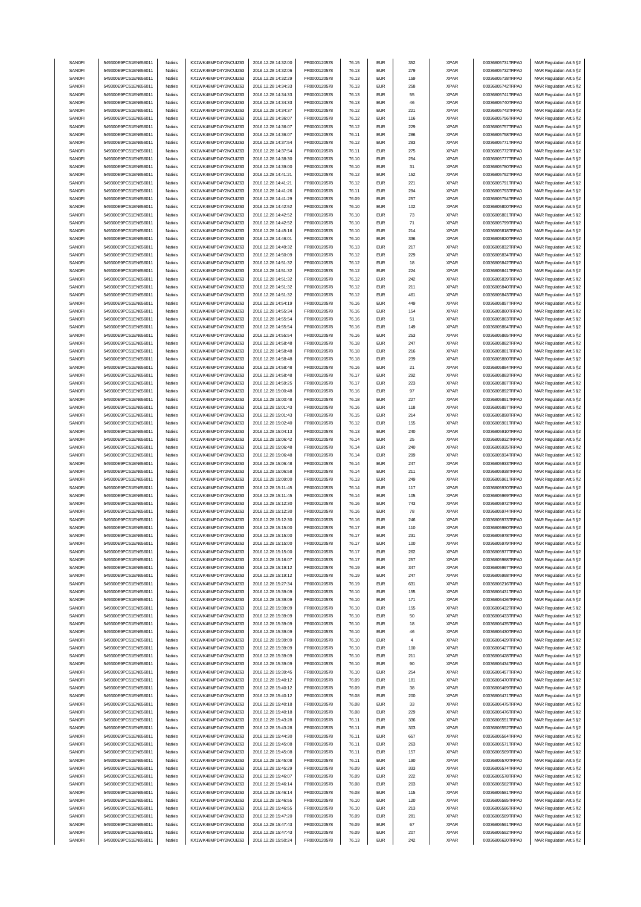| | | | | | | | | | | | |
|---|---|---|---|---|---|---|---|---|---|---|---|
| SANOFI | 549300E9PC51EN656011 | Natixis | KX1WK48MPD4Y2NCUIZ63 | 2016.12.28 14:32:00 | FR0000120578 | 76.15 | EUR | 352 | XPAR | 00036805731TRPA0 | MAR Regulation Art.5 §2 |
| SANOFI | 549300E9PC51EN656011 | Natixis | KX1WK48MPD4Y2NCUIZ63 | 2016.12.28 14:32:06 | FR0000120578 | 76.13 | EUR | 279 | XPAR | 00036805732TRPA0 | MAR Regulation Art.5 §2 |
| SANOFI | 549300E9PC51EN656011 | Natixis | KX1WK48MPD4Y2NCUIZ63 | 2016.12.28 14:32:29 | FR0000120578 | 76.13 | EUR | 159 | XPAR | 00036805738TRPA0 | MAR Regulation Art.5 §2 |
| SANOFI | 549300E9PC51EN656011 | Natixis | KX1WK48MPD4Y2NCUIZ63 | 2016.12.28 14:34:33 | FR0000120578 | 76.13 | EUR | 258 | XPAR | 00036805742TRPA0 | MAR Regulation Art.5 §2 |
| SANOFI | 549300E9PC51EN656011 | Natixis | KX1WK48MPD4Y2NCUIZ63 | 2016.12.28 14:34:33 | FR0000120578 | 76.13 | EUR | 55 | XPAR | 00036805741TRPA0 | MAR Regulation Art.5 §2 |
| SANOFI | 549300E9PC51EN656011 | Natixis | KX1WK48MPD4Y2NCUIZ63 | 2016.12.28 14:34:33 | FR0000120578 | 76.13 | EUR | 46 | XPAR | 00036805740TRPA0 | MAR Regulation Art.5 §2 |
| SANOFI | 549300E9PC51EN656011 | Natixis | KX1WK48MPD4Y2NCUIZ63 | 2016.12.28 14:34:37 | FR0000120578 | 76.12 | EUR | 221 | XPAR | 00036805743TRPA0 | MAR Regulation Art.5 §2 |
| SANOFI | 549300E9PC51EN656011 | Natixis | KX1WK48MPD4Y2NCUIZ63 | 2016.12.28 14:36:07 | FR0000120578 | 76.12 | EUR | 116 | XPAR | 00036805756TRPA0 | MAR Regulation Art.5 §2 |
| SANOFI | 549300E9PC51EN656011 | Natixis | KX1WK48MPD4Y2NCUIZ63 | 2016.12.28 14:36:07 | FR0000120578 | 76.12 | EUR | 229 | XPAR | 00036805757TRPA0 | MAR Regulation Art.5 §2 |
| SANOFI | 549300E9PC51EN656011 | Natixis | KX1WK48MPD4Y2NCUIZ63 | 2016.12.28 14:36:07 | FR0000120578 | 76.11 | EUR | 286 | XPAR | 00036805758TRPA0 | MAR Regulation Art.5 §2 |
| SANOFI | 549300E9PC51EN656011 | Natixis | KX1WK48MPD4Y2NCUIZ63 | 2016.12.28 14:37:54 | FR0000120578 | 76.12 | EUR | 283 | XPAR | 00036805771TRPA0 | MAR Regulation Art.5 §2 |
| SANOFI | 549300E9PC51EN656011 | Natixis | KX1WK48MPD4Y2NCUIZ63 | 2016.12.28 14:37:54 | FR0000120578 | 76.11 | EUR | 275 | XPAR | 00036805772TRPA0 | MAR Regulation Art.5 §2 |
| SANOFI | 549300E9PC51EN656011 | Natixis | KX1WK48MPD4Y2NCUIZ63 | 2016.12.28 14:38:30 | FR0000120578 | 76.10 | EUR | 254 | XPAR | 00036805777TRPA0 | MAR Regulation Art.5 §2 |
| SANOFI | 549300E9PC51EN656011 | Natixis | KX1WK48MPD4Y2NCUIZ63 | 2016.12.28 14:39:00 | FR0000120578 | 76.10 | EUR | 31 | XPAR | 00036805780TRPA0 | MAR Regulation Art.5 §2 |
| SANOFI | 549300E9PC51EN656011 | Natixis | KX1WK48MPD4Y2NCUIZ63 | 2016.12.28 14:41:21 | FR0000120578 | 76.12 | EUR | 152 | XPAR | 00036805792TRPA0 | MAR Regulation Art.5 §2 |
| SANOFI | 549300E9PC51EN656011 | Natixis | KX1WK48MPD4Y2NCUIZ63 | 2016.12.28 14:41:21 | FR0000120578 | 76.12 | EUR | 221 | XPAR | 00036805791TRPA0 | MAR Regulation Art.5 §2 |
| SANOFI | 549300E9PC51EN656011 | Natixis | KX1WK48MPD4Y2NCUIZ63 | 2016.12.28 14:41:26 | FR0000120578 | 76.11 | EUR | 294 | XPAR | 00036805793TRPA0 | MAR Regulation Art.5 §2 |
| SANOFI | 549300E9PC51EN656011 | Natixis | KX1WK48MPD4Y2NCUIZ63 | 2016.12.28 14:41:29 | FR0000120578 | 76.09 | EUR | 257 | XPAR | 00036805794TRPA0 | MAR Regulation Art.5 §2 |
| SANOFI | 549300E9PC51EN656011 | Natixis | KX1WK48MPD4Y2NCUIZ63 | 2016.12.28 14:42:52 | FR0000120578 | 76.10 | EUR | 102 | XPAR | 00036805800TRPA0 | MAR Regulation Art.5 §2 |
| SANOFI | 549300E9PC51EN656011 | Natixis | KX1WK48MPD4Y2NCUIZ63 | 2016.12.28 14:42:52 | FR0000120578 | 76.10 | EUR | 73 | XPAR | 00036805801TRPA0 | MAR Regulation Art.5 §2 |
| SANOFI | 549300E9PC51EN656011 | Natixis | KX1WK48MPD4Y2NCUIZ63 | 2016.12.28 14:42:52 | FR0000120578 | 76.10 | EUR | 71 | XPAR | 00036805799TRPA0 | MAR Regulation Art.5 §2 |
| SANOFI | 549300E9PC51EN656011 | Natixis | KX1WK48MPD4Y2NCUIZ63 | 2016.12.28 14:45:16 | FR0000120578 | 76.10 | EUR | 214 | XPAR | 00036805818TRPA0 | MAR Regulation Art.5 §2 |
| SANOFI | 549300E9PC51EN656011 | Natixis | KX1WK48MPD4Y2NCUIZ63 | 2016.12.28 14:46:01 | FR0000120578 | 76.10 | EUR | 336 | XPAR | 00036805820TRPA0 | MAR Regulation Art.5 §2 |
| SANOFI | 549300E9PC51EN656011 | Natixis | KX1WK48MPD4Y2NCUIZ63 | 2016.12.28 14:49:32 | FR0000120578 | 76.13 | EUR | 217 | XPAR | 00036805832TRPA0 | MAR Regulation Art.5 §2 |
| SANOFI | 549300E9PC51EN656011 | Natixis | KX1WK48MPD4Y2NCUIZ63 | 2016.12.28 14:50:09 | FR0000120578 | 76.12 | EUR | 229 | XPAR | 00036805834TRPA0 | MAR Regulation Art.5 §2 |
| SANOFI | 549300E9PC51EN656011 | Natixis | KX1WK48MPD4Y2NCUIZ63 | 2016.12.28 14:51:32 | FR0000120578 | 76.12 | EUR | 18 | XPAR | 00036805842TRPA0 | MAR Regulation Art.5 §2 |
| SANOFI | 549300E9PC51EN656011 | Natixis | KX1WK48MPD4Y2NCUIZ63 | 2016.12.28 14:51:32 | FR0000120578 | 76.12 | EUR | 224 | XPAR | 00036805841TRPA0 | MAR Regulation Art.5 §2 |
| SANOFI | 549300E9PC51EN656011 | Natixis | KX1WK48MPD4Y2NCUIZ63 | 2016.12.28 14:51:32 | FR0000120578 | 76.12 | EUR | 242 | XPAR | 00036805839TRPA0 | MAR Regulation Art.5 §2 |
| SANOFI | 549300E9PC51EN656011 | Natixis | KX1WK48MPD4Y2NCUIZ63 | 2016.12.28 14:51:32 | FR0000120578 | 76.12 | EUR | 211 | XPAR | 00036805840TRPA0 | MAR Regulation Art.5 §2 |
| SANOFI | 549300E9PC51EN656011 | Natixis | KX1WK48MPD4Y2NCUIZ63 | 2016.12.28 14:51:32 | FR0000120578 | 76.12 | EUR | 461 | XPAR | 00036805843TRPA0 | MAR Regulation Art.5 §2 |
| SANOFI | 549300E9PC51EN656011 | Natixis | KX1WK48MPD4Y2NCUIZ63 | 2016.12.28 14:54:19 | FR0000120578 | 76.16 | EUR | 449 | XPAR | 00036805857TRPA0 | MAR Regulation Art.5 §2 |
| SANOFI | 549300E9PC51EN656011 | Natixis | KX1WK48MPD4Y2NCUIZ63 | 2016.12.28 14:55:34 | FR0000120578 | 76.16 | EUR | 154 | XPAR | 00036805860TRPA0 | MAR Regulation Art.5 §2 |
| SANOFI | 549300E9PC51EN656011 | Natixis | KX1WK48MPD4Y2NCUIZ63 | 2016.12.28 14:55:54 | FR0000120578 | 76.16 | EUR | 51 | XPAR | 00036805863TRPA0 | MAR Regulation Art.5 §2 |
| SANOFI | 549300E9PC51EN656011 | Natixis | KX1WK48MPD4Y2NCUIZ63 | 2016.12.28 14:55:54 | FR0000120578 | 76.16 | EUR | 149 | XPAR | 00036805864TRPA0 | MAR Regulation Art.5 §2 |
| SANOFI | 549300E9PC51EN656011 | Natixis | KX1WK48MPD4Y2NCUIZ63 | 2016.12.28 14:55:54 | FR0000120578 | 76.16 | EUR | 253 | XPAR | 00036805865TRPA0 | MAR Regulation Art.5 §2 |
| SANOFI | 549300E9PC51EN656011 | Natixis | KX1WK48MPD4Y2NCUIZ63 | 2016.12.28 14:58:48 | FR0000120578 | 76.18 | EUR | 247 | XPAR | 00036805882TRPA0 | MAR Regulation Art.5 §2 |
| SANOFI | 549300E9PC51EN656011 | Natixis | KX1WK48MPD4Y2NCUIZ63 | 2016.12.28 14:58:48 | FR0000120578 | 76.18 | EUR | 216 | XPAR | 00036805881TRPA0 | MAR Regulation Art.5 §2 |
| SANOFI | 549300E9PC51EN656011 | Natixis | KX1WK48MPD4Y2NCUIZ63 | 2016.12.28 14:58:48 | FR0000120578 | 76.18 | EUR | 239 | XPAR | 00036805880TRPA0 | MAR Regulation Art.5 §2 |
| SANOFI | 549300E9PC51EN656011 | Natixis | KX1WK48MPD4Y2NCUIZ63 | 2016.12.28 14:58:48 | FR0000120578 | 76.16 | EUR | 21 | XPAR | 00036805884TRPA0 | MAR Regulation Art.5 §2 |
| SANOFI | 549300E9PC51EN656011 | Natixis | KX1WK48MPD4Y2NCUIZ63 | 2016.12.28 14:58:48 | FR0000120578 | 76.17 | EUR | 292 | XPAR | 00036805883TRPA0 | MAR Regulation Art.5 §2 |
| SANOFI | 549300E9PC51EN656011 | Natixis | KX1WK48MPD4Y2NCUIZ63 | 2016.12.28 14:59:25 | FR0000120578 | 76.17 | EUR | 223 | XPAR | 00036805887TRPA0 | MAR Regulation Art.5 §2 |
| SANOFI | 549300E9PC51EN656011 | Natixis | KX1WK48MPD4Y2NCUIZ63 | 2016.12.28 15:00:48 | FR0000120578 | 76.16 | EUR | 97 | XPAR | 00036805892TRPA0 | MAR Regulation Art.5 §2 |
| SANOFI | 549300E9PC51EN656011 | Natixis | KX1WK48MPD4Y2NCUIZ63 | 2016.12.28 15:00:48 | FR0000120578 | 76.18 | EUR | 227 | XPAR | 00036805891TRPA0 | MAR Regulation Art.5 §2 |
| SANOFI | 549300E9PC51EN656011 | Natixis | KX1WK48MPD4Y2NCUIZ63 | 2016.12.28 15:01:43 | FR0000120578 | 76.16 | EUR | 118 | XPAR | 00036805897TRPA0 | MAR Regulation Art.5 §2 |
| SANOFI | 549300E9PC51EN656011 | Natixis | KX1WK48MPD4Y2NCUIZ63 | 2016.12.28 15:01:43 | FR0000120578 | 76.15 | EUR | 214 | XPAR | 00036805898TRPA0 | MAR Regulation Art.5 §2 |
| SANOFI | 549300E9PC51EN656011 | Natixis | KX1WK48MPD4Y2NCUIZ63 | 2016.12.28 15:02:40 | FR0000120578 | 76.12 | EUR | 155 | XPAR | 00036805901TRPA0 | MAR Regulation Art.5 §2 |
| SANOFI | 549300E9PC51EN656011 | Natixis | KX1WK48MPD4Y2NCUIZ63 | 2016.12.28 15:04:13 | FR0000120578 | 76.13 | EUR | 240 | XPAR | 00036805910TRPA0 | MAR Regulation Art.5 §2 |
| SANOFI | 549300E9PC51EN656011 | Natixis | KX1WK48MPD4Y2NCUIZ63 | 2016.12.28 15:06:42 | FR0000120578 | 76.14 | EUR | 25 | XPAR | 00036805932TRPA0 | MAR Regulation Art.5 §2 |
| SANOFI | 549300E9PC51EN656011 | Natixis | KX1WK48MPD4Y2NCUIZ63 | 2016.12.28 15:06:48 | FR0000120578 | 76.14 | EUR | 240 | XPAR | 00036805935TRPA0 | MAR Regulation Art.5 §2 |
| SANOFI | 549300E9PC51EN656011 | Natixis | KX1WK48MPD4Y2NCUIZ63 | 2016.12.28 15:06:48 | FR0000120578 | 76.14 | EUR | 299 | XPAR | 00036805934TRPA0 | MAR Regulation Art.5 §2 |
| SANOFI | 549300E9PC51EN656011 | Natixis | KX1WK48MPD4Y2NCUIZ63 | 2016.12.28 15:06:48 | FR0000120578 | 76.14 | EUR | 247 | XPAR | 00036805933TRPA0 | MAR Regulation Art.5 §2 |
| SANOFI | 549300E9PC51EN656011 | Natixis | KX1WK48MPD4Y2NCUIZ63 | 2016.12.28 15:06:58 | FR0000120578 | 76.14 | EUR | 211 | XPAR | 00036805938TRPA0 | MAR Regulation Art.5 §2 |
| SANOFI | 549300E9PC51EN656011 | Natixis | KX1WK48MPD4Y2NCUIZ63 | 2016.12.28 15:09:00 | FR0000120578 | 76.13 | EUR | 249 | XPAR | 00036805961TRPA0 | MAR Regulation Art.5 §2 |
| SANOFI | 549300E9PC51EN656011 | Natixis | KX1WK48MPD4Y2NCUIZ63 | 2016.12.28 15:11:45 | FR0000120578 | 76.14 | EUR | 117 | XPAR | 00036805970TRPA0 | MAR Regulation Art.5 §2 |
| SANOFI | 549300E9PC51EN656011 | Natixis | KX1WK48MPD4Y2NCUIZ63 | 2016.12.28 15:11:45 | FR0000120578 | 76.14 | EUR | 105 | XPAR | 00036805969TRPA0 | MAR Regulation Art.5 §2 |
| SANOFI | 549300E9PC51EN656011 | Natixis | KX1WK48MPD4Y2NCUIZ63 | 2016.12.28 15:12:30 | FR0000120578 | 76.16 | EUR | 743 | XPAR | 00036805972TRPA0 | MAR Regulation Art.5 §2 |
| SANOFI | 549300E9PC51EN656011 | Natixis | KX1WK48MPD4Y2NCUIZ63 | 2016.12.28 15:12:30 | FR0000120578 | 76.16 | EUR | 78 | XPAR | 00036805974TRPA0 | MAR Regulation Art.5 §2 |
| SANOFI | 549300E9PC51EN656011 | Natixis | KX1WK48MPD4Y2NCUIZ63 | 2016.12.28 15:12:30 | FR0000120578 | 76.16 | EUR | 246 | XPAR | 00036805973TRPA0 | MAR Regulation Art.5 §2 |
| SANOFI | 549300E9PC51EN656011 | Natixis | KX1WK48MPD4Y2NCUIZ63 | 2016.12.28 15:15:00 | FR0000120578 | 76.17 | EUR | 110 | XPAR | 00036805980TRPA0 | MAR Regulation Art.5 §2 |
| SANOFI | 549300E9PC51EN656011 | Natixis | KX1WK48MPD4Y2NCUIZ63 | 2016.12.28 15:15:00 | FR0000120578 | 76.17 | EUR | 231 | XPAR | 00036805978TRPA0 | MAR Regulation Art.5 §2 |
| SANOFI | 549300E9PC51EN656011 | Natixis | KX1WK48MPD4Y2NCUIZ63 | 2016.12.28 15:15:00 | FR0000120578 | 76.17 | EUR | 100 | XPAR | 00036805979TRPA0 | MAR Regulation Art.5 §2 |
| SANOFI | 549300E9PC51EN656011 | Natixis | KX1WK48MPD4Y2NCUIZ63 | 2016.12.28 15:15:00 | FR0000120578 | 76.17 | EUR | 262 | XPAR | 00036805977TRPA0 | MAR Regulation Art.5 §2 |
| SANOFI | 549300E9PC51EN656011 | Natixis | KX1WK48MPD4Y2NCUIZ63 | 2016.12.28 15:16:07 | FR0000120578 | 76.17 | EUR | 257 | XPAR | 00036805988TRPA0 | MAR Regulation Art.5 §2 |
| SANOFI | 549300E9PC51EN656011 | Natixis | KX1WK48MPD4Y2NCUIZ63 | 2016.12.28 15:19:12 | FR0000120578 | 76.19 | EUR | 347 | XPAR | 00036805997TRPA0 | MAR Regulation Art.5 §2 |
| SANOFI | 549300E9PC51EN656011 | Natixis | KX1WK48MPD4Y2NCUIZ63 | 2016.12.28 15:19:12 | FR0000120578 | 76.19 | EUR | 247 | XPAR | 00036805998TRPA0 | MAR Regulation Art.5 §2 |
| SANOFI | 549300E9PC51EN656011 | Natixis | KX1WK48MPD4Y2NCUIZ63 | 2016.12.28 15:27:34 | FR0000120578 | 76.19 | EUR | 631 | XPAR | 00036806216TRPA0 | MAR Regulation Art.5 §2 |
| SANOFI | 549300E9PC51EN656011 | Natixis | KX1WK48MPD4Y2NCUIZ63 | 2016.12.28 15:39:09 | FR0000120578 | 76.10 | EUR | 155 | XPAR | 00036806431TRPA0 | MAR Regulation Art.5 §2 |
| SANOFI | 549300E9PC51EN656011 | Natixis | KX1WK48MPD4Y2NCUIZ63 | 2016.12.28 15:39:09 | FR0000120578 | 76.10 | EUR | 171 | XPAR | 00036806426TRPA0 | MAR Regulation Art.5 §2 |
| SANOFI | 549300E9PC51EN656011 | Natixis | KX1WK48MPD4Y2NCUIZ63 | 2016.12.28 15:39:09 | FR0000120578 | 76.10 | EUR | 155 | XPAR | 00036806432TRPA0 | MAR Regulation Art.5 §2 |
| SANOFI | 549300E9PC51EN656011 | Natixis | KX1WK48MPD4Y2NCUIZ63 | 2016.12.28 15:39:09 | FR0000120578 | 76.10 | EUR | 50 | XPAR | 00036806433TRPA0 | MAR Regulation Art.5 §2 |
| SANOFI | 549300E9PC51EN656011 | Natixis | KX1WK48MPD4Y2NCUIZ63 | 2016.12.28 15:39:09 | FR0000120578 | 76.10 | EUR | 18 | XPAR | 00036806435TRPA0 | MAR Regulation Art.5 §2 |
| SANOFI | 549300E9PC51EN656011 | Natixis | KX1WK48MPD4Y2NCUIZ63 | 2016.12.28 15:39:09 | FR0000120578 | 76.10 | EUR | 46 | XPAR | 00036806430TRPA0 | MAR Regulation Art.5 §2 |
| SANOFI | 549300E9PC51EN656011 | Natixis | KX1WK48MPD4Y2NCUIZ63 | 2016.12.28 15:39:09 | FR0000120578 | 76.10 | EUR | 4 | XPAR | 00036806429TRPA0 | MAR Regulation Art.5 §2 |
| SANOFI | 549300E9PC51EN656011 | Natixis | KX1WK48MPD4Y2NCUIZ63 | 2016.12.28 15:39:09 | FR0000120578 | 76.10 | EUR | 100 | XPAR | 00036806427TRPA0 | MAR Regulation Art.5 §2 |
| SANOFI | 549300E9PC51EN656011 | Natixis | KX1WK48MPD4Y2NCUIZ63 | 2016.12.28 15:39:09 | FR0000120578 | 76.10 | EUR | 211 | XPAR | 00036806428TRPA0 | MAR Regulation Art.5 §2 |
| SANOFI | 549300E9PC51EN656011 | Natixis | KX1WK48MPD4Y2NCUIZ63 | 2016.12.28 15:39:09 | FR0000120578 | 76.10 | EUR | 90 | XPAR | 00036806434TRPA0 | MAR Regulation Art.5 §2 |
| SANOFI | 549300E9PC51EN656011 | Natixis | KX1WK48MPD4Y2NCUIZ63 | 2016.12.28 15:39:45 | FR0000120578 | 76.10 | EUR | 254 | XPAR | 00036806457TRPA0 | MAR Regulation Art.5 §2 |
| SANOFI | 549300E9PC51EN656011 | Natixis | KX1WK48MPD4Y2NCUIZ63 | 2016.12.28 15:40:12 | FR0000120578 | 76.09 | EUR | 181 | XPAR | 00036806470TRPA0 | MAR Regulation Art.5 §2 |
| SANOFI | 549300E9PC51EN656011 | Natixis | KX1WK48MPD4Y2NCUIZ63 | 2016.12.28 15:40:12 | FR0000120578 | 76.09 | EUR | 38 | XPAR | 00036806469TRPA0 | MAR Regulation Art.5 §2 |
| SANOFI | 549300E9PC51EN656011 | Natixis | KX1WK48MPD4Y2NCUIZ63 | 2016.12.28 15:40:12 | FR0000120578 | 76.08 | EUR | 200 | XPAR | 00036806471TRPA0 | MAR Regulation Art.5 §2 |
| SANOFI | 549300E9PC51EN656011 | Natixis | KX1WK48MPD4Y2NCUIZ63 | 2016.12.28 15:40:18 | FR0000120578 | 76.08 | EUR | 33 | XPAR | 00036806475TRPA0 | MAR Regulation Art.5 §2 |
| SANOFI | 549300E9PC51EN656011 | Natixis | KX1WK48MPD4Y2NCUIZ63 | 2016.12.28 15:40:18 | FR0000120578 | 76.08 | EUR | 229 | XPAR | 00036806476TRPA0 | MAR Regulation Art.5 §2 |
| SANOFI | 549300E9PC51EN656011 | Natixis | KX1WK48MPD4Y2NCUIZ63 | 2016.12.28 15:43:28 | FR0000120578 | 76.11 | EUR | 336 | XPAR | 00036806551TRPA0 | MAR Regulation Art.5 §2 |
| SANOFI | 549300E9PC51EN656011 | Natixis | KX1WK48MPD4Y2NCUIZ63 | 2016.12.28 15:43:28 | FR0000120578 | 76.11 | EUR | 303 | XPAR | 00036806552TRPA0 | MAR Regulation Art.5 §2 |
| SANOFI | 549300E9PC51EN656011 | Natixis | KX1WK48MPD4Y2NCUIZ63 | 2016.12.28 15:44:30 | FR0000120578 | 76.11 | EUR | 657 | XPAR | 00036806564TRPA0 | MAR Regulation Art.5 §2 |
| SANOFI | 549300E9PC51EN656011 | Natixis | KX1WK48MPD4Y2NCUIZ63 | 2016.12.28 15:45:08 | FR0000120578 | 76.11 | EUR | 263 | XPAR | 00036806571TRPA0 | MAR Regulation Art.5 §2 |
| SANOFI | 549300E9PC51EN656011 | Natixis | KX1WK48MPD4Y2NCUIZ63 | 2016.12.28 15:45:08 | FR0000120578 | 76.11 | EUR | 157 | XPAR | 00036806569TRPA0 | MAR Regulation Art.5 §2 |
| SANOFI | 549300E9PC51EN656011 | Natixis | KX1WK48MPD4Y2NCUIZ63 | 2016.12.28 15:45:08 | FR0000120578 | 76.11 | EUR | 190 | XPAR | 00036806570TRPA0 | MAR Regulation Art.5 §2 |
| SANOFI | 549300E9PC51EN656011 | Natixis | KX1WK48MPD4Y2NCUIZ63 | 2016.12.28 15:45:29 | FR0000120578 | 76.09 | EUR | 333 | XPAR | 00036806574TRPA0 | MAR Regulation Art.5 §2 |
| SANOFI | 549300E9PC51EN656011 | Natixis | KX1WK48MPD4Y2NCUIZ63 | 2016.12.28 15:46:07 | FR0000120578 | 76.09 | EUR | 222 | XPAR | 00036806578TRPA0 | MAR Regulation Art.5 §2 |
| SANOFI | 549300E9PC51EN656011 | Natixis | KX1WK48MPD4Y2NCUIZ63 | 2016.12.28 15:46:14 | FR0000120578 | 76.08 | EUR | 203 | XPAR | 00036806582TRPA0 | MAR Regulation Art.5 §2 |
| SANOFI | 549300E9PC51EN656011 | Natixis | KX1WK48MPD4Y2NCUIZ63 | 2016.12.28 15:46:14 | FR0000120578 | 76.08 | EUR | 115 | XPAR | 00036806581TRPA0 | MAR Regulation Art.5 §2 |
| SANOFI | 549300E9PC51EN656011 | Natixis | KX1WK48MPD4Y2NCUIZ63 | 2016.12.28 15:46:55 | FR0000120578 | 76.10 | EUR | 120 | XPAR | 00036806585TRPA0 | MAR Regulation Art.5 §2 |
| SANOFI | 549300E9PC51EN656011 | Natixis | KX1WK48MPD4Y2NCUIZ63 | 2016.12.28 15:46:55 | FR0000120578 | 76.10 | EUR | 213 | XPAR | 00036806586TRPA0 | MAR Regulation Art.5 §2 |
| SANOFI | 549300E9PC51EN656011 | Natixis | KX1WK48MPD4Y2NCUIZ63 | 2016.12.28 15:47:20 | FR0000120578 | 76.09 | EUR | 281 | XPAR | 00036806589TRPA0 | MAR Regulation Art.5 §2 |
| SANOFI | 549300E9PC51EN656011 | Natixis | KX1WK48MPD4Y2NCUIZ63 | 2016.12.28 15:47:43 | FR0000120578 | 76.09 | EUR | 67 | XPAR | 00036806591TRPA0 | MAR Regulation Art.5 §2 |
| SANOFI | 549300E9PC51EN656011 | Natixis | KX1WK48MPD4Y2NCUIZ63 | 2016.12.28 15:47:43 | FR0000120578 | 76.09 | EUR | 207 | XPAR | 00036806592TRPA0 | MAR Regulation Art.5 §2 |
| SANOFI | 549300E9PC51EN656011 | Natixis | KX1WK48MPD4Y2NCUIZ63 | 2016.12.28 15:50:24 | FR0000120578 | 76.13 | EUR | 242 | XPAR | 00036806620TRPA0 | MAR Regulation Art.5 §2 |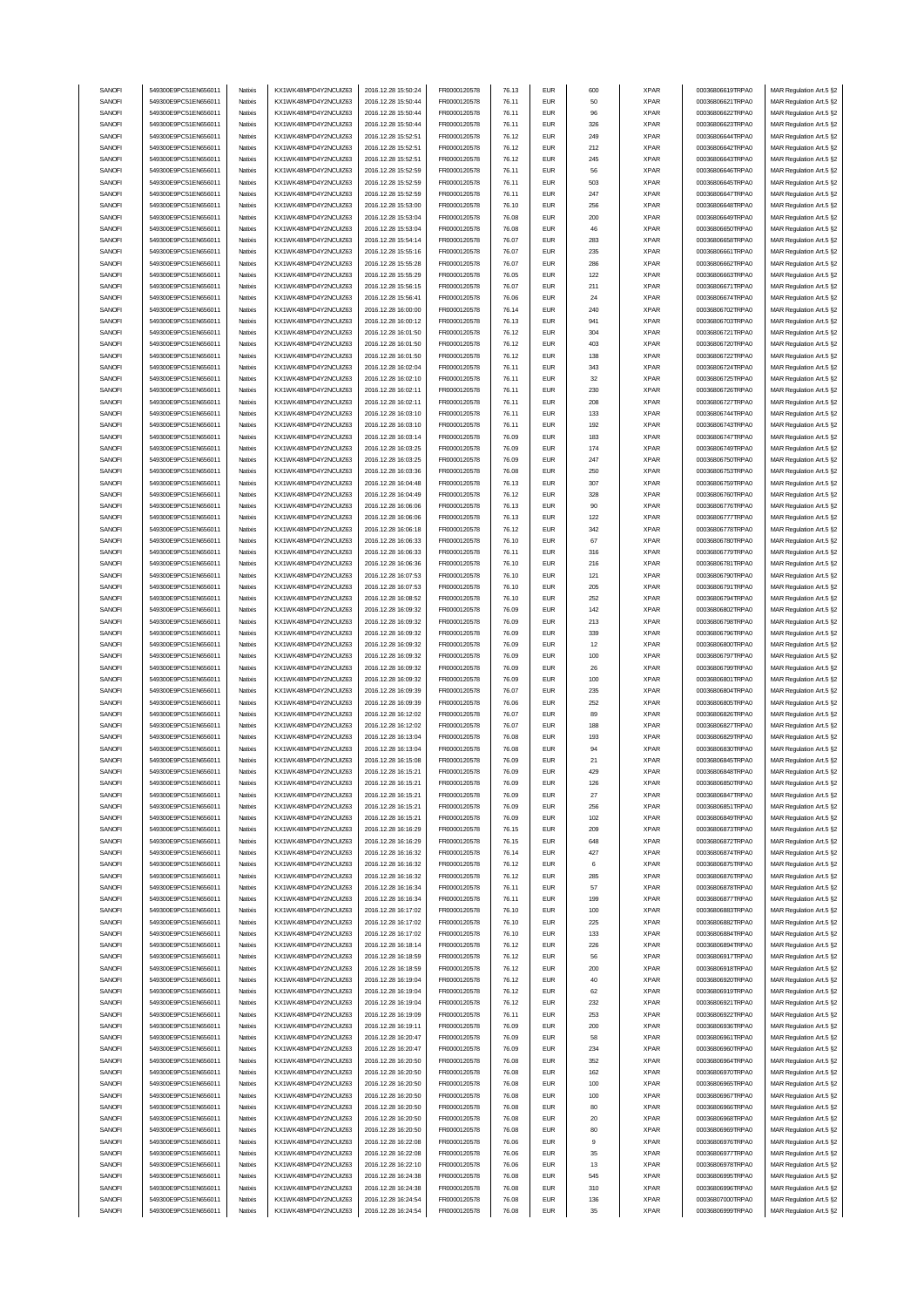| | | | | | | | | | | | |
|---|---|---|---|---|---|---|---|---|---|---|---|
| SANOFI | 549300E9PC51EN656011 | Natixis | KX1WK48MPD4Y2NCUIZ63 | 2016.12.28 15:50:24 | FR0000120578 | 76.13 | EUR | 600 | XPAR | 00036806619TRPA0 | MAR Regulation Art.5 §2 |
| SANOFI | 549300E9PC51EN656011 | Natixis | KX1WK48MPD4Y2NCUIZ63 | 2016.12.28 15:50:44 | FR0000120578 | 76.11 | EUR | 50 | XPAR | 00036806621TRPA0 | MAR Regulation Art.5 §2 |
| SANOFI | 549300E9PC51EN656011 | Natixis | KX1WK48MPD4Y2NCUIZ63 | 2016.12.28 15:50:44 | FR0000120578 | 76.11 | EUR | 96 | XPAR | 00036806622TRPA0 | MAR Regulation Art.5 §2 |
| SANOFI | 549300E9PC51EN656011 | Natixis | KX1WK48MPD4Y2NCUIZ63 | 2016.12.28 15:50:44 | FR0000120578 | 76.11 | EUR | 326 | XPAR | 00036806623TRPA0 | MAR Regulation Art.5 §2 |
| SANOFI | 549300E9PC51EN656011 | Natixis | KX1WK48MPD4Y2NCUIZ63 | 2016.12.28 15:52:51 | FR0000120578 | 76.12 | EUR | 249 | XPAR | 00036806644TRPA0 | MAR Regulation Art.5 §2 |
| SANOFI | 549300E9PC51EN656011 | Natixis | KX1WK48MPD4Y2NCUIZ63 | 2016.12.28 15:52:51 | FR0000120578 | 76.12 | EUR | 212 | XPAR | 00036806642TRPA0 | MAR Regulation Art.5 §2 |
| SANOFI | 549300E9PC51EN656011 | Natixis | KX1WK48MPD4Y2NCUIZ63 | 2016.12.28 15:52:51 | FR0000120578 | 76.12 | EUR | 245 | XPAR | 00036806643TRPA0 | MAR Regulation Art.5 §2 |
| SANOFI | 549300E9PC51EN656011 | Natixis | KX1WK48MPD4Y2NCUIZ63 | 2016.12.28 15:52:59 | FR0000120578 | 76.11 | EUR | 56 | XPAR | 00036806646TRPA0 | MAR Regulation Art.5 §2 |
| SANOFI | 549300E9PC51EN656011 | Natixis | KX1WK48MPD4Y2NCUIZ63 | 2016.12.28 15:52:59 | FR0000120578 | 76.11 | EUR | 503 | XPAR | 00036806645TRPA0 | MAR Regulation Art.5 §2 |
| SANOFI | 549300E9PC51EN656011 | Natixis | KX1WK48MPD4Y2NCUIZ63 | 2016.12.28 15:52:59 | FR0000120578 | 76.11 | EUR | 247 | XPAR | 00036806647TRPA0 | MAR Regulation Art.5 §2 |
| SANOFI | 549300E9PC51EN656011 | Natixis | KX1WK48MPD4Y2NCUIZ63 | 2016.12.28 15:53:00 | FR0000120578 | 76.10 | EUR | 256 | XPAR | 00036806648TRPA0 | MAR Regulation Art.5 §2 |
| SANOFI | 549300E9PC51EN656011 | Natixis | KX1WK48MPD4Y2NCUIZ63 | 2016.12.28 15:53:04 | FR0000120578 | 76.08 | EUR | 200 | XPAR | 00036806649TRPA0 | MAR Regulation Art.5 §2 |
| SANOFI | 549300E9PC51EN656011 | Natixis | KX1WK48MPD4Y2NCUIZ63 | 2016.12.28 15:53:04 | FR0000120578 | 76.08 | EUR | 46 | XPAR | 00036806650TRPA0 | MAR Regulation Art.5 §2 |
| SANOFI | 549300E9PC51EN656011 | Natixis | KX1WK48MPD4Y2NCUIZ63 | 2016.12.28 15:54:14 | FR0000120578 | 76.07 | EUR | 283 | XPAR | 00036806658TRPA0 | MAR Regulation Art.5 §2 |
| SANOFI | 549300E9PC51EN656011 | Natixis | KX1WK48MPD4Y2NCUIZ63 | 2016.12.28 15:55:16 | FR0000120578 | 76.07 | EUR | 235 | XPAR | 00036806661TRPA0 | MAR Regulation Art.5 §2 |
| SANOFI | 549300E9PC51EN656011 | Natixis | KX1WK48MPD4Y2NCUIZ63 | 2016.12.28 15:55:28 | FR0000120578 | 76.07 | EUR | 286 | XPAR | 00036806662TRPA0 | MAR Regulation Art.5 §2 |
| SANOFI | 549300E9PC51EN656011 | Natixis | KX1WK48MPD4Y2NCUIZ63 | 2016.12.28 15:55:29 | FR0000120578 | 76.05 | EUR | 122 | XPAR | 00036806663TRPA0 | MAR Regulation Art.5 §2 |
| SANOFI | 549300E9PC51EN656011 | Natixis | KX1WK48MPD4Y2NCUIZ63 | 2016.12.28 15:56:15 | FR0000120578 | 76.07 | EUR | 211 | XPAR | 00036806671TRPA0 | MAR Regulation Art.5 §2 |
| SANOFI | 549300E9PC51EN656011 | Natixis | KX1WK48MPD4Y2NCUIZ63 | 2016.12.28 15:56:41 | FR0000120578 | 76.06 | EUR | 24 | XPAR | 00036806674TRPA0 | MAR Regulation Art.5 §2 |
| SANOFI | 549300E9PC51EN656011 | Natixis | KX1WK48MPD4Y2NCUIZ63 | 2016.12.28 16:00:00 | FR0000120578 | 76.14 | EUR | 240 | XPAR | 00036806702TRPA0 | MAR Regulation Art.5 §2 |
| SANOFI | 549300E9PC51EN656011 | Natixis | KX1WK48MPD4Y2NCUIZ63 | 2016.12.28 16:00:12 | FR0000120578 | 76.13 | EUR | 941 | XPAR | 00036806703TRPA0 | MAR Regulation Art.5 §2 |
| SANOFI | 549300E9PC51EN656011 | Natixis | KX1WK48MPD4Y2NCUIZ63 | 2016.12.28 16:01:50 | FR0000120578 | 76.12 | EUR | 304 | XPAR | 00036806721TRPA0 | MAR Regulation Art.5 §2 |
| SANOFI | 549300E9PC51EN656011 | Natixis | KX1WK48MPD4Y2NCUIZ63 | 2016.12.28 16:01:50 | FR0000120578 | 76.12 | EUR | 403 | XPAR | 00036806720TRPA0 | MAR Regulation Art.5 §2 |
| SANOFI | 549300E9PC51EN656011 | Natixis | KX1WK48MPD4Y2NCUIZ63 | 2016.12.28 16:01:50 | FR0000120578 | 76.12 | EUR | 138 | XPAR | 00036806722TRPA0 | MAR Regulation Art.5 §2 |
| SANOFI | 549300E9PC51EN656011 | Natixis | KX1WK48MPD4Y2NCUIZ63 | 2016.12.28 16:02:04 | FR0000120578 | 76.11 | EUR | 343 | XPAR | 00036806724TRPA0 | MAR Regulation Art.5 §2 |
| SANOFI | 549300E9PC51EN656011 | Natixis | KX1WK48MPD4Y2NCUIZ63 | 2016.12.28 16:02:10 | FR0000120578 | 76.11 | EUR | 32 | XPAR | 00036806725TRPA0 | MAR Regulation Art.5 §2 |
| SANOFI | 549300E9PC51EN656011 | Natixis | KX1WK48MPD4Y2NCUIZ63 | 2016.12.28 16:02:11 | FR0000120578 | 76.11 | EUR | 230 | XPAR | 00036806726TRPA0 | MAR Regulation Art.5 §2 |
| SANOFI | 549300E9PC51EN656011 | Natixis | KX1WK48MPD4Y2NCUIZ63 | 2016.12.28 16:02:11 | FR0000120578 | 76.11 | EUR | 208 | XPAR | 00036806727TRPA0 | MAR Regulation Art.5 §2 |
| SANOFI | 549300E9PC51EN656011 | Natixis | KX1WK48MPD4Y2NCUIZ63 | 2016.12.28 16:03:10 | FR0000120578 | 76.11 | EUR | 133 | XPAR | 00036806744TRPA0 | MAR Regulation Art.5 §2 |
| SANOFI | 549300E9PC51EN656011 | Natixis | KX1WK48MPD4Y2NCUIZ63 | 2016.12.28 16:03:10 | FR0000120578 | 76.11 | EUR | 192 | XPAR | 00036806743TRPA0 | MAR Regulation Art.5 §2 |
| SANOFI | 549300E9PC51EN656011 | Natixis | KX1WK48MPD4Y2NCUIZ63 | 2016.12.28 16:03:14 | FR0000120578 | 76.09 | EUR | 183 | XPAR | 00036806747TRPA0 | MAR Regulation Art.5 §2 |
| SANOFI | 549300E9PC51EN656011 | Natixis | KX1WK48MPD4Y2NCUIZ63 | 2016.12.28 16:03:25 | FR0000120578 | 76.09 | EUR | 174 | XPAR | 00036806749TRPA0 | MAR Regulation Art.5 §2 |
| SANOFI | 549300E9PC51EN656011 | Natixis | KX1WK48MPD4Y2NCUIZ63 | 2016.12.28 16:03:25 | FR0000120578 | 76.09 | EUR | 247 | XPAR | 00036806750TRPA0 | MAR Regulation Art.5 §2 |
| SANOFI | 549300E9PC51EN656011 | Natixis | KX1WK48MPD4Y2NCUIZ63 | 2016.12.28 16:03:36 | FR0000120578 | 76.08 | EUR | 250 | XPAR | 00036806753TRPA0 | MAR Regulation Art.5 §2 |
| SANOFI | 549300E9PC51EN656011 | Natixis | KX1WK48MPD4Y2NCUIZ63 | 2016.12.28 16:04:48 | FR0000120578 | 76.13 | EUR | 307 | XPAR | 00036806759TRPA0 | MAR Regulation Art.5 §2 |
| SANOFI | 549300E9PC51EN656011 | Natixis | KX1WK48MPD4Y2NCUIZ63 | 2016.12.28 16:04:49 | FR0000120578 | 76.12 | EUR | 328 | XPAR | 00036806760TRPA0 | MAR Regulation Art.5 §2 |
| SANOFI | 549300E9PC51EN656011 | Natixis | KX1WK48MPD4Y2NCUIZ63 | 2016.12.28 16:06:06 | FR0000120578 | 76.13 | EUR | 90 | XPAR | 00036806776TRPA0 | MAR Regulation Art.5 §2 |
| SANOFI | 549300E9PC51EN656011 | Natixis | KX1WK48MPD4Y2NCUIZ63 | 2016.12.28 16:06:06 | FR0000120578 | 76.13 | EUR | 122 | XPAR | 00036806777TRPA0 | MAR Regulation Art.5 §2 |
| SANOFI | 549300E9PC51EN656011 | Natixis | KX1WK48MPD4Y2NCUIZ63 | 2016.12.28 16:06:18 | FR0000120578 | 76.12 | EUR | 342 | XPAR | 00036806778TRPA0 | MAR Regulation Art.5 §2 |
| SANOFI | 549300E9PC51EN656011 | Natixis | KX1WK48MPD4Y2NCUIZ63 | 2016.12.28 16:06:33 | FR0000120578 | 76.10 | EUR | 67 | XPAR | 00036806780TRPA0 | MAR Regulation Art.5 §2 |
| SANOFI | 549300E9PC51EN656011 | Natixis | KX1WK48MPD4Y2NCUIZ63 | 2016.12.28 16:06:33 | FR0000120578 | 76.11 | EUR | 316 | XPAR | 00036806779TRPA0 | MAR Regulation Art.5 §2 |
| SANOFI | 549300E9PC51EN656011 | Natixis | KX1WK48MPD4Y2NCUIZ63 | 2016.12.28 16:06:36 | FR0000120578 | 76.10 | EUR | 216 | XPAR | 00036806781TRPA0 | MAR Regulation Art.5 §2 |
| SANOFI | 549300E9PC51EN656011 | Natixis | KX1WK48MPD4Y2NCUIZ63 | 2016.12.28 16:07:53 | FR0000120578 | 76.10 | EUR | 121 | XPAR | 00036806790TRPA0 | MAR Regulation Art.5 §2 |
| SANOFI | 549300E9PC51EN656011 | Natixis | KX1WK48MPD4Y2NCUIZ63 | 2016.12.28 16:07:53 | FR0000120578 | 76.10 | EUR | 205 | XPAR | 00036806791TRPA0 | MAR Regulation Art.5 §2 |
| SANOFI | 549300E9PC51EN656011 | Natixis | KX1WK48MPD4Y2NCUIZ63 | 2016.12.28 16:08:52 | FR0000120578 | 76.10 | EUR | 252 | XPAR | 00036806794TRPA0 | MAR Regulation Art.5 §2 |
| SANOFI | 549300E9PC51EN656011 | Natixis | KX1WK48MPD4Y2NCUIZ63 | 2016.12.28 16:09:32 | FR0000120578 | 76.09 | EUR | 142 | XPAR | 00036806802TRPA0 | MAR Regulation Art.5 §2 |
| SANOFI | 549300E9PC51EN656011 | Natixis | KX1WK48MPD4Y2NCUIZ63 | 2016.12.28 16:09:32 | FR0000120578 | 76.09 | EUR | 213 | XPAR | 00036806798TRPA0 | MAR Regulation Art.5 §2 |
| SANOFI | 549300E9PC51EN656011 | Natixis | KX1WK48MPD4Y2NCUIZ63 | 2016.12.28 16:09:32 | FR0000120578 | 76.09 | EUR | 339 | XPAR | 00036806796TRPA0 | MAR Regulation Art.5 §2 |
| SANOFI | 549300E9PC51EN656011 | Natixis | KX1WK48MPD4Y2NCUIZ63 | 2016.12.28 16:09:32 | FR0000120578 | 76.09 | EUR | 12 | XPAR | 00036806800TRPA0 | MAR Regulation Art.5 §2 |
| SANOFI | 549300E9PC51EN656011 | Natixis | KX1WK48MPD4Y2NCUIZ63 | 2016.12.28 16:09:32 | FR0000120578 | 76.09 | EUR | 100 | XPAR | 00036806797TRPA0 | MAR Regulation Art.5 §2 |
| SANOFI | 549300E9PC51EN656011 | Natixis | KX1WK48MPD4Y2NCUIZ63 | 2016.12.28 16:09:32 | FR0000120578 | 76.09 | EUR | 26 | XPAR | 00036806799TRPA0 | MAR Regulation Art.5 §2 |
| SANOFI | 549300E9PC51EN656011 | Natixis | KX1WK48MPD4Y2NCUIZ63 | 2016.12.28 16:09:32 | FR0000120578 | 76.09 | EUR | 100 | XPAR | 00036806801TRPA0 | MAR Regulation Art.5 §2 |
| SANOFI | 549300E9PC51EN656011 | Natixis | KX1WK48MPD4Y2NCUIZ63 | 2016.12.28 16:09:39 | FR0000120578 | 76.07 | EUR | 235 | XPAR | 00036806804TRPA0 | MAR Regulation Art.5 §2 |
| SANOFI | 549300E9PC51EN656011 | Natixis | KX1WK48MPD4Y2NCUIZ63 | 2016.12.28 16:09:39 | FR0000120578 | 76.06 | EUR | 252 | XPAR | 00036806805TRPA0 | MAR Regulation Art.5 §2 |
| SANOFI | 549300E9PC51EN656011 | Natixis | KX1WK48MPD4Y2NCUIZ63 | 2016.12.28 16:12:02 | FR0000120578 | 76.07 | EUR | 89 | XPAR | 00036806826TRPA0 | MAR Regulation Art.5 §2 |
| SANOFI | 549300E9PC51EN656011 | Natixis | KX1WK48MPD4Y2NCUIZ63 | 2016.12.28 16:12:02 | FR0000120578 | 76.07 | EUR | 188 | XPAR | 00036806827TRPA0 | MAR Regulation Art.5 §2 |
| SANOFI | 549300E9PC51EN656011 | Natixis | KX1WK48MPD4Y2NCUIZ63 | 2016.12.28 16:13:04 | FR0000120578 | 76.08 | EUR | 193 | XPAR | 00036806829TRPA0 | MAR Regulation Art.5 §2 |
| SANOFI | 549300E9PC51EN656011 | Natixis | KX1WK48MPD4Y2NCUIZ63 | 2016.12.28 16:13:04 | FR0000120578 | 76.08 | EUR | 94 | XPAR | 00036806830TRPA0 | MAR Regulation Art.5 §2 |
| SANOFI | 549300E9PC51EN656011 | Natixis | KX1WK48MPD4Y2NCUIZ63 | 2016.12.28 16:15:08 | FR0000120578 | 76.09 | EUR | 21 | XPAR | 00036806845TRPA0 | MAR Regulation Art.5 §2 |
| SANOFI | 549300E9PC51EN656011 | Natixis | KX1WK48MPD4Y2NCUIZ63 | 2016.12.28 16:15:21 | FR0000120578 | 76.09 | EUR | 429 | XPAR | 00036806848TRPA0 | MAR Regulation Art.5 §2 |
| SANOFI | 549300E9PC51EN656011 | Natixis | KX1WK48MPD4Y2NCUIZ63 | 2016.12.28 16:15:21 | FR0000120578 | 76.09 | EUR | 126 | XPAR | 00036806850TRPA0 | MAR Regulation Art.5 §2 |
| SANOFI | 549300E9PC51EN656011 | Natixis | KX1WK48MPD4Y2NCUIZ63 | 2016.12.28 16:15:21 | FR0000120578 | 76.09 | EUR | 27 | XPAR | 00036806847TRPA0 | MAR Regulation Art.5 §2 |
| SANOFI | 549300E9PC51EN656011 | Natixis | KX1WK48MPD4Y2NCUIZ63 | 2016.12.28 16:15:21 | FR0000120578 | 76.09 | EUR | 256 | XPAR | 00036806851TRPA0 | MAR Regulation Art.5 §2 |
| SANOFI | 549300E9PC51EN656011 | Natixis | KX1WK48MPD4Y2NCUIZ63 | 2016.12.28 16:15:21 | FR0000120578 | 76.09 | EUR | 102 | XPAR | 00036806849TRPA0 | MAR Regulation Art.5 §2 |
| SANOFI | 549300E9PC51EN656011 | Natixis | KX1WK48MPD4Y2NCUIZ63 | 2016.12.28 16:16:29 | FR0000120578 | 76.15 | EUR | 209 | XPAR | 00036806873TRPA0 | MAR Regulation Art.5 §2 |
| SANOFI | 549300E9PC51EN656011 | Natixis | KX1WK48MPD4Y2NCUIZ63 | 2016.12.28 16:16:29 | FR0000120578 | 76.15 | EUR | 648 | XPAR | 00036806872TRPA0 | MAR Regulation Art.5 §2 |
| SANOFI | 549300E9PC51EN656011 | Natixis | KX1WK48MPD4Y2NCUIZ63 | 2016.12.28 16:16:32 | FR0000120578 | 76.14 | EUR | 427 | XPAR | 00036806874TRPA0 | MAR Regulation Art.5 §2 |
| SANOFI | 549300E9PC51EN656011 | Natixis | KX1WK48MPD4Y2NCUIZ63 | 2016.12.28 16:16:32 | FR0000120578 | 76.12 | EUR | 6 | XPAR | 00036806875TRPA0 | MAR Regulation Art.5 §2 |
| SANOFI | 549300E9PC51EN656011 | Natixis | KX1WK48MPD4Y2NCUIZ63 | 2016.12.28 16:16:32 | FR0000120578 | 76.12 | EUR | 285 | XPAR | 00036806876TRPA0 | MAR Regulation Art.5 §2 |
| SANOFI | 549300E9PC51EN656011 | Natixis | KX1WK48MPD4Y2NCUIZ63 | 2016.12.28 16:16:34 | FR0000120578 | 76.11 | EUR | 57 | XPAR | 00036806878TRPA0 | MAR Regulation Art.5 §2 |
| SANOFI | 549300E9PC51EN656011 | Natixis | KX1WK48MPD4Y2NCUIZ63 | 2016.12.28 16:16:34 | FR0000120578 | 76.11 | EUR | 199 | XPAR | 00036806877TRPA0 | MAR Regulation Art.5 §2 |
| SANOFI | 549300E9PC51EN656011 | Natixis | KX1WK48MPD4Y2NCUIZ63 | 2016.12.28 16:17:02 | FR0000120578 | 76.10 | EUR | 100 | XPAR | 00036806883TRPA0 | MAR Regulation Art.5 §2 |
| SANOFI | 549300E9PC51EN656011 | Natixis | KX1WK48MPD4Y2NCUIZ63 | 2016.12.28 16:17:02 | FR0000120578 | 76.10 | EUR | 225 | XPAR | 00036806882TRPA0 | MAR Regulation Art.5 §2 |
| SANOFI | 549300E9PC51EN656011 | Natixis | KX1WK48MPD4Y2NCUIZ63 | 2016.12.28 16:17:02 | FR0000120578 | 76.10 | EUR | 133 | XPAR | 00036806884TRPA0 | MAR Regulation Art.5 §2 |
| SANOFI | 549300E9PC51EN656011 | Natixis | KX1WK48MPD4Y2NCUIZ63 | 2016.12.28 16:18:14 | FR0000120578 | 76.12 | EUR | 226 | XPAR | 00036806894TRPA0 | MAR Regulation Art.5 §2 |
| SANOFI | 549300E9PC51EN656011 | Natixis | KX1WK48MPD4Y2NCUIZ63 | 2016.12.28 16:18:59 | FR0000120578 | 76.12 | EUR | 56 | XPAR | 00036806917TRPA0 | MAR Regulation Art.5 §2 |
| SANOFI | 549300E9PC51EN656011 | Natixis | KX1WK48MPD4Y2NCUIZ63 | 2016.12.28 16:18:59 | FR0000120578 | 76.12 | EUR | 200 | XPAR | 00036806918TRPA0 | MAR Regulation Art.5 §2 |
| SANOFI | 549300E9PC51EN656011 | Natixis | KX1WK48MPD4Y2NCUIZ63 | 2016.12.28 16:19:04 | FR0000120578 | 76.12 | EUR | 40 | XPAR | 00036806920TRPA0 | MAR Regulation Art.5 §2 |
| SANOFI | 549300E9PC51EN656011 | Natixis | KX1WK48MPD4Y2NCUIZ63 | 2016.12.28 16:19:04 | FR0000120578 | 76.12 | EUR | 62 | XPAR | 00036806919TRPA0 | MAR Regulation Art.5 §2 |
| SANOFI | 549300E9PC51EN656011 | Natixis | KX1WK48MPD4Y2NCUIZ63 | 2016.12.28 16:19:04 | FR0000120578 | 76.12 | EUR | 232 | XPAR | 00036806921TRPA0 | MAR Regulation Art.5 §2 |
| SANOFI | 549300E9PC51EN656011 | Natixis | KX1WK48MPD4Y2NCUIZ63 | 2016.12.28 16:19:09 | FR0000120578 | 76.11 | EUR | 253 | XPAR | 00036806922TRPA0 | MAR Regulation Art.5 §2 |
| SANOFI | 549300E9PC51EN656011 | Natixis | KX1WK48MPD4Y2NCUIZ63 | 2016.12.28 16:19:11 | FR0000120578 | 76.09 | EUR | 200 | XPAR | 00036806936TRPA0 | MAR Regulation Art.5 §2 |
| SANOFI | 549300E9PC51EN656011 | Natixis | KX1WK48MPD4Y2NCUIZ63 | 2016.12.28 16:20:47 | FR0000120578 | 76.09 | EUR | 58 | XPAR | 00036806961TRPA0 | MAR Regulation Art.5 §2 |
| SANOFI | 549300E9PC51EN656011 | Natixis | KX1WK48MPD4Y2NCUIZ63 | 2016.12.28 16:20:47 | FR0000120578 | 76.09 | EUR | 234 | XPAR | 00036806960TRPA0 | MAR Regulation Art.5 §2 |
| SANOFI | 549300E9PC51EN656011 | Natixis | KX1WK48MPD4Y2NCUIZ63 | 2016.12.28 16:20:50 | FR0000120578 | 76.08 | EUR | 352 | XPAR | 00036806964TRPA0 | MAR Regulation Art.5 §2 |
| SANOFI | 549300E9PC51EN656011 | Natixis | KX1WK48MPD4Y2NCUIZ63 | 2016.12.28 16:20:50 | FR0000120578 | 76.08 | EUR | 162 | XPAR | 00036806970TRPA0 | MAR Regulation Art.5 §2 |
| SANOFI | 549300E9PC51EN656011 | Natixis | KX1WK48MPD4Y2NCUIZ63 | 2016.12.28 16:20:50 | FR0000120578 | 76.08 | EUR | 100 | XPAR | 00036806965TRPA0 | MAR Regulation Art.5 §2 |
| SANOFI | 549300E9PC51EN656011 | Natixis | KX1WK48MPD4Y2NCUIZ63 | 2016.12.28 16:20:50 | FR0000120578 | 76.08 | EUR | 100 | XPAR | 00036806967TRPA0 | MAR Regulation Art.5 §2 |
| SANOFI | 549300E9PC51EN656011 | Natixis | KX1WK48MPD4Y2NCUIZ63 | 2016.12.28 16:20:50 | FR0000120578 | 76.08 | EUR | 80 | XPAR | 00036806966TRPA0 | MAR Regulation Art.5 §2 |
| SANOFI | 549300E9PC51EN656011 | Natixis | KX1WK48MPD4Y2NCUIZ63 | 2016.12.28 16:20:50 | FR0000120578 | 76.08 | EUR | 20 | XPAR | 00036806968TRPA0 | MAR Regulation Art.5 §2 |
| SANOFI | 549300E9PC51EN656011 | Natixis | KX1WK48MPD4Y2NCUIZ63 | 2016.12.28 16:20:50 | FR0000120578 | 76.08 | EUR | 80 | XPAR | 00036806969TRPA0 | MAR Regulation Art.5 §2 |
| SANOFI | 549300E9PC51EN656011 | Natixis | KX1WK48MPD4Y2NCUIZ63 | 2016.12.28 16:22:08 | FR0000120578 | 76.06 | EUR | 9 | XPAR | 00036806976TRPA0 | MAR Regulation Art.5 §2 |
| SANOFI | 549300E9PC51EN656011 | Natixis | KX1WK48MPD4Y2NCUIZ63 | 2016.12.28 16:22:08 | FR0000120578 | 76.06 | EUR | 35 | XPAR | 00036806977TRPA0 | MAR Regulation Art.5 §2 |
| SANOFI | 549300E9PC51EN656011 | Natixis | KX1WK48MPD4Y2NCUIZ63 | 2016.12.28 16:22:10 | FR0000120578 | 76.06 | EUR | 13 | XPAR | 00036806978TRPA0 | MAR Regulation Art.5 §2 |
| SANOFI | 549300E9PC51EN656011 | Natixis | KX1WK48MPD4Y2NCUIZ63 | 2016.12.28 16:24:38 | FR0000120578 | 76.08 | EUR | 545 | XPAR | 00036806995TRPA0 | MAR Regulation Art.5 §2 |
| SANOFI | 549300E9PC51EN656011 | Natixis | KX1WK48MPD4Y2NCUIZ63 | 2016.12.28 16:24:38 | FR0000120578 | 76.08 | EUR | 310 | XPAR | 00036806996TRPA0 | MAR Regulation Art.5 §2 |
| SANOFI | 549300E9PC51EN656011 | Natixis | KX1WK48MPD4Y2NCUIZ63 | 2016.12.28 16:24:54 | FR0000120578 | 76.08 | EUR | 136 | XPAR | 00036807000TRPA0 | MAR Regulation Art.5 §2 |
| SANOFI | 549300E9PC51EN656011 | Natixis | KX1WK48MPD4Y2NCUIZ63 | 2016.12.28 16:24:54 | FR0000120578 | 76.08 | EUR | 35 | XPAR | 00036806999TRPA0 | MAR Regulation Art.5 §2 |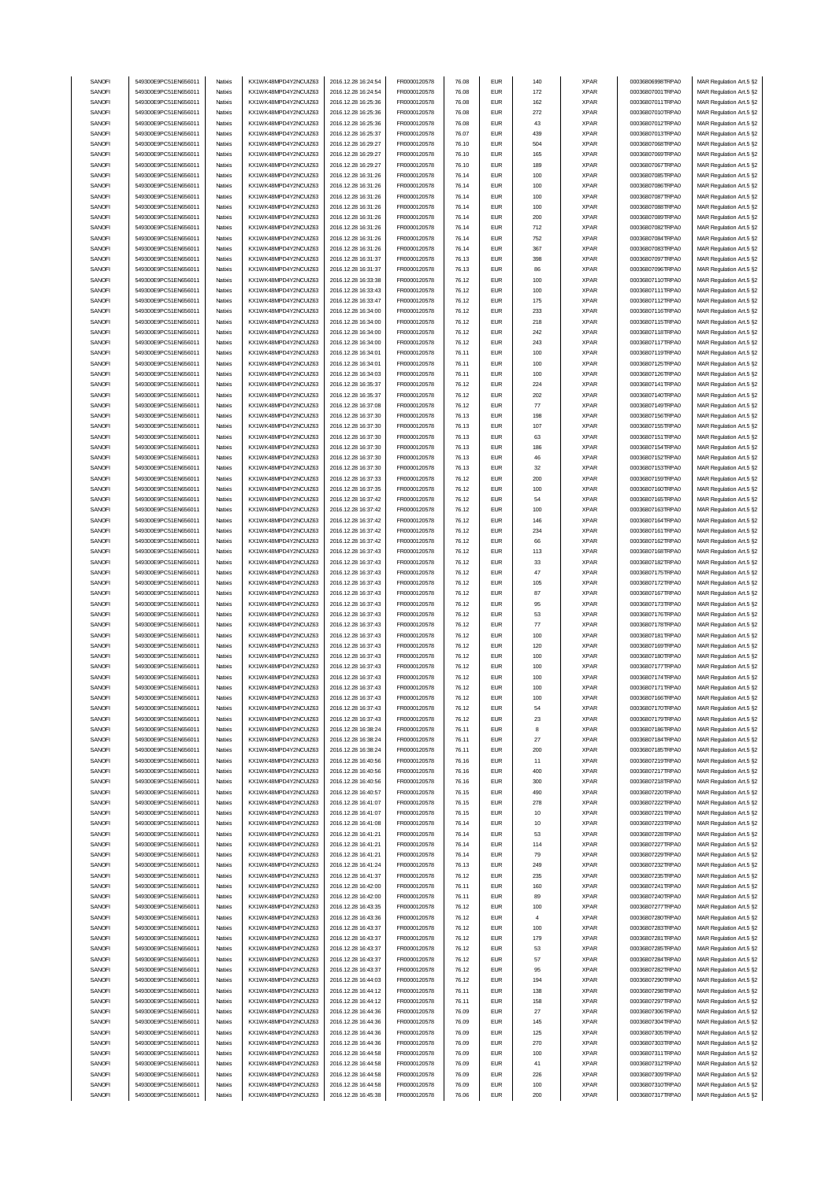| | | | | | | | | | | | |
|---|---|---|---|---|---|---|---|---|---|---|---|
| SANOFI | 549300E9PC51EN656011 | Natixis | KX1WK48MPD4Y2NCUIZ63 | 2016.12.28 16:24:54 | FR0000120578 | 76.08 | EUR | 140 | XPAR | 00036806998TRPA0 | MAR Regulation Art.5 §2 |
| SANOFI | 549300E9PC51EN656011 | Natixis | KX1WK48MPD4Y2NCUIZ63 | 2016.12.28 16:24:54 | FR0000120578 | 76.08 | EUR | 172 | XPAR | 00036807001TRPA0 | MAR Regulation Art.5 §2 |
| SANOFI | 549300E9PC51EN656011 | Natixis | KX1WK48MPD4Y2NCUIZ63 | 2016.12.28 16:25:36 | FR0000120578 | 76.08 | EUR | 162 | XPAR | 00036807011TRPA0 | MAR Regulation Art.5 §2 |
| SANOFI | 549300E9PC51EN656011 | Natixis | KX1WK48MPD4Y2NCUIZ63 | 2016.12.28 16:25:36 | FR0000120578 | 76.08 | EUR | 272 | XPAR | 00036807010TRPA0 | MAR Regulation Art.5 §2 |
| SANOFI | 549300E9PC51EN656011 | Natixis | KX1WK48MPD4Y2NCUIZ63 | 2016.12.28 16:25:36 | FR0000120578 | 76.08 | EUR | 43 | XPAR | 00036807012TRPA0 | MAR Regulation Art.5 §2 |
| SANOFI | 549300E9PC51EN656011 | Natixis | KX1WK48MPD4Y2NCUIZ63 | 2016.12.28 16:25:37 | FR0000120578 | 76.07 | EUR | 439 | XPAR | 00036807013TRPA0 | MAR Regulation Art.5 §2 |
| SANOFI | 549300E9PC51EN656011 | Natixis | KX1WK48MPD4Y2NCUIZ63 | 2016.12.28 16:29:27 | FR0000120578 | 76.10 | EUR | 504 | XPAR | 00036807068TRPA0 | MAR Regulation Art.5 §2 |
| SANOFI | 549300E9PC51EN656011 | Natixis | KX1WK48MPD4Y2NCUIZ63 | 2016.12.28 16:29:27 | FR0000120578 | 76.10 | EUR | 165 | XPAR | 00036807069TRPA0 | MAR Regulation Art.5 §2 |
| SANOFI | 549300E9PC51EN656011 | Natixis | KX1WK48MPD4Y2NCUIZ63 | 2016.12.28 16:29:27 | FR0000120578 | 76.10 | EUR | 189 | XPAR | 00036807067TRPA0 | MAR Regulation Art.5 §2 |
| SANOFI | 549300E9PC51EN656011 | Natixis | KX1WK48MPD4Y2NCUIZ63 | 2016.12.28 16:31:26 | FR0000120578 | 76.14 | EUR | 100 | XPAR | 00036807085TRPA0 | MAR Regulation Art.5 §2 |
| SANOFI | 549300E9PC51EN656011 | Natixis | KX1WK48MPD4Y2NCUIZ63 | 2016.12.28 16:31:26 | FR0000120578 | 76.14 | EUR | 100 | XPAR | 00036807086TRPA0 | MAR Regulation Art.5 §2 |
| SANOFI | 549300E9PC51EN656011 | Natixis | KX1WK48MPD4Y2NCUIZ63 | 2016.12.28 16:31:26 | FR0000120578 | 76.14 | EUR | 100 | XPAR | 00036807087TRPA0 | MAR Regulation Art.5 §2 |
| SANOFI | 549300E9PC51EN656011 | Natixis | KX1WK48MPD4Y2NCUIZ63 | 2016.12.28 16:31:26 | FR0000120578 | 76.14 | EUR | 100 | XPAR | 00036807088TRPA0 | MAR Regulation Art.5 §2 |
| SANOFI | 549300E9PC51EN656011 | Natixis | KX1WK48MPD4Y2NCUIZ63 | 2016.12.28 16:31:26 | FR0000120578 | 76.14 | EUR | 200 | XPAR | 00036807089TRPA0 | MAR Regulation Art.5 §2 |
| SANOFI | 549300E9PC51EN656011 | Natixis | KX1WK48MPD4Y2NCUIZ63 | 2016.12.28 16:31:26 | FR0000120578 | 76.14 | EUR | 712 | XPAR | 00036807082TRPA0 | MAR Regulation Art.5 §2 |
| SANOFI | 549300E9PC51EN656011 | Natixis | KX1WK48MPD4Y2NCUIZ63 | 2016.12.28 16:31:26 | FR0000120578 | 76.14 | EUR | 752 | XPAR | 00036807084TRPA0 | MAR Regulation Art.5 §2 |
| SANOFI | 549300E9PC51EN656011 | Natixis | KX1WK48MPD4Y2NCUIZ63 | 2016.12.28 16:31:26 | FR0000120578 | 76.14 | EUR | 367 | XPAR | 00036807083TRPA0 | MAR Regulation Art.5 §2 |
| SANOFI | 549300E9PC51EN656011 | Natixis | KX1WK48MPD4Y2NCUIZ63 | 2016.12.28 16:31:37 | FR0000120578 | 76.13 | EUR | 398 | XPAR | 00036807097TRPA0 | MAR Regulation Art.5 §2 |
| SANOFI | 549300E9PC51EN656011 | Natixis | KX1WK48MPD4Y2NCUIZ63 | 2016.12.28 16:31:37 | FR0000120578 | 76.13 | EUR | 86 | XPAR | 00036807096TRPA0 | MAR Regulation Art.5 §2 |
| SANOFI | 549300E9PC51EN656011 | Natixis | KX1WK48MPD4Y2NCUIZ63 | 2016.12.28 16:33:38 | FR0000120578 | 76.12 | EUR | 100 | XPAR | 00036807110TRPA0 | MAR Regulation Art.5 §2 |
| SANOFI | 549300E9PC51EN656011 | Natixis | KX1WK48MPD4Y2NCUIZ63 | 2016.12.28 16:33:43 | FR0000120578 | 76.12 | EUR | 100 | XPAR | 00036807111TRPA0 | MAR Regulation Art.5 §2 |
| SANOFI | 549300E9PC51EN656011 | Natixis | KX1WK48MPD4Y2NCUIZ63 | 2016.12.28 16:33:47 | FR0000120578 | 76.12 | EUR | 175 | XPAR | 00036807112TRPA0 | MAR Regulation Art.5 §2 |
| SANOFI | 549300E9PC51EN656011 | Natixis | KX1WK48MPD4Y2NCUIZ63 | 2016.12.28 16:34:00 | FR0000120578 | 76.12 | EUR | 233 | XPAR | 00036807116TRPA0 | MAR Regulation Art.5 §2 |
| SANOFI | 549300E9PC51EN656011 | Natixis | KX1WK48MPD4Y2NCUIZ63 | 2016.12.28 16:34:00 | FR0000120578 | 76.12 | EUR | 218 | XPAR | 00036807115TRPA0 | MAR Regulation Art.5 §2 |
| SANOFI | 549300E9PC51EN656011 | Natixis | KX1WK48MPD4Y2NCUIZ63 | 2016.12.28 16:34:00 | FR0000120578 | 76.12 | EUR | 242 | XPAR | 00036807118TRPA0 | MAR Regulation Art.5 §2 |
| SANOFI | 549300E9PC51EN656011 | Natixis | KX1WK48MPD4Y2NCUIZ63 | 2016.12.28 16:34:00 | FR0000120578 | 76.12 | EUR | 243 | XPAR | 00036807117TRPA0 | MAR Regulation Art.5 §2 |
| SANOFI | 549300E9PC51EN656011 | Natixis | KX1WK48MPD4Y2NCUIZ63 | 2016.12.28 16:34:01 | FR0000120578 | 76.11 | EUR | 100 | XPAR | 00036807119TRPA0 | MAR Regulation Art.5 §2 |
| SANOFI | 549300E9PC51EN656011 | Natixis | KX1WK48MPD4Y2NCUIZ63 | 2016.12.28 16:34:01 | FR0000120578 | 76.11 | EUR | 100 | XPAR | 00036807125TRPA0 | MAR Regulation Art.5 §2 |
| SANOFI | 549300E9PC51EN656011 | Natixis | KX1WK48MPD4Y2NCUIZ63 | 2016.12.28 16:34:03 | FR0000120578 | 76.11 | EUR | 100 | XPAR | 00036807126TRPA0 | MAR Regulation Art.5 §2 |
| SANOFI | 549300E9PC51EN656011 | Natixis | KX1WK48MPD4Y2NCUIZ63 | 2016.12.28 16:35:37 | FR0000120578 | 76.12 | EUR | 224 | XPAR | 00036807141TRPA0 | MAR Regulation Art.5 §2 |
| SANOFI | 549300E9PC51EN656011 | Natixis | KX1WK48MPD4Y2NCUIZ63 | 2016.12.28 16:35:37 | FR0000120578 | 76.12 | EUR | 202 | XPAR | 00036807140TRPA0 | MAR Regulation Art.5 §2 |
| SANOFI | 549300E9PC51EN656011 | Natixis | KX1WK48MPD4Y2NCUIZ63 | 2016.12.28 16:37:08 | FR0000120578 | 76.12 | EUR | 77 | XPAR | 00036807149TRPA0 | MAR Regulation Art.5 §2 |
| SANOFI | 549300E9PC51EN656011 | Natixis | KX1WK48MPD4Y2NCUIZ63 | 2016.12.28 16:37:30 | FR0000120578 | 76.13 | EUR | 198 | XPAR | 00036807156TRPA0 | MAR Regulation Art.5 §2 |
| SANOFI | 549300E9PC51EN656011 | Natixis | KX1WK48MPD4Y2NCUIZ63 | 2016.12.28 16:37:30 | FR0000120578 | 76.13 | EUR | 107 | XPAR | 00036807155TRPA0 | MAR Regulation Art.5 §2 |
| SANOFI | 549300E9PC51EN656011 | Natixis | KX1WK48MPD4Y2NCUIZ63 | 2016.12.28 16:37:30 | FR0000120578 | 76.13 | EUR | 63 | XPAR | 00036807151TRPA0 | MAR Regulation Art.5 §2 |
| SANOFI | 549300E9PC51EN656011 | Natixis | KX1WK48MPD4Y2NCUIZ63 | 2016.12.28 16:37:30 | FR0000120578 | 76.13 | EUR | 186 | XPAR | 00036807154TRPA0 | MAR Regulation Art.5 §2 |
| SANOFI | 549300E9PC51EN656011 | Natixis | KX1WK48MPD4Y2NCUIZ63 | 2016.12.28 16:37:30 | FR0000120578 | 76.13 | EUR | 46 | XPAR | 00036807152TRPA0 | MAR Regulation Art.5 §2 |
| SANOFI | 549300E9PC51EN656011 | Natixis | KX1WK48MPD4Y2NCUIZ63 | 2016.12.28 16:37:30 | FR0000120578 | 76.13 | EUR | 32 | XPAR | 00036807153TRPA0 | MAR Regulation Art.5 §2 |
| SANOFI | 549300E9PC51EN656011 | Natixis | KX1WK48MPD4Y2NCUIZ63 | 2016.12.28 16:37:33 | FR0000120578 | 76.12 | EUR | 200 | XPAR | 00036807159TRPA0 | MAR Regulation Art.5 §2 |
| SANOFI | 549300E9PC51EN656011 | Natixis | KX1WK48MPD4Y2NCUIZ63 | 2016.12.28 16:37:35 | FR0000120578 | 76.12 | EUR | 100 | XPAR | 00036807160TRPA0 | MAR Regulation Art.5 §2 |
| SANOFI | 549300E9PC51EN656011 | Natixis | KX1WK48MPD4Y2NCUIZ63 | 2016.12.28 16:37:42 | FR0000120578 | 76.12 | EUR | 54 | XPAR | 00036807165TRPA0 | MAR Regulation Art.5 §2 |
| SANOFI | 549300E9PC51EN656011 | Natixis | KX1WK48MPD4Y2NCUIZ63 | 2016.12.28 16:37:42 | FR0000120578 | 76.12 | EUR | 100 | XPAR | 00036807163TRPA0 | MAR Regulation Art.5 §2 |
| SANOFI | 549300E9PC51EN656011 | Natixis | KX1WK48MPD4Y2NCUIZ63 | 2016.12.28 16:37:42 | FR0000120578 | 76.12 | EUR | 146 | XPAR | 00036807164TRPA0 | MAR Regulation Art.5 §2 |
| SANOFI | 549300E9PC51EN656011 | Natixis | KX1WK48MPD4Y2NCUIZ63 | 2016.12.28 16:37:42 | FR0000120578 | 76.12 | EUR | 234 | XPAR | 00036807161TRPA0 | MAR Regulation Art.5 §2 |
| SANOFI | 549300E9PC51EN656011 | Natixis | KX1WK48MPD4Y2NCUIZ63 | 2016.12.28 16:37:42 | FR0000120578 | 76.12 | EUR | 66 | XPAR | 00036807162TRPA0 | MAR Regulation Art.5 §2 |
| SANOFI | 549300E9PC51EN656011 | Natixis | KX1WK48MPD4Y2NCUIZ63 | 2016.12.28 16:37:43 | FR0000120578 | 76.12 | EUR | 113 | XPAR | 00036807168TRPA0 | MAR Regulation Art.5 §2 |
| SANOFI | 549300E9PC51EN656011 | Natixis | KX1WK48MPD4Y2NCUIZ63 | 2016.12.28 16:37:43 | FR0000120578 | 76.12 | EUR | 33 | XPAR | 00036807182TRPA0 | MAR Regulation Art.5 §2 |
| SANOFI | 549300E9PC51EN656011 | Natixis | KX1WK48MPD4Y2NCUIZ63 | 2016.12.28 16:37:43 | FR0000120578 | 76.12 | EUR | 47 | XPAR | 00036807175TRPA0 | MAR Regulation Art.5 §2 |
| SANOFI | 549300E9PC51EN656011 | Natixis | KX1WK48MPD4Y2NCUIZ63 | 2016.12.28 16:37:43 | FR0000120578 | 76.12 | EUR | 105 | XPAR | 00036807172TRPA0 | MAR Regulation Art.5 §2 |
| SANOFI | 549300E9PC51EN656011 | Natixis | KX1WK48MPD4Y2NCUIZ63 | 2016.12.28 16:37:43 | FR0000120578 | 76.12 | EUR | 87 | XPAR | 00036807167TRPA0 | MAR Regulation Art.5 §2 |
| SANOFI | 549300E9PC51EN656011 | Natixis | KX1WK48MPD4Y2NCUIZ63 | 2016.12.28 16:37:43 | FR0000120578 | 76.12 | EUR | 95 | XPAR | 00036807173TRPA0 | MAR Regulation Art.5 §2 |
| SANOFI | 549300E9PC51EN656011 | Natixis | KX1WK48MPD4Y2NCUIZ63 | 2016.12.28 16:37:43 | FR0000120578 | 76.12 | EUR | 53 | XPAR | 00036807176TRPA0 | MAR Regulation Art.5 §2 |
| SANOFI | 549300E9PC51EN656011 | Natixis | KX1WK48MPD4Y2NCUIZ63 | 2016.12.28 16:37:43 | FR0000120578 | 76.12 | EUR | 77 | XPAR | 00036807178TRPA0 | MAR Regulation Art.5 §2 |
| SANOFI | 549300E9PC51EN656011 | Natixis | KX1WK48MPD4Y2NCUIZ63 | 2016.12.28 16:37:43 | FR0000120578 | 76.12 | EUR | 100 | XPAR | 00036807181TRPA0 | MAR Regulation Art.5 §2 |
| SANOFI | 549300E9PC51EN656011 | Natixis | KX1WK48MPD4Y2NCUIZ63 | 2016.12.28 16:37:43 | FR0000120578 | 76.12 | EUR | 120 | XPAR | 00036807169TRPA0 | MAR Regulation Art.5 §2 |
| SANOFI | 549300E9PC51EN656011 | Natixis | KX1WK48MPD4Y2NCUIZ63 | 2016.12.28 16:37:43 | FR0000120578 | 76.12 | EUR | 100 | XPAR | 00036807180TRPA0 | MAR Regulation Art.5 §2 |
| SANOFI | 549300E9PC51EN656011 | Natixis | KX1WK48MPD4Y2NCUIZ63 | 2016.12.28 16:37:43 | FR0000120578 | 76.12 | EUR | 100 | XPAR | 00036807177TRPA0 | MAR Regulation Art.5 §2 |
| SANOFI | 549300E9PC51EN656011 | Natixis | KX1WK48MPD4Y2NCUIZ63 | 2016.12.28 16:37:43 | FR0000120578 | 76.12 | EUR | 100 | XPAR | 00036807174TRPA0 | MAR Regulation Art.5 §2 |
| SANOFI | 549300E9PC51EN656011 | Natixis | KX1WK48MPD4Y2NCUIZ63 | 2016.12.28 16:37:43 | FR0000120578 | 76.12 | EUR | 100 | XPAR | 00036807171TRPA0 | MAR Regulation Art.5 §2 |
| SANOFI | 549300E9PC51EN656011 | Natixis | KX1WK48MPD4Y2NCUIZ63 | 2016.12.28 16:37:43 | FR0000120578 | 76.12 | EUR | 100 | XPAR | 00036807166TRPA0 | MAR Regulation Art.5 §2 |
| SANOFI | 549300E9PC51EN656011 | Natixis | KX1WK48MPD4Y2NCUIZ63 | 2016.12.28 16:37:43 | FR0000120578 | 76.12 | EUR | 54 | XPAR | 00036807170TRPA0 | MAR Regulation Art.5 §2 |
| SANOFI | 549300E9PC51EN656011 | Natixis | KX1WK48MPD4Y2NCUIZ63 | 2016.12.28 16:37:43 | FR0000120578 | 76.12 | EUR | 23 | XPAR | 00036807179TRPA0 | MAR Regulation Art.5 §2 |
| SANOFI | 549300E9PC51EN656011 | Natixis | KX1WK48MPD4Y2NCUIZ63 | 2016.12.28 16:38:24 | FR0000120578 | 76.11 | EUR | 8 | XPAR | 00036807186TRPA0 | MAR Regulation Art.5 §2 |
| SANOFI | 549300E9PC51EN656011 | Natixis | KX1WK48MPD4Y2NCUIZ63 | 2016.12.28 16:38:24 | FR0000120578 | 76.11 | EUR | 27 | XPAR | 00036807184TRPA0 | MAR Regulation Art.5 §2 |
| SANOFI | 549300E9PC51EN656011 | Natixis | KX1WK48MPD4Y2NCUIZ63 | 2016.12.28 16:38:24 | FR0000120578 | 76.11 | EUR | 200 | XPAR | 00036807185TRPA0 | MAR Regulation Art.5 §2 |
| SANOFI | 549300E9PC51EN656011 | Natixis | KX1WK48MPD4Y2NCUIZ63 | 2016.12.28 16:40:56 | FR0000120578 | 76.16 | EUR | 11 | XPAR | 00036807219TRPA0 | MAR Regulation Art.5 §2 |
| SANOFI | 549300E9PC51EN656011 | Natixis | KX1WK48MPD4Y2NCUIZ63 | 2016.12.28 16:40:56 | FR0000120578 | 76.16 | EUR | 400 | XPAR | 00036807217TRPA0 | MAR Regulation Art.5 §2 |
| SANOFI | 549300E9PC51EN656011 | Natixis | KX1WK48MPD4Y2NCUIZ63 | 2016.12.28 16:40:56 | FR0000120578 | 76.16 | EUR | 300 | XPAR | 00036807218TRPA0 | MAR Regulation Art.5 §2 |
| SANOFI | 549300E9PC51EN656011 | Natixis | KX1WK48MPD4Y2NCUIZ63 | 2016.12.28 16:40:57 | FR0000120578 | 76.15 | EUR | 490 | XPAR | 00036807220TRPA0 | MAR Regulation Art.5 §2 |
| SANOFI | 549300E9PC51EN656011 | Natixis | KX1WK48MPD4Y2NCUIZ63 | 2016.12.28 16:41:07 | FR0000120578 | 76.15 | EUR | 278 | XPAR | 00036807222TRPA0 | MAR Regulation Art.5 §2 |
| SANOFI | 549300E9PC51EN656011 | Natixis | KX1WK48MPD4Y2NCUIZ63 | 2016.12.28 16:41:07 | FR0000120578 | 76.15 | EUR | 10 | XPAR | 00036807221TRPA0 | MAR Regulation Art.5 §2 |
| SANOFI | 549300E9PC51EN656011 | Natixis | KX1WK48MPD4Y2NCUIZ63 | 2016.12.28 16:41:08 | FR0000120578 | 76.14 | EUR | 10 | XPAR | 00036807223TRPA0 | MAR Regulation Art.5 §2 |
| SANOFI | 549300E9PC51EN656011 | Natixis | KX1WK48MPD4Y2NCUIZ63 | 2016.12.28 16:41:21 | FR0000120578 | 76.14 | EUR | 53 | XPAR | 00036807228TRPA0 | MAR Regulation Art.5 §2 |
| SANOFI | 549300E9PC51EN656011 | Natixis | KX1WK48MPD4Y2NCUIZ63 | 2016.12.28 16:41:21 | FR0000120578 | 76.14 | EUR | 114 | XPAR | 00036807227TRPA0 | MAR Regulation Art.5 §2 |
| SANOFI | 549300E9PC51EN656011 | Natixis | KX1WK48MPD4Y2NCUIZ63 | 2016.12.28 16:41:21 | FR0000120578 | 76.14 | EUR | 79 | XPAR | 00036807229TRPA0 | MAR Regulation Art.5 §2 |
| SANOFI | 549300E9PC51EN656011 | Natixis | KX1WK48MPD4Y2NCUIZ63 | 2016.12.28 16:41:24 | FR0000120578 | 76.13 | EUR | 249 | XPAR | 00036807232TRPA0 | MAR Regulation Art.5 §2 |
| SANOFI | 549300E9PC51EN656011 | Natixis | KX1WK48MPD4Y2NCUIZ63 | 2016.12.28 16:41:37 | FR0000120578 | 76.12 | EUR | 235 | XPAR | 00036807235TRPA0 | MAR Regulation Art.5 §2 |
| SANOFI | 549300E9PC51EN656011 | Natixis | KX1WK48MPD4Y2NCUIZ63 | 2016.12.28 16:42:00 | FR0000120578 | 76.11 | EUR | 160 | XPAR | 00036807241TRPA0 | MAR Regulation Art.5 §2 |
| SANOFI | 549300E9PC51EN656011 | Natixis | KX1WK48MPD4Y2NCUIZ63 | 2016.12.28 16:42:00 | FR0000120578 | 76.11 | EUR | 89 | XPAR | 00036807240TRPA0 | MAR Regulation Art.5 §2 |
| SANOFI | 549300E9PC51EN656011 | Natixis | KX1WK48MPD4Y2NCUIZ63 | 2016.12.28 16:43:35 | FR0000120578 | 76.12 | EUR | 100 | XPAR | 00036807277TRPA0 | MAR Regulation Art.5 §2 |
| SANOFI | 549300E9PC51EN656011 | Natixis | KX1WK48MPD4Y2NCUIZ63 | 2016.12.28 16:43:36 | FR0000120578 | 76.12 | EUR | 4 | XPAR | 00036807280TRPA0 | MAR Regulation Art.5 §2 |
| SANOFI | 549300E9PC51EN656011 | Natixis | KX1WK48MPD4Y2NCUIZ63 | 2016.12.28 16:43:37 | FR0000120578 | 76.12 | EUR | 100 | XPAR | 00036807283TRPA0 | MAR Regulation Art.5 §2 |
| SANOFI | 549300E9PC51EN656011 | Natixis | KX1WK48MPD4Y2NCUIZ63 | 2016.12.28 16:43:37 | FR0000120578 | 76.12 | EUR | 179 | XPAR | 00036807281TRPA0 | MAR Regulation Art.5 §2 |
| SANOFI | 549300E9PC51EN656011 | Natixis | KX1WK48MPD4Y2NCUIZ63 | 2016.12.28 16:43:37 | FR0000120578 | 76.12 | EUR | 53 | XPAR | 00036807285TRPA0 | MAR Regulation Art.5 §2 |
| SANOFI | 549300E9PC51EN656011 | Natixis | KX1WK48MPD4Y2NCUIZ63 | 2016.12.28 16:43:37 | FR0000120578 | 76.12 | EUR | 57 | XPAR | 00036807284TRPA0 | MAR Regulation Art.5 §2 |
| SANOFI | 549300E9PC51EN656011 | Natixis | KX1WK48MPD4Y2NCUIZ63 | 2016.12.28 16:43:37 | FR0000120578 | 76.12 | EUR | 95 | XPAR | 00036807282TRPA0 | MAR Regulation Art.5 §2 |
| SANOFI | 549300E9PC51EN656011 | Natixis | KX1WK48MPD4Y2NCUIZ63 | 2016.12.28 16:44:03 | FR0000120578 | 76.12 | EUR | 194 | XPAR | 00036807290TRPA0 | MAR Regulation Art.5 §2 |
| SANOFI | 549300E9PC51EN656011 | Natixis | KX1WK48MPD4Y2NCUIZ63 | 2016.12.28 16:44:12 | FR0000120578 | 76.11 | EUR | 138 | XPAR | 00036807298TRPA0 | MAR Regulation Art.5 §2 |
| SANOFI | 549300E9PC51EN656011 | Natixis | KX1WK48MPD4Y2NCUIZ63 | 2016.12.28 16:44:12 | FR0000120578 | 76.11 | EUR | 158 | XPAR | 00036807297TRPA0 | MAR Regulation Art.5 §2 |
| SANOFI | 549300E9PC51EN656011 | Natixis | KX1WK48MPD4Y2NCUIZ63 | 2016.12.28 16:44:36 | FR0000120578 | 76.09 | EUR | 27 | XPAR | 00036807306TRPA0 | MAR Regulation Art.5 §2 |
| SANOFI | 549300E9PC51EN656011 | Natixis | KX1WK48MPD4Y2NCUIZ63 | 2016.12.28 16:44:36 | FR0000120578 | 76.09 | EUR | 145 | XPAR | 00036807304TRPA0 | MAR Regulation Art.5 §2 |
| SANOFI | 549300E9PC51EN656011 | Natixis | KX1WK48MPD4Y2NCUIZ63 | 2016.12.28 16:44:36 | FR0000120578 | 76.09 | EUR | 125 | XPAR | 00036807305TRPA0 | MAR Regulation Art.5 §2 |
| SANOFI | 549300E9PC51EN656011 | Natixis | KX1WK48MPD4Y2NCUIZ63 | 2016.12.28 16:44:36 | FR0000120578 | 76.09 | EUR | 270 | XPAR | 00036807303TRPA0 | MAR Regulation Art.5 §2 |
| SANOFI | 549300E9PC51EN656011 | Natixis | KX1WK48MPD4Y2NCUIZ63 | 2016.12.28 16:44:58 | FR0000120578 | 76.09 | EUR | 100 | XPAR | 00036807311TRPA0 | MAR Regulation Art.5 §2 |
| SANOFI | 549300E9PC51EN656011 | Natixis | KX1WK48MPD4Y2NCUIZ63 | 2016.12.28 16:44:58 | FR0000120578 | 76.09 | EUR | 41 | XPAR | 00036807312TRPA0 | MAR Regulation Art.5 §2 |
| SANOFI | 549300E9PC51EN656011 | Natixis | KX1WK48MPD4Y2NCUIZ63 | 2016.12.28 16:44:58 | FR0000120578 | 76.09 | EUR | 226 | XPAR | 00036807309TRPA0 | MAR Regulation Art.5 §2 |
| SANOFI | 549300E9PC51EN656011 | Natixis | KX1WK48MPD4Y2NCUIZ63 | 2016.12.28 16:44:58 | FR0000120578 | 76.09 | EUR | 100 | XPAR | 00036807310TRPA0 | MAR Regulation Art.5 §2 |
| SANOFI | 549300E9PC51EN656011 | Natixis | KX1WK48MPD4Y2NCUIZ63 | 2016.12.28 16:45:38 | FR0000120578 | 76.06 | EUR | 200 | XPAR | 00036807317TRPA0 | MAR Regulation Art.5 §2 |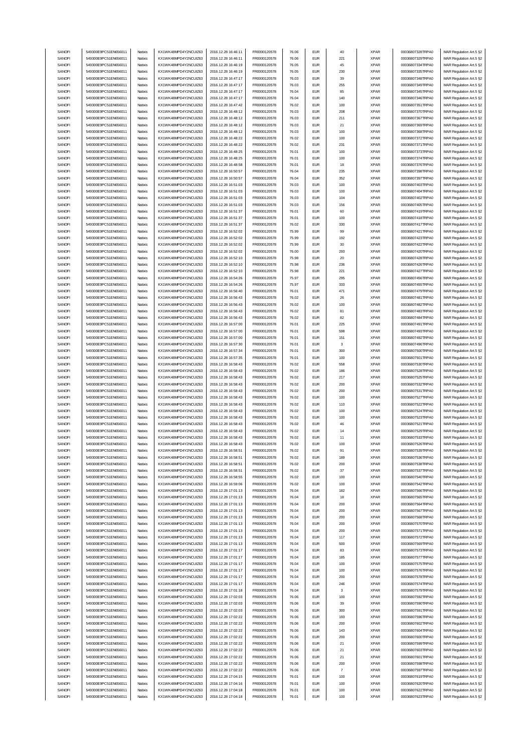| | | | | | | | | | | | |
|---|---|---|---|---|---|---|---|---|---|---|---|
| SANOFI | 549300E9PC51EN656011 | Natixis | KX1WK48MPD4Y2NCUIZ63 | 2016.12.28 16:46:11 | FR0000120578 | 76.06 | EUR | 40 | XPAR | 00036807328TRPA0 | MAR Regulation Art.5 §2 |
| SANOFI | 549300E9PC51EN656011 | Natixis | KX1WK48MPD4Y2NCUIZ63 | 2016.12.28 16:46:11 | FR0000120578 | 76.06 | EUR | 221 | XPAR | 00036807329TRPA0 | MAR Regulation Art.5 §2 |
| SANOFI | 549300E9PC51EN656011 | Natixis | KX1WK48MPD4Y2NCUIZ63 | 2016.12.28 16:46:19 | FR0000120578 | 76.05 | EUR | 45 | XPAR | 00036807334TRPA0 | MAR Regulation Art.5 §2 |
| SANOFI | 549300E9PC51EN656011 | Natixis | KX1WK48MPD4Y2NCUIZ63 | 2016.12.28 16:46:19 | FR0000120578 | 76.05 | EUR | 230 | XPAR | 00036807335TRPA0 | MAR Regulation Art.5 §2 |
| SANOFI | 549300E9PC51EN656011 | Natixis | KX1WK48MPD4Y2NCUIZ63 | 2016.12.28 16:47:17 | FR0000120578 | 76.03 | EUR | 39 | XPAR | 00036807348TRPA0 | MAR Regulation Art.5 §2 |
| SANOFI | 549300E9PC51EN656011 | Natixis | KX1WK48MPD4Y2NCUIZ63 | 2016.12.28 16:47:17 | FR0000120578 | 76.03 | EUR | 255 | XPAR | 00036807349TRPA0 | MAR Regulation Art.5 §2 |
| SANOFI | 549300E9PC51EN656011 | Natixis | KX1WK48MPD4Y2NCUIZ63 | 2016.12.28 16:47:17 | FR0000120578 | 76.04 | EUR | 85 | XPAR | 00036807345TRPA0 | MAR Regulation Art.5 §2 |
| SANOFI | 549300E9PC51EN656011 | Natixis | KX1WK48MPD4Y2NCUIZ63 | 2016.12.28 16:47:17 | FR0000120578 | 76.04 | EUR | 140 | XPAR | 00036807346TRPA0 | MAR Regulation Art.5 §2 |
| SANOFI | 549300E9PC51EN656011 | Natixis | KX1WK48MPD4Y2NCUIZ63 | 2016.12.28 16:47:42 | FR0000120578 | 76.02 | EUR | 100 | XPAR | 00036807351TRPA0 | MAR Regulation Art.5 §2 |
| SANOFI | 549300E9PC51EN656011 | Natixis | KX1WK48MPD4Y2NCUIZ63 | 2016.12.28 16:48:12 | FR0000120578 | 76.03 | EUR | 208 | XPAR | 00036807370TRPA0 | MAR Regulation Art.5 §2 |
| SANOFI | 549300E9PC51EN656011 | Natixis | KX1WK48MPD4Y2NCUIZ63 | 2016.12.28 16:48:12 | FR0000120578 | 76.03 | EUR | 211 | XPAR | 00036807367TRPA0 | MAR Regulation Art.5 §2 |
| SANOFI | 549300E9PC51EN656011 | Natixis | KX1WK48MPD4Y2NCUIZ63 | 2016.12.28 16:48:12 | FR0000120578 | 76.03 | EUR | 21 | XPAR | 00036807369TRPA0 | MAR Regulation Art.5 §2 |
| SANOFI | 549300E9PC51EN656011 | Natixis | KX1WK48MPD4Y2NCUIZ63 | 2016.12.28 16:48:12 | FR0000120578 | 76.03 | EUR | 100 | XPAR | 00036807368TRPA0 | MAR Regulation Art.5 §2 |
| SANOFI | 549300E9PC51EN656011 | Natixis | KX1WK48MPD4Y2NCUIZ63 | 2016.12.28 16:48:22 | FR0000120578 | 76.02 | EUR | 100 | XPAR | 00036807372TRPA0 | MAR Regulation Art.5 §2 |
| SANOFI | 549300E9PC51EN656011 | Natixis | KX1WK48MPD4Y2NCUIZ63 | 2016.12.28 16:48:22 | FR0000120578 | 76.02 | EUR | 231 | XPAR | 00036807371TRPA0 | MAR Regulation Art.5 §2 |
| SANOFI | 549300E9PC51EN656011 | Natixis | KX1WK48MPD4Y2NCUIZ63 | 2016.12.28 16:48:25 | FR0000120578 | 76.01 | EUR | 100 | XPAR | 00036807373TRPA0 | MAR Regulation Art.5 §2 |
| SANOFI | 549300E9PC51EN656011 | Natixis | KX1WK48MPD4Y2NCUIZ63 | 2016.12.28 16:48:25 | FR0000120578 | 76.01 | EUR | 100 | XPAR | 00036807374TRPA0 | MAR Regulation Art.5 §2 |
| SANOFI | 549300E9PC51EN656011 | Natixis | KX1WK48MPD4Y2NCUIZ63 | 2016.12.28 16:48:58 | FR0000120578 | 76.01 | EUR | 18 | XPAR | 00036807376TRPA0 | MAR Regulation Art.5 §2 |
| SANOFI | 549300E9PC51EN656011 | Natixis | KX1WK48MPD4Y2NCUIZ63 | 2016.12.28 16:50:57 | FR0000120578 | 76.04 | EUR | 235 | XPAR | 00036807398TRPA0 | MAR Regulation Art.5 §2 |
| SANOFI | 549300E9PC51EN656011 | Natixis | KX1WK48MPD4Y2NCUIZ63 | 2016.12.28 16:50:57 | FR0000120578 | 76.04 | EUR | 352 | XPAR | 00036807397TRPA0 | MAR Regulation Art.5 §2 |
| SANOFI | 549300E9PC51EN656011 | Natixis | KX1WK48MPD4Y2NCUIZ63 | 2016.12.28 16:51:03 | FR0000120578 | 76.03 | EUR | 100 | XPAR | 00036807403TRPA0 | MAR Regulation Art.5 §2 |
| SANOFI | 549300E9PC51EN656011 | Natixis | KX1WK48MPD4Y2NCUIZ63 | 2016.12.28 16:51:03 | FR0000120578 | 76.03 | EUR | 100 | XPAR | 00036807404TRPA0 | MAR Regulation Art.5 §2 |
| SANOFI | 549300E9PC51EN656011 | Natixis | KX1WK48MPD4Y2NCUIZ63 | 2016.12.28 16:51:03 | FR0000120578 | 76.03 | EUR | 104 | XPAR | 00036807402TRPA0 | MAR Regulation Art.5 §2 |
| SANOFI | 549300E9PC51EN656011 | Natixis | KX1WK48MPD4Y2NCUIZ63 | 2016.12.28 16:51:03 | FR0000120578 | 76.03 | EUR | 156 | XPAR | 00036807405TRPA0 | MAR Regulation Art.5 §2 |
| SANOFI | 549300E9PC51EN656011 | Natixis | KX1WK48MPD4Y2NCUIZ63 | 2016.12.28 16:51:37 | FR0000120578 | 76.01 | EUR | 60 | XPAR | 00036807419TRPA0 | MAR Regulation Art.5 §2 |
| SANOFI | 549300E9PC51EN656011 | Natixis | KX1WK48MPD4Y2NCUIZ63 | 2016.12.28 16:51:37 | FR0000120578 | 76.01 | EUR | 100 | XPAR | 00036807418TRPA0 | MAR Regulation Art.5 §2 |
| SANOFI | 549300E9PC51EN656011 | Natixis | KX1WK48MPD4Y2NCUIZ63 | 2016.12.28 16:51:37 | FR0000120578 | 76.02 | EUR | 330 | XPAR | 00036807417TRPA0 | MAR Regulation Art.5 §2 |
| SANOFI | 549300E9PC51EN656011 | Natixis | KX1WK48MPD4Y2NCUIZ63 | 2016.12.28 16:52:02 | FR0000120578 | 75.99 | EUR | 99 | XPAR | 00036807421TRPA0 | MAR Regulation Art.5 §2 |
| SANOFI | 549300E9PC51EN656011 | Natixis | KX1WK48MPD4Y2NCUIZ63 | 2016.12.28 16:52:02 | FR0000120578 | 75.99 | EUR | 192 | XPAR | 00036807423TRPA0 | MAR Regulation Art.5 §2 |
| SANOFI | 549300E9PC51EN656011 | Natixis | KX1WK48MPD4Y2NCUIZ63 | 2016.12.28 16:52:02 | FR0000120578 | 75.99 | EUR | 30 | XPAR | 00036807422TRPA0 | MAR Regulation Art.5 §2 |
| SANOFI | 549300E9PC51EN656011 | Natixis | KX1WK48MPD4Y2NCUIZ63 | 2016.12.28 16:52:02 | FR0000120578 | 76.00 | EUR | 293 | XPAR | 00036807420TRPA0 | MAR Regulation Art.5 §2 |
| SANOFI | 549300E9PC51EN656011 | Natixis | KX1WK48MPD4Y2NCUIZ63 | 2016.12.28 16:52:10 | FR0000120578 | 75.98 | EUR | 20 | XPAR | 00036807428TRPA0 | MAR Regulation Art.5 §2 |
| SANOFI | 549300E9PC51EN656011 | Natixis | KX1WK48MPD4Y2NCUIZ63 | 2016.12.28 16:52:10 | FR0000120578 | 75.98 | EUR | 236 | XPAR | 00036807426TRPA0 | MAR Regulation Art.5 §2 |
| SANOFI | 549300E9PC51EN656011 | Natixis | KX1WK48MPD4Y2NCUIZ63 | 2016.12.28 16:52:10 | FR0000120578 | 75.98 | EUR | 221 | XPAR | 00036807427TRPA0 | MAR Regulation Art.5 §2 |
| SANOFI | 549300E9PC51EN656011 | Natixis | KX1WK48MPD4Y2NCUIZ63 | 2016.12.28 16:54:26 | FR0000120578 | 75.97 | EUR | 295 | XPAR | 00036807456TRPA0 | MAR Regulation Art.5 §2 |
| SANOFI | 549300E9PC51EN656011 | Natixis | KX1WK48MPD4Y2NCUIZ63 | 2016.12.28 16:54:26 | FR0000120578 | 75.97 | EUR | 333 | XPAR | 00036807455TRPA0 | MAR Regulation Art.5 §2 |
| SANOFI | 549300E9PC51EN656011 | Natixis | KX1WK48MPD4Y2NCUIZ63 | 2016.12.28 16:56:40 | FR0000120578 | 76.01 | EUR | 471 | XPAR | 00036807479TRPA0 | MAR Regulation Art.5 §2 |
| SANOFI | 549300E9PC51EN656011 | Natixis | KX1WK48MPD4Y2NCUIZ63 | 2016.12.28 16:56:43 | FR0000120578 | 76.02 | EUR | 26 | XPAR | 00036807481TRPA0 | MAR Regulation Art.5 §2 |
| SANOFI | 549300E9PC51EN656011 | Natixis | KX1WK48MPD4Y2NCUIZ63 | 2016.12.28 16:56:43 | FR0000120578 | 76.02 | EUR | 100 | XPAR | 00036807482TRPA0 | MAR Regulation Art.5 §2 |
| SANOFI | 549300E9PC51EN656011 | Natixis | KX1WK48MPD4Y2NCUIZ63 | 2016.12.28 16:56:43 | FR0000120578 | 76.02 | EUR | 81 | XPAR | 00036807483TRPA0 | MAR Regulation Art.5 §2 |
| SANOFI | 549300E9PC51EN656011 | Natixis | KX1WK48MPD4Y2NCUIZ63 | 2016.12.28 16:56:43 | FR0000120578 | 76.02 | EUR | 82 | XPAR | 00036807484TRPA0 | MAR Regulation Art.5 §2 |
| SANOFI | 549300E9PC51EN656011 | Natixis | KX1WK48MPD4Y2NCUIZ63 | 2016.12.28 16:57:00 | FR0000120578 | 76.01 | EUR | 225 | XPAR | 00036807491TRPA0 | MAR Regulation Art.5 §2 |
| SANOFI | 549300E9PC51EN656011 | Natixis | KX1WK48MPD4Y2NCUIZ63 | 2016.12.28 16:57:00 | FR0000120578 | 76.01 | EUR | 598 | XPAR | 00036807493TRPA0 | MAR Regulation Art.5 §2 |
| SANOFI | 549300E9PC51EN656011 | Natixis | KX1WK48MPD4Y2NCUIZ63 | 2016.12.28 16:57:00 | FR0000120578 | 76.01 | EUR | 151 | XPAR | 00036807492TRPA0 | MAR Regulation Art.5 §2 |
| SANOFI | 549300E9PC51EN656011 | Natixis | KX1WK48MPD4Y2NCUIZ63 | 2016.12.28 16:57:30 | FR0000120578 | 76.01 | EUR | 3 | XPAR | 00036807496TRPA0 | MAR Regulation Art.5 §2 |
| SANOFI | 549300E9PC51EN656011 | Natixis | KX1WK48MPD4Y2NCUIZ63 | 2016.12.28 16:57:34 | FR0000120578 | 76.01 | EUR | 300 | XPAR | 00036807500TRPA0 | MAR Regulation Art.5 §2 |
| SANOFI | 549300E9PC51EN656011 | Natixis | KX1WK48MPD4Y2NCUIZ63 | 2016.12.28 16:57:35 | FR0000120578 | 76.01 | EUR | 100 | XPAR | 00036807501TRPA0 | MAR Regulation Art.5 §2 |
| SANOFI | 549300E9PC51EN656011 | Natixis | KX1WK48MPD4Y2NCUIZ63 | 2016.12.28 16:58:43 | FR0000120578 | 76.02 | EUR | 558 | XPAR | 00036807530TRPA0 | MAR Regulation Art.5 §2 |
| SANOFI | 549300E9PC51EN656011 | Natixis | KX1WK48MPD4Y2NCUIZ63 | 2016.12.28 16:58:43 | FR0000120578 | 76.02 | EUR | 186 | XPAR | 00036807528TRPA0 | MAR Regulation Art.5 §2 |
| SANOFI | 549300E9PC51EN656011 | Natixis | KX1WK48MPD4Y2NCUIZ63 | 2016.12.28 16:58:43 | FR0000120578 | 76.02 | EUR | 217 | XPAR | 00036807525TRPA0 | MAR Regulation Art.5 §2 |
| SANOFI | 549300E9PC51EN656011 | Natixis | KX1WK48MPD4Y2NCUIZ63 | 2016.12.28 16:58:43 | FR0000120578 | 76.02 | EUR | 200 | XPAR | 00036807532TRPA0 | MAR Regulation Art.5 §2 |
| SANOFI | 549300E9PC51EN656011 | Natixis | KX1WK48MPD4Y2NCUIZ63 | 2016.12.28 16:58:43 | FR0000120578 | 76.02 | EUR | 200 | XPAR | 00036807531TRPA0 | MAR Regulation Art.5 §2 |
| SANOFI | 549300E9PC51EN656011 | Natixis | KX1WK48MPD4Y2NCUIZ63 | 2016.12.28 16:58:43 | FR0000120578 | 76.02 | EUR | 100 | XPAR | 00036807527TRPA0 | MAR Regulation Art.5 §2 |
| SANOFI | 549300E9PC51EN656011 | Natixis | KX1WK48MPD4Y2NCUIZ63 | 2016.12.28 16:58:43 | FR0000120578 | 76.02 | EUR | 110 | XPAR | 00036807522TRPA0 | MAR Regulation Art.5 §2 |
| SANOFI | 549300E9PC51EN656011 | Natixis | KX1WK48MPD4Y2NCUIZ63 | 2016.12.28 16:58:43 | FR0000120578 | 76.02 | EUR | 100 | XPAR | 00036807524TRPA0 | MAR Regulation Art.5 §2 |
| SANOFI | 549300E9PC51EN656011 | Natixis | KX1WK48MPD4Y2NCUIZ63 | 2016.12.28 16:58:43 | FR0000120578 | 76.02 | EUR | 100 | XPAR | 00036807523TRPA0 | MAR Regulation Art.5 §2 |
| SANOFI | 549300E9PC51EN656011 | Natixis | KX1WK48MPD4Y2NCUIZ63 | 2016.12.28 16:58:43 | FR0000120578 | 76.02 | EUR | 46 | XPAR | 00036807521TRPA0 | MAR Regulation Art.5 §2 |
| SANOFI | 549300E9PC51EN656011 | Natixis | KX1WK48MPD4Y2NCUIZ63 | 2016.12.28 16:58:43 | FR0000120578 | 76.02 | EUR | 14 | XPAR | 00036807529TRPA0 | MAR Regulation Art.5 §2 |
| SANOFI | 549300E9PC51EN656011 | Natixis | KX1WK48MPD4Y2NCUIZ63 | 2016.12.28 16:58:43 | FR0000120578 | 76.02 | EUR | 11 | XPAR | 00036807533TRPA0 | MAR Regulation Art.5 §2 |
| SANOFI | 549300E9PC51EN656011 | Natixis | KX1WK48MPD4Y2NCUIZ63 | 2016.12.28 16:58:43 | FR0000120578 | 76.02 | EUR | 100 | XPAR | 00036807526TRPA0 | MAR Regulation Art.5 §2 |
| SANOFI | 549300E9PC51EN656011 | Natixis | KX1WK48MPD4Y2NCUIZ63 | 2016.12.28 16:58:51 | FR0000120578 | 76.02 | EUR | 91 | XPAR | 00036807539TRPA0 | MAR Regulation Art.5 §2 |
| SANOFI | 549300E9PC51EN656011 | Natixis | KX1WK48MPD4Y2NCUIZ63 | 2016.12.28 16:58:51 | FR0000120578 | 76.02 | EUR | 189 | XPAR | 00036807536TRPA0 | MAR Regulation Art.5 §2 |
| SANOFI | 549300E9PC51EN656011 | Natixis | KX1WK48MPD4Y2NCUIZ63 | 2016.12.28 16:58:51 | FR0000120578 | 76.02 | EUR | 200 | XPAR | 00036807538TRPA0 | MAR Regulation Art.5 §2 |
| SANOFI | 549300E9PC51EN656011 | Natixis | KX1WK48MPD4Y2NCUIZ63 | 2016.12.28 16:58:51 | FR0000120578 | 76.02 | EUR | 37 | XPAR | 00036807537TRPA0 | MAR Regulation Art.5 §2 |
| SANOFI | 549300E9PC51EN656011 | Natixis | KX1WK48MPD4Y2NCUIZ63 | 2016.12.28 16:58:55 | FR0000120578 | 76.02 | EUR | 100 | XPAR | 00036807540TRPA0 | MAR Regulation Art.5 §2 |
| SANOFI | 549300E9PC51EN656011 | Natixis | KX1WK48MPD4Y2NCUIZ63 | 2016.12.28 16:59:06 | FR0000120578 | 76.02 | EUR | 100 | XPAR | 00036807542TRPA0 | MAR Regulation Art.5 §2 |
| SANOFI | 549300E9PC51EN656011 | Natixis | KX1WK48MPD4Y2NCUIZ63 | 2016.12.28 17:01:13 | FR0000120578 | 76.04 | EUR | 182 | XPAR | 00036807566TRPA0 | MAR Regulation Art.5 §2 |
| SANOFI | 549300E9PC51EN656011 | Natixis | KX1WK48MPD4Y2NCUIZ63 | 2016.12.28 17:01:13 | FR0000120578 | 76.04 | EUR | 18 | XPAR | 00036807565TRPA0 | MAR Regulation Art.5 §2 |
| SANOFI | 549300E9PC51EN656011 | Natixis | KX1WK48MPD4Y2NCUIZ63 | 2016.12.28 17:01:13 | FR0000120578 | 76.04 | EUR | 200 | XPAR | 00036807564TRPA0 | MAR Regulation Art.5 §2 |
| SANOFI | 549300E9PC51EN656011 | Natixis | KX1WK48MPD4Y2NCUIZ63 | 2016.12.28 17:01:13 | FR0000120578 | 76.04 | EUR | 200 | XPAR | 00036807567TRPA0 | MAR Regulation Art.5 §2 |
| SANOFI | 549300E9PC51EN656011 | Natixis | KX1WK48MPD4Y2NCUIZ63 | 2016.12.28 17:01:13 | FR0000120578 | 76.04 | EUR | 200 | XPAR | 00036807568TRPA0 | MAR Regulation Art.5 §2 |
| SANOFI | 549300E9PC51EN656011 | Natixis | KX1WK48MPD4Y2NCUIZ63 | 2016.12.28 17:01:13 | FR0000120578 | 76.04 | EUR | 200 | XPAR | 00036807570TRPA0 | MAR Regulation Art.5 §2 |
| SANOFI | 549300E9PC51EN656011 | Natixis | KX1WK48MPD4Y2NCUIZ63 | 2016.12.28 17:01:13 | FR0000120578 | 76.04 | EUR | 200 | XPAR | 00036807571TRPA0 | MAR Regulation Art.5 §2 |
| SANOFI | 549300E9PC51EN656011 | Natixis | KX1WK48MPD4Y2NCUIZ63 | 2016.12.28 17:01:13 | FR0000120578 | 76.04 | EUR | 117 | XPAR | 00036807572TRPA0 | MAR Regulation Art.5 §2 |
| SANOFI | 549300E9PC51EN656011 | Natixis | KX1WK48MPD4Y2NCUIZ63 | 2016.12.28 17:01:13 | FR0000120578 | 76.04 | EUR | 500 | XPAR | 00036807569TRPA0 | MAR Regulation Art.5 §2 |
| SANOFI | 549300E9PC51EN656011 | Natixis | KX1WK48MPD4Y2NCUIZ63 | 2016.12.28 17:01:17 | FR0000120578 | 76.04 | EUR | 83 | XPAR | 00036807573TRPA0 | MAR Regulation Art.5 §2 |
| SANOFI | 549300E9PC51EN656011 | Natixis | KX1WK48MPD4Y2NCUIZ63 | 2016.12.28 17:01:17 | FR0000120578 | 76.04 | EUR | 185 | XPAR | 00036807577TRPA0 | MAR Regulation Art.5 §2 |
| SANOFI | 549300E9PC51EN656011 | Natixis | KX1WK48MPD4Y2NCUIZ63 | 2016.12.28 17:01:17 | FR0000120578 | 76.04 | EUR | 100 | XPAR | 00036807575TRPA0 | MAR Regulation Art.5 §2 |
| SANOFI | 549300E9PC51EN656011 | Natixis | KX1WK48MPD4Y2NCUIZ63 | 2016.12.28 17:01:17 | FR0000120578 | 76.04 | EUR | 100 | XPAR | 00036807576TRPA0 | MAR Regulation Art.5 §2 |
| SANOFI | 549300E9PC51EN656011 | Natixis | KX1WK48MPD4Y2NCUIZ63 | 2016.12.28 17:01:17 | FR0000120578 | 76.04 | EUR | 200 | XPAR | 00036807578TRPA0 | MAR Regulation Art.5 §2 |
| SANOFI | 549300E9PC51EN656011 | Natixis | KX1WK48MPD4Y2NCUIZ63 | 2016.12.28 17:01:17 | FR0000120578 | 76.04 | EUR | 246 | XPAR | 00036807574TRPA0 | MAR Regulation Art.5 §2 |
| SANOFI | 549300E9PC51EN656011 | Natixis | KX1WK48MPD4Y2NCUIZ63 | 2016.12.28 17:01:18 | FR0000120578 | 76.04 | EUR | 3 | XPAR | 00036807579TRPA0 | MAR Regulation Art.5 §2 |
| SANOFI | 549300E9PC51EN656011 | Natixis | KX1WK48MPD4Y2NCUIZ63 | 2016.12.28 17:02:03 | FR0000120578 | 76.06 | EUR | 100 | XPAR | 00036807592TRPA0 | MAR Regulation Art.5 §2 |
| SANOFI | 549300E9PC51EN656011 | Natixis | KX1WK48MPD4Y2NCUIZ63 | 2016.12.28 17:02:03 | FR0000120578 | 76.06 | EUR | 39 | XPAR | 00036807590TRPA0 | MAR Regulation Art.5 §2 |
| SANOFI | 549300E9PC51EN656011 | Natixis | KX1WK48MPD4Y2NCUIZ63 | 2016.12.28 17:02:03 | FR0000120578 | 76.06 | EUR | 300 | XPAR | 00036807591TRPA0 | MAR Regulation Art.5 §2 |
| SANOFI | 549300E9PC51EN656011 | Natixis | KX1WK48MPD4Y2NCUIZ63 | 2016.12.28 17:02:22 | FR0000120578 | 76.06 | EUR | 193 | XPAR | 00036807596TRPA0 | MAR Regulation Art.5 §2 |
| SANOFI | 549300E9PC51EN656011 | Natixis | KX1WK48MPD4Y2NCUIZ63 | 2016.12.28 17:02:22 | FR0000120578 | 76.06 | EUR | 200 | XPAR | 00036807602TRPA0 | MAR Regulation Art.5 §2 |
| SANOFI | 549300E9PC51EN656011 | Natixis | KX1WK48MPD4Y2NCUIZ63 | 2016.12.28 17:02:22 | FR0000120578 | 76.06 | EUR | 143 | XPAR | 00036807604TRPA0 | MAR Regulation Art.5 §2 |
| SANOFI | 549300E9PC51EN656011 | Natixis | KX1WK48MPD4Y2NCUIZ63 | 2016.12.28 17:02:22 | FR0000120578 | 76.06 | EUR | 200 | XPAR | 00036807600TRPA0 | MAR Regulation Art.5 §2 |
| SANOFI | 549300E9PC51EN656011 | Natixis | KX1WK48MPD4Y2NCUIZ63 | 2016.12.28 17:02:22 | FR0000120578 | 76.06 | EUR | 21 | XPAR | 00036807599TRPA0 | MAR Regulation Art.5 §2 |
| SANOFI | 549300E9PC51EN656011 | Natixis | KX1WK48MPD4Y2NCUIZ63 | 2016.12.28 17:02:22 | FR0000120578 | 76.06 | EUR | 21 | XPAR | 00036807603TRPA0 | MAR Regulation Art.5 §2 |
| SANOFI | 549300E9PC51EN656011 | Natixis | KX1WK48MPD4Y2NCUIZ63 | 2016.12.28 17:02:22 | FR0000120578 | 76.06 | EUR | 21 | XPAR | 00036807601TRPA0 | MAR Regulation Art.5 §2 |
| SANOFI | 549300E9PC51EN656011 | Natixis | KX1WK48MPD4Y2NCUIZ63 | 2016.12.28 17:02:22 | FR0000120578 | 76.06 | EUR | 200 | XPAR | 00036807598TRPA0 | MAR Regulation Art.5 §2 |
| SANOFI | 549300E9PC51EN656011 | Natixis | KX1WK48MPD4Y2NCUIZ63 | 2016.12.28 17:02:22 | FR0000120578 | 76.06 | EUR | 7 | XPAR | 00036807597TRPA0 | MAR Regulation Art.5 §2 |
| SANOFI | 549300E9PC51EN656011 | Natixis | KX1WK48MPD4Y2NCUIZ63 | 2016.12.28 17:04:15 | FR0000120578 | 76.01 | EUR | 100 | XPAR | 00036807619TRPA0 | MAR Regulation Art.5 §2 |
| SANOFI | 549300E9PC51EN656011 | Natixis | KX1WK48MPD4Y2NCUIZ63 | 2016.12.28 17:04:16 | FR0000120578 | 76.01 | EUR | 100 | XPAR | 00036807620TRPA0 | MAR Regulation Art.5 §2 |
| SANOFI | 549300E9PC51EN656011 | Natixis | KX1WK48MPD4Y2NCUIZ63 | 2016.12.28 17:04:18 | FR0000120578 | 76.01 | EUR | 100 | XPAR | 00036807622TRPA0 | MAR Regulation Art.5 §2 |
| SANOFI | 549300E9PC51EN656011 | Natixis | KX1WK48MPD4Y2NCUIZ63 | 2016.12.28 17:04:18 | FR0000120578 | 76.01 | EUR | 100 | XPAR | 00036807623TRPA0 | MAR Regulation Art.5 §2 |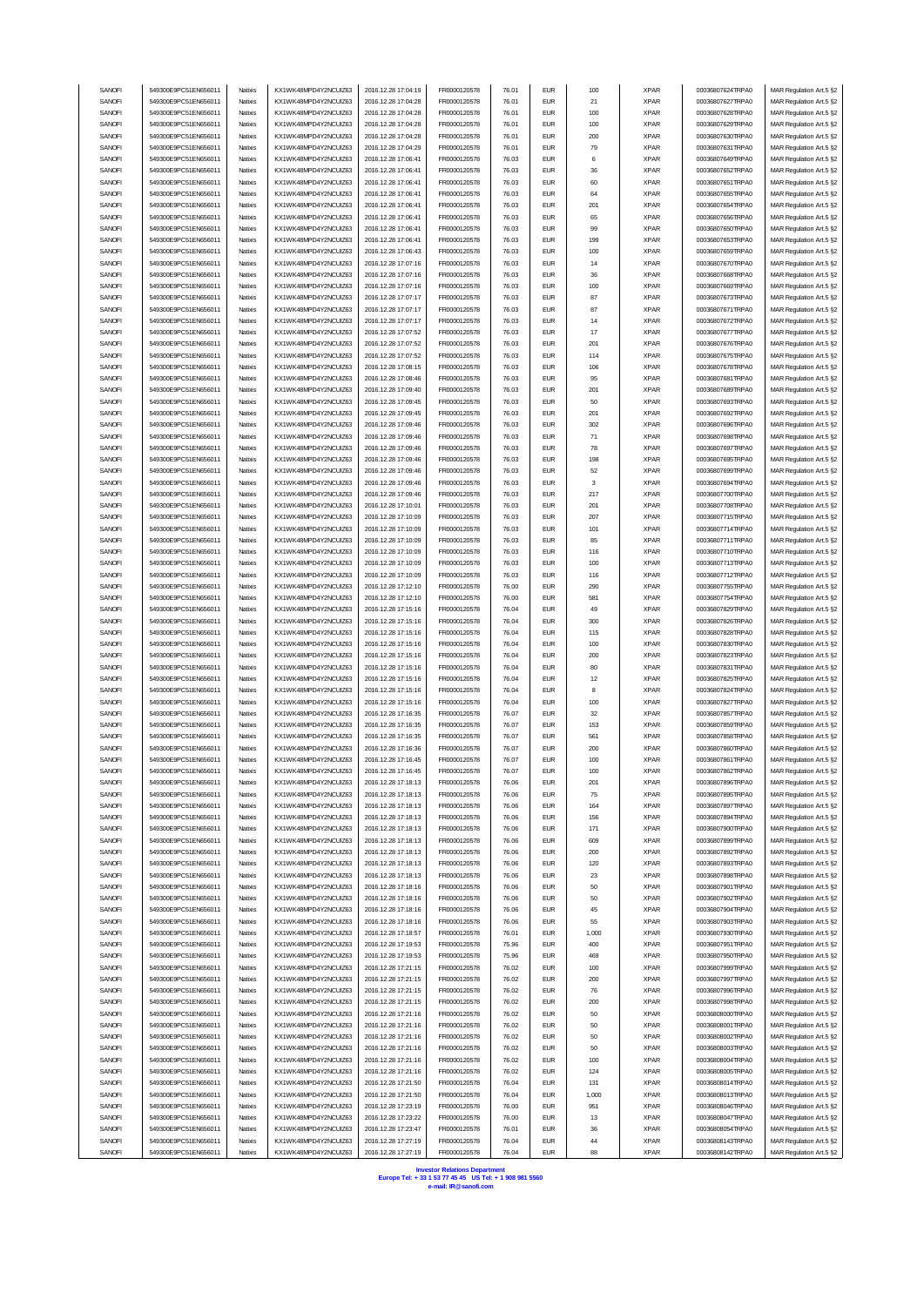| SANOFI | 549300E9PC51EN656011 | Natixis | KX1WK48MPD4Y2NCUIZ63 | 2016.12.28 17:04:19 | FR0000120578 | 76.01 | EUR | 100 | XPAR | 00036807624TRPA0 | MAR Regulation Art.5 §2 |
|---|---|---|---|---|---|---|---|---|---|---|---|
| SANOFI | 549300E9PC51EN656011 | Natixis | KX1WK48MPD4Y2NCUIZ63 | 2016.12.28 17:04:28 | FR0000120578 | 76.01 | EUR | 21 | XPAR | 00036807627TRPA0 | MAR Regulation Art.5 §2 |
| SANOFI | 549300E9PC51EN656011 | Natixis | KX1WK48MPD4Y2NCUIZ63 | 2016.12.28 17:04:28 | FR0000120578 | 76.01 | EUR | 100 | XPAR | 00036807628TRPA0 | MAR Regulation Art.5 §2 |
| SANOFI | 549300E9PC51EN656011 | Natixis | KX1WK48MPD4Y2NCUIZ63 | 2016.12.28 17:04:28 | FR0000120578 | 76.01 | EUR | 100 | XPAR | 00036807629TRPA0 | MAR Regulation Art.5 §2 |
| SANOFI | 549300E9PC51EN656011 | Natixis | KX1WK48MPD4Y2NCUIZ63 | 2016.12.28 17:04:28 | FR0000120578 | 76.01 | EUR | 200 | XPAR | 00036807630TRPA0 | MAR Regulation Art.5 §2 |
| SANOFI | 549300E9PC51EN656011 | Natixis | KX1WK48MPD4Y2NCUIZ63 | 2016.12.28 17:04:29 | FR0000120578 | 76.01 | EUR | 79 | XPAR | 00036807631TRPA0 | MAR Regulation Art.5 §2 |
| SANOFI | 549300E9PC51EN656011 | Natixis | KX1WK48MPD4Y2NCUIZ63 | 2016.12.28 17:06:41 | FR0000120578 | 76.03 | EUR | 6 | XPAR | 00036807649TRPA0 | MAR Regulation Art.5 §2 |
| SANOFI | 549300E9PC51EN656011 | Natixis | KX1WK48MPD4Y2NCUIZ63 | 2016.12.28 17:06:41 | FR0000120578 | 76.03 | EUR | 36 | XPAR | 00036807652TRPA0 | MAR Regulation Art.5 §2 |
| SANOFI | 549300E9PC51EN656011 | Natixis | KX1WK48MPD4Y2NCUIZ63 | 2016.12.28 17:06:41 | FR0000120578 | 76.03 | EUR | 60 | XPAR | 00036807651TRPA0 | MAR Regulation Art.5 §2 |
| SANOFI | 549300E9PC51EN656011 | Natixis | KX1WK48MPD4Y2NCUIZ63 | 2016.12.28 17:06:41 | FR0000120578 | 76.03 | EUR | 64 | XPAR | 00036807655TRPA0 | MAR Regulation Art.5 §2 |
| SANOFI | 549300E9PC51EN656011 | Natixis | KX1WK48MPD4Y2NCUIZ63 | 2016.12.28 17:06:41 | FR0000120578 | 76.03 | EUR | 201 | XPAR | 00036807654TRPA0 | MAR Regulation Art.5 §2 |
| SANOFI | 549300E9PC51EN656011 | Natixis | KX1WK48MPD4Y2NCUIZ63 | 2016.12.28 17:06:41 | FR0000120578 | 76.03 | EUR | 65 | XPAR | 00036807656TRPA0 | MAR Regulation Art.5 §2 |
| SANOFI | 549300E9PC51EN656011 | Natixis | KX1WK48MPD4Y2NCUIZ63 | 2016.12.28 17:06:41 | FR0000120578 | 76.03 | EUR | 99 | XPAR | 00036807650TRPA0 | MAR Regulation Art.5 §2 |
| SANOFI | 549300E9PC51EN656011 | Natixis | KX1WK48MPD4Y2NCUIZ63 | 2016.12.28 17:06:41 | FR0000120578 | 76.03 | EUR | 199 | XPAR | 00036807653TRPA0 | MAR Regulation Art.5 §2 |
| SANOFI | 549300E9PC51EN656011 | Natixis | KX1WK48MPD4Y2NCUIZ63 | 2016.12.28 17:06:43 | FR0000120578 | 76.03 | EUR | 100 | XPAR | 00036807659TRPA0 | MAR Regulation Art.5 §2 |
| SANOFI | 549300E9PC51EN656011 | Natixis | KX1WK48MPD4Y2NCUIZ63 | 2016.12.28 17:07:16 | FR0000120578 | 76.03 | EUR | 14 | XPAR | 00036807670TRPA0 | MAR Regulation Art.5 §2 |
| SANOFI | 549300E9PC51EN656011 | Natixis | KX1WK48MPD4Y2NCUIZ63 | 2016.12.28 17:07:16 | FR0000120578 | 76.03 | EUR | 36 | XPAR | 00036807668TRPA0 | MAR Regulation Art.5 §2 |
| SANOFI | 549300E9PC51EN656011 | Natixis | KX1WK48MPD4Y2NCUIZ63 | 2016.12.28 17:07:16 | FR0000120578 | 76.03 | EUR | 100 | XPAR | 00036807669TRPA0 | MAR Regulation Art.5 §2 |
| SANOFI | 549300E9PC51EN656011 | Natixis | KX1WK48MPD4Y2NCUIZ63 | 2016.12.28 17:07:17 | FR0000120578 | 76.03 | EUR | 87 | XPAR | 00036807673TRPA0 | MAR Regulation Art.5 §2 |
| SANOFI | 549300E9PC51EN656011 | Natixis | KX1WK48MPD4Y2NCUIZ63 | 2016.12.28 17:07:17 | FR0000120578 | 76.03 | EUR | 87 | XPAR | 00036807671TRPA0 | MAR Regulation Art.5 §2 |
| SANOFI | 549300E9PC51EN656011 | Natixis | KX1WK48MPD4Y2NCUIZ63 | 2016.12.28 17:07:17 | FR0000120578 | 76.03 | EUR | 14 | XPAR | 00036807672TRPA0 | MAR Regulation Art.5 §2 |
| SANOFI | 549300E9PC51EN656011 | Natixis | KX1WK48MPD4Y2NCUIZ63 | 2016.12.28 17:07:52 | FR0000120578 | 76.03 | EUR | 17 | XPAR | 00036807677TRPA0 | MAR Regulation Art.5 §2 |
| SANOFI | 549300E9PC51EN656011 | Natixis | KX1WK48MPD4Y2NCUIZ63 | 2016.12.28 17:07:52 | FR0000120578 | 76.03 | EUR | 201 | XPAR | 00036807676TRPA0 | MAR Regulation Art.5 §2 |
| SANOFI | 549300E9PC51EN656011 | Natixis | KX1WK48MPD4Y2NCUIZ63 | 2016.12.28 17:07:52 | FR0000120578 | 76.03 | EUR | 114 | XPAR | 00036807675TRPA0 | MAR Regulation Art.5 §2 |
| SANOFI | 549300E9PC51EN656011 | Natixis | KX1WK48MPD4Y2NCUIZ63 | 2016.12.28 17:08:15 | FR0000120578 | 76.03 | EUR | 106 | XPAR | 00036807678TRPA0 | MAR Regulation Art.5 §2 |
| SANOFI | 549300E9PC51EN656011 | Natixis | KX1WK48MPD4Y2NCUIZ63 | 2016.12.28 17:08:46 | FR0000120578 | 76.03 | EUR | 95 | XPAR | 00036807681TRPA0 | MAR Regulation Art.5 §2 |
| SANOFI | 549300E9PC51EN656011 | Natixis | KX1WK48MPD4Y2NCUIZ63 | 2016.12.28 17:09:40 | FR0000120578 | 76.03 | EUR | 201 | XPAR | 00036807689TRPA0 | MAR Regulation Art.5 §2 |
| SANOFI | 549300E9PC51EN656011 | Natixis | KX1WK48MPD4Y2NCUIZ63 | 2016.12.28 17:09:45 | FR0000120578 | 76.03 | EUR | 50 | XPAR | 00036807693TRPA0 | MAR Regulation Art.5 §2 |
| SANOFI | 549300E9PC51EN656011 | Natixis | KX1WK48MPD4Y2NCUIZ63 | 2016.12.28 17:09:45 | FR0000120578 | 76.03 | EUR | 201 | XPAR | 00036807692TRPA0 | MAR Regulation Art.5 §2 |
| SANOFI | 549300E9PC51EN656011 | Natixis | KX1WK48MPD4Y2NCUIZ63 | 2016.12.28 17:09:46 | FR0000120578 | 76.03 | EUR | 302 | XPAR | 00036807696TRPA0 | MAR Regulation Art.5 §2 |
| SANOFI | 549300E9PC51EN656011 | Natixis | KX1WK48MPD4Y2NCUIZ63 | 2016.12.28 17:09:46 | FR0000120578 | 76.03 | EUR | 71 | XPAR | 00036807698TRPA0 | MAR Regulation Art.5 §2 |
| SANOFI | 549300E9PC51EN656011 | Natixis | KX1WK48MPD4Y2NCUIZ63 | 2016.12.28 17:09:46 | FR0000120578 | 76.03 | EUR | 78 | XPAR | 00036807697TRPA0 | MAR Regulation Art.5 §2 |
| SANOFI | 549300E9PC51EN656011 | Natixis | KX1WK48MPD4Y2NCUIZ63 | 2016.12.28 17:09:46 | FR0000120578 | 76.03 | EUR | 198 | XPAR | 00036807695TRPA0 | MAR Regulation Art.5 §2 |
| SANOFI | 549300E9PC51EN656011 | Natixis | KX1WK48MPD4Y2NCUIZ63 | 2016.12.28 17:09:46 | FR0000120578 | 76.03 | EUR | 52 | XPAR | 00036807699TRPA0 | MAR Regulation Art.5 §2 |
| SANOFI | 549300E9PC51EN656011 | Natixis | KX1WK48MPD4Y2NCUIZ63 | 2016.12.28 17:09:46 | FR0000120578 | 76.03 | EUR | 3 | XPAR | 00036807694TRPA0 | MAR Regulation Art.5 §2 |
| SANOFI | 549300E9PC51EN656011 | Natixis | KX1WK48MPD4Y2NCUIZ63 | 2016.12.28 17:09:46 | FR0000120578 | 76.03 | EUR | 217 | XPAR | 00036807700TRPA0 | MAR Regulation Art.5 §2 |
| SANOFI | 549300E9PC51EN656011 | Natixis | KX1WK48MPD4Y2NCUIZ63 | 2016.12.28 17:10:01 | FR0000120578 | 76.03 | EUR | 201 | XPAR | 00036807708TRPA0 | MAR Regulation Art.5 §2 |
| SANOFI | 549300E9PC51EN656011 | Natixis | KX1WK48MPD4Y2NCUIZ63 | 2016.12.28 17:10:09 | FR0000120578 | 76.03 | EUR | 207 | XPAR | 00036807715TRPA0 | MAR Regulation Art.5 §2 |
| SANOFI | 549300E9PC51EN656011 | Natixis | KX1WK48MPD4Y2NCUIZ63 | 2016.12.28 17:10:09 | FR0000120578 | 76.03 | EUR | 101 | XPAR | 00036807714TRPA0 | MAR Regulation Art.5 §2 |
| SANOFI | 549300E9PC51EN656011 | Natixis | KX1WK48MPD4Y2NCUIZ63 | 2016.12.28 17:10:09 | FR0000120578 | 76.03 | EUR | 85 | XPAR | 00036807711TRPA0 | MAR Regulation Art.5 §2 |
| SANOFI | 549300E9PC51EN656011 | Natixis | KX1WK48MPD4Y2NCUIZ63 | 2016.12.28 17:10:09 | FR0000120578 | 76.03 | EUR | 116 | XPAR | 00036807710TRPA0 | MAR Regulation Art.5 §2 |
| SANOFI | 549300E9PC51EN656011 | Natixis | KX1WK48MPD4Y2NCUIZ63 | 2016.12.28 17:10:09 | FR0000120578 | 76.03 | EUR | 100 | XPAR | 00036807713TRPA0 | MAR Regulation Art.5 §2 |
| SANOFI | 549300E9PC51EN656011 | Natixis | KX1WK48MPD4Y2NCUIZ63 | 2016.12.28 17:10:09 | FR0000120578 | 76.03 | EUR | 116 | XPAR | 00036807712TRPA0 | MAR Regulation Art.5 §2 |
| SANOFI | 549300E9PC51EN656011 | Natixis | KX1WK48MPD4Y2NCUIZ63 | 2016.12.28 17:12:10 | FR0000120578 | 76.00 | EUR | 290 | XPAR | 00036807755TRPA0 | MAR Regulation Art.5 §2 |
| SANOFI | 549300E9PC51EN656011 | Natixis | KX1WK48MPD4Y2NCUIZ63 | 2016.12.28 17:12:10 | FR0000120578 | 76.00 | EUR | 581 | XPAR | 00036807754TRPA0 | MAR Regulation Art.5 §2 |
| SANOFI | 549300E9PC51EN656011 | Natixis | KX1WK48MPD4Y2NCUIZ63 | 2016.12.28 17:15:16 | FR0000120578 | 76.04 | EUR | 49 | XPAR | 00036807829TRPA0 | MAR Regulation Art.5 §2 |
| SANOFI | 549300E9PC51EN656011 | Natixis | KX1WK48MPD4Y2NCUIZ63 | 2016.12.28 17:15:16 | FR0000120578 | 76.04 | EUR | 300 | XPAR | 00036807826TRPA0 | MAR Regulation Art.5 §2 |
| SANOFI | 549300E9PC51EN656011 | Natixis | KX1WK48MPD4Y2NCUIZ63 | 2016.12.28 17:15:16 | FR0000120578 | 76.04 | EUR | 115 | XPAR | 00036807828TRPA0 | MAR Regulation Art.5 §2 |
| SANOFI | 549300E9PC51EN656011 | Natixis | KX1WK48MPD4Y2NCUIZ63 | 2016.12.28 17:15:16 | FR0000120578 | 76.04 | EUR | 100 | XPAR | 00036807830TRPA0 | MAR Regulation Art.5 §2 |
| SANOFI | 549300E9PC51EN656011 | Natixis | KX1WK48MPD4Y2NCUIZ63 | 2016.12.28 17:15:16 | FR0000120578 | 76.04 | EUR | 200 | XPAR | 00036807823TRPA0 | MAR Regulation Art.5 §2 |
| SANOFI | 549300E9PC51EN656011 | Natixis | KX1WK48MPD4Y2NCUIZ63 | 2016.12.28 17:15:16 | FR0000120578 | 76.04 | EUR | 80 | XPAR | 00036807831TRPA0 | MAR Regulation Art.5 §2 |
| SANOFI | 549300E9PC51EN656011 | Natixis | KX1WK48MPD4Y2NCUIZ63 | 2016.12.28 17:15:16 | FR0000120578 | 76.04 | EUR | 12 | XPAR | 00036807825TRPA0 | MAR Regulation Art.5 §2 |
| SANOFI | 549300E9PC51EN656011 | Natixis | KX1WK48MPD4Y2NCUIZ63 | 2016.12.28 17:15:16 | FR0000120578 | 76.04 | EUR | 8 | XPAR | 00036807824TRPA0 | MAR Regulation Art.5 §2 |
| SANOFI | 549300E9PC51EN656011 | Natixis | KX1WK48MPD4Y2NCUIZ63 | 2016.12.28 17:15:16 | FR0000120578 | 76.04 | EUR | 100 | XPAR | 00036807827TRPA0 | MAR Regulation Art.5 §2 |
| SANOFI | 549300E9PC51EN656011 | Natixis | KX1WK48MPD4Y2NCUIZ63 | 2016.12.28 17:16:35 | FR0000120578 | 76.07 | EUR | 32 | XPAR | 00036807857TRPA0 | MAR Regulation Art.5 §2 |
| SANOFI | 549300E9PC51EN656011 | Natixis | KX1WK48MPD4Y2NCUIZ63 | 2016.12.28 17:16:35 | FR0000120578 | 76.07 | EUR | 153 | XPAR | 00036807859TRPA0 | MAR Regulation Art.5 §2 |
| SANOFI | 549300E9PC51EN656011 | Natixis | KX1WK48MPD4Y2NCUIZ63 | 2016.12.28 17:16:35 | FR0000120578 | 76.07 | EUR | 561 | XPAR | 00036807858TRPA0 | MAR Regulation Art.5 §2 |
| SANOFI | 549300E9PC51EN656011 | Natixis | KX1WK48MPD4Y2NCUIZ63 | 2016.12.28 17:16:36 | FR0000120578 | 76.07 | EUR | 200 | XPAR | 00036807860TRPA0 | MAR Regulation Art.5 §2 |
| SANOFI | 549300E9PC51EN656011 | Natixis | KX1WK48MPD4Y2NCUIZ63 | 2016.12.28 17:16:45 | FR0000120578 | 76.07 | EUR | 100 | XPAR | 00036807861TRPA0 | MAR Regulation Art.5 §2 |
| SANOFI | 549300E9PC51EN656011 | Natixis | KX1WK48MPD4Y2NCUIZ63 | 2016.12.28 17:16:45 | FR0000120578 | 76.07 | EUR | 100 | XPAR | 00036807862TRPA0 | MAR Regulation Art.5 §2 |
| SANOFI | 549300E9PC51EN656011 | Natixis | KX1WK48MPD4Y2NCUIZ63 | 2016.12.28 17:18:13 | FR0000120578 | 76.06 | EUR | 201 | XPAR | 00036807896TRPA0 | MAR Regulation Art.5 §2 |
| SANOFI | 549300E9PC51EN656011 | Natixis | KX1WK48MPD4Y2NCUIZ63 | 2016.12.28 17:18:13 | FR0000120578 | 76.06 | EUR | 75 | XPAR | 00036807895TRPA0 | MAR Regulation Art.5 §2 |
| SANOFI | 549300E9PC51EN656011 | Natixis | KX1WK48MPD4Y2NCUIZ63 | 2016.12.28 17:18:13 | FR0000120578 | 76.06 | EUR | 164 | XPAR | 00036807897TRPA0 | MAR Regulation Art.5 §2 |
| SANOFI | 549300E9PC51EN656011 | Natixis | KX1WK48MPD4Y2NCUIZ63 | 2016.12.28 17:18:13 | FR0000120578 | 76.06 | EUR | 156 | XPAR | 00036807894TRPA0 | MAR Regulation Art.5 §2 |
| SANOFI | 549300E9PC51EN656011 | Natixis | KX1WK48MPD4Y2NCUIZ63 | 2016.12.28 17:18:13 | FR0000120578 | 76.06 | EUR | 171 | XPAR | 00036807900TRPA0 | MAR Regulation Art.5 §2 |
| SANOFI | 549300E9PC51EN656011 | Natixis | KX1WK48MPD4Y2NCUIZ63 | 2016.12.28 17:18:13 | FR0000120578 | 76.06 | EUR | 609 | XPAR | 00036807899TRPA0 | MAR Regulation Art.5 §2 |
| SANOFI | 549300E9PC51EN656011 | Natixis | KX1WK48MPD4Y2NCUIZ63 | 2016.12.28 17:18:13 | FR0000120578 | 76.06 | EUR | 200 | XPAR | 00036807892TRPA0 | MAR Regulation Art.5 §2 |
| SANOFI | 549300E9PC51EN656011 | Natixis | KX1WK48MPD4Y2NCUIZ63 | 2016.12.28 17:18:13 | FR0000120578 | 76.06 | EUR | 120 | XPAR | 00036807893TRPA0 | MAR Regulation Art.5 §2 |
| SANOFI | 549300E9PC51EN656011 | Natixis | KX1WK48MPD4Y2NCUIZ63 | 2016.12.28 17:18:13 | FR0000120578 | 76.06 | EUR | 23 | XPAR | 00036807898TRPA0 | MAR Regulation Art.5 §2 |
| SANOFI | 549300E9PC51EN656011 | Natixis | KX1WK48MPD4Y2NCUIZ63 | 2016.12.28 17:18:16 | FR0000120578 | 76.06 | EUR | 50 | XPAR | 00036807901TRPA0 | MAR Regulation Art.5 §2 |
| SANOFI | 549300E9PC51EN656011 | Natixis | KX1WK48MPD4Y2NCUIZ63 | 2016.12.28 17:18:16 | FR0000120578 | 76.06 | EUR | 50 | XPAR | 00036807902TRPA0 | MAR Regulation Art.5 §2 |
| SANOFI | 549300E9PC51EN656011 | Natixis | KX1WK48MPD4Y2NCUIZ63 | 2016.12.28 17:18:16 | FR0000120578 | 76.06 | EUR | 45 | XPAR | 00036807904TRPA0 | MAR Regulation Art.5 §2 |
| SANOFI | 549300E9PC51EN656011 | Natixis | KX1WK48MPD4Y2NCUIZ63 | 2016.12.28 17:18:16 | FR0000120578 | 76.06 | EUR | 55 | XPAR | 00036807903TRPA0 | MAR Regulation Art.5 §2 |
| SANOFI | 549300E9PC51EN656011 | Natixis | KX1WK48MPD4Y2NCUIZ63 | 2016.12.28 17:18:57 | FR0000120578 | 76.01 | EUR | 1,000 | XPAR | 00036807930TRPA0 | MAR Regulation Art.5 §2 |
| SANOFI | 549300E9PC51EN656011 | Natixis | KX1WK48MPD4Y2NCUIZ63 | 2016.12.28 17:19:53 | FR0000120578 | 75.96 | EUR | 400 | XPAR | 00036807951TRPA0 | MAR Regulation Art.5 §2 |
| SANOFI | 549300E9PC51EN656011 | Natixis | KX1WK48MPD4Y2NCUIZ63 | 2016.12.28 17:19:53 | FR0000120578 | 75.96 | EUR | 469 | XPAR | 00036807950TRPA0 | MAR Regulation Art.5 §2 |
| SANOFI | 549300E9PC51EN656011 | Natixis | KX1WK48MPD4Y2NCUIZ63 | 2016.12.28 17:21:15 | FR0000120578 | 76.02 | EUR | 100 | XPAR | 00036807999TRPA0 | MAR Regulation Art.5 §2 |
| SANOFI | 549300E9PC51EN656011 | Natixis | KX1WK48MPD4Y2NCUIZ63 | 2016.12.28 17:21:15 | FR0000120578 | 76.02 | EUR | 200 | XPAR | 00036807997TRPA0 | MAR Regulation Art.5 §2 |
| SANOFI | 549300E9PC51EN656011 | Natixis | KX1WK48MPD4Y2NCUIZ63 | 2016.12.28 17:21:15 | FR0000120578 | 76.02 | EUR | 76 | XPAR | 00036807996TRPA0 | MAR Regulation Art.5 §2 |
| SANOFI | 549300E9PC51EN656011 | Natixis | KX1WK48MPD4Y2NCUIZ63 | 2016.12.28 17:21:15 | FR0000120578 | 76.02 | EUR | 200 | XPAR | 00036807998TRPA0 | MAR Regulation Art.5 §2 |
| SANOFI | 549300E9PC51EN656011 | Natixis | KX1WK48MPD4Y2NCUIZ63 | 2016.12.28 17:21:16 | FR0000120578 | 76.02 | EUR | 50 | XPAR | 00036808000TRPA0 | MAR Regulation Art.5 §2 |
| SANOFI | 549300E9PC51EN656011 | Natixis | KX1WK48MPD4Y2NCUIZ63 | 2016.12.28 17:21:16 | FR0000120578 | 76.02 | EUR | 50 | XPAR | 00036808001TRPA0 | MAR Regulation Art.5 §2 |
| SANOFI | 549300E9PC51EN656011 | Natixis | KX1WK48MPD4Y2NCUIZ63 | 2016.12.28 17:21:16 | FR0000120578 | 76.02 | EUR | 50 | XPAR | 00036808002TRPA0 | MAR Regulation Art.5 §2 |
| SANOFI | 549300E9PC51EN656011 | Natixis | KX1WK48MPD4Y2NCUIZ63 | 2016.12.28 17:21:16 | FR0000120578 | 76.02 | EUR | 50 | XPAR | 00036808003TRPA0 | MAR Regulation Art.5 §2 |
| SANOFI | 549300E9PC51EN656011 | Natixis | KX1WK48MPD4Y2NCUIZ63 | 2016.12.28 17:21:16 | FR0000120578 | 76.02 | EUR | 100 | XPAR | 00036808004TRPA0 | MAR Regulation Art.5 §2 |
| SANOFI | 549300E9PC51EN656011 | Natixis | KX1WK48MPD4Y2NCUIZ63 | 2016.12.28 17:21:16 | FR0000120578 | 76.02 | EUR | 124 | XPAR | 00036808005TRPA0 | MAR Regulation Art.5 §2 |
| SANOFI | 549300E9PC51EN656011 | Natixis | KX1WK48MPD4Y2NCUIZ63 | 2016.12.28 17:21:50 | FR0000120578 | 76.04 | EUR | 131 | XPAR | 00036808014TRPA0 | MAR Regulation Art.5 §2 |
| SANOFI | 549300E9PC51EN656011 | Natixis | KX1WK48MPD4Y2NCUIZ63 | 2016.12.28 17:21:50 | FR0000120578 | 76.04 | EUR | 1,000 | XPAR | 00036808013TRPA0 | MAR Regulation Art.5 §2 |
| SANOFI | 549300E9PC51EN656011 | Natixis | KX1WK48MPD4Y2NCUIZ63 | 2016.12.28 17:23:19 | FR0000120578 | 76.00 | EUR | 951 | XPAR | 00036808046TRPA0 | MAR Regulation Art.5 §2 |
| SANOFI | 549300E9PC51EN656011 | Natixis | KX1WK48MPD4Y2NCUIZ63 | 2016.12.28 17:23:22 | FR0000120578 | 76.00 | EUR | 13 | XPAR | 00036808047TRPA0 | MAR Regulation Art.5 §2 |
| SANOFI | 549300E9PC51EN656011 | Natixis | KX1WK48MPD4Y2NCUIZ63 | 2016.12.28 17:23:47 | FR0000120578 | 76.01 | EUR | 36 | XPAR | 00036808054TRPA0 | MAR Regulation Art.5 §2 |
| SANOFI | 549300E9PC51EN656011 | Natixis | KX1WK48MPD4Y2NCUIZ63 | 2016.12.28 17:27:19 | FR0000120578 | 76.04 | EUR | 44 | XPAR | 00036808143TRPA0 | MAR Regulation Art.5 §2 |
| SANOFI | 549300E9PC51EN656011 | Natixis | KX1WK48MPD4Y2NCUIZ63 | 2016.12.28 17:27:19 | FR0000120578 | 76.04 | EUR | 88 | XPAR | 00036808142TRPA0 | MAR Regulation Art.5 §2 |

**Investor Relations Department**
**Europe Tel: + 33 1 53 77 45 45 US Tel: + 1 908 981 5560**
**e-mail: IR@sanofi.com**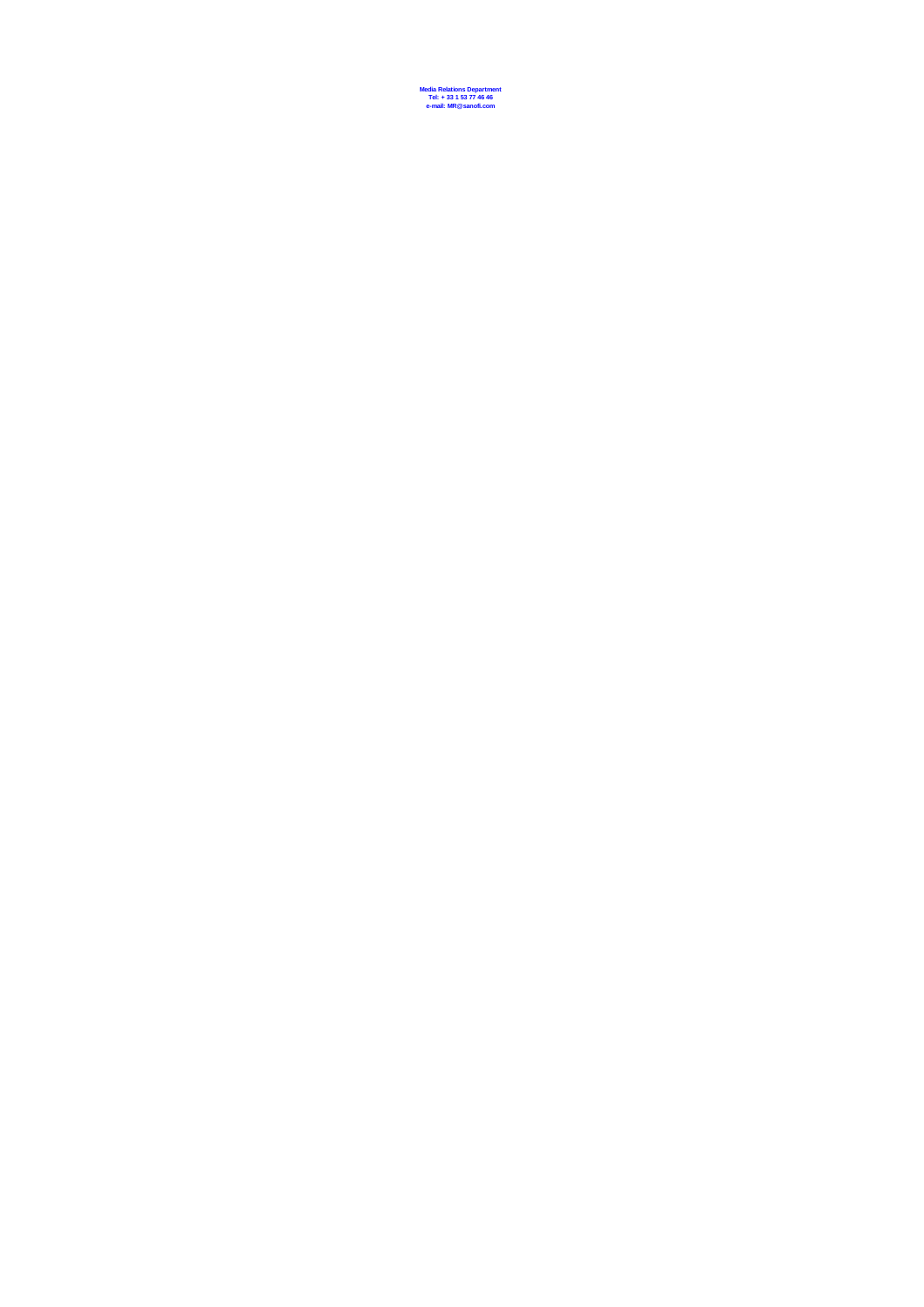**Media Relations Department**
**Tel: + 33 1 53 77 46 46**
**e-mail: MR@sanofi.com**